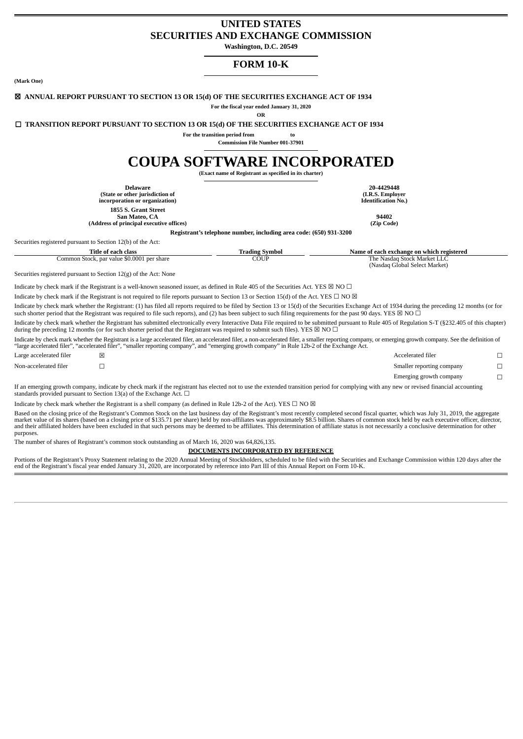# UNITED STATES
# SECURITIES AND EXCHANGE COMMISSION

**Washington, D.C. 20549**

## FORM 10-K

**(Mark One)**

☒ **ANNUAL REPORT PURSUANT TO SECTION 13 OR 15(d) OF THE SECURITIES EXCHANGE ACT OF 1934**

**For the fiscal year ended January 31, 2020**

**OR**

☐ **TRANSITION REPORT PURSUANT TO SECTION 13 OR 15(d) OF THE SECURITIES EXCHANGE ACT OF 1934**

**For the transition period from to**

**Commission File Number 001-37901**

# COUPA SOFTWARE INCORPORATED

**(Exact name of Registrant as specified in its charter)**

| | |
|---|---|
| **Delaware**<br>**(State or other jurisdiction of incorporation or organization)** | **20-4429448**<br>**(I.R.S. Employer Identification No.)** |
| **1855 S. Grant Street**<br>**San Mateo, CA**<br>**(Address of principal executive offices)** | **94402**<br>**(Zip Code)** |

**Registrant's telephone number, including area code: (650) 931-3200**

Securities registered pursuant to Section 12(b) of the Act:

| Title of each class | Trading Symbol | Name of each exchange on which registered |
|---|---|---|
| Common Stock, par value $0.0001 per share | COUP | The Nasdaq Stock Market LLC (Nasdaq Global Select Market) |

Securities registered pursuant to Section 12(g) of the Act: None

Indicate by check mark if the Registrant is a well-known seasoned issuer, as defined in Rule 405 of the Securities Act. YES ☒ NO ☐

Indicate by check mark if the Registrant is not required to file reports pursuant to Section 13 or Section 15(d) of the Act. YES ☐ NO ☒

Indicate by check mark whether the Registrant: (1) has filed all reports required to be filed by Section 13 or 15(d) of the Securities Exchange Act of 1934 during the preceding 12 months (or for such shorter period that the Registrant was required to file such reports), and (2) has been subject to such filing requirements for the past 90 days. YES ☒ NO ☐

Indicate by check mark whether the Registrant has submitted electronically every Interactive Data File required to be submitted pursuant to Rule 405 of Regulation S-T (§232.405 of this chapter) during the preceding 12 months (or for such shorter period that the Registrant was required to submit such files). YES ☒ NO ☐

Indicate by check mark whether the Registrant is a large accelerated filer, an accelerated filer, a non-accelerated filer, a smaller reporting company, or emerging growth company. See the definition of "large accelerated filer", "accelerated filer", "smaller reporting company", and "emerging growth company" in Rule 12b-2 of the Exchange Act.

| | | | |
|---|---|---|---|
| Large accelerated filer | ☒ | Accelerated filer | ☐ |
| Non-accelerated filer | ☐ | Smaller reporting company | ☐ |
| | | Emerging growth company | ☐ |

If an emerging growth company, indicate by check mark if the registrant has elected not to use the extended transition period for complying with any new or revised financial accounting standards provided pursuant to Section 13(a) of the Exchange Act. ☐

Indicate by check mark whether the Registrant is a shell company (as defined in Rule 12b-2 of the Act). YES ☐ NO ☒

Based on the closing price of the Registrant's Common Stock on the last business day of the Registrant's most recently completed second fiscal quarter, which was July 31, 2019, the aggregate market value of its shares (based on a closing price of $135.71 per share) held by non-affiliates was approximately $8.5 billion. Shares of common stock held by each executive officer, director, and their affiliated holders have been excluded in that such persons may be deemed to be affiliates. This determination of affiliate status is not necessarily a conclusive determination for other purposes.

The number of shares of Registrant's common stock outstanding as of March 16, 2020 was 64,826,135.

**DOCUMENTS INCORPORATED BY REFERENCE**

Portions of the Registrant's Proxy Statement relating to the 2020 Annual Meeting of Stockholders, scheduled to be filed with the Securities and Exchange Commission within 120 days after the end of the Registrant's fiscal year ended January 31, 2020, are incorporated by reference into Part III of this Annual Report on Form 10-K.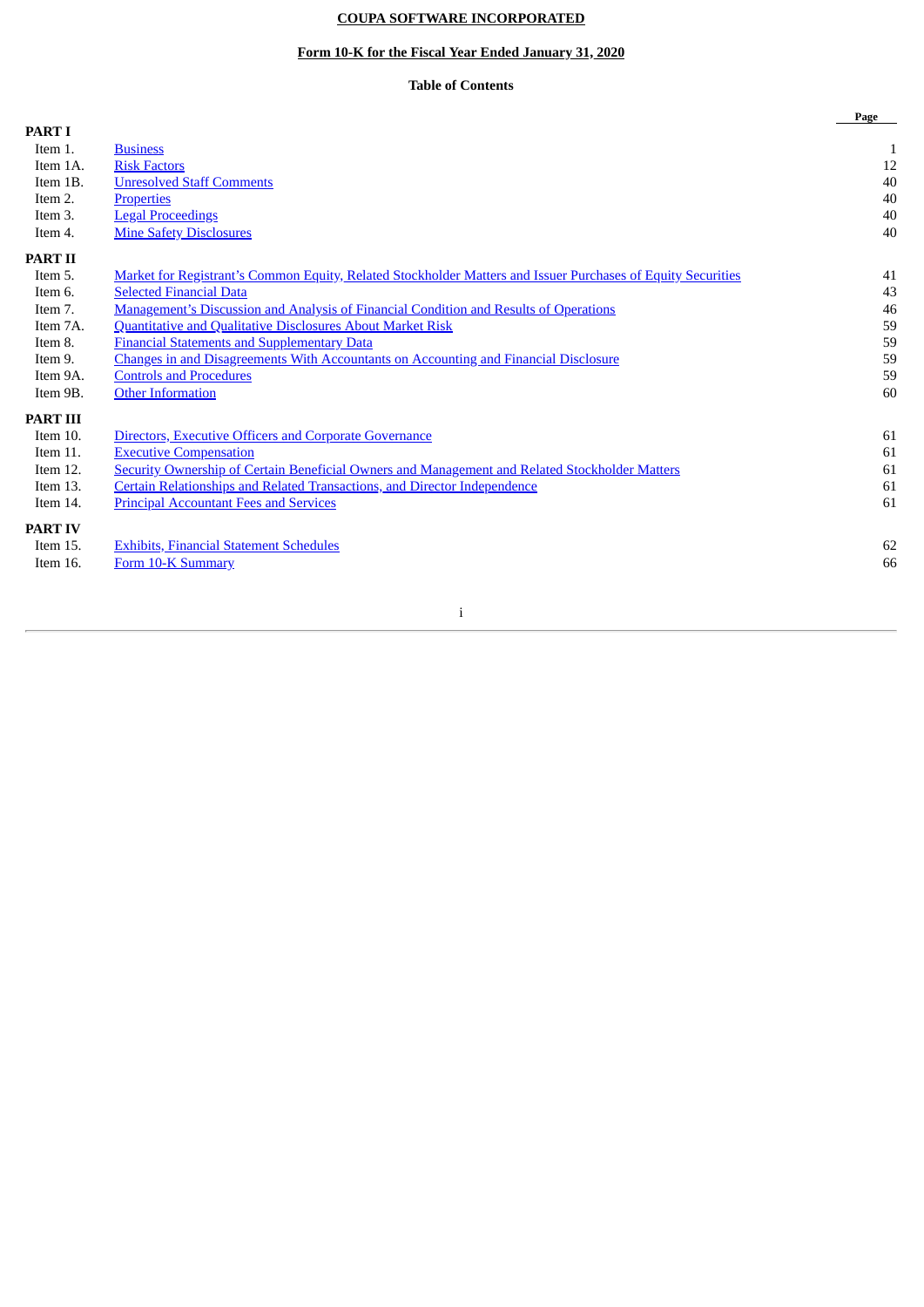**COUPA SOFTWARE INCORPORATED**

**Form 10-K for the Fiscal Year Ended January 31, 2020**

**Table of Contents**

| | | Page |
|---|---|---|
| **PART I** | | |
| Item 1. | Business | 1 |
| Item 1A. | Risk Factors | 12 |
| Item 1B. | Unresolved Staff Comments | 40 |
| Item 2. | Properties | 40 |
| Item 3. | Legal Proceedings | 40 |
| Item 4. | Mine Safety Disclosures | 40 |
| **PART II** | | |
| Item 5. | Market for Registrant's Common Equity, Related Stockholder Matters and Issuer Purchases of Equity Securities | 41 |
| Item 6. | Selected Financial Data | 43 |
| Item 7. | Management's Discussion and Analysis of Financial Condition and Results of Operations | 46 |
| Item 7A. | Quantitative and Qualitative Disclosures About Market Risk | 59 |
| Item 8. | Financial Statements and Supplementary Data | 59 |
| Item 9. | Changes in and Disagreements With Accountants on Accounting and Financial Disclosure | 59 |
| Item 9A. | Controls and Procedures | 59 |
| Item 9B. | Other Information | 60 |
| **PART III** | | |
| Item 10. | Directors, Executive Officers and Corporate Governance | 61 |
| Item 11. | Executive Compensation | 61 |
| Item 12. | Security Ownership of Certain Beneficial Owners and Management and Related Stockholder Matters | 61 |
| Item 13. | Certain Relationships and Related Transactions, and Director Independence | 61 |
| Item 14. | Principal Accountant Fees and Services | 61 |
| **PART IV** | | |
| Item 15. | Exhibits, Financial Statement Schedules | 62 |
| Item 16. | Form 10-K Summary | 66 |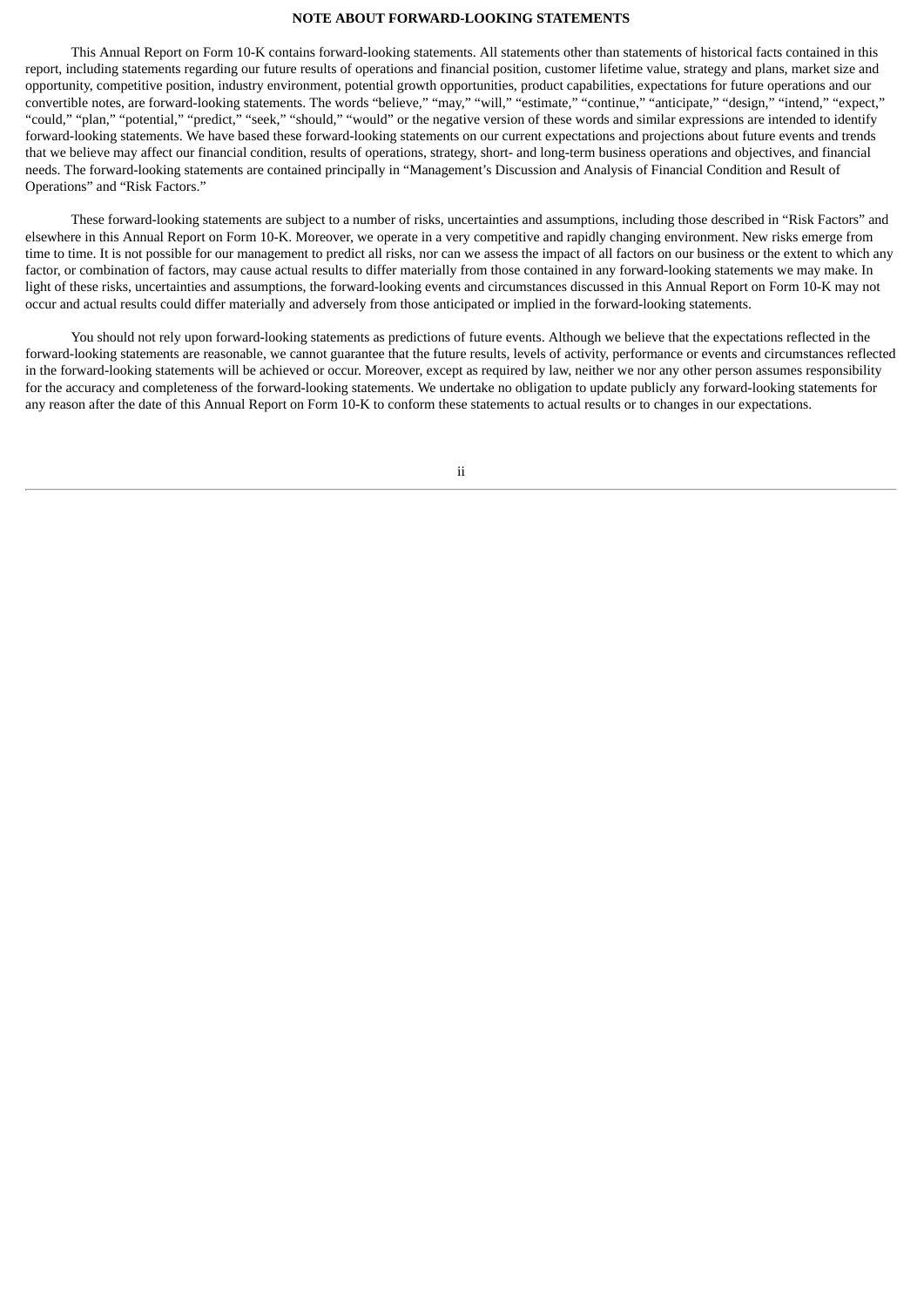## NOTE ABOUT FORWARD-LOOKING STATEMENTS

This Annual Report on Form 10-K contains forward-looking statements. All statements other than statements of historical facts contained in this report, including statements regarding our future results of operations and financial position, customer lifetime value, strategy and plans, market size and opportunity, competitive position, industry environment, potential growth opportunities, product capabilities, expectations for future operations and our convertible notes, are forward-looking statements. The words "believe," "may," "will," "estimate," "continue," "anticipate," "design," "intend," "expect," "could," "plan," "potential," "predict," "seek," "should," "would" or the negative version of these words and similar expressions are intended to identify forward-looking statements. We have based these forward-looking statements on our current expectations and projections about future events and trends that we believe may affect our financial condition, results of operations, strategy, short- and long-term business operations and objectives, and financial needs. The forward-looking statements are contained principally in "Management's Discussion and Analysis of Financial Condition and Result of Operations" and "Risk Factors."

These forward-looking statements are subject to a number of risks, uncertainties and assumptions, including those described in "Risk Factors" and elsewhere in this Annual Report on Form 10-K. Moreover, we operate in a very competitive and rapidly changing environment. New risks emerge from time to time. It is not possible for our management to predict all risks, nor can we assess the impact of all factors on our business or the extent to which any factor, or combination of factors, may cause actual results to differ materially from those contained in any forward-looking statements we may make. In light of these risks, uncertainties and assumptions, the forward-looking events and circumstances discussed in this Annual Report on Form 10-K may not occur and actual results could differ materially and adversely from those anticipated or implied in the forward-looking statements.

You should not rely upon forward-looking statements as predictions of future events. Although we believe that the expectations reflected in the forward-looking statements are reasonable, we cannot guarantee that the future results, levels of activity, performance or events and circumstances reflected in the forward-looking statements will be achieved or occur. Moreover, except as required by law, neither we nor any other person assumes responsibility for the accuracy and completeness of the forward-looking statements. We undertake no obligation to update publicly any forward-looking statements for any reason after the date of this Annual Report on Form 10-K to conform these statements to actual results or to changes in our expectations.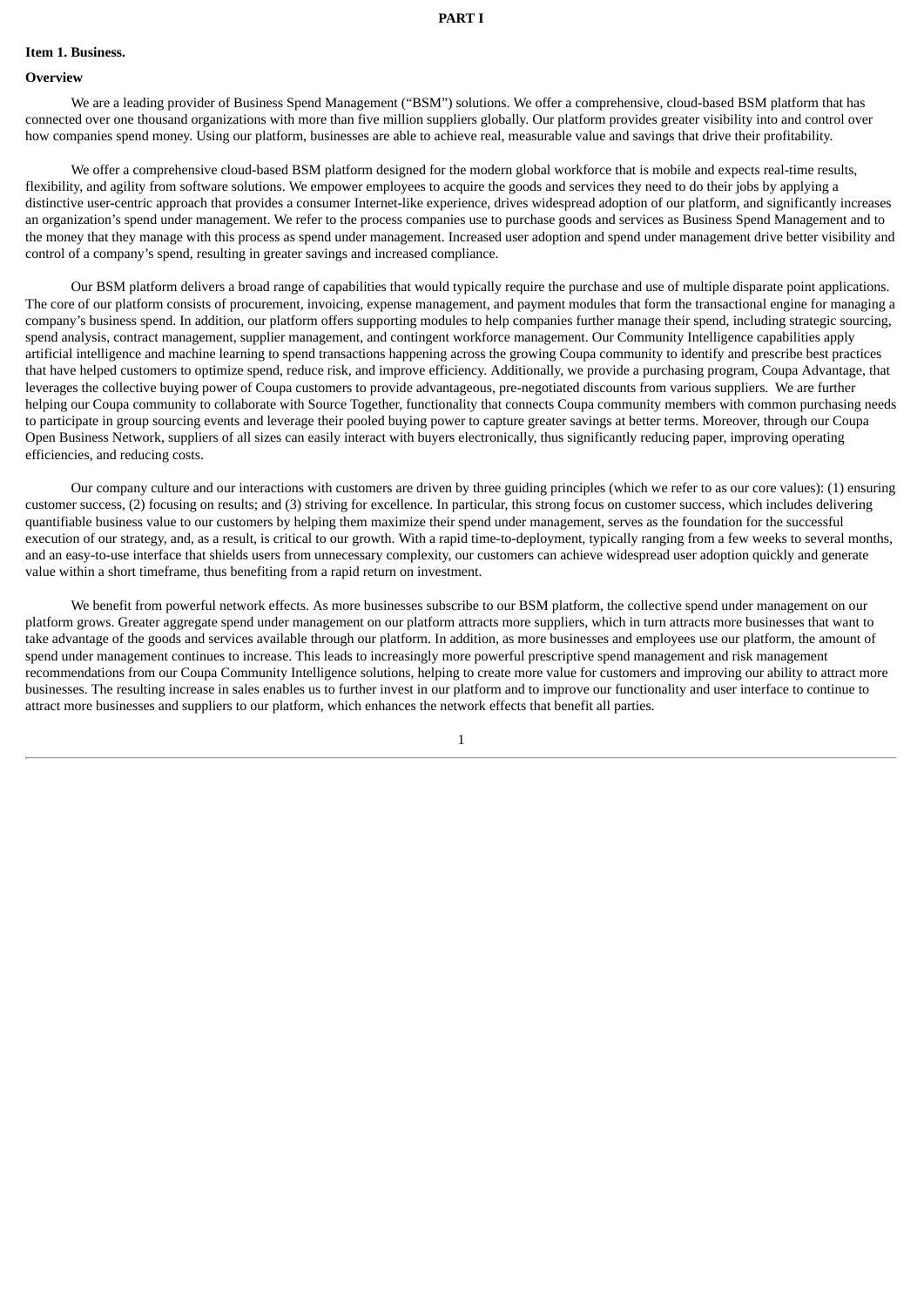# PART I

## Item 1. Business.

### Overview

We are a leading provider of Business Spend Management ("BSM") solutions. We offer a comprehensive, cloud-based BSM platform that has connected over one thousand organizations with more than five million suppliers globally. Our platform provides greater visibility into and control over how companies spend money. Using our platform, businesses are able to achieve real, measurable value and savings that drive their profitability.

We offer a comprehensive cloud-based BSM platform designed for the modern global workforce that is mobile and expects real-time results, flexibility, and agility from software solutions. We empower employees to acquire the goods and services they need to do their jobs by applying a distinctive user-centric approach that provides a consumer Internet-like experience, drives widespread adoption of our platform, and significantly increases an organization's spend under management. We refer to the process companies use to purchase goods and services as Business Spend Management and to the money that they manage with this process as spend under management. Increased user adoption and spend under management drive better visibility and control of a company's spend, resulting in greater savings and increased compliance.

Our BSM platform delivers a broad range of capabilities that would typically require the purchase and use of multiple disparate point applications. The core of our platform consists of procurement, invoicing, expense management, and payment modules that form the transactional engine for managing a company's business spend. In addition, our platform offers supporting modules to help companies further manage their spend, including strategic sourcing, spend analysis, contract management, supplier management, and contingent workforce management. Our Community Intelligence capabilities apply artificial intelligence and machine learning to spend transactions happening across the growing Coupa community to identify and prescribe best practices that have helped customers to optimize spend, reduce risk, and improve efficiency. Additionally, we provide a purchasing program, Coupa Advantage, that leverages the collective buying power of Coupa customers to provide advantageous, pre-negotiated discounts from various suppliers. We are further helping our Coupa community to collaborate with Source Together, functionality that connects Coupa community members with common purchasing needs to participate in group sourcing events and leverage their pooled buying power to capture greater savings at better terms. Moreover, through our Coupa Open Business Network, suppliers of all sizes can easily interact with buyers electronically, thus significantly reducing paper, improving operating efficiencies, and reducing costs.

Our company culture and our interactions with customers are driven by three guiding principles (which we refer to as our core values): (1) ensuring customer success, (2) focusing on results; and (3) striving for excellence. In particular, this strong focus on customer success, which includes delivering quantifiable business value to our customers by helping them maximize their spend under management, serves as the foundation for the successful execution of our strategy, and, as a result, is critical to our growth. With a rapid time-to-deployment, typically ranging from a few weeks to several months, and an easy-to-use interface that shields users from unnecessary complexity, our customers can achieve widespread user adoption quickly and generate value within a short timeframe, thus benefiting from a rapid return on investment.

We benefit from powerful network effects. As more businesses subscribe to our BSM platform, the collective spend under management on our platform grows. Greater aggregate spend under management on our platform attracts more suppliers, which in turn attracts more businesses that want to take advantage of the goods and services available through our platform. In addition, as more businesses and employees use our platform, the amount of spend under management continues to increase. This leads to increasingly more powerful prescriptive spend management and risk management recommendations from our Coupa Community Intelligence solutions, helping to create more value for customers and improving our ability to attract more businesses. The resulting increase in sales enables us to further invest in our platform and to improve our functionality and user interface to continue to attract more businesses and suppliers to our platform, which enhances the network effects that benefit all parties.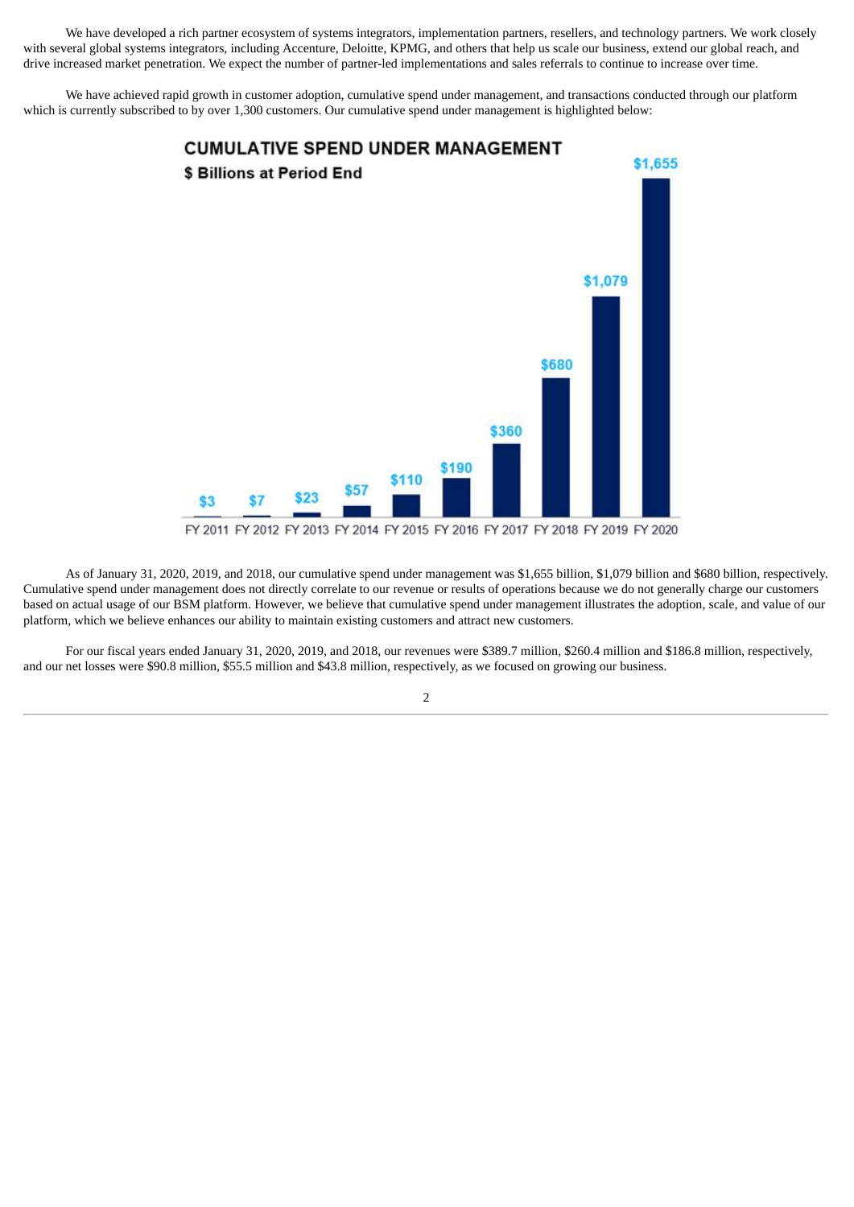We have developed a rich partner ecosystem of systems integrators, implementation partners, resellers, and technology partners. We work closely with several global systems integrators, including Accenture, Deloitte, KPMG, and others that help us scale our business, extend our global reach, and drive increased market penetration. We expect the number of partner-led implementations and sales referrals to continue to increase over time.

We have achieved rapid growth in customer adoption, cumulative spend under management, and transactions conducted through our platform which is currently subscribed to by over 1,300 customers. Our cumulative spend under management is highlighted below:

**CUMULATIVE SPEND UNDER MANAGEMENT**

**$ Billions at Period End**

| FY 2011 | FY 2012 | FY 2013 | FY 2014 | FY 2015 | FY 2016 | FY 2017 | FY 2018 | FY 2019 | FY 2020 |
|---|---|---|---|---|---|---|---|---|---|
| $3 | $7 | $23 | $57 | $110 | $190 | $360 | $680 | $1,079 | $1,655 |

As of January 31, 2020, 2019, and 2018, our cumulative spend under management was $1,655 billion, $1,079 billion and $680 billion, respectively. Cumulative spend under management does not directly correlate to our revenue or results of operations because we do not generally charge our customers based on actual usage of our BSM platform. However, we believe that cumulative spend under management illustrates the adoption, scale, and value of our platform, which we believe enhances our ability to maintain existing customers and attract new customers.

For our fiscal years ended January 31, 2020, 2019, and 2018, our revenues were $389.7 million, $260.4 million and $186.8 million, respectively, and our net losses were $90.8 million, $55.5 million and $43.8 million, respectively, as we focused on growing our business.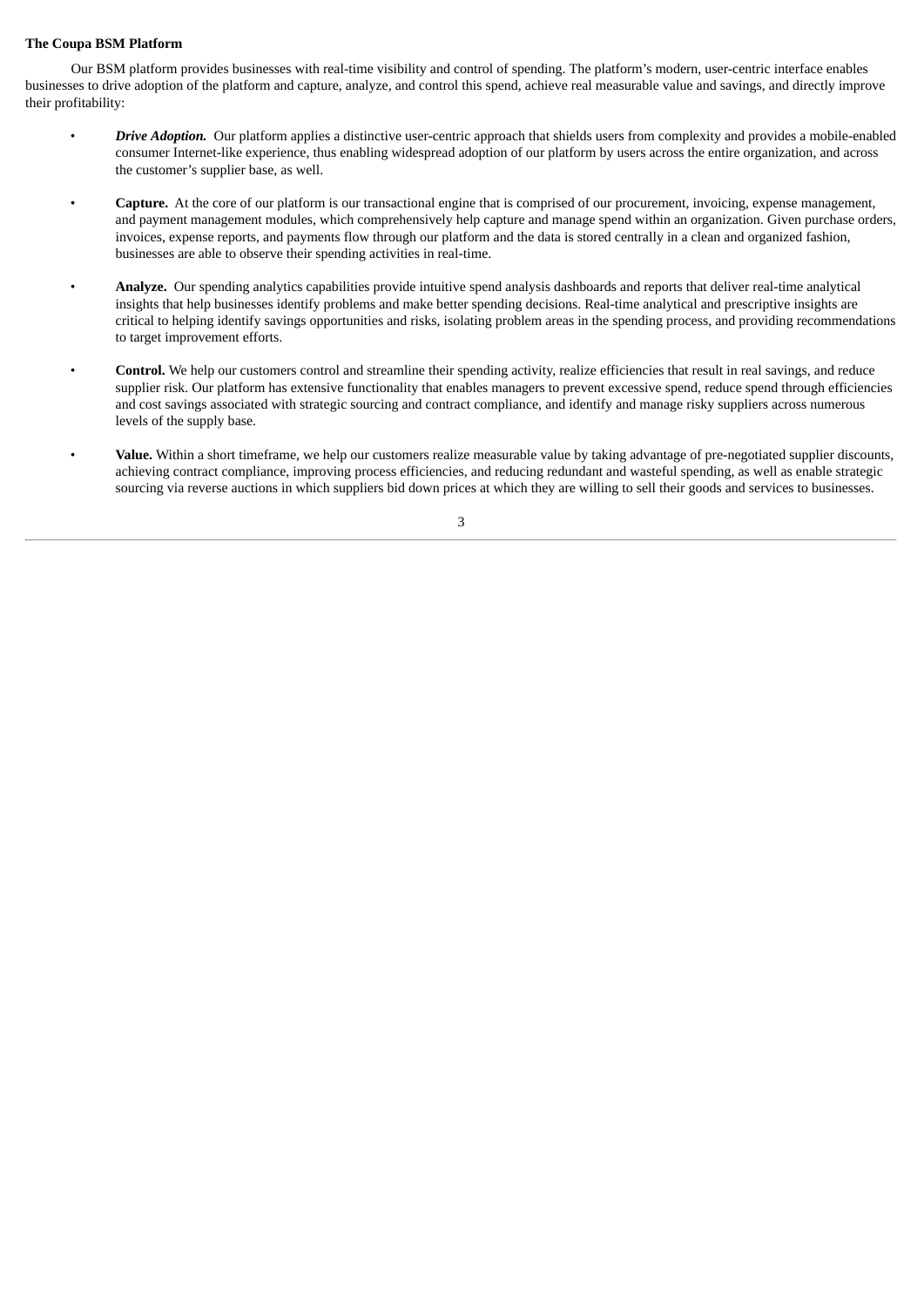**The Coupa BSM Platform**

Our BSM platform provides businesses with real-time visibility and control of spending. The platform's modern, user-centric interface enables businesses to drive adoption of the platform and capture, analyze, and control this spend, achieve real measurable value and savings, and directly improve their profitability:

- ***Drive Adoption.*** Our platform applies a distinctive user-centric approach that shields users from complexity and provides a mobile-enabled consumer Internet-like experience, thus enabling widespread adoption of our platform by users across the entire organization, and across the customer's supplier base, as well.

- **Capture.** At the core of our platform is our transactional engine that is comprised of our procurement, invoicing, expense management, and payment management modules, which comprehensively help capture and manage spend within an organization. Given purchase orders, invoices, expense reports, and payments flow through our platform and the data is stored centrally in a clean and organized fashion, businesses are able to observe their spending activities in real-time.

- **Analyze.** Our spending analytics capabilities provide intuitive spend analysis dashboards and reports that deliver real-time analytical insights that help businesses identify problems and make better spending decisions. Real-time analytical and prescriptive insights are critical to helping identify savings opportunities and risks, isolating problem areas in the spending process, and providing recommendations to target improvement efforts.

- **Control.** We help our customers control and streamline their spending activity, realize efficiencies that result in real savings, and reduce supplier risk. Our platform has extensive functionality that enables managers to prevent excessive spend, reduce spend through efficiencies and cost savings associated with strategic sourcing and contract compliance, and identify and manage risky suppliers across numerous levels of the supply base.

- **Value.** Within a short timeframe, we help our customers realize measurable value by taking advantage of pre-negotiated supplier discounts, achieving contract compliance, improving process efficiencies, and reducing redundant and wasteful spending, as well as enable strategic sourcing via reverse auctions in which suppliers bid down prices at which they are willing to sell their goods and services to businesses.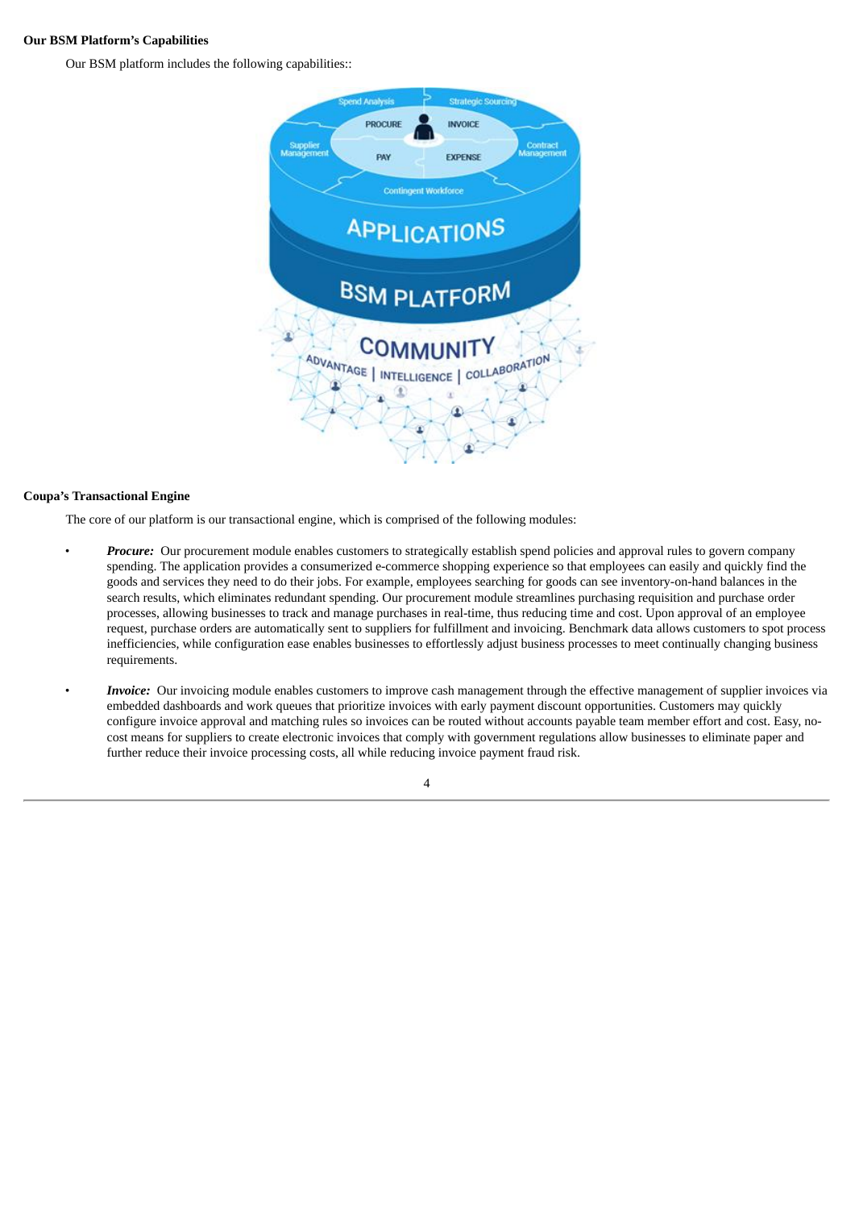**Our BSM Platform's Capabilities**

Our BSM platform includes the following capabilities::

**Coupa's Transactional Engine**

The core of our platform is our transactional engine, which is comprised of the following modules:

- ***Procure:*** Our procurement module enables customers to strategically establish spend policies and approval rules to govern company spending. The application provides a consumerized e-commerce shopping experience so that employees can easily and quickly find the goods and services they need to do their jobs. For example, employees searching for goods can see inventory-on-hand balances in the search results, which eliminates redundant spending. Our procurement module streamlines purchasing requisition and purchase order processes, allowing businesses to track and manage purchases in real-time, thus reducing time and cost. Upon approval of an employee request, purchase orders are automatically sent to suppliers for fulfillment and invoicing. Benchmark data allows customers to spot process inefficiencies, while configuration ease enables businesses to effortlessly adjust business processes to meet continually changing business requirements.

- ***Invoice:*** Our invoicing module enables customers to improve cash management through the effective management of supplier invoices via embedded dashboards and work queues that prioritize invoices with early payment discount opportunities. Customers may quickly configure invoice approval and matching rules so invoices can be routed without accounts payable team member effort and cost. Easy, no-cost means for suppliers to create electronic invoices that comply with government regulations allow businesses to eliminate paper and further reduce their invoice processing costs, all while reducing invoice payment fraud risk.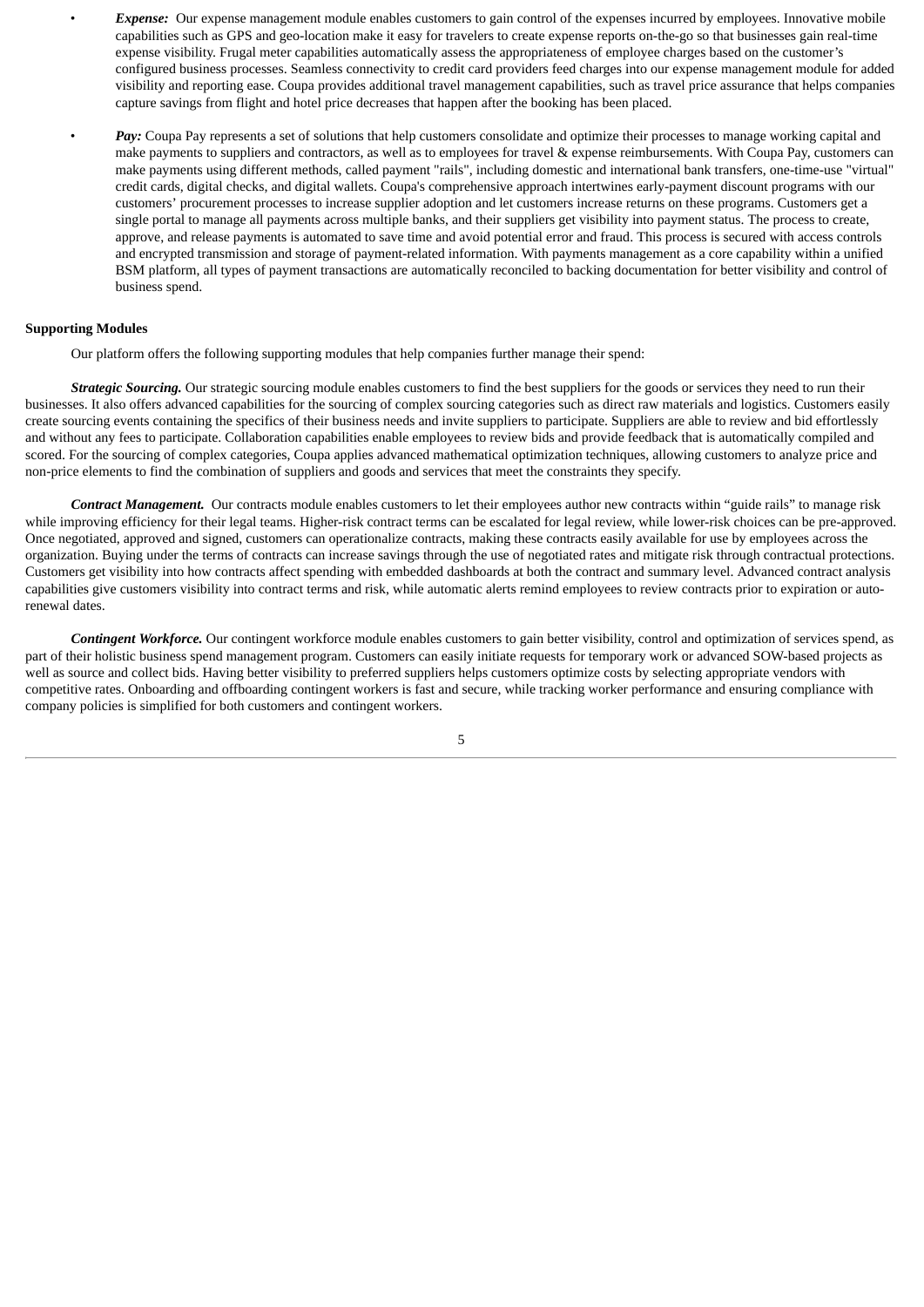- ***Expense:*** Our expense management module enables customers to gain control of the expenses incurred by employees. Innovative mobile capabilities such as GPS and geo-location make it easy for travelers to create expense reports on-the-go so that businesses gain real-time expense visibility. Frugal meter capabilities automatically assess the appropriateness of employee charges based on the customer's configured business processes. Seamless connectivity to credit card providers feed charges into our expense management module for added visibility and reporting ease. Coupa provides additional travel management capabilities, such as travel price assurance that helps companies capture savings from flight and hotel price decreases that happen after the booking has been placed.

- ***Pay:*** Coupa Pay represents a set of solutions that help customers consolidate and optimize their processes to manage working capital and make payments to suppliers and contractors, as well as to employees for travel & expense reimbursements. With Coupa Pay, customers can make payments using different methods, called payment "rails", including domestic and international bank transfers, one-time-use "virtual" credit cards, digital checks, and digital wallets. Coupa's comprehensive approach intertwines early-payment discount programs with our customers' procurement processes to increase supplier adoption and let customers increase returns on these programs. Customers get a single portal to manage all payments across multiple banks, and their suppliers get visibility into payment status. The process to create, approve, and release payments is automated to save time and avoid potential error and fraud. This process is secured with access controls and encrypted transmission and storage of payment-related information. With payments management as a core capability within a unified BSM platform, all types of payment transactions are automatically reconciled to backing documentation for better visibility and control of business spend.

**Supporting Modules**

Our platform offers the following supporting modules that help companies further manage their spend:

***Strategic Sourcing.*** Our strategic sourcing module enables customers to find the best suppliers for the goods or services they need to run their businesses. It also offers advanced capabilities for the sourcing of complex sourcing categories such as direct raw materials and logistics. Customers easily create sourcing events containing the specifics of their business needs and invite suppliers to participate. Suppliers are able to review and bid effortlessly and without any fees to participate. Collaboration capabilities enable employees to review bids and provide feedback that is automatically compiled and scored. For the sourcing of complex categories, Coupa applies advanced mathematical optimization techniques, allowing customers to analyze price and non-price elements to find the combination of suppliers and goods and services that meet the constraints they specify.

***Contract Management.*** Our contracts module enables customers to let their employees author new contracts within "guide rails" to manage risk while improving efficiency for their legal teams. Higher-risk contract terms can be escalated for legal review, while lower-risk choices can be pre-approved. Once negotiated, approved and signed, customers can operationalize contracts, making these contracts easily available for use by employees across the organization. Buying under the terms of contracts can increase savings through the use of negotiated rates and mitigate risk through contractual protections. Customers get visibility into how contracts affect spending with embedded dashboards at both the contract and summary level. Advanced contract analysis capabilities give customers visibility into contract terms and risk, while automatic alerts remind employees to review contracts prior to expiration or auto-renewal dates.

***Contingent Workforce.*** Our contingent workforce module enables customers to gain better visibility, control and optimization of services spend, as part of their holistic business spend management program. Customers can easily initiate requests for temporary work or advanced SOW-based projects as well as source and collect bids. Having better visibility to preferred suppliers helps customers optimize costs by selecting appropriate vendors with competitive rates. Onboarding and offboarding contingent workers is fast and secure, while tracking worker performance and ensuring compliance with company policies is simplified for both customers and contingent workers.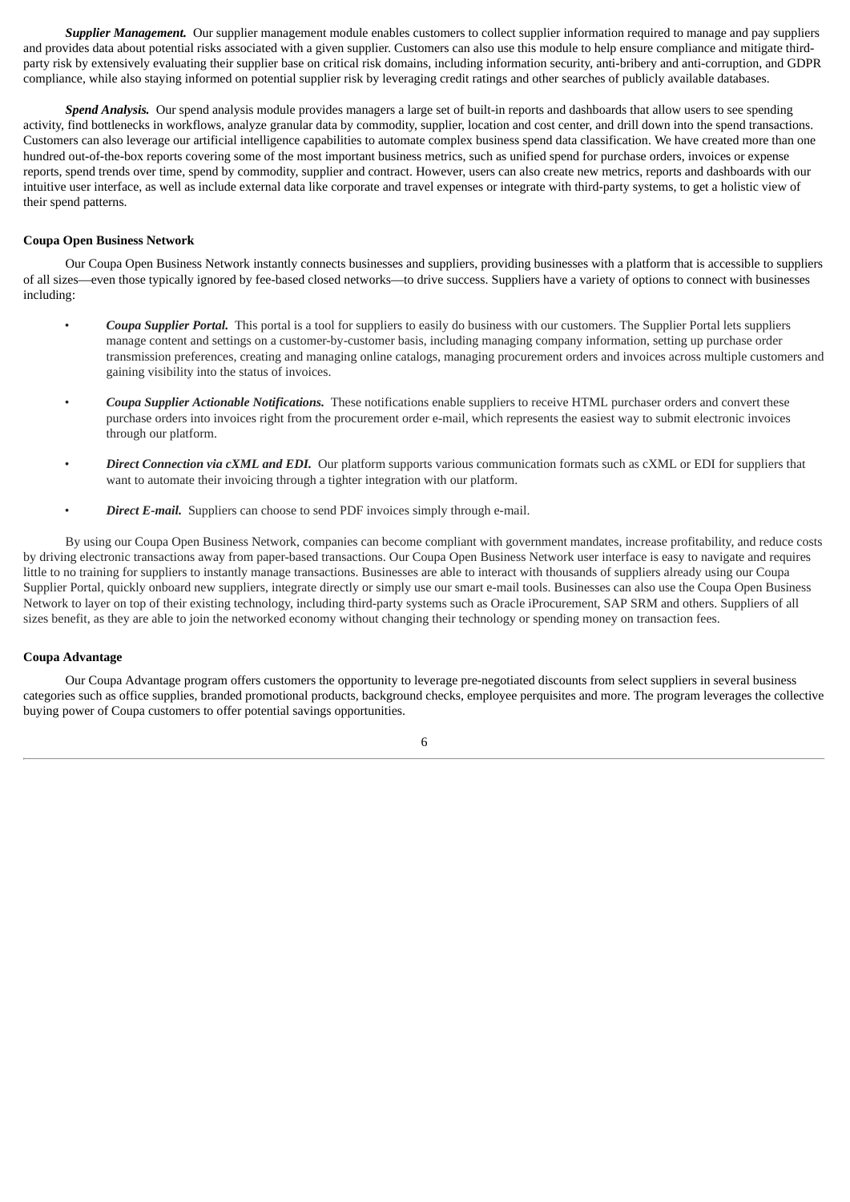***Supplier Management.*** Our supplier management module enables customers to collect supplier information required to manage and pay suppliers and provides data about potential risks associated with a given supplier. Customers can also use this module to help ensure compliance and mitigate third-party risk by extensively evaluating their supplier base on critical risk domains, including information security, anti-bribery and anti-corruption, and GDPR compliance, while also staying informed on potential supplier risk by leveraging credit ratings and other searches of publicly available databases.

***Spend Analysis.*** Our spend analysis module provides managers a large set of built-in reports and dashboards that allow users to see spending activity, find bottlenecks in workflows, analyze granular data by commodity, supplier, location and cost center, and drill down into the spend transactions. Customers can also leverage our artificial intelligence capabilities to automate complex business spend data classification. We have created more than one hundred out-of-the-box reports covering some of the most important business metrics, such as unified spend for purchase orders, invoices or expense reports, spend trends over time, spend by commodity, supplier and contract. However, users can also create new metrics, reports and dashboards with our intuitive user interface, as well as include external data like corporate and travel expenses or integrate with third-party systems, to get a holistic view of their spend patterns.

**Coupa Open Business Network**

Our Coupa Open Business Network instantly connects businesses and suppliers, providing businesses with a platform that is accessible to suppliers of all sizes—even those typically ignored by fee-based closed networks—to drive success. Suppliers have a variety of options to connect with businesses including:

- ***Coupa Supplier Portal.*** This portal is a tool for suppliers to easily do business with our customers. The Supplier Portal lets suppliers manage content and settings on a customer-by-customer basis, including managing company information, setting up purchase order transmission preferences, creating and managing online catalogs, managing procurement orders and invoices across multiple customers and gaining visibility into the status of invoices.

- ***Coupa Supplier Actionable Notifications.*** These notifications enable suppliers to receive HTML purchaser orders and convert these purchase orders into invoices right from the procurement order e-mail, which represents the easiest way to submit electronic invoices through our platform.

- ***Direct Connection via cXML and EDI.*** Our platform supports various communication formats such as cXML or EDI for suppliers that want to automate their invoicing through a tighter integration with our platform.

- ***Direct E-mail.*** Suppliers can choose to send PDF invoices simply through e-mail.

By using our Coupa Open Business Network, companies can become compliant with government mandates, increase profitability, and reduce costs by driving electronic transactions away from paper-based transactions. Our Coupa Open Business Network user interface is easy to navigate and requires little to no training for suppliers to instantly manage transactions. Businesses are able to interact with thousands of suppliers already using our Coupa Supplier Portal, quickly onboard new suppliers, integrate directly or simply use our smart e-mail tools. Businesses can also use the Coupa Open Business Network to layer on top of their existing technology, including third-party systems such as Oracle iProcurement, SAP SRM and others. Suppliers of all sizes benefit, as they are able to join the networked economy without changing their technology or spending money on transaction fees.

**Coupa Advantage**

Our Coupa Advantage program offers customers the opportunity to leverage pre-negotiated discounts from select suppliers in several business categories such as office supplies, branded promotional products, background checks, employee perquisites and more. The program leverages the collective buying power of Coupa customers to offer potential savings opportunities.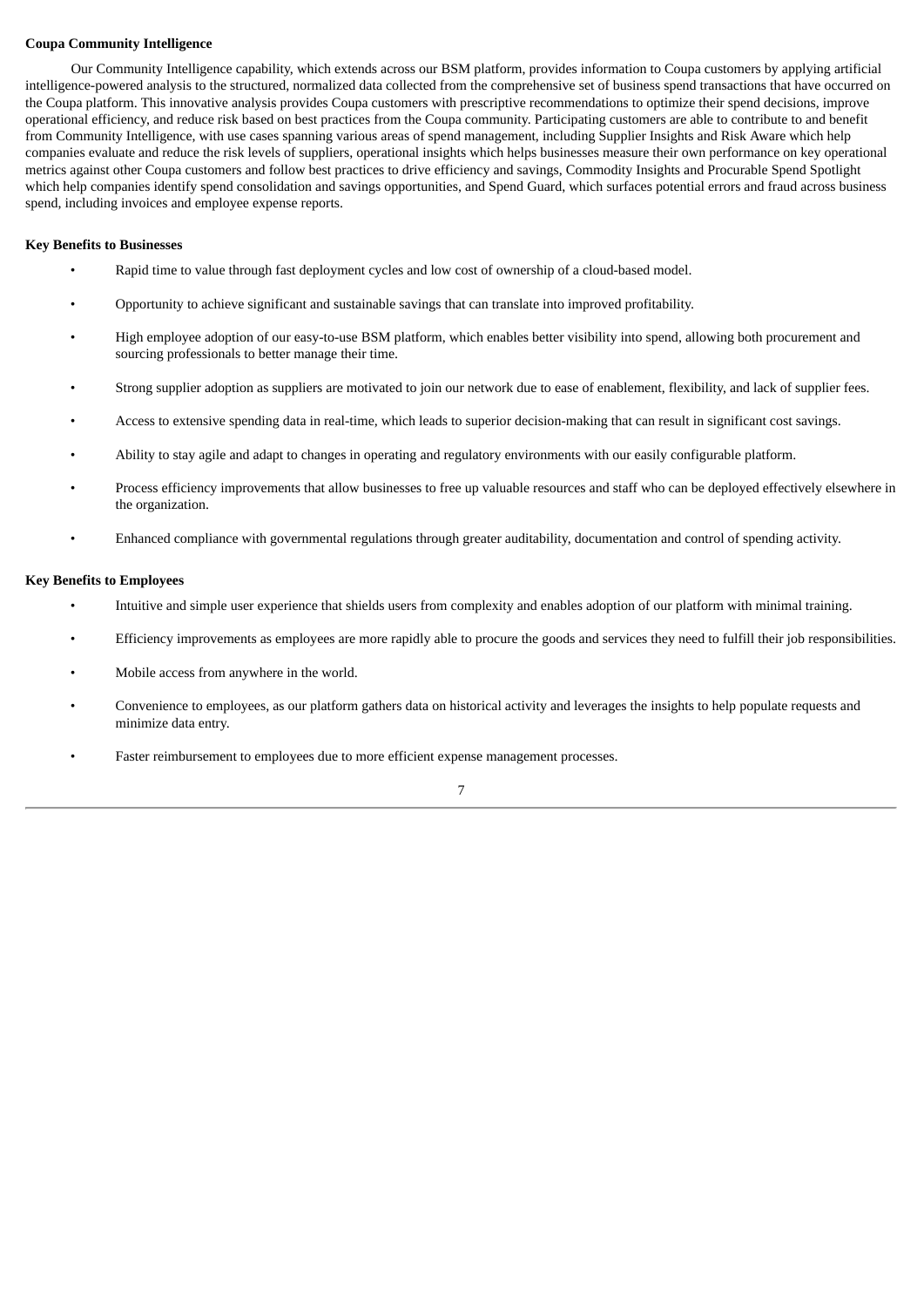**Coupa Community Intelligence**

Our Community Intelligence capability, which extends across our BSM platform, provides information to Coupa customers by applying artificial intelligence-powered analysis to the structured, normalized data collected from the comprehensive set of business spend transactions that have occurred on the Coupa platform. This innovative analysis provides Coupa customers with prescriptive recommendations to optimize their spend decisions, improve operational efficiency, and reduce risk based on best practices from the Coupa community. Participating customers are able to contribute to and benefit from Community Intelligence, with use cases spanning various areas of spend management, including Supplier Insights and Risk Aware which help companies evaluate and reduce the risk levels of suppliers, operational insights which helps businesses measure their own performance on key operational metrics against other Coupa customers and follow best practices to drive efficiency and savings, Commodity Insights and Procurable Spend Spotlight which help companies identify spend consolidation and savings opportunities, and Spend Guard, which surfaces potential errors and fraud across business spend, including invoices and employee expense reports.

**Key Benefits to Businesses**

- Rapid time to value through fast deployment cycles and low cost of ownership of a cloud-based model.
- Opportunity to achieve significant and sustainable savings that can translate into improved profitability.
- High employee adoption of our easy-to-use BSM platform, which enables better visibility into spend, allowing both procurement and sourcing professionals to better manage their time.
- Strong supplier adoption as suppliers are motivated to join our network due to ease of enablement, flexibility, and lack of supplier fees.
- Access to extensive spending data in real-time, which leads to superior decision-making that can result in significant cost savings.
- Ability to stay agile and adapt to changes in operating and regulatory environments with our easily configurable platform.
- Process efficiency improvements that allow businesses to free up valuable resources and staff who can be deployed effectively elsewhere in the organization.
- Enhanced compliance with governmental regulations through greater auditability, documentation and control of spending activity.

**Key Benefits to Employees**

- Intuitive and simple user experience that shields users from complexity and enables adoption of our platform with minimal training.
- Efficiency improvements as employees are more rapidly able to procure the goods and services they need to fulfill their job responsibilities.
- Mobile access from anywhere in the world.
- Convenience to employees, as our platform gathers data on historical activity and leverages the insights to help populate requests and minimize data entry.
- Faster reimbursement to employees due to more efficient expense management processes.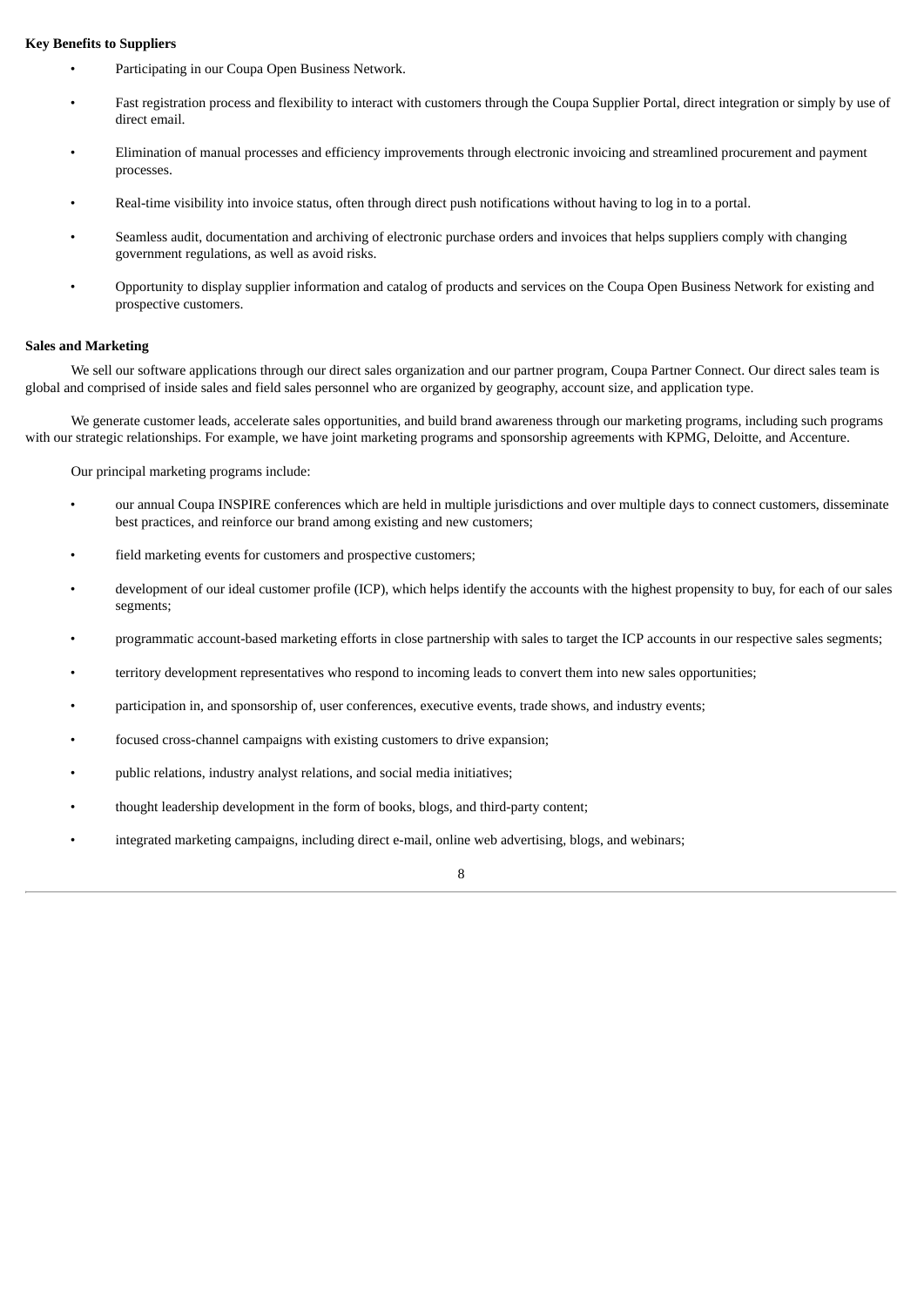**Key Benefits to Suppliers**

- Participating in our Coupa Open Business Network.
- Fast registration process and flexibility to interact with customers through the Coupa Supplier Portal, direct integration or simply by use of direct email.
- Elimination of manual processes and efficiency improvements through electronic invoicing and streamlined procurement and payment processes.
- Real-time visibility into invoice status, often through direct push notifications without having to log in to a portal.
- Seamless audit, documentation and archiving of electronic purchase orders and invoices that helps suppliers comply with changing government regulations, as well as avoid risks.
- Opportunity to display supplier information and catalog of products and services on the Coupa Open Business Network for existing and prospective customers.

**Sales and Marketing**

We sell our software applications through our direct sales organization and our partner program, Coupa Partner Connect. Our direct sales team is global and comprised of inside sales and field sales personnel who are organized by geography, account size, and application type.

We generate customer leads, accelerate sales opportunities, and build brand awareness through our marketing programs, including such programs with our strategic relationships. For example, we have joint marketing programs and sponsorship agreements with KPMG, Deloitte, and Accenture.

Our principal marketing programs include:

- our annual Coupa INSPIRE conferences which are held in multiple jurisdictions and over multiple days to connect customers, disseminate best practices, and reinforce our brand among existing and new customers;
- field marketing events for customers and prospective customers;
- development of our ideal customer profile (ICP), which helps identify the accounts with the highest propensity to buy, for each of our sales segments;
- programmatic account-based marketing efforts in close partnership with sales to target the ICP accounts in our respective sales segments;
- territory development representatives who respond to incoming leads to convert them into new sales opportunities;
- participation in, and sponsorship of, user conferences, executive events, trade shows, and industry events;
- focused cross-channel campaigns with existing customers to drive expansion;
- public relations, industry analyst relations, and social media initiatives;
- thought leadership development in the form of books, blogs, and third-party content;
- integrated marketing campaigns, including direct e-mail, online web advertising, blogs, and webinars;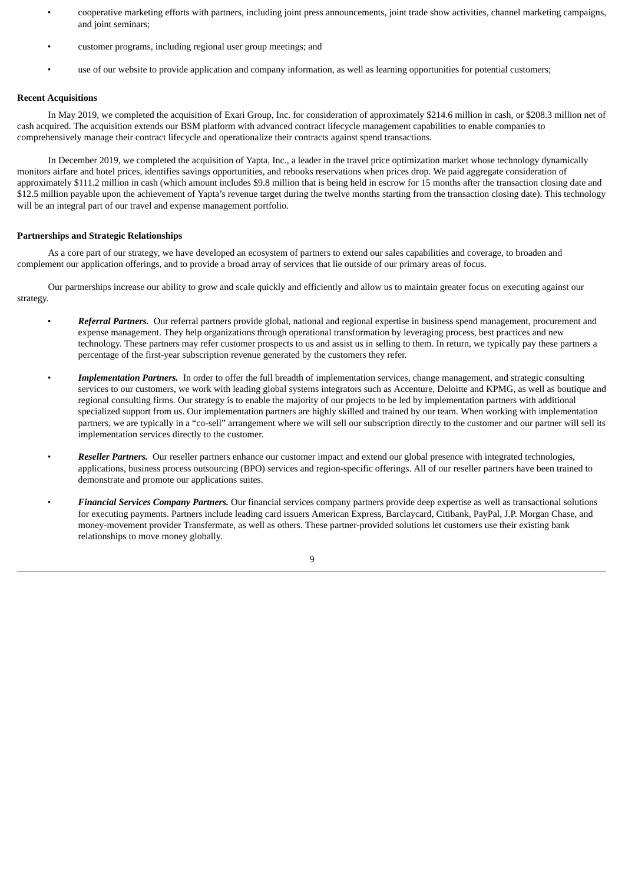- cooperative marketing efforts with partners, including joint press announcements, joint trade show activities, channel marketing campaigns, and joint seminars;
- customer programs, including regional user group meetings; and
- use of our website to provide application and company information, as well as learning opportunities for potential customers;

**Recent Acquisitions**

In May 2019, we completed the acquisition of Exari Group, Inc. for consideration of approximately $214.6 million in cash, or $208.3 million net of cash acquired. The acquisition extends our BSM platform with advanced contract lifecycle management capabilities to enable companies to comprehensively manage their contract lifecycle and operationalize their contracts against spend transactions.

In December 2019, we completed the acquisition of Yapta, Inc., a leader in the travel price optimization market whose technology dynamically monitors airfare and hotel prices, identifies savings opportunities, and rebooks reservations when prices drop. We paid aggregate consideration of approximately $111.2 million in cash (which amount includes $9.8 million that is being held in escrow for 15 months after the transaction closing date and $12.5 million payable upon the achievement of Yapta's revenue target during the twelve months starting from the transaction closing date). This technology will be an integral part of our travel and expense management portfolio.

**Partnerships and Strategic Relationships**

As a core part of our strategy, we have developed an ecosystem of partners to extend our sales capabilities and coverage, to broaden and complement our application offerings, and to provide a broad array of services that lie outside of our primary areas of focus.

Our partnerships increase our ability to grow and scale quickly and efficiently and allow us to maintain greater focus on executing against our strategy.

- ***Referral Partners.*** Our referral partners provide global, national and regional expertise in business spend management, procurement and expense management. They help organizations through operational transformation by leveraging process, best practices and new technology. These partners may refer customer prospects to us and assist us in selling to them. In return, we typically pay these partners a percentage of the first-year subscription revenue generated by the customers they refer.
- ***Implementation Partners.*** In order to offer the full breadth of implementation services, change management, and strategic consulting services to our customers, we work with leading global systems integrators such as Accenture, Deloitte and KPMG, as well as boutique and regional consulting firms. Our strategy is to enable the majority of our projects to be led by implementation partners with additional specialized support from us. Our implementation partners are highly skilled and trained by our team. When working with implementation partners, we are typically in a "co-sell" arrangement where we will sell our subscription directly to the customer and our partner will sell its implementation services directly to the customer.
- ***Reseller Partners.*** Our reseller partners enhance our customer impact and extend our global presence with integrated technologies, applications, business process outsourcing (BPO) services and region-specific offerings. All of our reseller partners have been trained to demonstrate and promote our applications suites.
- ***Financial Services Company Partners.*** Our financial services company partners provide deep expertise as well as transactional solutions for executing payments. Partners include leading card issuers American Express, Barclaycard, Citibank, PayPal, J.P. Morgan Chase, and money-movement provider Transfermate, as well as others. These partner-provided solutions let customers use their existing bank relationships to move money globally.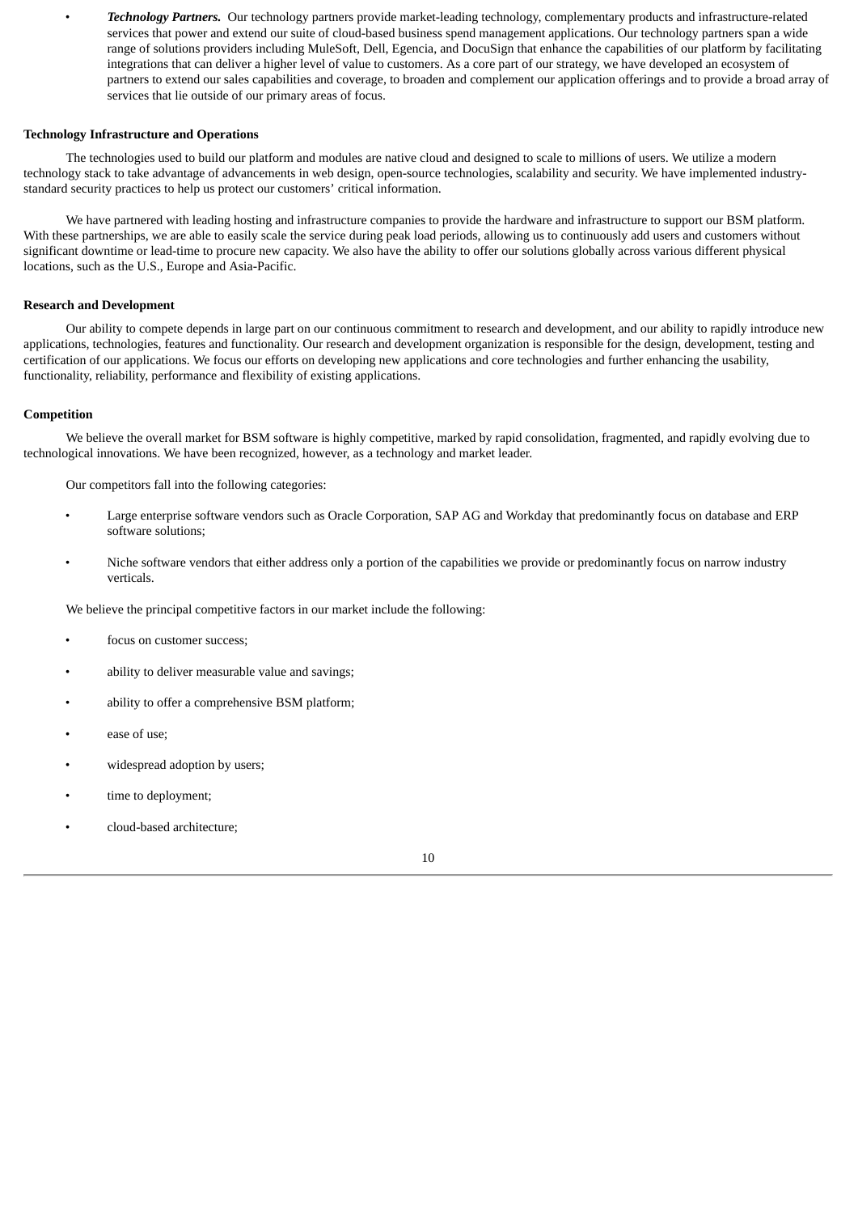- ***Technology Partners.*** Our technology partners provide market-leading technology, complementary products and infrastructure-related services that power and extend our suite of cloud-based business spend management applications. Our technology partners span a wide range of solutions providers including MuleSoft, Dell, Egencia, and DocuSign that enhance the capabilities of our platform by facilitating integrations that can deliver a higher level of value to customers. As a core part of our strategy, we have developed an ecosystem of partners to extend our sales capabilities and coverage, to broaden and complement our application offerings and to provide a broad array of services that lie outside of our primary areas of focus.

**Technology Infrastructure and Operations**

The technologies used to build our platform and modules are native cloud and designed to scale to millions of users. We utilize a modern technology stack to take advantage of advancements in web design, open-source technologies, scalability and security. We have implemented industry-standard security practices to help us protect our customers' critical information.

We have partnered with leading hosting and infrastructure companies to provide the hardware and infrastructure to support our BSM platform. With these partnerships, we are able to easily scale the service during peak load periods, allowing us to continuously add users and customers without significant downtime or lead-time to procure new capacity. We also have the ability to offer our solutions globally across various different physical locations, such as the U.S., Europe and Asia-Pacific.

**Research and Development**

Our ability to compete depends in large part on our continuous commitment to research and development, and our ability to rapidly introduce new applications, technologies, features and functionality. Our research and development organization is responsible for the design, development, testing and certification of our applications. We focus our efforts on developing new applications and core technologies and further enhancing the usability, functionality, reliability, performance and flexibility of existing applications.

**Competition**

We believe the overall market for BSM software is highly competitive, marked by rapid consolidation, fragmented, and rapidly evolving due to technological innovations. We have been recognized, however, as a technology and market leader.

Our competitors fall into the following categories:

- Large enterprise software vendors such as Oracle Corporation, SAP AG and Workday that predominantly focus on database and ERP software solutions;
- Niche software vendors that either address only a portion of the capabilities we provide or predominantly focus on narrow industry verticals.

We believe the principal competitive factors in our market include the following:

- focus on customer success;
- ability to deliver measurable value and savings;
- ability to offer a comprehensive BSM platform;
- ease of use;
- widespread adoption by users;
- time to deployment;
- cloud-based architecture;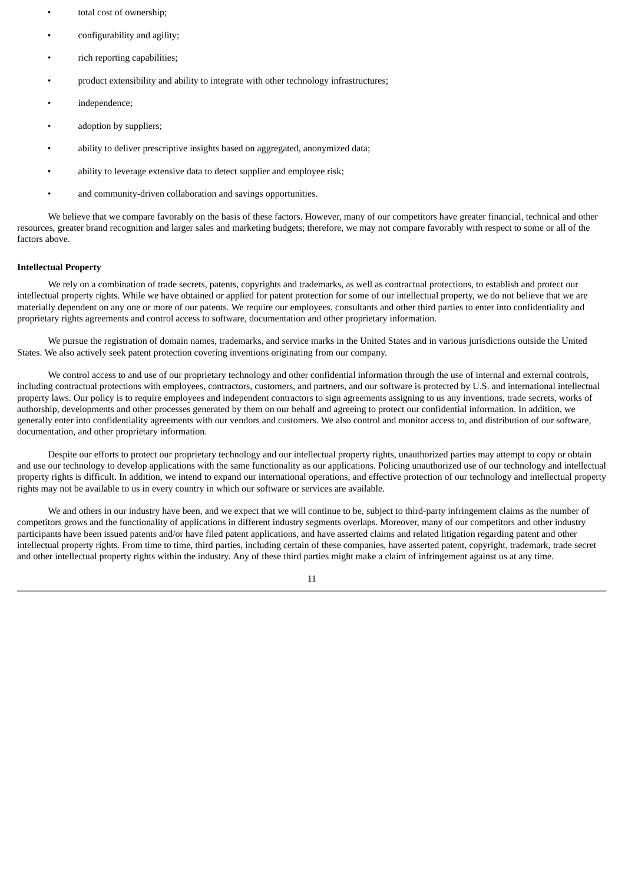- total cost of ownership;
- configurability and agility;
- rich reporting capabilities;
- product extensibility and ability to integrate with other technology infrastructures;
- independence;
- adoption by suppliers;
- ability to deliver prescriptive insights based on aggregated, anonymized data;
- ability to leverage extensive data to detect supplier and employee risk;
- and community-driven collaboration and savings opportunities.

We believe that we compare favorably on the basis of these factors. However, many of our competitors have greater financial, technical and other resources, greater brand recognition and larger sales and marketing budgets; therefore, we may not compare favorably with respect to some or all of the factors above.

**Intellectual Property**

We rely on a combination of trade secrets, patents, copyrights and trademarks, as well as contractual protections, to establish and protect our intellectual property rights. While we have obtained or applied for patent protection for some of our intellectual property, we do not believe that we are materially dependent on any one or more of our patents. We require our employees, consultants and other third parties to enter into confidentiality and proprietary rights agreements and control access to software, documentation and other proprietary information.

We pursue the registration of domain names, trademarks, and service marks in the United States and in various jurisdictions outside the United States. We also actively seek patent protection covering inventions originating from our company.

We control access to and use of our proprietary technology and other confidential information through the use of internal and external controls, including contractual protections with employees, contractors, customers, and partners, and our software is protected by U.S. and international intellectual property laws. Our policy is to require employees and independent contractors to sign agreements assigning to us any inventions, trade secrets, works of authorship, developments and other processes generated by them on our behalf and agreeing to protect our confidential information. In addition, we generally enter into confidentiality agreements with our vendors and customers. We also control and monitor access to, and distribution of our software, documentation, and other proprietary information.

Despite our efforts to protect our proprietary technology and our intellectual property rights, unauthorized parties may attempt to copy or obtain and use our technology to develop applications with the same functionality as our applications. Policing unauthorized use of our technology and intellectual property rights is difficult. In addition, we intend to expand our international operations, and effective protection of our technology and intellectual property rights may not be available to us in every country in which our software or services are available.

We and others in our industry have been, and we expect that we will continue to be, subject to third-party infringement claims as the number of competitors grows and the functionality of applications in different industry segments overlaps. Moreover, many of our competitors and other industry participants have been issued patents and/or have filed patent applications, and have asserted claims and related litigation regarding patent and other intellectual property rights. From time to time, third parties, including certain of these companies, have asserted patent, copyright, trademark, trade secret and other intellectual property rights within the industry. Any of these third parties might make a claim of infringement against us at any time.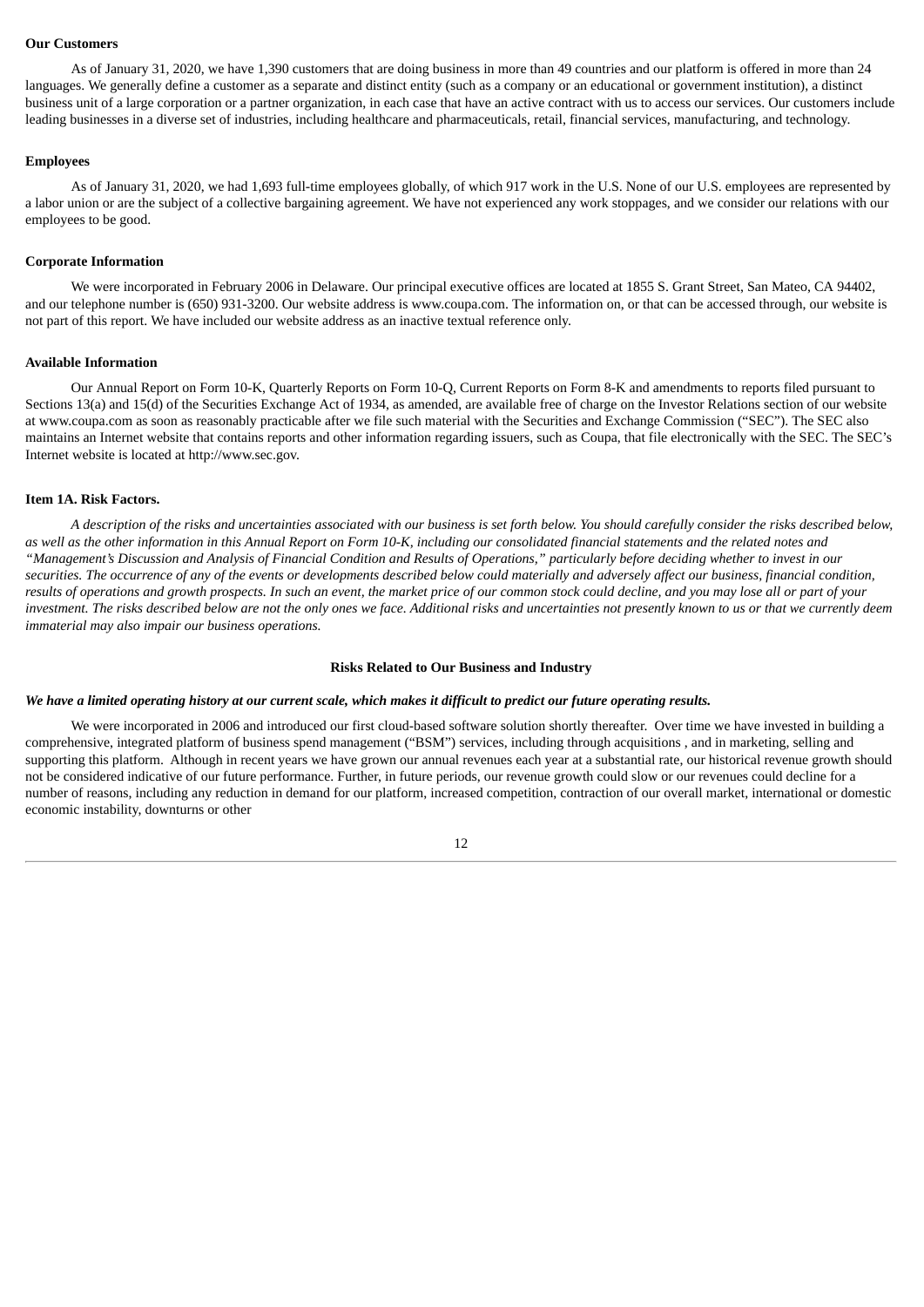**Our Customers**

As of January 31, 2020, we have 1,390 customers that are doing business in more than 49 countries and our platform is offered in more than 24 languages. We generally define a customer as a separate and distinct entity (such as a company or an educational or government institution), a distinct business unit of a large corporation or a partner organization, in each case that have an active contract with us to access our services. Our customers include leading businesses in a diverse set of industries, including healthcare and pharmaceuticals, retail, financial services, manufacturing, and technology.

**Employees**

As of January 31, 2020, we had 1,693 full-time employees globally, of which 917 work in the U.S. None of our U.S. employees are represented by a labor union or are the subject of a collective bargaining agreement. We have not experienced any work stoppages, and we consider our relations with our employees to be good.

**Corporate Information**

We were incorporated in February 2006 in Delaware. Our principal executive offices are located at 1855 S. Grant Street, San Mateo, CA 94402, and our telephone number is (650) 931-3200. Our website address is www.coupa.com. The information on, or that can be accessed through, our website is not part of this report. We have included our website address as an inactive textual reference only.

**Available Information**

Our Annual Report on Form 10-K, Quarterly Reports on Form 10-Q, Current Reports on Form 8-K and amendments to reports filed pursuant to Sections 13(a) and 15(d) of the Securities Exchange Act of 1934, as amended, are available free of charge on the Investor Relations section of our website at www.coupa.com as soon as reasonably practicable after we file such material with the Securities and Exchange Commission ("SEC"). The SEC also maintains an Internet website that contains reports and other information regarding issuers, such as Coupa, that file electronically with the SEC. The SEC's Internet website is located at http://www.sec.gov.

## Item 1A. Risk Factors.

*A description of the risks and uncertainties associated with our business is set forth below. You should carefully consider the risks described below, as well as the other information in this Annual Report on Form 10-K, including our consolidated financial statements and the related notes and "Management's Discussion and Analysis of Financial Condition and Results of Operations," particularly before deciding whether to invest in our securities. The occurrence of any of the events or developments described below could materially and adversely affect our business, financial condition, results of operations and growth prospects. In such an event, the market price of our common stock could decline, and you may lose all or part of your investment. The risks described below are not the only ones we face. Additional risks and uncertainties not presently known to us or that we currently deem immaterial may also impair our business operations.*

### Risks Related to Our Business and Industry

***We have a limited operating history at our current scale, which makes it difficult to predict our future operating results.***

We were incorporated in 2006 and introduced our first cloud-based software solution shortly thereafter. Over time we have invested in building a comprehensive, integrated platform of business spend management ("BSM") services, including through acquisitions , and in marketing, selling and supporting this platform. Although in recent years we have grown our annual revenues each year at a substantial rate, our historical revenue growth should not be considered indicative of our future performance. Further, in future periods, our revenue growth could slow or our revenues could decline for a number of reasons, including any reduction in demand for our platform, increased competition, contraction of our overall market, international or domestic economic instability, downturns or other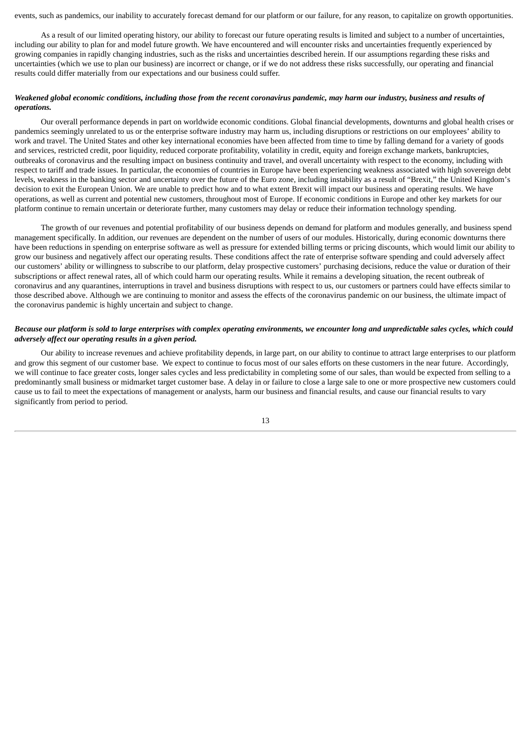events, such as pandemics, our inability to accurately forecast demand for our platform or our failure, for any reason, to capitalize on growth opportunities.

As a result of our limited operating history, our ability to forecast our future operating results is limited and subject to a number of uncertainties, including our ability to plan for and model future growth. We have encountered and will encounter risks and uncertainties frequently experienced by growing companies in rapidly changing industries, such as the risks and uncertainties described herein. If our assumptions regarding these risks and uncertainties (which we use to plan our business) are incorrect or change, or if we do not address these risks successfully, our operating and financial results could differ materially from our expectations and our business could suffer.

***Weakened global economic conditions, including those from the recent coronavirus pandemic, may harm our industry, business and results of operations.***

Our overall performance depends in part on worldwide economic conditions. Global financial developments, downturns and global health crises or pandemics seemingly unrelated to us or the enterprise software industry may harm us, including disruptions or restrictions on our employees' ability to work and travel. The United States and other key international economies have been affected from time to time by falling demand for a variety of goods and services, restricted credit, poor liquidity, reduced corporate profitability, volatility in credit, equity and foreign exchange markets, bankruptcies, outbreaks of coronavirus and the resulting impact on business continuity and travel, and overall uncertainty with respect to the economy, including with respect to tariff and trade issues. In particular, the economies of countries in Europe have been experiencing weakness associated with high sovereign debt levels, weakness in the banking sector and uncertainty over the future of the Euro zone, including instability as a result of "Brexit," the United Kingdom's decision to exit the European Union. We are unable to predict how and to what extent Brexit will impact our business and operating results. We have operations, as well as current and potential new customers, throughout most of Europe. If economic conditions in Europe and other key markets for our platform continue to remain uncertain or deteriorate further, many customers may delay or reduce their information technology spending.

The growth of our revenues and potential profitability of our business depends on demand for platform and modules generally, and business spend management specifically. In addition, our revenues are dependent on the number of users of our modules. Historically, during economic downturns there have been reductions in spending on enterprise software as well as pressure for extended billing terms or pricing discounts, which would limit our ability to grow our business and negatively affect our operating results. These conditions affect the rate of enterprise software spending and could adversely affect our customers' ability or willingness to subscribe to our platform, delay prospective customers' purchasing decisions, reduce the value or duration of their subscriptions or affect renewal rates, all of which could harm our operating results. While it remains a developing situation, the recent outbreak of coronavirus and any quarantines, interruptions in travel and business disruptions with respect to us, our customers or partners could have effects similar to those described above. Although we are continuing to monitor and assess the effects of the coronavirus pandemic on our business, the ultimate impact of the coronavirus pandemic is highly uncertain and subject to change.

***Because our platform is sold to large enterprises with complex operating environments, we encounter long and unpredictable sales cycles, which could adversely affect our operating results in a given period.***

Our ability to increase revenues and achieve profitability depends, in large part, on our ability to continue to attract large enterprises to our platform and grow this segment of our customer base. We expect to continue to focus most of our sales efforts on these customers in the near future. Accordingly, we will continue to face greater costs, longer sales cycles and less predictability in completing some of our sales, than would be expected from selling to a predominantly small business or midmarket target customer base. A delay in or failure to close a large sale to one or more prospective new customers could cause us to fail to meet the expectations of management or analysts, harm our business and financial results, and cause our financial results to vary significantly from period to period.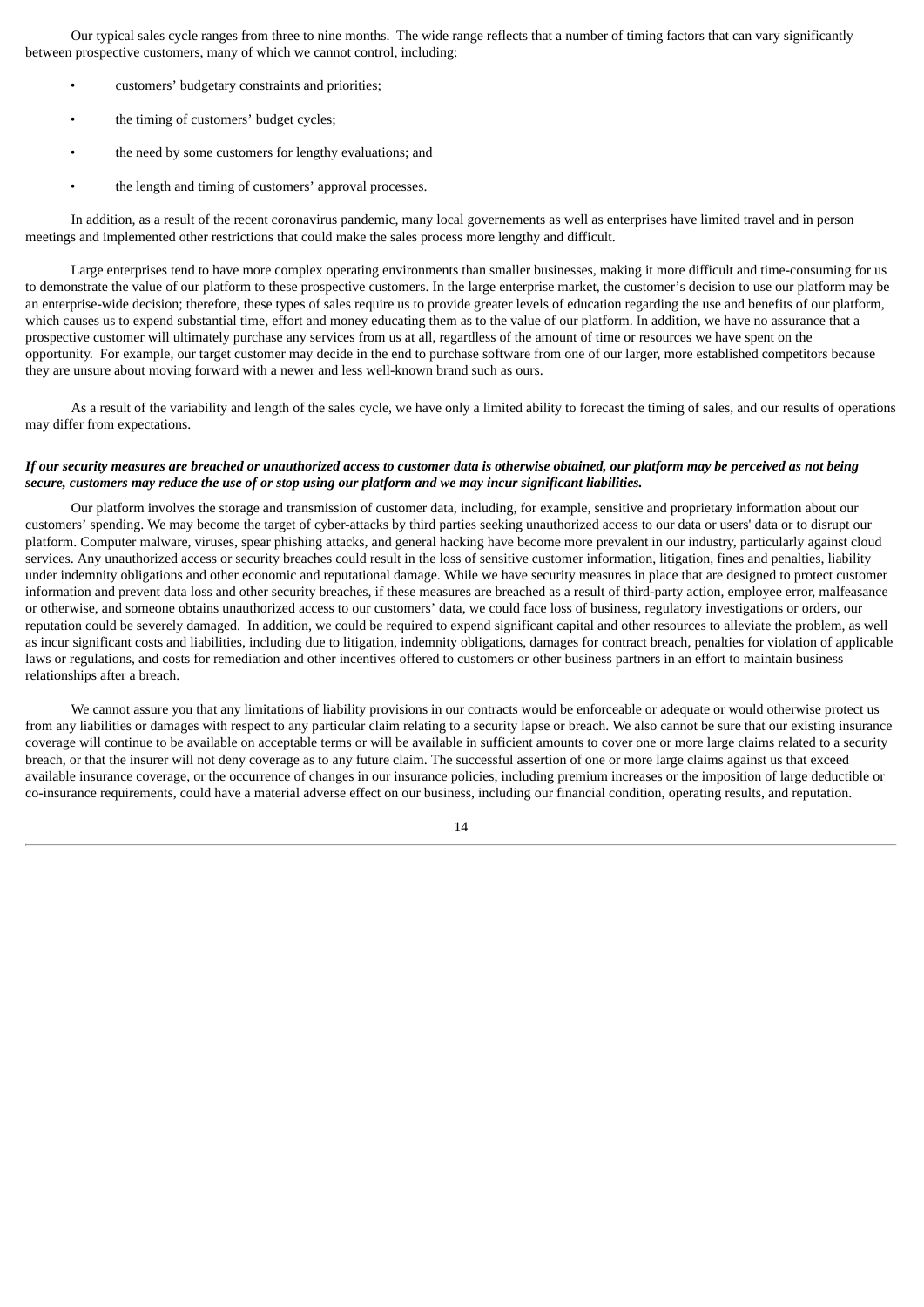Our typical sales cycle ranges from three to nine months. The wide range reflects that a number of timing factors that can vary significantly between prospective customers, many of which we cannot control, including:

- customers' budgetary constraints and priorities;
- the timing of customers' budget cycles;
- the need by some customers for lengthy evaluations; and
- the length and timing of customers' approval processes.

In addition, as a result of the recent coronavirus pandemic, many local governements as well as enterprises have limited travel and in person meetings and implemented other restrictions that could make the sales process more lengthy and difficult.

Large enterprises tend to have more complex operating environments than smaller businesses, making it more difficult and time-consuming for us to demonstrate the value of our platform to these prospective customers. In the large enterprise market, the customer's decision to use our platform may be an enterprise-wide decision; therefore, these types of sales require us to provide greater levels of education regarding the use and benefits of our platform, which causes us to expend substantial time, effort and money educating them as to the value of our platform. In addition, we have no assurance that a prospective customer will ultimately purchase any services from us at all, regardless of the amount of time or resources we have spent on the opportunity. For example, our target customer may decide in the end to purchase software from one of our larger, more established competitors because they are unsure about moving forward with a newer and less well-known brand such as ours.

As a result of the variability and length of the sales cycle, we have only a limited ability to forecast the timing of sales, and our results of operations may differ from expectations.

***If our security measures are breached or unauthorized access to customer data is otherwise obtained, our platform may be perceived as not being secure, customers may reduce the use of or stop using our platform and we may incur significant liabilities.***

Our platform involves the storage and transmission of customer data, including, for example, sensitive and proprietary information about our customers' spending. We may become the target of cyber-attacks by third parties seeking unauthorized access to our data or users' data or to disrupt our platform. Computer malware, viruses, spear phishing attacks, and general hacking have become more prevalent in our industry, particularly against cloud services. Any unauthorized access or security breaches could result in the loss of sensitive customer information, litigation, fines and penalties, liability under indemnity obligations and other economic and reputational damage. While we have security measures in place that are designed to protect customer information and prevent data loss and other security breaches, if these measures are breached as a result of third-party action, employee error, malfeasance or otherwise, and someone obtains unauthorized access to our customers' data, we could face loss of business, regulatory investigations or orders, our reputation could be severely damaged. In addition, we could be required to expend significant capital and other resources to alleviate the problem, as well as incur significant costs and liabilities, including due to litigation, indemnity obligations, damages for contract breach, penalties for violation of applicable laws or regulations, and costs for remediation and other incentives offered to customers or other business partners in an effort to maintain business relationships after a breach.

We cannot assure you that any limitations of liability provisions in our contracts would be enforceable or adequate or would otherwise protect us from any liabilities or damages with respect to any particular claim relating to a security lapse or breach. We also cannot be sure that our existing insurance coverage will continue to be available on acceptable terms or will be available in sufficient amounts to cover one or more large claims related to a security breach, or that the insurer will not deny coverage as to any future claim. The successful assertion of one or more large claims against us that exceed available insurance coverage, or the occurrence of changes in our insurance policies, including premium increases or the imposition of large deductible or co-insurance requirements, could have a material adverse effect on our business, including our financial condition, operating results, and reputation.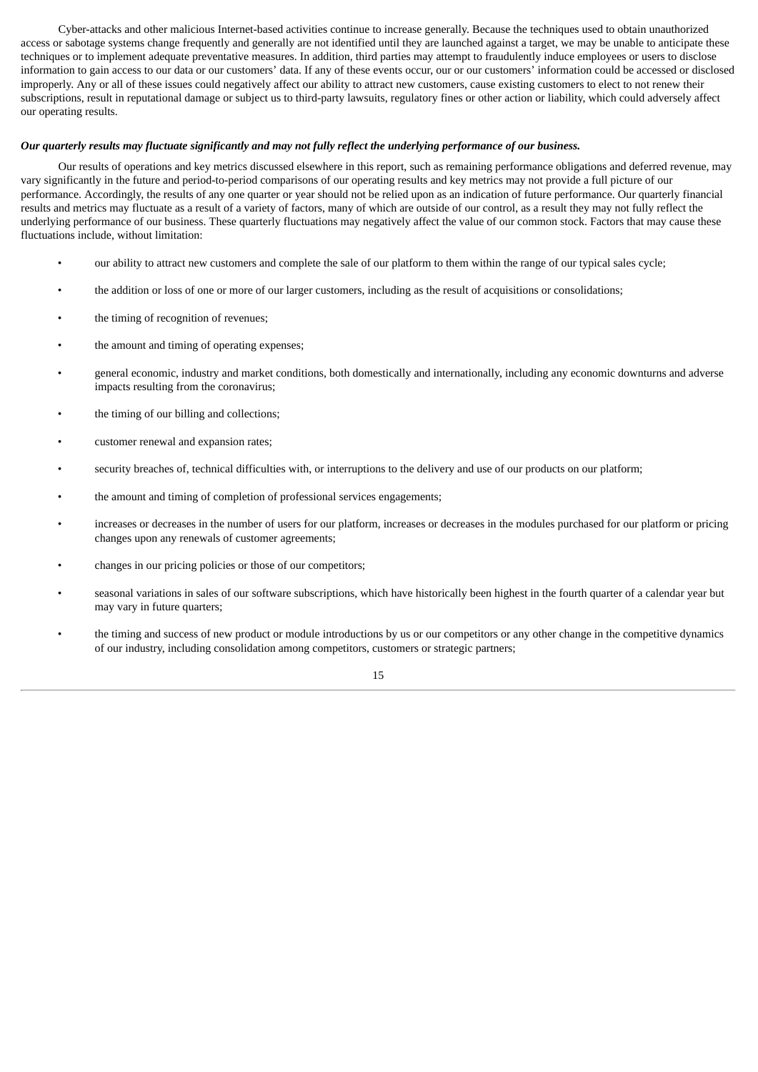Cyber-attacks and other malicious Internet-based activities continue to increase generally. Because the techniques used to obtain unauthorized access or sabotage systems change frequently and generally are not identified until they are launched against a target, we may be unable to anticipate these techniques or to implement adequate preventative measures. In addition, third parties may attempt to fraudulently induce employees or users to disclose information to gain access to our data or our customers' data. If any of these events occur, our or our customers' information could be accessed or disclosed improperly. Any or all of these issues could negatively affect our ability to attract new customers, cause existing customers to elect to not renew their subscriptions, result in reputational damage or subject us to third-party lawsuits, regulatory fines or other action or liability, which could adversely affect our operating results.

***Our quarterly results may fluctuate significantly and may not fully reflect the underlying performance of our business.***

Our results of operations and key metrics discussed elsewhere in this report, such as remaining performance obligations and deferred revenue, may vary significantly in the future and period-to-period comparisons of our operating results and key metrics may not provide a full picture of our performance. Accordingly, the results of any one quarter or year should not be relied upon as an indication of future performance. Our quarterly financial results and metrics may fluctuate as a result of a variety of factors, many of which are outside of our control, as a result they may not fully reflect the underlying performance of our business. These quarterly fluctuations may negatively affect the value of our common stock. Factors that may cause these fluctuations include, without limitation:

- our ability to attract new customers and complete the sale of our platform to them within the range of our typical sales cycle;
- the addition or loss of one or more of our larger customers, including as the result of acquisitions or consolidations;
- the timing of recognition of revenues;
- the amount and timing of operating expenses;
- general economic, industry and market conditions, both domestically and internationally, including any economic downturns and adverse impacts resulting from the coronavirus;
- the timing of our billing and collections;
- customer renewal and expansion rates;
- security breaches of, technical difficulties with, or interruptions to the delivery and use of our products on our platform;
- the amount and timing of completion of professional services engagements;
- increases or decreases in the number of users for our platform, increases or decreases in the modules purchased for our platform or pricing changes upon any renewals of customer agreements;
- changes in our pricing policies or those of our competitors;
- seasonal variations in sales of our software subscriptions, which have historically been highest in the fourth quarter of a calendar year but may vary in future quarters;
- the timing and success of new product or module introductions by us or our competitors or any other change in the competitive dynamics of our industry, including consolidation among competitors, customers or strategic partners;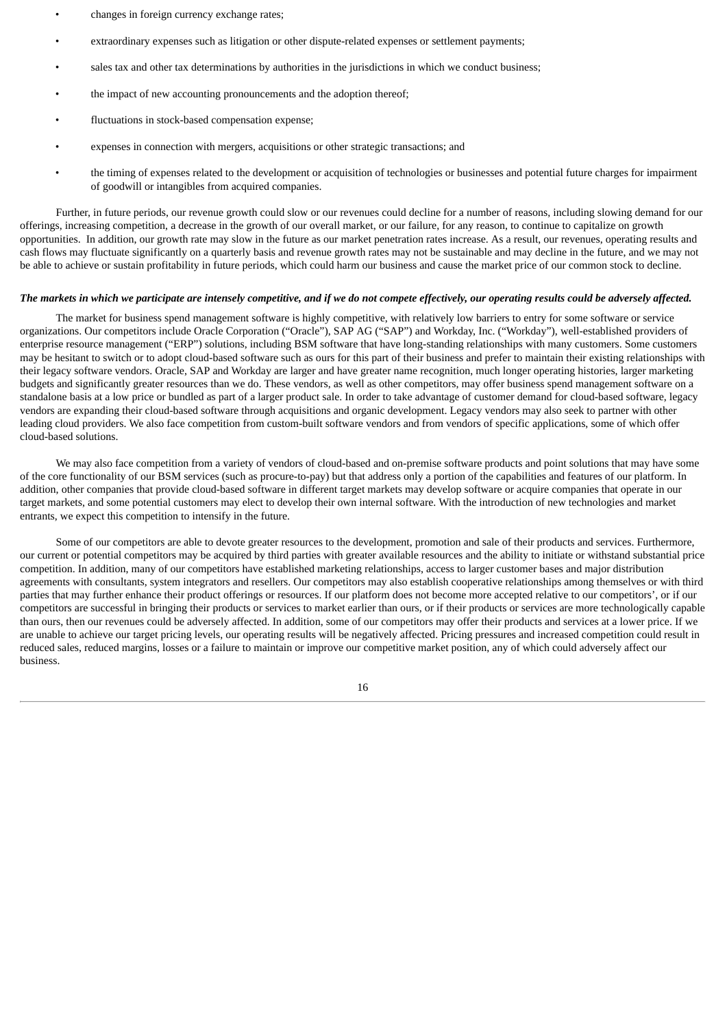- changes in foreign currency exchange rates;
- extraordinary expenses such as litigation or other dispute-related expenses or settlement payments;
- sales tax and other tax determinations by authorities in the jurisdictions in which we conduct business;
- the impact of new accounting pronouncements and the adoption thereof;
- fluctuations in stock-based compensation expense;
- expenses in connection with mergers, acquisitions or other strategic transactions; and
- the timing of expenses related to the development or acquisition of technologies or businesses and potential future charges for impairment of goodwill or intangibles from acquired companies.

Further, in future periods, our revenue growth could slow or our revenues could decline for a number of reasons, including slowing demand for our offerings, increasing competition, a decrease in the growth of our overall market, or our failure, for any reason, to continue to capitalize on growth opportunities. In addition, our growth rate may slow in the future as our market penetration rates increase. As a result, our revenues, operating results and cash flows may fluctuate significantly on a quarterly basis and revenue growth rates may not be sustainable and may decline in the future, and we may not be able to achieve or sustain profitability in future periods, which could harm our business and cause the market price of our common stock to decline.

***The markets in which we participate are intensely competitive, and if we do not compete effectively, our operating results could be adversely affected.***

The market for business spend management software is highly competitive, with relatively low barriers to entry for some software or service organizations. Our competitors include Oracle Corporation ("Oracle"), SAP AG ("SAP") and Workday, Inc. ("Workday"), well-established providers of enterprise resource management ("ERP") solutions, including BSM software that have long-standing relationships with many customers. Some customers may be hesitant to switch or to adopt cloud-based software such as ours for this part of their business and prefer to maintain their existing relationships with their legacy software vendors. Oracle, SAP and Workday are larger and have greater name recognition, much longer operating histories, larger marketing budgets and significantly greater resources than we do. These vendors, as well as other competitors, may offer business spend management software on a standalone basis at a low price or bundled as part of a larger product sale. In order to take advantage of customer demand for cloud-based software, legacy vendors are expanding their cloud-based software through acquisitions and organic development. Legacy vendors may also seek to partner with other leading cloud providers. We also face competition from custom-built software vendors and from vendors of specific applications, some of which offer cloud-based solutions.

We may also face competition from a variety of vendors of cloud-based and on-premise software products and point solutions that may have some of the core functionality of our BSM services (such as procure-to-pay) but that address only a portion of the capabilities and features of our platform. In addition, other companies that provide cloud-based software in different target markets may develop software or acquire companies that operate in our target markets, and some potential customers may elect to develop their own internal software. With the introduction of new technologies and market entrants, we expect this competition to intensify in the future.

Some of our competitors are able to devote greater resources to the development, promotion and sale of their products and services. Furthermore, our current or potential competitors may be acquired by third parties with greater available resources and the ability to initiate or withstand substantial price competition. In addition, many of our competitors have established marketing relationships, access to larger customer bases and major distribution agreements with consultants, system integrators and resellers. Our competitors may also establish cooperative relationships among themselves or with third parties that may further enhance their product offerings or resources. If our platform does not become more accepted relative to our competitors', or if our competitors are successful in bringing their products or services to market earlier than ours, or if their products or services are more technologically capable than ours, then our revenues could be adversely affected. In addition, some of our competitors may offer their products and services at a lower price. If we are unable to achieve our target pricing levels, our operating results will be negatively affected. Pricing pressures and increased competition could result in reduced sales, reduced margins, losses or a failure to maintain or improve our competitive market position, any of which could adversely affect our business.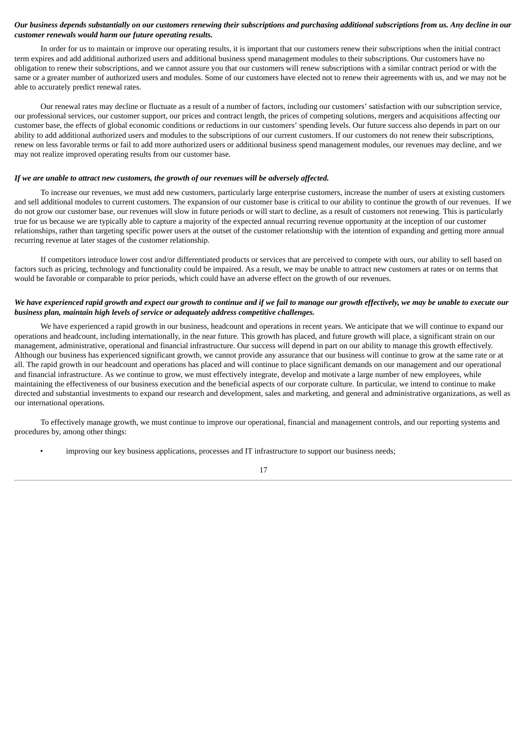***Our business depends substantially on our customers renewing their subscriptions and purchasing additional subscriptions from us. Any decline in our customer renewals would harm our future operating results.***

In order for us to maintain or improve our operating results, it is important that our customers renew their subscriptions when the initial contract term expires and add additional authorized users and additional business spend management modules to their subscriptions. Our customers have no obligation to renew their subscriptions, and we cannot assure you that our customers will renew subscriptions with a similar contract period or with the same or a greater number of authorized users and modules. Some of our customers have elected not to renew their agreements with us, and we may not be able to accurately predict renewal rates.

Our renewal rates may decline or fluctuate as a result of a number of factors, including our customers' satisfaction with our subscription service, our professional services, our customer support, our prices and contract length, the prices of competing solutions, mergers and acquisitions affecting our customer base, the effects of global economic conditions or reductions in our customers' spending levels. Our future success also depends in part on our ability to add additional authorized users and modules to the subscriptions of our current customers. If our customers do not renew their subscriptions, renew on less favorable terms or fail to add more authorized users or additional business spend management modules, our revenues may decline, and we may not realize improved operating results from our customer base.

***If we are unable to attract new customers, the growth of our revenues will be adversely affected.***

To increase our revenues, we must add new customers, particularly large enterprise customers, increase the number of users at existing customers and sell additional modules to current customers. The expansion of our customer base is critical to our ability to continue the growth of our revenues. If we do not grow our customer base, our revenues will slow in future periods or will start to decline, as a result of customers not renewing. This is particularly true for us because we are typically able to capture a majority of the expected annual recurring revenue opportunity at the inception of our customer relationships, rather than targeting specific power users at the outset of the customer relationship with the intention of expanding and getting more annual recurring revenue at later stages of the customer relationship.

If competitors introduce lower cost and/or differentiated products or services that are perceived to compete with ours, our ability to sell based on factors such as pricing, technology and functionality could be impaired. As a result, we may be unable to attract new customers at rates or on terms that would be favorable or comparable to prior periods, which could have an adverse effect on the growth of our revenues.

***We have experienced rapid growth and expect our growth to continue and if we fail to manage our growth effectively, we may be unable to execute our business plan, maintain high levels of service or adequately address competitive challenges.***

We have experienced a rapid growth in our business, headcount and operations in recent years. We anticipate that we will continue to expand our operations and headcount, including internationally, in the near future. This growth has placed, and future growth will place, a significant strain on our management, administrative, operational and financial infrastructure. Our success will depend in part on our ability to manage this growth effectively. Although our business has experienced significant growth, we cannot provide any assurance that our business will continue to grow at the same rate or at all. The rapid growth in our headcount and operations has placed and will continue to place significant demands on our management and our operational and financial infrastructure. As we continue to grow, we must effectively integrate, develop and motivate a large number of new employees, while maintaining the effectiveness of our business execution and the beneficial aspects of our corporate culture. In particular, we intend to continue to make directed and substantial investments to expand our research and development, sales and marketing, and general and administrative organizations, as well as our international operations.

To effectively manage growth, we must continue to improve our operational, financial and management controls, and our reporting systems and procedures by, among other things:

- improving our key business applications, processes and IT infrastructure to support our business needs;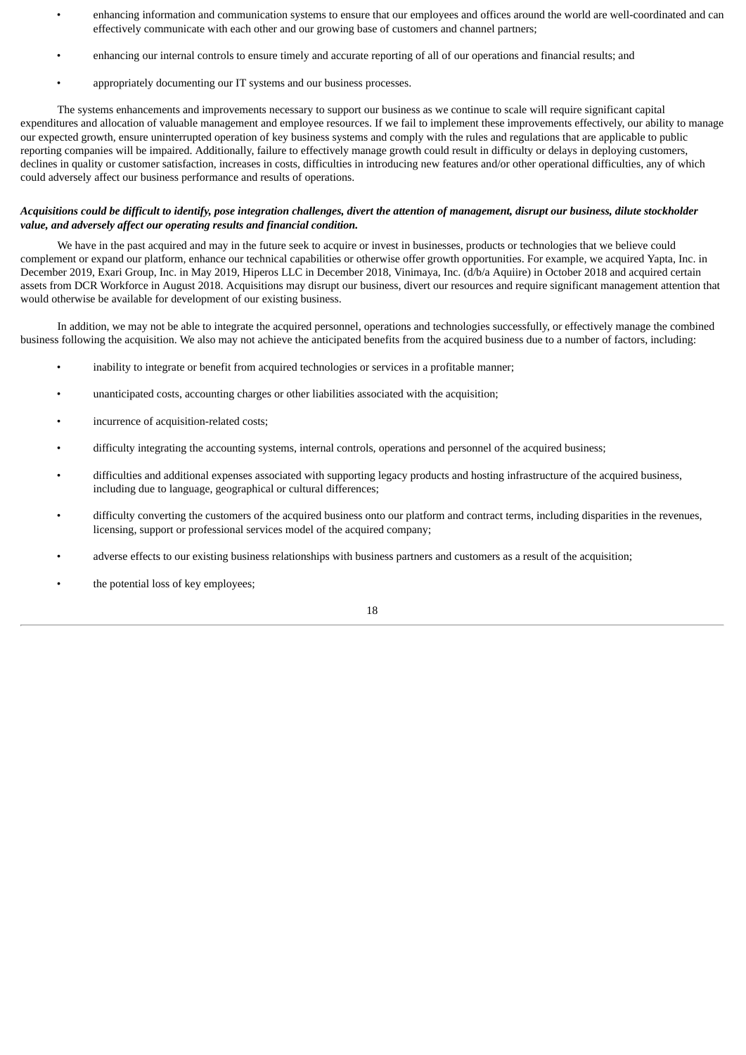- enhancing information and communication systems to ensure that our employees and offices around the world are well-coordinated and can effectively communicate with each other and our growing base of customers and channel partners;
- enhancing our internal controls to ensure timely and accurate reporting of all of our operations and financial results; and
- appropriately documenting our IT systems and our business processes.

The systems enhancements and improvements necessary to support our business as we continue to scale will require significant capital expenditures and allocation of valuable management and employee resources. If we fail to implement these improvements effectively, our ability to manage our expected growth, ensure uninterrupted operation of key business systems and comply with the rules and regulations that are applicable to public reporting companies will be impaired. Additionally, failure to effectively manage growth could result in difficulty or delays in deploying customers, declines in quality or customer satisfaction, increases in costs, difficulties in introducing new features and/or other operational difficulties, any of which could adversely affect our business performance and results of operations.

***Acquisitions could be difficult to identify, pose integration challenges, divert the attention of management, disrupt our business, dilute stockholder value, and adversely affect our operating results and financial condition.***

We have in the past acquired and may in the future seek to acquire or invest in businesses, products or technologies that we believe could complement or expand our platform, enhance our technical capabilities or otherwise offer growth opportunities. For example, we acquired Yapta, Inc. in December 2019, Exari Group, Inc. in May 2019, Hiperos LLC in December 2018, Vinimaya, Inc. (d/b/a Aquiire) in October 2018 and acquired certain assets from DCR Workforce in August 2018. Acquisitions may disrupt our business, divert our resources and require significant management attention that would otherwise be available for development of our existing business.

In addition, we may not be able to integrate the acquired personnel, operations and technologies successfully, or effectively manage the combined business following the acquisition. We also may not achieve the anticipated benefits from the acquired business due to a number of factors, including:

- inability to integrate or benefit from acquired technologies or services in a profitable manner;
- unanticipated costs, accounting charges or other liabilities associated with the acquisition;
- incurrence of acquisition-related costs;
- difficulty integrating the accounting systems, internal controls, operations and personnel of the acquired business;
- difficulties and additional expenses associated with supporting legacy products and hosting infrastructure of the acquired business, including due to language, geographical or cultural differences;
- difficulty converting the customers of the acquired business onto our platform and contract terms, including disparities in the revenues, licensing, support or professional services model of the acquired company;
- adverse effects to our existing business relationships with business partners and customers as a result of the acquisition;
- the potential loss of key employees;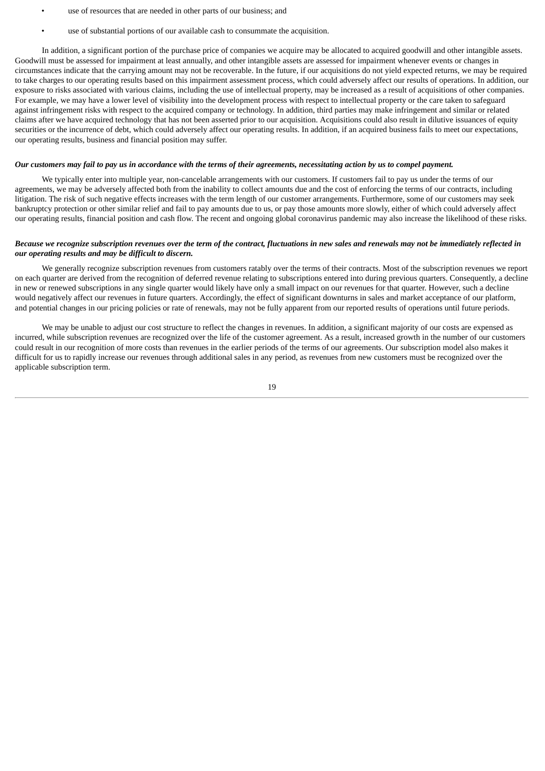- use of resources that are needed in other parts of our business; and
- use of substantial portions of our available cash to consummate the acquisition.

In addition, a significant portion of the purchase price of companies we acquire may be allocated to acquired goodwill and other intangible assets. Goodwill must be assessed for impairment at least annually, and other intangible assets are assessed for impairment whenever events or changes in circumstances indicate that the carrying amount may not be recoverable. In the future, if our acquisitions do not yield expected returns, we may be required to take charges to our operating results based on this impairment assessment process, which could adversely affect our results of operations. In addition, our exposure to risks associated with various claims, including the use of intellectual property, may be increased as a result of acquisitions of other companies. For example, we may have a lower level of visibility into the development process with respect to intellectual property or the care taken to safeguard against infringement risks with respect to the acquired company or technology. In addition, third parties may make infringement and similar or related claims after we have acquired technology that has not been asserted prior to our acquisition. Acquisitions could also result in dilutive issuances of equity securities or the incurrence of debt, which could adversely affect our operating results. In addition, if an acquired business fails to meet our expectations, our operating results, business and financial position may suffer.

***Our customers may fail to pay us in accordance with the terms of their agreements, necessitating action by us to compel payment.***

We typically enter into multiple year, non-cancelable arrangements with our customers. If customers fail to pay us under the terms of our agreements, we may be adversely affected both from the inability to collect amounts due and the cost of enforcing the terms of our contracts, including litigation. The risk of such negative effects increases with the term length of our customer arrangements. Furthermore, some of our customers may seek bankruptcy protection or other similar relief and fail to pay amounts due to us, or pay those amounts more slowly, either of which could adversely affect our operating results, financial position and cash flow. The recent and ongoing global coronavirus pandemic may also increase the likelihood of these risks.

***Because we recognize subscription revenues over the term of the contract, fluctuations in new sales and renewals may not be immediately reflected in our operating results and may be difficult to discern.***

We generally recognize subscription revenues from customers ratably over the terms of their contracts. Most of the subscription revenues we report on each quarter are derived from the recognition of deferred revenue relating to subscriptions entered into during previous quarters. Consequently, a decline in new or renewed subscriptions in any single quarter would likely have only a small impact on our revenues for that quarter. However, such a decline would negatively affect our revenues in future quarters. Accordingly, the effect of significant downturns in sales and market acceptance of our platform, and potential changes in our pricing policies or rate of renewals, may not be fully apparent from our reported results of operations until future periods.

We may be unable to adjust our cost structure to reflect the changes in revenues. In addition, a significant majority of our costs are expensed as incurred, while subscription revenues are recognized over the life of the customer agreement. As a result, increased growth in the number of our customers could result in our recognition of more costs than revenues in the earlier periods of the terms of our agreements. Our subscription model also makes it difficult for us to rapidly increase our revenues through additional sales in any period, as revenues from new customers must be recognized over the applicable subscription term.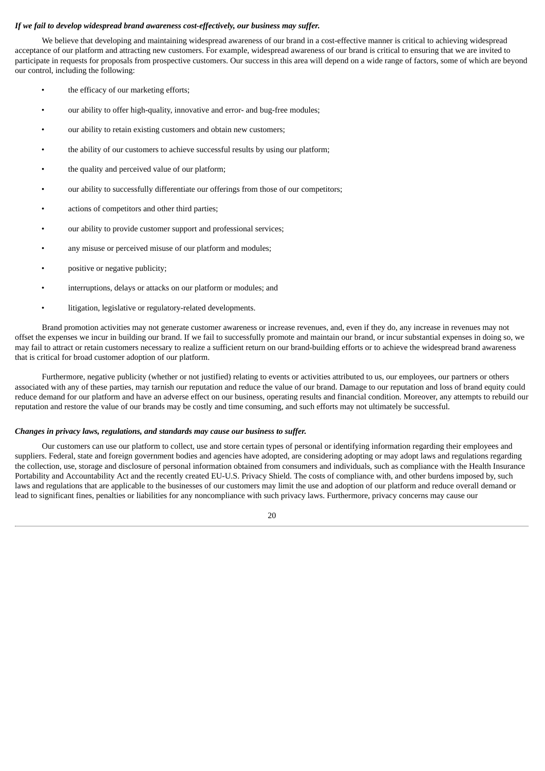***If we fail to develop widespread brand awareness cost-effectively, our business may suffer.***

We believe that developing and maintaining widespread awareness of our brand in a cost-effective manner is critical to achieving widespread acceptance of our platform and attracting new customers. For example, widespread awareness of our brand is critical to ensuring that we are invited to participate in requests for proposals from prospective customers. Our success in this area will depend on a wide range of factors, some of which are beyond our control, including the following:

- the efficacy of our marketing efforts;
- our ability to offer high-quality, innovative and error- and bug-free modules;
- our ability to retain existing customers and obtain new customers;
- the ability of our customers to achieve successful results by using our platform;
- the quality and perceived value of our platform;
- our ability to successfully differentiate our offerings from those of our competitors;
- actions of competitors and other third parties;
- our ability to provide customer support and professional services;
- any misuse or perceived misuse of our platform and modules;
- positive or negative publicity;
- interruptions, delays or attacks on our platform or modules; and
- litigation, legislative or regulatory-related developments.

Brand promotion activities may not generate customer awareness or increase revenues, and, even if they do, any increase in revenues may not offset the expenses we incur in building our brand. If we fail to successfully promote and maintain our brand, or incur substantial expenses in doing so, we may fail to attract or retain customers necessary to realize a sufficient return on our brand-building efforts or to achieve the widespread brand awareness that is critical for broad customer adoption of our platform.

Furthermore, negative publicity (whether or not justified) relating to events or activities attributed to us, our employees, our partners or others associated with any of these parties, may tarnish our reputation and reduce the value of our brand. Damage to our reputation and loss of brand equity could reduce demand for our platform and have an adverse effect on our business, operating results and financial condition. Moreover, any attempts to rebuild our reputation and restore the value of our brands may be costly and time consuming, and such efforts may not ultimately be successful.

***Changes in privacy laws, regulations, and standards may cause our business to suffer.***

Our customers can use our platform to collect, use and store certain types of personal or identifying information regarding their employees and suppliers. Federal, state and foreign government bodies and agencies have adopted, are considering adopting or may adopt laws and regulations regarding the collection, use, storage and disclosure of personal information obtained from consumers and individuals, such as compliance with the Health Insurance Portability and Accountability Act and the recently created EU-U.S. Privacy Shield. The costs of compliance with, and other burdens imposed by, such laws and regulations that are applicable to the businesses of our customers may limit the use and adoption of our platform and reduce overall demand or lead to significant fines, penalties or liabilities for any noncompliance with such privacy laws. Furthermore, privacy concerns may cause our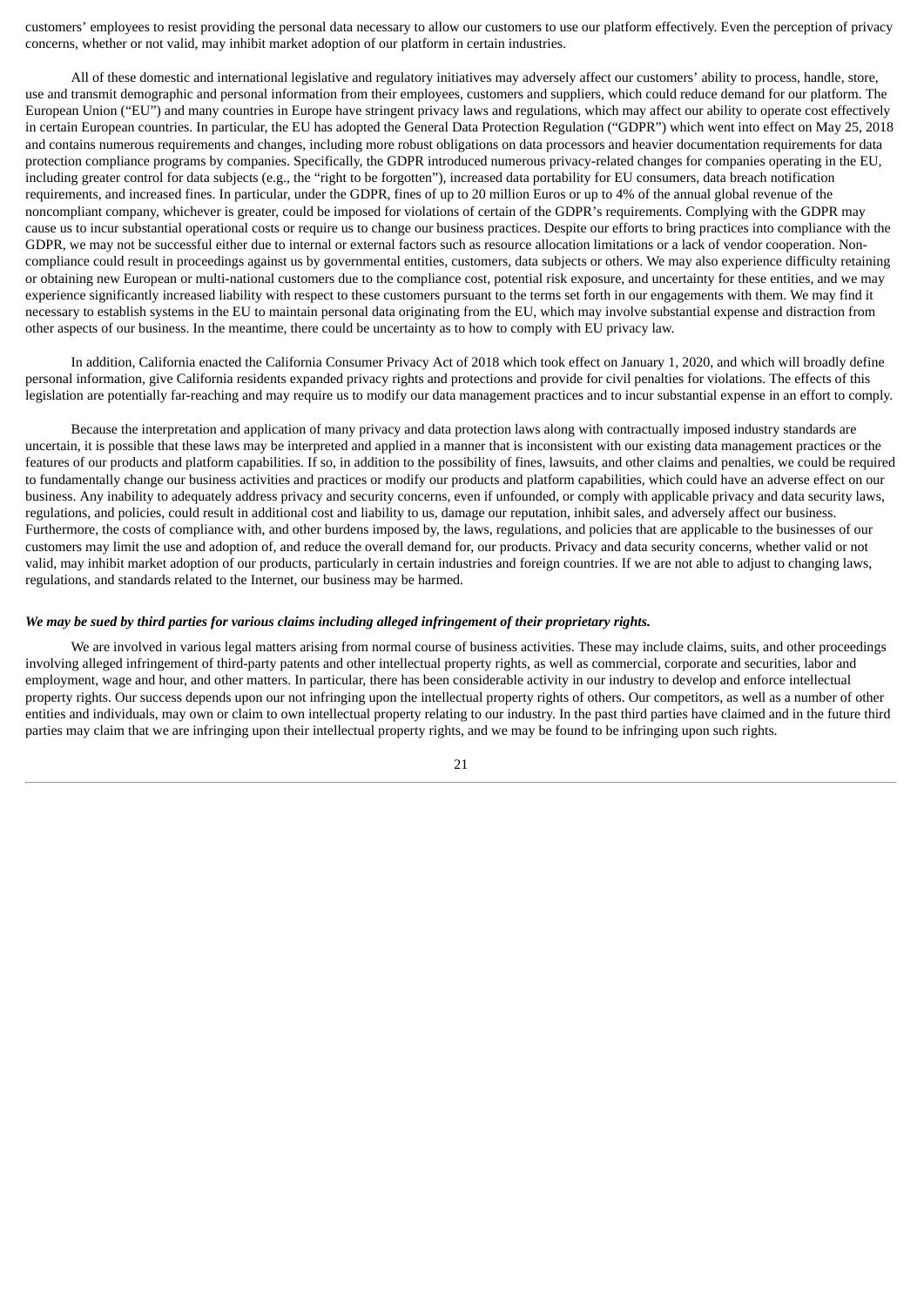customers' employees to resist providing the personal data necessary to allow our customers to use our platform effectively. Even the perception of privacy concerns, whether or not valid, may inhibit market adoption of our platform in certain industries.

All of these domestic and international legislative and regulatory initiatives may adversely affect our customers' ability to process, handle, store, use and transmit demographic and personal information from their employees, customers and suppliers, which could reduce demand for our platform. The European Union ("EU") and many countries in Europe have stringent privacy laws and regulations, which may affect our ability to operate cost effectively in certain European countries. In particular, the EU has adopted the General Data Protection Regulation ("GDPR") which went into effect on May 25, 2018 and contains numerous requirements and changes, including more robust obligations on data processors and heavier documentation requirements for data protection compliance programs by companies. Specifically, the GDPR introduced numerous privacy-related changes for companies operating in the EU, including greater control for data subjects (e.g., the "right to be forgotten"), increased data portability for EU consumers, data breach notification requirements, and increased fines. In particular, under the GDPR, fines of up to 20 million Euros or up to 4% of the annual global revenue of the noncompliant company, whichever is greater, could be imposed for violations of certain of the GDPR's requirements. Complying with the GDPR may cause us to incur substantial operational costs or require us to change our business practices. Despite our efforts to bring practices into compliance with the GDPR, we may not be successful either due to internal or external factors such as resource allocation limitations or a lack of vendor cooperation. Non-compliance could result in proceedings against us by governmental entities, customers, data subjects or others. We may also experience difficulty retaining or obtaining new European or multi-national customers due to the compliance cost, potential risk exposure, and uncertainty for these entities, and we may experience significantly increased liability with respect to these customers pursuant to the terms set forth in our engagements with them. We may find it necessary to establish systems in the EU to maintain personal data originating from the EU, which may involve substantial expense and distraction from other aspects of our business. In the meantime, there could be uncertainty as to how to comply with EU privacy law.

In addition, California enacted the California Consumer Privacy Act of 2018 which took effect on January 1, 2020, and which will broadly define personal information, give California residents expanded privacy rights and protections and provide for civil penalties for violations. The effects of this legislation are potentially far-reaching and may require us to modify our data management practices and to incur substantial expense in an effort to comply.

Because the interpretation and application of many privacy and data protection laws along with contractually imposed industry standards are uncertain, it is possible that these laws may be interpreted and applied in a manner that is inconsistent with our existing data management practices or the features of our products and platform capabilities. If so, in addition to the possibility of fines, lawsuits, and other claims and penalties, we could be required to fundamentally change our business activities and practices or modify our products and platform capabilities, which could have an adverse effect on our business. Any inability to adequately address privacy and security concerns, even if unfounded, or comply with applicable privacy and data security laws, regulations, and policies, could result in additional cost and liability to us, damage our reputation, inhibit sales, and adversely affect our business. Furthermore, the costs of compliance with, and other burdens imposed by, the laws, regulations, and policies that are applicable to the businesses of our customers may limit the use and adoption of, and reduce the overall demand for, our products. Privacy and data security concerns, whether valid or not valid, may inhibit market adoption of our products, particularly in certain industries and foreign countries. If we are not able to adjust to changing laws, regulations, and standards related to the Internet, our business may be harmed.

***We may be sued by third parties for various claims including alleged infringement of their proprietary rights.***

We are involved in various legal matters arising from normal course of business activities. These may include claims, suits, and other proceedings involving alleged infringement of third-party patents and other intellectual property rights, as well as commercial, corporate and securities, labor and employment, wage and hour, and other matters. In particular, there has been considerable activity in our industry to develop and enforce intellectual property rights. Our success depends upon our not infringing upon the intellectual property rights of others. Our competitors, as well as a number of other entities and individuals, may own or claim to own intellectual property relating to our industry. In the past third parties have claimed and in the future third parties may claim that we are infringing upon their intellectual property rights, and we may be found to be infringing upon such rights.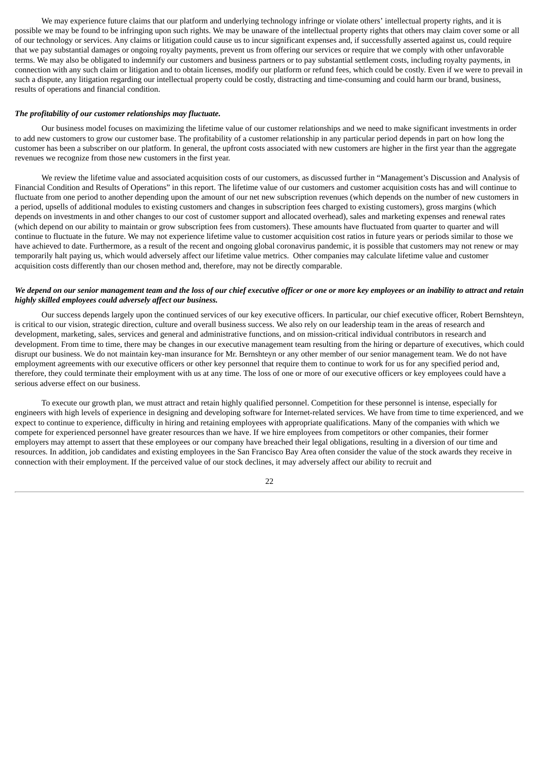We may experience future claims that our platform and underlying technology infringe or violate others' intellectual property rights, and it is possible we may be found to be infringing upon such rights. We may be unaware of the intellectual property rights that others may claim cover some or all of our technology or services. Any claims or litigation could cause us to incur significant expenses and, if successfully asserted against us, could require that we pay substantial damages or ongoing royalty payments, prevent us from offering our services or require that we comply with other unfavorable terms. We may also be obligated to indemnify our customers and business partners or to pay substantial settlement costs, including royalty payments, in connection with any such claim or litigation and to obtain licenses, modify our platform or refund fees, which could be costly. Even if we were to prevail in such a dispute, any litigation regarding our intellectual property could be costly, distracting and time-consuming and could harm our brand, business, results of operations and financial condition.

***The profitability of our customer relationships may fluctuate.***

Our business model focuses on maximizing the lifetime value of our customer relationships and we need to make significant investments in order to add new customers to grow our customer base. The profitability of a customer relationship in any particular period depends in part on how long the customer has been a subscriber on our platform. In general, the upfront costs associated with new customers are higher in the first year than the aggregate revenues we recognize from those new customers in the first year.

We review the lifetime value and associated acquisition costs of our customers, as discussed further in "Management's Discussion and Analysis of Financial Condition and Results of Operations" in this report. The lifetime value of our customers and customer acquisition costs has and will continue to fluctuate from one period to another depending upon the amount of our net new subscription revenues (which depends on the number of new customers in a period, upsells of additional modules to existing customers and changes in subscription fees charged to existing customers), gross margins (which depends on investments in and other changes to our cost of customer support and allocated overhead), sales and marketing expenses and renewal rates (which depend on our ability to maintain or grow subscription fees from customers). These amounts have fluctuated from quarter to quarter and will continue to fluctuate in the future. We may not experience lifetime value to customer acquisition cost ratios in future years or periods similar to those we have achieved to date. Furthermore, as a result of the recent and ongoing global coronavirus pandemic, it is possible that customers may not renew or may temporarily halt paying us, which would adversely affect our lifetime value metrics. Other companies may calculate lifetime value and customer acquisition costs differently than our chosen method and, therefore, may not be directly comparable.

***We depend on our senior management team and the loss of our chief executive officer or one or more key employees or an inability to attract and retain highly skilled employees could adversely affect our business.***

Our success depends largely upon the continued services of our key executive officers. In particular, our chief executive officer, Robert Bernshteyn, is critical to our vision, strategic direction, culture and overall business success. We also rely on our leadership team in the areas of research and development, marketing, sales, services and general and administrative functions, and on mission-critical individual contributors in research and development. From time to time, there may be changes in our executive management team resulting from the hiring or departure of executives, which could disrupt our business. We do not maintain key-man insurance for Mr. Bernshteyn or any other member of our senior management team. We do not have employment agreements with our executive officers or other key personnel that require them to continue to work for us for any specified period and, therefore, they could terminate their employment with us at any time. The loss of one or more of our executive officers or key employees could have a serious adverse effect on our business.

To execute our growth plan, we must attract and retain highly qualified personnel. Competition for these personnel is intense, especially for engineers with high levels of experience in designing and developing software for Internet-related services. We have from time to time experienced, and we expect to continue to experience, difficulty in hiring and retaining employees with appropriate qualifications. Many of the companies with which we compete for experienced personnel have greater resources than we have. If we hire employees from competitors or other companies, their former employers may attempt to assert that these employees or our company have breached their legal obligations, resulting in a diversion of our time and resources. In addition, job candidates and existing employees in the San Francisco Bay Area often consider the value of the stock awards they receive in connection with their employment. If the perceived value of our stock declines, it may adversely affect our ability to recruit and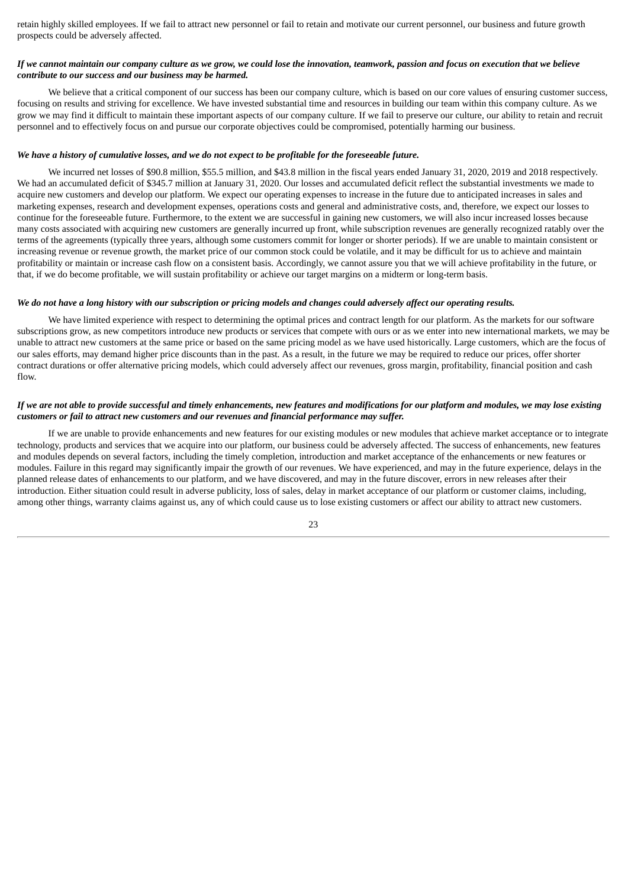retain highly skilled employees. If we fail to attract new personnel or fail to retain and motivate our current personnel, our business and future growth prospects could be adversely affected.

***If we cannot maintain our company culture as we grow, we could lose the innovation, teamwork, passion and focus on execution that we believe contribute to our success and our business may be harmed.***

We believe that a critical component of our success has been our company culture, which is based on our core values of ensuring customer success, focusing on results and striving for excellence. We have invested substantial time and resources in building our team within this company culture. As we grow we may find it difficult to maintain these important aspects of our company culture. If we fail to preserve our culture, our ability to retain and recruit personnel and to effectively focus on and pursue our corporate objectives could be compromised, potentially harming our business.

***We have a history of cumulative losses, and we do not expect to be profitable for the foreseeable future.***

We incurred net losses of $90.8 million, $55.5 million, and $43.8 million in the fiscal years ended January 31, 2020, 2019 and 2018 respectively. We had an accumulated deficit of $345.7 million at January 31, 2020. Our losses and accumulated deficit reflect the substantial investments we made to acquire new customers and develop our platform. We expect our operating expenses to increase in the future due to anticipated increases in sales and marketing expenses, research and development expenses, operations costs and general and administrative costs, and, therefore, we expect our losses to continue for the foreseeable future. Furthermore, to the extent we are successful in gaining new customers, we will also incur increased losses because many costs associated with acquiring new customers are generally incurred up front, while subscription revenues are generally recognized ratably over the terms of the agreements (typically three years, although some customers commit for longer or shorter periods). If we are unable to maintain consistent or increasing revenue or revenue growth, the market price of our common stock could be volatile, and it may be difficult for us to achieve and maintain profitability or maintain or increase cash flow on a consistent basis. Accordingly, we cannot assure you that we will achieve profitability in the future, or that, if we do become profitable, we will sustain profitability or achieve our target margins on a midterm or long-term basis.

***We do not have a long history with our subscription or pricing models and changes could adversely affect our operating results.***

We have limited experience with respect to determining the optimal prices and contract length for our platform. As the markets for our software subscriptions grow, as new competitors introduce new products or services that compete with ours or as we enter into new international markets, we may be unable to attract new customers at the same price or based on the same pricing model as we have used historically. Large customers, which are the focus of our sales efforts, may demand higher price discounts than in the past. As a result, in the future we may be required to reduce our prices, offer shorter contract durations or offer alternative pricing models, which could adversely affect our revenues, gross margin, profitability, financial position and cash flow.

***If we are not able to provide successful and timely enhancements, new features and modifications for our platform and modules, we may lose existing customers or fail to attract new customers and our revenues and financial performance may suffer.***

If we are unable to provide enhancements and new features for our existing modules or new modules that achieve market acceptance or to integrate technology, products and services that we acquire into our platform, our business could be adversely affected. The success of enhancements, new features and modules depends on several factors, including the timely completion, introduction and market acceptance of the enhancements or new features or modules. Failure in this regard may significantly impair the growth of our revenues. We have experienced, and may in the future experience, delays in the planned release dates of enhancements to our platform, and we have discovered, and may in the future discover, errors in new releases after their introduction. Either situation could result in adverse publicity, loss of sales, delay in market acceptance of our platform or customer claims, including, among other things, warranty claims against us, any of which could cause us to lose existing customers or affect our ability to attract new customers.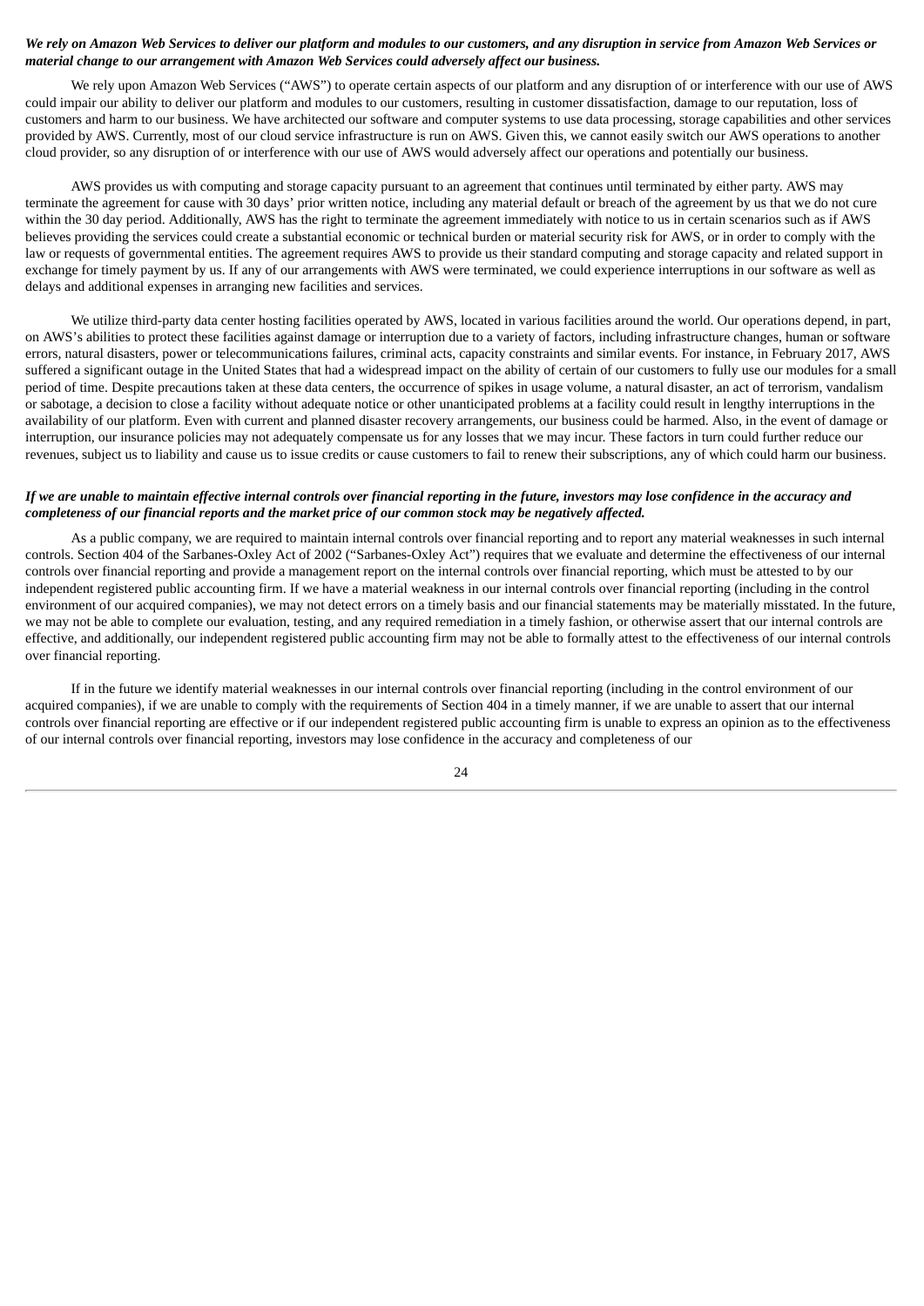***We rely on Amazon Web Services to deliver our platform and modules to our customers, and any disruption in service from Amazon Web Services or material change to our arrangement with Amazon Web Services could adversely affect our business.***

We rely upon Amazon Web Services ("AWS") to operate certain aspects of our platform and any disruption of or interference with our use of AWS could impair our ability to deliver our platform and modules to our customers, resulting in customer dissatisfaction, damage to our reputation, loss of customers and harm to our business. We have architected our software and computer systems to use data processing, storage capabilities and other services provided by AWS. Currently, most of our cloud service infrastructure is run on AWS. Given this, we cannot easily switch our AWS operations to another cloud provider, so any disruption of or interference with our use of AWS would adversely affect our operations and potentially our business.

AWS provides us with computing and storage capacity pursuant to an agreement that continues until terminated by either party. AWS may terminate the agreement for cause with 30 days' prior written notice, including any material default or breach of the agreement by us that we do not cure within the 30 day period. Additionally, AWS has the right to terminate the agreement immediately with notice to us in certain scenarios such as if AWS believes providing the services could create a substantial economic or technical burden or material security risk for AWS, or in order to comply with the law or requests of governmental entities. The agreement requires AWS to provide us their standard computing and storage capacity and related support in exchange for timely payment by us. If any of our arrangements with AWS were terminated, we could experience interruptions in our software as well as delays and additional expenses in arranging new facilities and services.

We utilize third-party data center hosting facilities operated by AWS, located in various facilities around the world. Our operations depend, in part, on AWS's abilities to protect these facilities against damage or interruption due to a variety of factors, including infrastructure changes, human or software errors, natural disasters, power or telecommunications failures, criminal acts, capacity constraints and similar events. For instance, in February 2017, AWS suffered a significant outage in the United States that had a widespread impact on the ability of certain of our customers to fully use our modules for a small period of time. Despite precautions taken at these data centers, the occurrence of spikes in usage volume, a natural disaster, an act of terrorism, vandalism or sabotage, a decision to close a facility without adequate notice or other unanticipated problems at a facility could result in lengthy interruptions in the availability of our platform. Even with current and planned disaster recovery arrangements, our business could be harmed. Also, in the event of damage or interruption, our insurance policies may not adequately compensate us for any losses that we may incur. These factors in turn could further reduce our revenues, subject us to liability and cause us to issue credits or cause customers to fail to renew their subscriptions, any of which could harm our business.

***If we are unable to maintain effective internal controls over financial reporting in the future, investors may lose confidence in the accuracy and completeness of our financial reports and the market price of our common stock may be negatively affected.***

As a public company, we are required to maintain internal controls over financial reporting and to report any material weaknesses in such internal controls. Section 404 of the Sarbanes-Oxley Act of 2002 ("Sarbanes-Oxley Act") requires that we evaluate and determine the effectiveness of our internal controls over financial reporting and provide a management report on the internal controls over financial reporting, which must be attested to by our independent registered public accounting firm. If we have a material weakness in our internal controls over financial reporting (including in the control environment of our acquired companies), we may not detect errors on a timely basis and our financial statements may be materially misstated. In the future, we may not be able to complete our evaluation, testing, and any required remediation in a timely fashion, or otherwise assert that our internal controls are effective, and additionally, our independent registered public accounting firm may not be able to formally attest to the effectiveness of our internal controls over financial reporting.

If in the future we identify material weaknesses in our internal controls over financial reporting (including in the control environment of our acquired companies), if we are unable to comply with the requirements of Section 404 in a timely manner, if we are unable to assert that our internal controls over financial reporting are effective or if our independent registered public accounting firm is unable to express an opinion as to the effectiveness of our internal controls over financial reporting, investors may lose confidence in the accuracy and completeness of our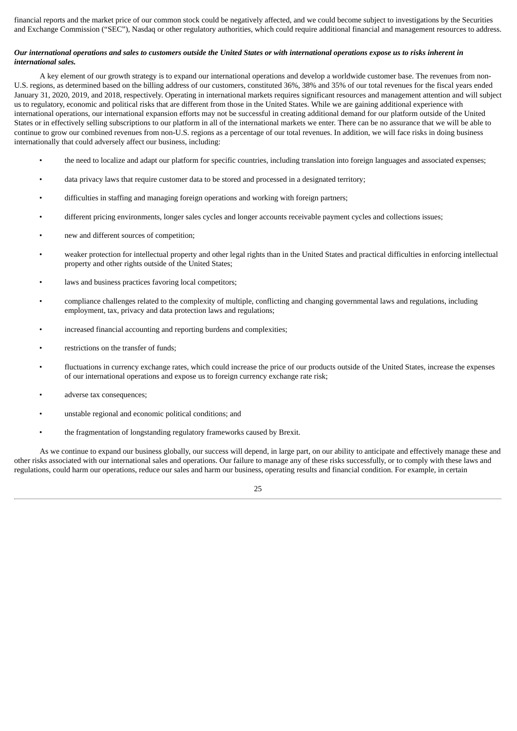financial reports and the market price of our common stock could be negatively affected, and we could become subject to investigations by the Securities and Exchange Commission ("SEC"), Nasdaq or other regulatory authorities, which could require additional financial and management resources to address.

***Our international operations and sales to customers outside the United States or with international operations expose us to risks inherent in international sales.***

A key element of our growth strategy is to expand our international operations and develop a worldwide customer base. The revenues from non-U.S. regions, as determined based on the billing address of our customers, constituted 36%, 38% and 35% of our total revenues for the fiscal years ended January 31, 2020, 2019, and 2018, respectively. Operating in international markets requires significant resources and management attention and will subject us to regulatory, economic and political risks that are different from those in the United States. While we are gaining additional experience with international operations, our international expansion efforts may not be successful in creating additional demand for our platform outside of the United States or in effectively selling subscriptions to our platform in all of the international markets we enter. There can be no assurance that we will be able to continue to grow our combined revenues from non-U.S. regions as a percentage of our total revenues. In addition, we will face risks in doing business internationally that could adversely affect our business, including:

- the need to localize and adapt our platform for specific countries, including translation into foreign languages and associated expenses;
- data privacy laws that require customer data to be stored and processed in a designated territory;
- difficulties in staffing and managing foreign operations and working with foreign partners;
- different pricing environments, longer sales cycles and longer accounts receivable payment cycles and collections issues;
- new and different sources of competition;
- weaker protection for intellectual property and other legal rights than in the United States and practical difficulties in enforcing intellectual property and other rights outside of the United States;
- laws and business practices favoring local competitors;
- compliance challenges related to the complexity of multiple, conflicting and changing governmental laws and regulations, including employment, tax, privacy and data protection laws and regulations;
- increased financial accounting and reporting burdens and complexities;
- restrictions on the transfer of funds;
- fluctuations in currency exchange rates, which could increase the price of our products outside of the United States, increase the expenses of our international operations and expose us to foreign currency exchange rate risk;
- adverse tax consequences;
- unstable regional and economic political conditions; and
- the fragmentation of longstanding regulatory frameworks caused by Brexit.

As we continue to expand our business globally, our success will depend, in large part, on our ability to anticipate and effectively manage these and other risks associated with our international sales and operations. Our failure to manage any of these risks successfully, or to comply with these laws and regulations, could harm our operations, reduce our sales and harm our business, operating results and financial condition. For example, in certain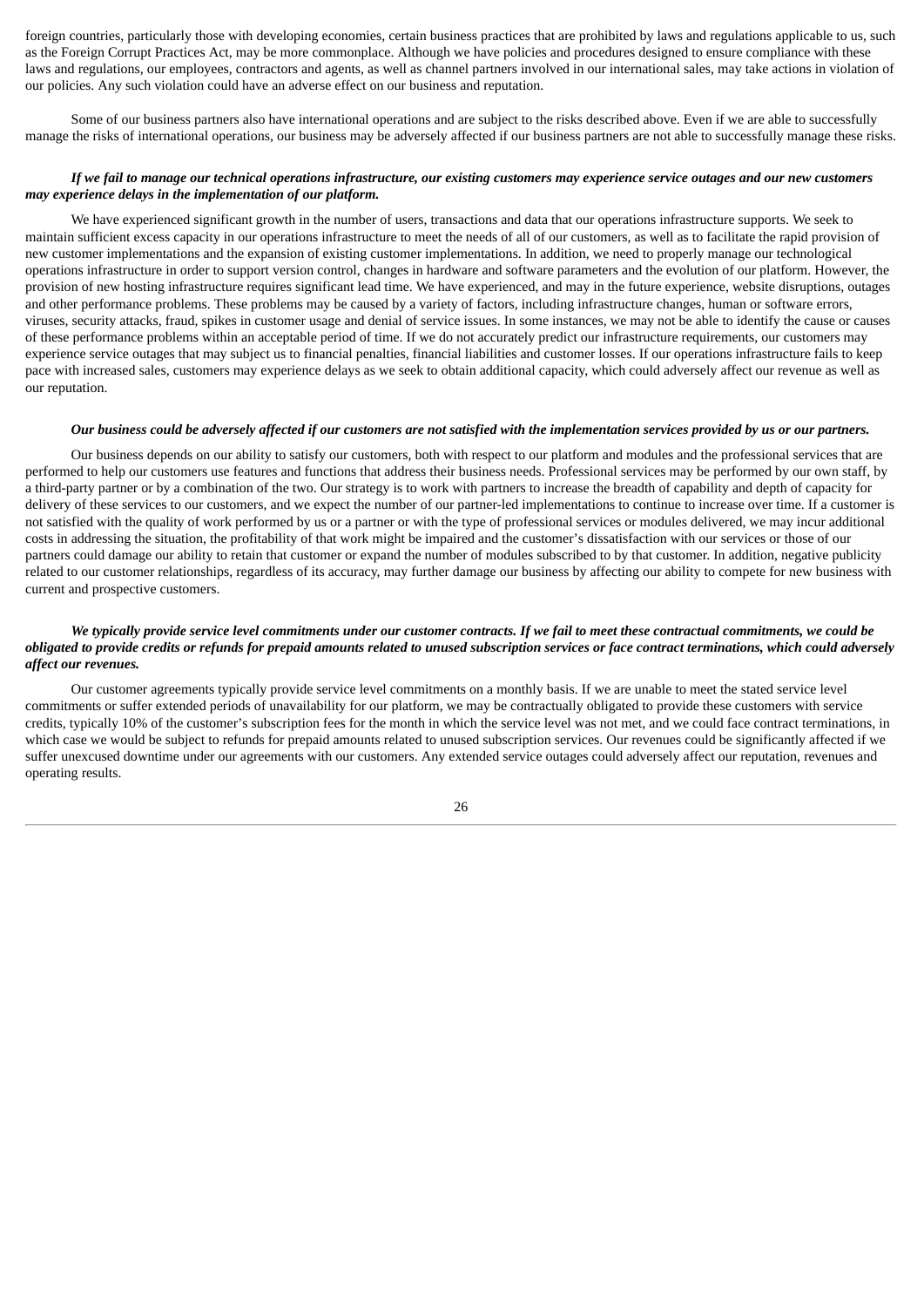foreign countries, particularly those with developing economies, certain business practices that are prohibited by laws and regulations applicable to us, such as the Foreign Corrupt Practices Act, may be more commonplace. Although we have policies and procedures designed to ensure compliance with these laws and regulations, our employees, contractors and agents, as well as channel partners involved in our international sales, may take actions in violation of our policies. Any such violation could have an adverse effect on our business and reputation.

Some of our business partners also have international operations and are subject to the risks described above. Even if we are able to successfully manage the risks of international operations, our business may be adversely affected if our business partners are not able to successfully manage these risks.

***If we fail to manage our technical operations infrastructure, our existing customers may experience service outages and our new customers may experience delays in the implementation of our platform.***

We have experienced significant growth in the number of users, transactions and data that our operations infrastructure supports. We seek to maintain sufficient excess capacity in our operations infrastructure to meet the needs of all of our customers, as well as to facilitate the rapid provision of new customer implementations and the expansion of existing customer implementations. In addition, we need to properly manage our technological operations infrastructure in order to support version control, changes in hardware and software parameters and the evolution of our platform. However, the provision of new hosting infrastructure requires significant lead time. We have experienced, and may in the future experience, website disruptions, outages and other performance problems. These problems may be caused by a variety of factors, including infrastructure changes, human or software errors, viruses, security attacks, fraud, spikes in customer usage and denial of service issues. In some instances, we may not be able to identify the cause or causes of these performance problems within an acceptable period of time. If we do not accurately predict our infrastructure requirements, our customers may experience service outages that may subject us to financial penalties, financial liabilities and customer losses. If our operations infrastructure fails to keep pace with increased sales, customers may experience delays as we seek to obtain additional capacity, which could adversely affect our revenue as well as our reputation.

***Our business could be adversely affected if our customers are not satisfied with the implementation services provided by us or our partners.***

Our business depends on our ability to satisfy our customers, both with respect to our platform and modules and the professional services that are performed to help our customers use features and functions that address their business needs. Professional services may be performed by our own staff, by a third-party partner or by a combination of the two. Our strategy is to work with partners to increase the breadth of capability and depth of capacity for delivery of these services to our customers, and we expect the number of our partner-led implementations to continue to increase over time. If a customer is not satisfied with the quality of work performed by us or a partner or with the type of professional services or modules delivered, we may incur additional costs in addressing the situation, the profitability of that work might be impaired and the customer's dissatisfaction with our services or those of our partners could damage our ability to retain that customer or expand the number of modules subscribed to by that customer. In addition, negative publicity related to our customer relationships, regardless of its accuracy, may further damage our business by affecting our ability to compete for new business with current and prospective customers.

***We typically provide service level commitments under our customer contracts. If we fail to meet these contractual commitments, we could be obligated to provide credits or refunds for prepaid amounts related to unused subscription services or face contract terminations, which could adversely affect our revenues.***

Our customer agreements typically provide service level commitments on a monthly basis. If we are unable to meet the stated service level commitments or suffer extended periods of unavailability for our platform, we may be contractually obligated to provide these customers with service credits, typically 10% of the customer's subscription fees for the month in which the service level was not met, and we could face contract terminations, in which case we would be subject to refunds for prepaid amounts related to unused subscription services. Our revenues could be significantly affected if we suffer unexcused downtime under our agreements with our customers. Any extended service outages could adversely affect our reputation, revenues and operating results.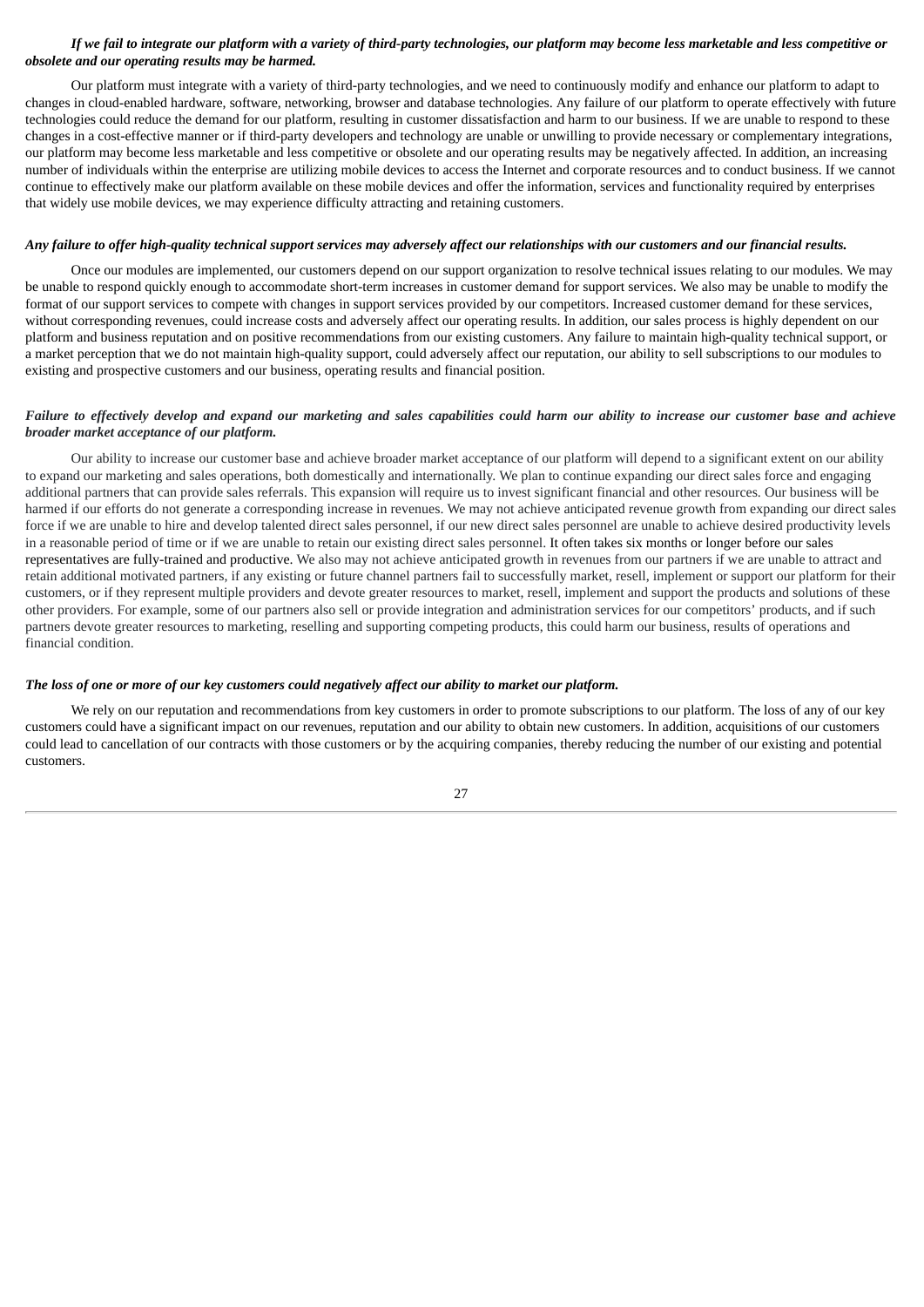***If we fail to integrate our platform with a variety of third-party technologies, our platform may become less marketable and less competitive or obsolete and our operating results may be harmed.***

Our platform must integrate with a variety of third-party technologies, and we need to continuously modify and enhance our platform to adapt to changes in cloud-enabled hardware, software, networking, browser and database technologies. Any failure of our platform to operate effectively with future technologies could reduce the demand for our platform, resulting in customer dissatisfaction and harm to our business. If we are unable to respond to these changes in a cost-effective manner or if third-party developers and technology are unable or unwilling to provide necessary or complementary integrations, our platform may become less marketable and less competitive or obsolete and our operating results may be negatively affected. In addition, an increasing number of individuals within the enterprise are utilizing mobile devices to access the Internet and corporate resources and to conduct business. If we cannot continue to effectively make our platform available on these mobile devices and offer the information, services and functionality required by enterprises that widely use mobile devices, we may experience difficulty attracting and retaining customers.

***Any failure to offer high-quality technical support services may adversely affect our relationships with our customers and our financial results.***

Once our modules are implemented, our customers depend on our support organization to resolve technical issues relating to our modules. We may be unable to respond quickly enough to accommodate short-term increases in customer demand for support services. We also may be unable to modify the format of our support services to compete with changes in support services provided by our competitors. Increased customer demand for these services, without corresponding revenues, could increase costs and adversely affect our operating results. In addition, our sales process is highly dependent on our platform and business reputation and on positive recommendations from our existing customers. Any failure to maintain high-quality technical support, or a market perception that we do not maintain high-quality support, could adversely affect our reputation, our ability to sell subscriptions to our modules to existing and prospective customers and our business, operating results and financial position.

***Failure to effectively develop and expand our marketing and sales capabilities could harm our ability to increase our customer base and achieve broader market acceptance of our platform.***

Our ability to increase our customer base and achieve broader market acceptance of our platform will depend to a significant extent on our ability to expand our marketing and sales operations, both domestically and internationally. We plan to continue expanding our direct sales force and engaging additional partners that can provide sales referrals. This expansion will require us to invest significant financial and other resources. Our business will be harmed if our efforts do not generate a corresponding increase in revenues. We may not achieve anticipated revenue growth from expanding our direct sales force if we are unable to hire and develop talented direct sales personnel, if our new direct sales personnel are unable to achieve desired productivity levels in a reasonable period of time or if we are unable to retain our existing direct sales personnel. It often takes six months or longer before our sales representatives are fully-trained and productive. We also may not achieve anticipated growth in revenues from our partners if we are unable to attract and retain additional motivated partners, if any existing or future channel partners fail to successfully market, resell, implement or support our platform for their customers, or if they represent multiple providers and devote greater resources to market, resell, implement and support the products and solutions of these other providers. For example, some of our partners also sell or provide integration and administration services for our competitors' products, and if such partners devote greater resources to marketing, reselling and supporting competing products, this could harm our business, results of operations and financial condition.

***The loss of one or more of our key customers could negatively affect our ability to market our platform.***

We rely on our reputation and recommendations from key customers in order to promote subscriptions to our platform. The loss of any of our key customers could have a significant impact on our revenues, reputation and our ability to obtain new customers. In addition, acquisitions of our customers could lead to cancellation of our contracts with those customers or by the acquiring companies, thereby reducing the number of our existing and potential customers.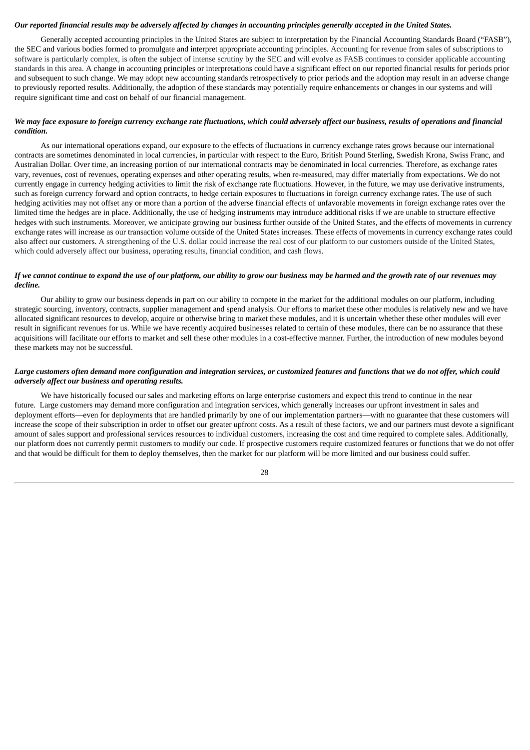***Our reported financial results may be adversely affected by changes in accounting principles generally accepted in the United States.***

Generally accepted accounting principles in the United States are subject to interpretation by the Financial Accounting Standards Board ("FASB"), the SEC and various bodies formed to promulgate and interpret appropriate accounting principles. Accounting for revenue from sales of subscriptions to software is particularly complex, is often the subject of intense scrutiny by the SEC and will evolve as FASB continues to consider applicable accounting standards in this area. A change in accounting principles or interpretations could have a significant effect on our reported financial results for periods prior and subsequent to such change. We may adopt new accounting standards retrospectively to prior periods and the adoption may result in an adverse change to previously reported results. Additionally, the adoption of these standards may potentially require enhancements or changes in our systems and will require significant time and cost on behalf of our financial management.

***We may face exposure to foreign currency exchange rate fluctuations, which could adversely affect our business, results of operations and financial condition.***

As our international operations expand, our exposure to the effects of fluctuations in currency exchange rates grows because our international contracts are sometimes denominated in local currencies, in particular with respect to the Euro, British Pound Sterling, Swedish Krona, Swiss Franc, and Australian Dollar. Over time, an increasing portion of our international contracts may be denominated in local currencies. Therefore, as exchange rates vary, revenues, cost of revenues, operating expenses and other operating results, when re-measured, may differ materially from expectations. We do not currently engage in currency hedging activities to limit the risk of exchange rate fluctuations. However, in the future, we may use derivative instruments, such as foreign currency forward and option contracts, to hedge certain exposures to fluctuations in foreign currency exchange rates. The use of such hedging activities may not offset any or more than a portion of the adverse financial effects of unfavorable movements in foreign exchange rates over the limited time the hedges are in place. Additionally, the use of hedging instruments may introduce additional risks if we are unable to structure effective hedges with such instruments. Moreover, we anticipate growing our business further outside of the United States, and the effects of movements in currency exchange rates will increase as our transaction volume outside of the United States increases. These effects of movements in currency exchange rates could also affect our customers. A strengthening of the U.S. dollar could increase the real cost of our platform to our customers outside of the United States, which could adversely affect our business, operating results, financial condition, and cash flows.

***If we cannot continue to expand the use of our platform, our ability to grow our business may be harmed and the growth rate of our revenues may decline.***

Our ability to grow our business depends in part on our ability to compete in the market for the additional modules on our platform, including strategic sourcing, inventory, contracts, supplier management and spend analysis. Our efforts to market these other modules is relatively new and we have allocated significant resources to develop, acquire or otherwise bring to market these modules, and it is uncertain whether these other modules will ever result in significant revenues for us. While we have recently acquired businesses related to certain of these modules, there can be no assurance that these acquisitions will facilitate our efforts to market and sell these other modules in a cost-effective manner. Further, the introduction of new modules beyond these markets may not be successful.

***Large customers often demand more configuration and integration services, or customized features and functions that we do not offer, which could adversely affect our business and operating results.***

We have historically focused our sales and marketing efforts on large enterprise customers and expect this trend to continue in the near future. Large customers may demand more configuration and integration services, which generally increases our upfront investment in sales and deployment efforts—even for deployments that are handled primarily by one of our implementation partners—with no guarantee that these customers will increase the scope of their subscription in order to offset our greater upfront costs. As a result of these factors, we and our partners must devote a significant amount of sales support and professional services resources to individual customers, increasing the cost and time required to complete sales. Additionally, our platform does not currently permit customers to modify our code. If prospective customers require customized features or functions that we do not offer and that would be difficult for them to deploy themselves, then the market for our platform will be more limited and our business could suffer.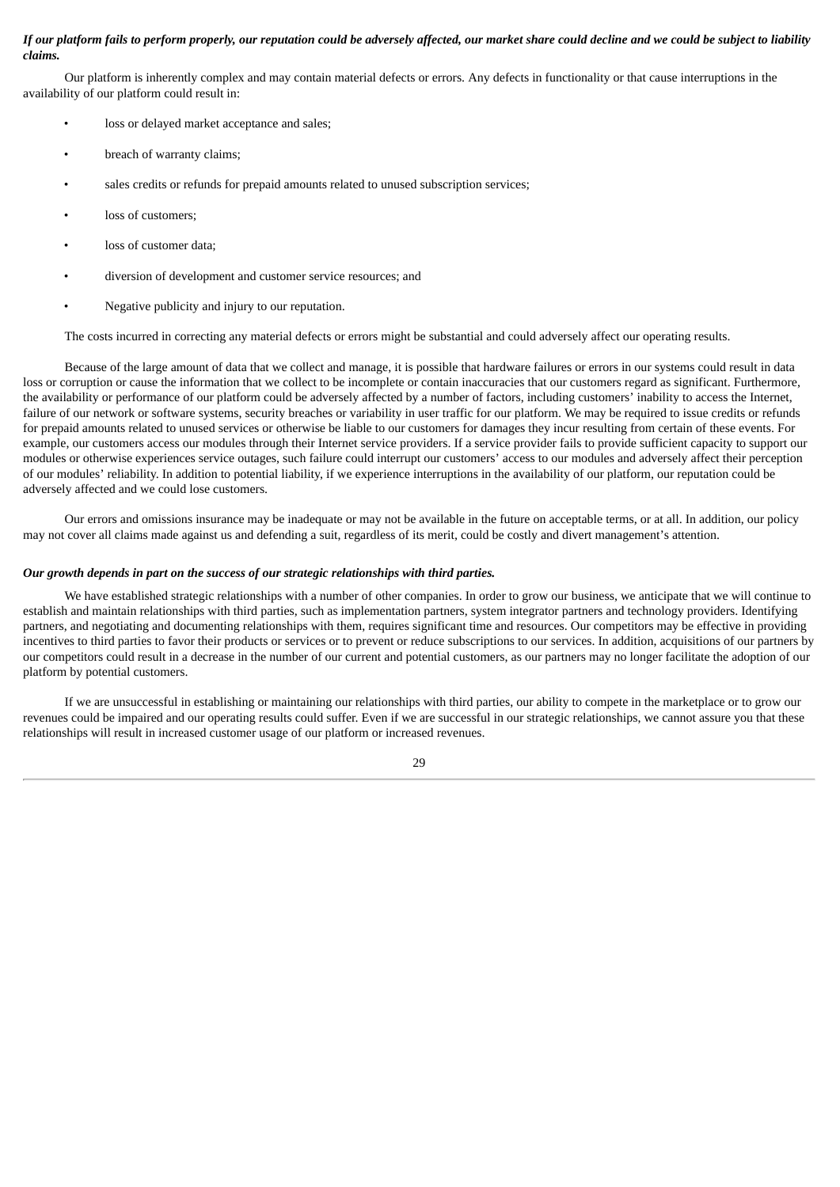***If our platform fails to perform properly, our reputation could be adversely affected, our market share could decline and we could be subject to liability claims.***

Our platform is inherently complex and may contain material defects or errors. Any defects in functionality or that cause interruptions in the availability of our platform could result in:

- loss or delayed market acceptance and sales;
- breach of warranty claims;
- sales credits or refunds for prepaid amounts related to unused subscription services;
- loss of customers;
- loss of customer data;
- diversion of development and customer service resources; and
- Negative publicity and injury to our reputation.

The costs incurred in correcting any material defects or errors might be substantial and could adversely affect our operating results.

Because of the large amount of data that we collect and manage, it is possible that hardware failures or errors in our systems could result in data loss or corruption or cause the information that we collect to be incomplete or contain inaccuracies that our customers regard as significant. Furthermore, the availability or performance of our platform could be adversely affected by a number of factors, including customers' inability to access the Internet, failure of our network or software systems, security breaches or variability in user traffic for our platform. We may be required to issue credits or refunds for prepaid amounts related to unused services or otherwise be liable to our customers for damages they incur resulting from certain of these events. For example, our customers access our modules through their Internet service providers. If a service provider fails to provide sufficient capacity to support our modules or otherwise experiences service outages, such failure could interrupt our customers' access to our modules and adversely affect their perception of our modules' reliability. In addition to potential liability, if we experience interruptions in the availability of our platform, our reputation could be adversely affected and we could lose customers.

Our errors and omissions insurance may be inadequate or may not be available in the future on acceptable terms, or at all. In addition, our policy may not cover all claims made against us and defending a suit, regardless of its merit, could be costly and divert management's attention.

***Our growth depends in part on the success of our strategic relationships with third parties.***

We have established strategic relationships with a number of other companies. In order to grow our business, we anticipate that we will continue to establish and maintain relationships with third parties, such as implementation partners, system integrator partners and technology providers. Identifying partners, and negotiating and documenting relationships with them, requires significant time and resources. Our competitors may be effective in providing incentives to third parties to favor their products or services or to prevent or reduce subscriptions to our services. In addition, acquisitions of our partners by our competitors could result in a decrease in the number of our current and potential customers, as our partners may no longer facilitate the adoption of our platform by potential customers.

If we are unsuccessful in establishing or maintaining our relationships with third parties, our ability to compete in the marketplace or to grow our revenues could be impaired and our operating results could suffer. Even if we are successful in our strategic relationships, we cannot assure you that these relationships will result in increased customer usage of our platform or increased revenues.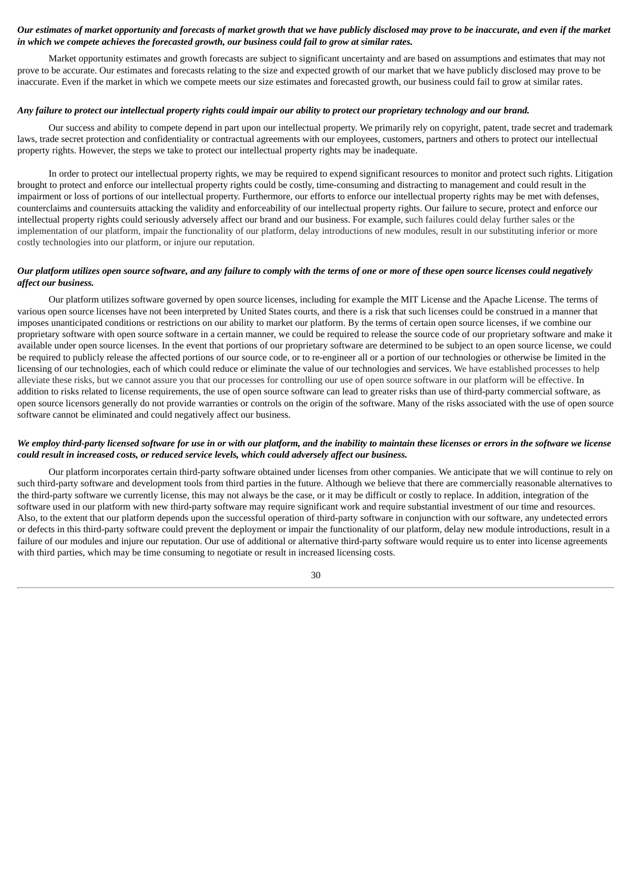***Our estimates of market opportunity and forecasts of market growth that we have publicly disclosed may prove to be inaccurate, and even if the market in which we compete achieves the forecasted growth, our business could fail to grow at similar rates.***

Market opportunity estimates and growth forecasts are subject to significant uncertainty and are based on assumptions and estimates that may not prove to be accurate. Our estimates and forecasts relating to the size and expected growth of our market that we have publicly disclosed may prove to be inaccurate. Even if the market in which we compete meets our size estimates and forecasted growth, our business could fail to grow at similar rates.

***Any failure to protect our intellectual property rights could impair our ability to protect our proprietary technology and our brand.***

Our success and ability to compete depend in part upon our intellectual property. We primarily rely on copyright, patent, trade secret and trademark laws, trade secret protection and confidentiality or contractual agreements with our employees, customers, partners and others to protect our intellectual property rights. However, the steps we take to protect our intellectual property rights may be inadequate.

In order to protect our intellectual property rights, we may be required to expend significant resources to monitor and protect such rights. Litigation brought to protect and enforce our intellectual property rights could be costly, time-consuming and distracting to management and could result in the impairment or loss of portions of our intellectual property. Furthermore, our efforts to enforce our intellectual property rights may be met with defenses, counterclaims and countersuits attacking the validity and enforceability of our intellectual property rights. Our failure to secure, protect and enforce our intellectual property rights could seriously adversely affect our brand and our business. For example, such failures could delay further sales or the implementation of our platform, impair the functionality of our platform, delay introductions of new modules, result in our substituting inferior or more costly technologies into our platform, or injure our reputation.

***Our platform utilizes open source software, and any failure to comply with the terms of one or more of these open source licenses could negatively affect our business.***

Our platform utilizes software governed by open source licenses, including for example the MIT License and the Apache License. The terms of various open source licenses have not been interpreted by United States courts, and there is a risk that such licenses could be construed in a manner that imposes unanticipated conditions or restrictions on our ability to market our platform. By the terms of certain open source licenses, if we combine our proprietary software with open source software in a certain manner, we could be required to release the source code of our proprietary software and make it available under open source licenses. In the event that portions of our proprietary software are determined to be subject to an open source license, we could be required to publicly release the affected portions of our source code, or to re-engineer all or a portion of our technologies or otherwise be limited in the licensing of our technologies, each of which could reduce or eliminate the value of our technologies and services. We have established processes to help alleviate these risks, but we cannot assure you that our processes for controlling our use of open source software in our platform will be effective. In addition to risks related to license requirements, the use of open source software can lead to greater risks than use of third-party commercial software, as open source licensors generally do not provide warranties or controls on the origin of the software. Many of the risks associated with the use of open source software cannot be eliminated and could negatively affect our business.

***We employ third-party licensed software for use in or with our platform, and the inability to maintain these licenses or errors in the software we license could result in increased costs, or reduced service levels, which could adversely affect our business.***

Our platform incorporates certain third-party software obtained under licenses from other companies. We anticipate that we will continue to rely on such third-party software and development tools from third parties in the future. Although we believe that there are commercially reasonable alternatives to the third-party software we currently license, this may not always be the case, or it may be difficult or costly to replace. In addition, integration of the software used in our platform with new third-party software may require significant work and require substantial investment of our time and resources. Also, to the extent that our platform depends upon the successful operation of third-party software in conjunction with our software, any undetected errors or defects in this third-party software could prevent the deployment or impair the functionality of our platform, delay new module introductions, result in a failure of our modules and injure our reputation. Our use of additional or alternative third-party software would require us to enter into license agreements with third parties, which may be time consuming to negotiate or result in increased licensing costs.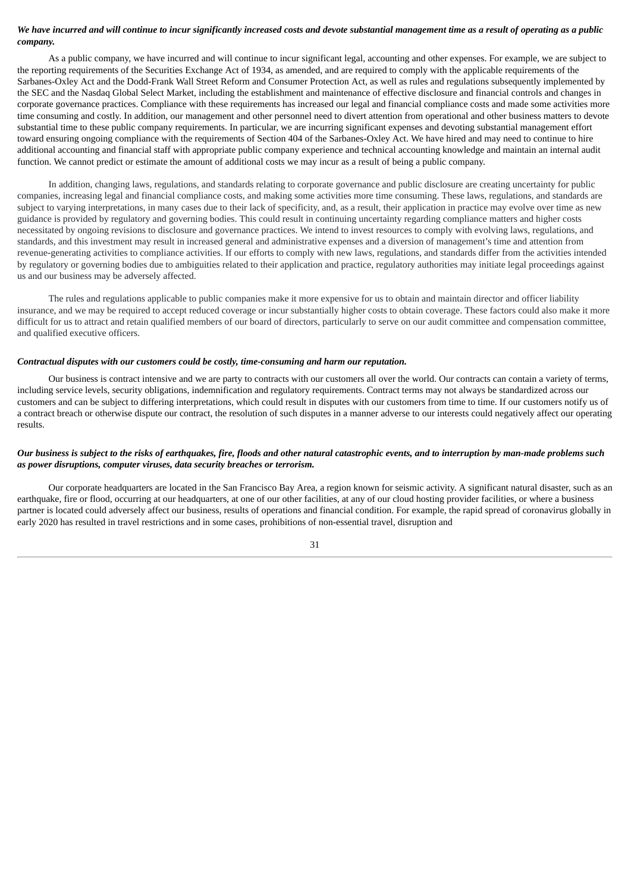***We have incurred and will continue to incur significantly increased costs and devote substantial management time as a result of operating as a public company.***

As a public company, we have incurred and will continue to incur significant legal, accounting and other expenses. For example, we are subject to the reporting requirements of the Securities Exchange Act of 1934, as amended, and are required to comply with the applicable requirements of the Sarbanes-Oxley Act and the Dodd-Frank Wall Street Reform and Consumer Protection Act, as well as rules and regulations subsequently implemented by the SEC and the Nasdaq Global Select Market, including the establishment and maintenance of effective disclosure and financial controls and changes in corporate governance practices. Compliance with these requirements has increased our legal and financial compliance costs and made some activities more time consuming and costly. In addition, our management and other personnel need to divert attention from operational and other business matters to devote substantial time to these public company requirements. In particular, we are incurring significant expenses and devoting substantial management effort toward ensuring ongoing compliance with the requirements of Section 404 of the Sarbanes-Oxley Act. We have hired and may need to continue to hire additional accounting and financial staff with appropriate public company experience and technical accounting knowledge and maintain an internal audit function. We cannot predict or estimate the amount of additional costs we may incur as a result of being a public company.

In addition, changing laws, regulations, and standards relating to corporate governance and public disclosure are creating uncertainty for public companies, increasing legal and financial compliance costs, and making some activities more time consuming. These laws, regulations, and standards are subject to varying interpretations, in many cases due to their lack of specificity, and, as a result, their application in practice may evolve over time as new guidance is provided by regulatory and governing bodies. This could result in continuing uncertainty regarding compliance matters and higher costs necessitated by ongoing revisions to disclosure and governance practices. We intend to invest resources to comply with evolving laws, regulations, and standards, and this investment may result in increased general and administrative expenses and a diversion of management's time and attention from revenue-generating activities to compliance activities. If our efforts to comply with new laws, regulations, and standards differ from the activities intended by regulatory or governing bodies due to ambiguities related to their application and practice, regulatory authorities may initiate legal proceedings against us and our business may be adversely affected.

The rules and regulations applicable to public companies make it more expensive for us to obtain and maintain director and officer liability insurance, and we may be required to accept reduced coverage or incur substantially higher costs to obtain coverage. These factors could also make it more difficult for us to attract and retain qualified members of our board of directors, particularly to serve on our audit committee and compensation committee, and qualified executive officers.

***Contractual disputes with our customers could be costly, time-consuming and harm our reputation.***

Our business is contract intensive and we are party to contracts with our customers all over the world. Our contracts can contain a variety of terms, including service levels, security obligations, indemnification and regulatory requirements. Contract terms may not always be standardized across our customers and can be subject to differing interpretations, which could result in disputes with our customers from time to time. If our customers notify us of a contract breach or otherwise dispute our contract, the resolution of such disputes in a manner adverse to our interests could negatively affect our operating results.

***Our business is subject to the risks of earthquakes, fire, floods and other natural catastrophic events, and to interruption by man-made problems such as power disruptions, computer viruses, data security breaches or terrorism.***

Our corporate headquarters are located in the San Francisco Bay Area, a region known for seismic activity. A significant natural disaster, such as an earthquake, fire or flood, occurring at our headquarters, at one of our other facilities, at any of our cloud hosting provider facilities, or where a business partner is located could adversely affect our business, results of operations and financial condition. For example, the rapid spread of coronavirus globally in early 2020 has resulted in travel restrictions and in some cases, prohibitions of non-essential travel, disruption and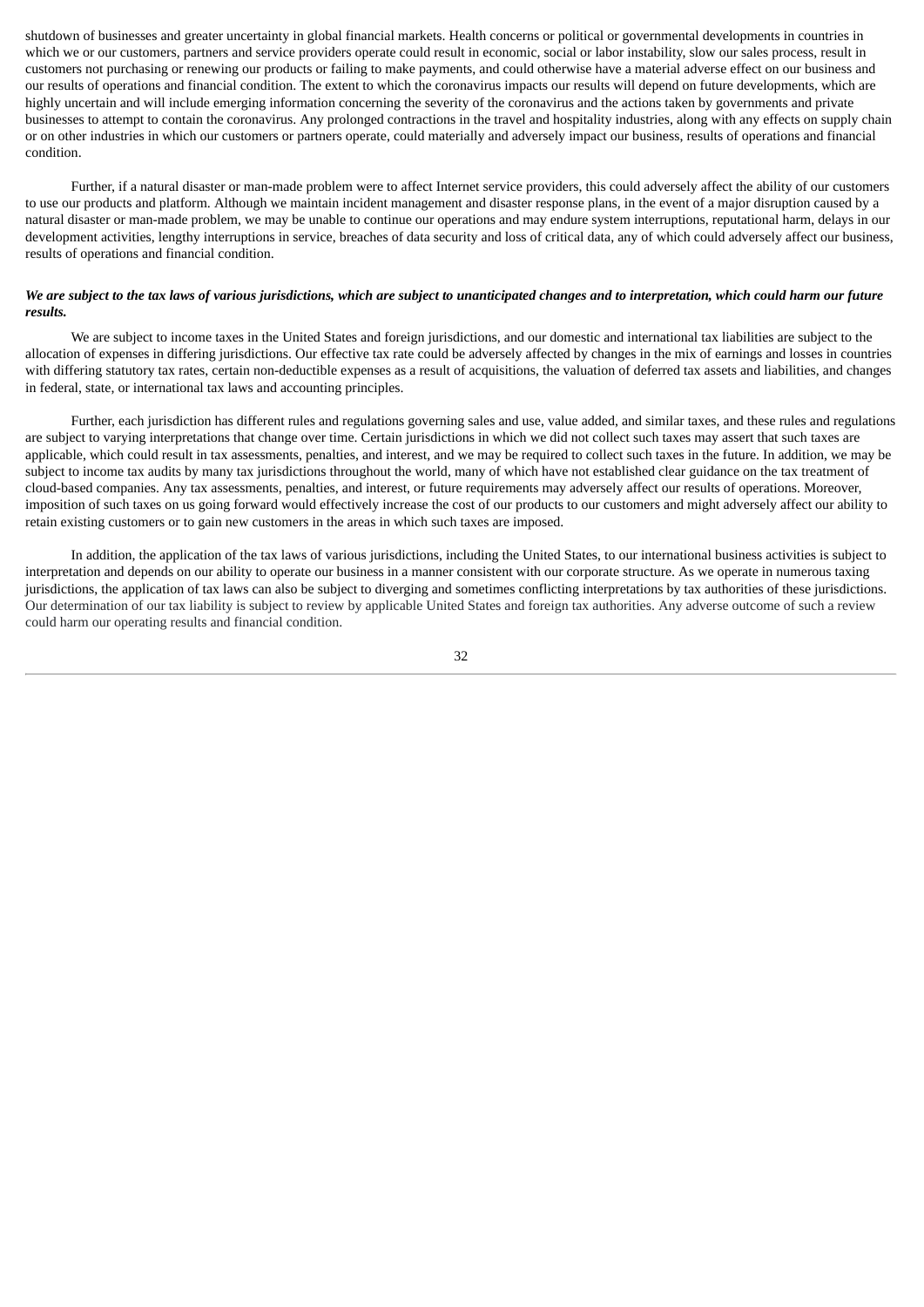shutdown of businesses and greater uncertainty in global financial markets. Health concerns or political or governmental developments in countries in which we or our customers, partners and service providers operate could result in economic, social or labor instability, slow our sales process, result in customers not purchasing or renewing our products or failing to make payments, and could otherwise have a material adverse effect on our business and our results of operations and financial condition. The extent to which the coronavirus impacts our results will depend on future developments, which are highly uncertain and will include emerging information concerning the severity of the coronavirus and the actions taken by governments and private businesses to attempt to contain the coronavirus. Any prolonged contractions in the travel and hospitality industries, along with any effects on supply chain or on other industries in which our customers or partners operate, could materially and adversely impact our business, results of operations and financial condition.

Further, if a natural disaster or man-made problem were to affect Internet service providers, this could adversely affect the ability of our customers to use our products and platform. Although we maintain incident management and disaster response plans, in the event of a major disruption caused by a natural disaster or man-made problem, we may be unable to continue our operations and may endure system interruptions, reputational harm, delays in our development activities, lengthy interruptions in service, breaches of data security and loss of critical data, any of which could adversely affect our business, results of operations and financial condition.

***We are subject to the tax laws of various jurisdictions, which are subject to unanticipated changes and to interpretation, which could harm our future results.***

We are subject to income taxes in the United States and foreign jurisdictions, and our domestic and international tax liabilities are subject to the allocation of expenses in differing jurisdictions. Our effective tax rate could be adversely affected by changes in the mix of earnings and losses in countries with differing statutory tax rates, certain non-deductible expenses as a result of acquisitions, the valuation of deferred tax assets and liabilities, and changes in federal, state, or international tax laws and accounting principles.

Further, each jurisdiction has different rules and regulations governing sales and use, value added, and similar taxes, and these rules and regulations are subject to varying interpretations that change over time. Certain jurisdictions in which we did not collect such taxes may assert that such taxes are applicable, which could result in tax assessments, penalties, and interest, and we may be required to collect such taxes in the future. In addition, we may be subject to income tax audits by many tax jurisdictions throughout the world, many of which have not established clear guidance on the tax treatment of cloud-based companies. Any tax assessments, penalties, and interest, or future requirements may adversely affect our results of operations. Moreover, imposition of such taxes on us going forward would effectively increase the cost of our products to our customers and might adversely affect our ability to retain existing customers or to gain new customers in the areas in which such taxes are imposed.

In addition, the application of the tax laws of various jurisdictions, including the United States, to our international business activities is subject to interpretation and depends on our ability to operate our business in a manner consistent with our corporate structure. As we operate in numerous taxing jurisdictions, the application of tax laws can also be subject to diverging and sometimes conflicting interpretations by tax authorities of these jurisdictions. Our determination of our tax liability is subject to review by applicable United States and foreign tax authorities. Any adverse outcome of such a review could harm our operating results and financial condition.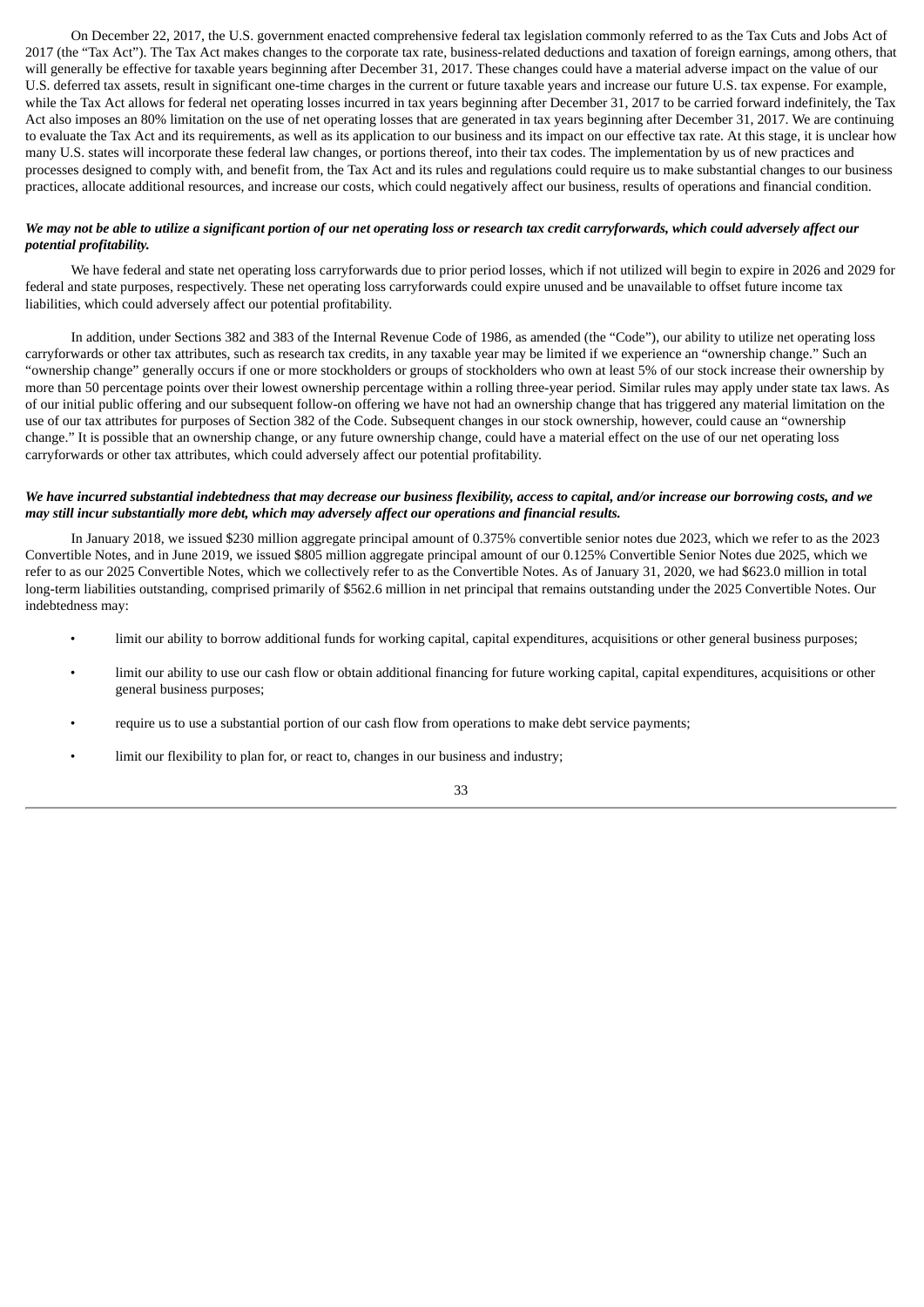On December 22, 2017, the U.S. government enacted comprehensive federal tax legislation commonly referred to as the Tax Cuts and Jobs Act of 2017 (the "Tax Act"). The Tax Act makes changes to the corporate tax rate, business-related deductions and taxation of foreign earnings, among others, that will generally be effective for taxable years beginning after December 31, 2017. These changes could have a material adverse impact on the value of our U.S. deferred tax assets, result in significant one-time charges in the current or future taxable years and increase our future U.S. tax expense. For example, while the Tax Act allows for federal net operating losses incurred in tax years beginning after December 31, 2017 to be carried forward indefinitely, the Tax Act also imposes an 80% limitation on the use of net operating losses that are generated in tax years beginning after December 31, 2017. We are continuing to evaluate the Tax Act and its requirements, as well as its application to our business and its impact on our effective tax rate. At this stage, it is unclear how many U.S. states will incorporate these federal law changes, or portions thereof, into their tax codes. The implementation by us of new practices and processes designed to comply with, and benefit from, the Tax Act and its rules and regulations could require us to make substantial changes to our business practices, allocate additional resources, and increase our costs, which could negatively affect our business, results of operations and financial condition.

***We may not be able to utilize a significant portion of our net operating loss or research tax credit carryforwards, which could adversely affect our potential profitability.***

We have federal and state net operating loss carryforwards due to prior period losses, which if not utilized will begin to expire in 2026 and 2029 for federal and state purposes, respectively. These net operating loss carryforwards could expire unused and be unavailable to offset future income tax liabilities, which could adversely affect our potential profitability.

In addition, under Sections 382 and 383 of the Internal Revenue Code of 1986, as amended (the "Code"), our ability to utilize net operating loss carryforwards or other tax attributes, such as research tax credits, in any taxable year may be limited if we experience an "ownership change." Such an "ownership change" generally occurs if one or more stockholders or groups of stockholders who own at least 5% of our stock increase their ownership by more than 50 percentage points over their lowest ownership percentage within a rolling three-year period. Similar rules may apply under state tax laws. As of our initial public offering and our subsequent follow-on offering we have not had an ownership change that has triggered any material limitation on the use of our tax attributes for purposes of Section 382 of the Code. Subsequent changes in our stock ownership, however, could cause an "ownership change." It is possible that an ownership change, or any future ownership change, could have a material effect on the use of our net operating loss carryforwards or other tax attributes, which could adversely affect our potential profitability.

***We have incurred substantial indebtedness that may decrease our business flexibility, access to capital, and/or increase our borrowing costs, and we may still incur substantially more debt, which may adversely affect our operations and financial results.***

In January 2018, we issued $230 million aggregate principal amount of 0.375% convertible senior notes due 2023, which we refer to as the 2023 Convertible Notes, and in June 2019, we issued $805 million aggregate principal amount of our 0.125% Convertible Senior Notes due 2025, which we refer to as our 2025 Convertible Notes, which we collectively refer to as the Convertible Notes. As of January 31, 2020, we had $623.0 million in total long-term liabilities outstanding, comprised primarily of $562.6 million in net principal that remains outstanding under the 2025 Convertible Notes. Our indebtedness may:

- limit our ability to borrow additional funds for working capital, capital expenditures, acquisitions or other general business purposes;
- limit our ability to use our cash flow or obtain additional financing for future working capital, capital expenditures, acquisitions or other general business purposes;
- require us to use a substantial portion of our cash flow from operations to make debt service payments;
- limit our flexibility to plan for, or react to, changes in our business and industry;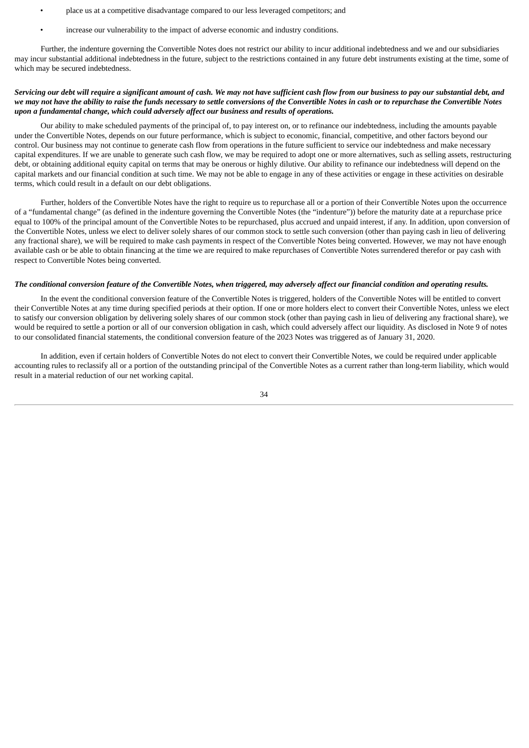- place us at a competitive disadvantage compared to our less leveraged competitors; and
- increase our vulnerability to the impact of adverse economic and industry conditions.

Further, the indenture governing the Convertible Notes does not restrict our ability to incur additional indebtedness and we and our subsidiaries may incur substantial additional indebtedness in the future, subject to the restrictions contained in any future debt instruments existing at the time, some of which may be secured indebtedness.

***Servicing our debt will require a significant amount of cash. We may not have sufficient cash flow from our business to pay our substantial debt, and we may not have the ability to raise the funds necessary to settle conversions of the Convertible Notes in cash or to repurchase the Convertible Notes upon a fundamental change, which could adversely affect our business and results of operations.***

Our ability to make scheduled payments of the principal of, to pay interest on, or to refinance our indebtedness, including the amounts payable under the Convertible Notes, depends on our future performance, which is subject to economic, financial, competitive, and other factors beyond our control. Our business may not continue to generate cash flow from operations in the future sufficient to service our indebtedness and make necessary capital expenditures. If we are unable to generate such cash flow, we may be required to adopt one or more alternatives, such as selling assets, restructuring debt, or obtaining additional equity capital on terms that may be onerous or highly dilutive. Our ability to refinance our indebtedness will depend on the capital markets and our financial condition at such time. We may not be able to engage in any of these activities or engage in these activities on desirable terms, which could result in a default on our debt obligations.

Further, holders of the Convertible Notes have the right to require us to repurchase all or a portion of their Convertible Notes upon the occurrence of a "fundamental change" (as defined in the indenture governing the Convertible Notes (the "indenture")) before the maturity date at a repurchase price equal to 100% of the principal amount of the Convertible Notes to be repurchased, plus accrued and unpaid interest, if any. In addition, upon conversion of the Convertible Notes, unless we elect to deliver solely shares of our common stock to settle such conversion (other than paying cash in lieu of delivering any fractional share), we will be required to make cash payments in respect of the Convertible Notes being converted. However, we may not have enough available cash or be able to obtain financing at the time we are required to make repurchases of Convertible Notes surrendered therefor or pay cash with respect to Convertible Notes being converted.

***The conditional conversion feature of the Convertible Notes, when triggered, may adversely affect our financial condition and operating results.***

In the event the conditional conversion feature of the Convertible Notes is triggered, holders of the Convertible Notes will be entitled to convert their Convertible Notes at any time during specified periods at their option. If one or more holders elect to convert their Convertible Notes, unless we elect to satisfy our conversion obligation by delivering solely shares of our common stock (other than paying cash in lieu of delivering any fractional share), we would be required to settle a portion or all of our conversion obligation in cash, which could adversely affect our liquidity. As disclosed in Note 9 of notes to our consolidated financial statements, the conditional conversion feature of the 2023 Notes was triggered as of January 31, 2020.

In addition, even if certain holders of Convertible Notes do not elect to convert their Convertible Notes, we could be required under applicable accounting rules to reclassify all or a portion of the outstanding principal of the Convertible Notes as a current rather than long-term liability, which would result in a material reduction of our net working capital.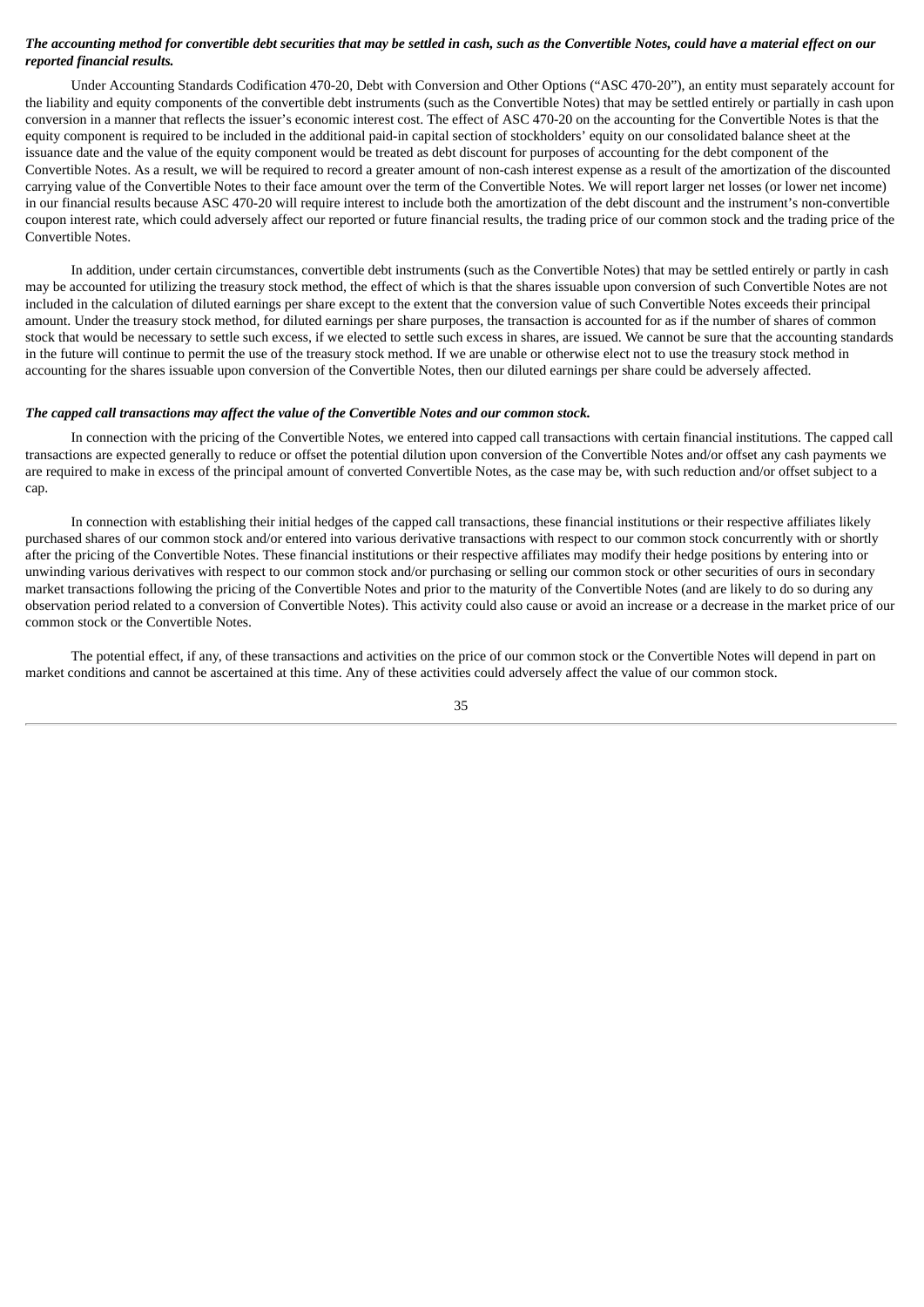***The accounting method for convertible debt securities that may be settled in cash, such as the Convertible Notes, could have a material effect on our reported financial results.***

Under Accounting Standards Codification 470-20, Debt with Conversion and Other Options ("ASC 470-20"), an entity must separately account for the liability and equity components of the convertible debt instruments (such as the Convertible Notes) that may be settled entirely or partially in cash upon conversion in a manner that reflects the issuer's economic interest cost. The effect of ASC 470-20 on the accounting for the Convertible Notes is that the equity component is required to be included in the additional paid-in capital section of stockholders' equity on our consolidated balance sheet at the issuance date and the value of the equity component would be treated as debt discount for purposes of accounting for the debt component of the Convertible Notes. As a result, we will be required to record a greater amount of non-cash interest expense as a result of the amortization of the discounted carrying value of the Convertible Notes to their face amount over the term of the Convertible Notes. We will report larger net losses (or lower net income) in our financial results because ASC 470-20 will require interest to include both the amortization of the debt discount and the instrument's non-convertible coupon interest rate, which could adversely affect our reported or future financial results, the trading price of our common stock and the trading price of the Convertible Notes.

In addition, under certain circumstances, convertible debt instruments (such as the Convertible Notes) that may be settled entirely or partly in cash may be accounted for utilizing the treasury stock method, the effect of which is that the shares issuable upon conversion of such Convertible Notes are not included in the calculation of diluted earnings per share except to the extent that the conversion value of such Convertible Notes exceeds their principal amount. Under the treasury stock method, for diluted earnings per share purposes, the transaction is accounted for as if the number of shares of common stock that would be necessary to settle such excess, if we elected to settle such excess in shares, are issued. We cannot be sure that the accounting standards in the future will continue to permit the use of the treasury stock method. If we are unable or otherwise elect not to use the treasury stock method in accounting for the shares issuable upon conversion of the Convertible Notes, then our diluted earnings per share could be adversely affected.

***The capped call transactions may affect the value of the Convertible Notes and our common stock.***

In connection with the pricing of the Convertible Notes, we entered into capped call transactions with certain financial institutions. The capped call transactions are expected generally to reduce or offset the potential dilution upon conversion of the Convertible Notes and/or offset any cash payments we are required to make in excess of the principal amount of converted Convertible Notes, as the case may be, with such reduction and/or offset subject to a cap.

In connection with establishing their initial hedges of the capped call transactions, these financial institutions or their respective affiliates likely purchased shares of our common stock and/or entered into various derivative transactions with respect to our common stock concurrently with or shortly after the pricing of the Convertible Notes. These financial institutions or their respective affiliates may modify their hedge positions by entering into or unwinding various derivatives with respect to our common stock and/or purchasing or selling our common stock or other securities of ours in secondary market transactions following the pricing of the Convertible Notes and prior to the maturity of the Convertible Notes (and are likely to do so during any observation period related to a conversion of Convertible Notes). This activity could also cause or avoid an increase or a decrease in the market price of our common stock or the Convertible Notes.

The potential effect, if any, of these transactions and activities on the price of our common stock or the Convertible Notes will depend in part on market conditions and cannot be ascertained at this time. Any of these activities could adversely affect the value of our common stock.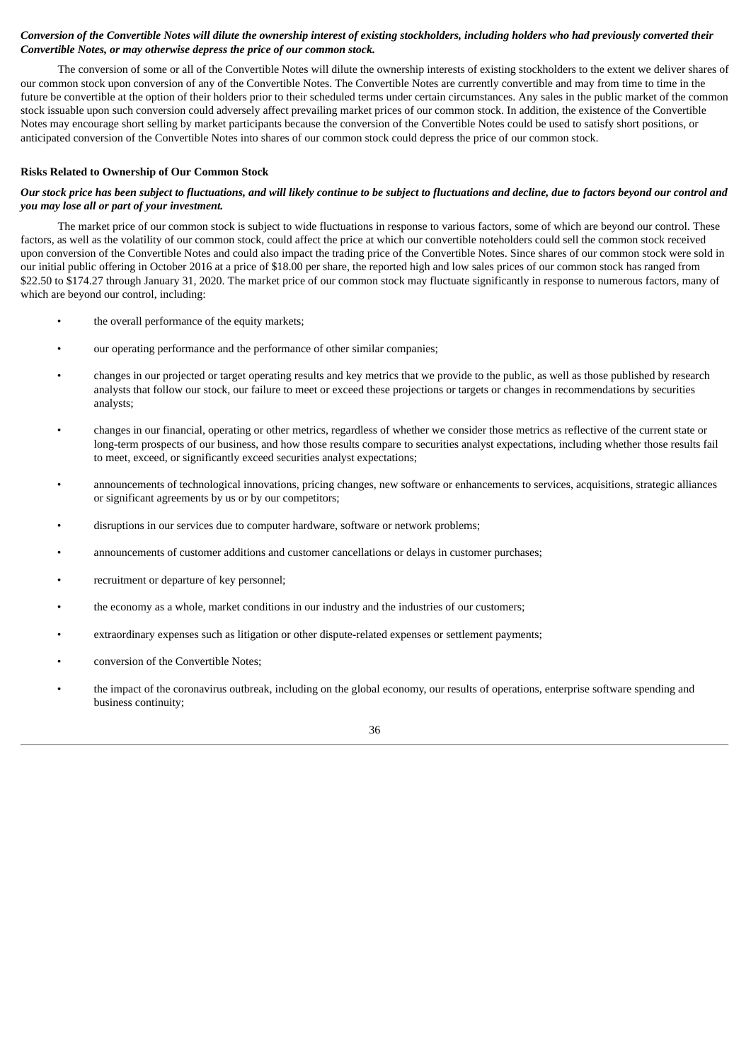***Conversion of the Convertible Notes will dilute the ownership interest of existing stockholders, including holders who had previously converted their Convertible Notes, or may otherwise depress the price of our common stock.***

The conversion of some or all of the Convertible Notes will dilute the ownership interests of existing stockholders to the extent we deliver shares of our common stock upon conversion of any of the Convertible Notes. The Convertible Notes are currently convertible and may from time to time in the future be convertible at the option of their holders prior to their scheduled terms under certain circumstances. Any sales in the public market of the common stock issuable upon such conversion could adversely affect prevailing market prices of our common stock. In addition, the existence of the Convertible Notes may encourage short selling by market participants because the conversion of the Convertible Notes could be used to satisfy short positions, or anticipated conversion of the Convertible Notes into shares of our common stock could depress the price of our common stock.

**Risks Related to Ownership of Our Common Stock**

***Our stock price has been subject to fluctuations, and will likely continue to be subject to fluctuations and decline, due to factors beyond our control and you may lose all or part of your investment.***

The market price of our common stock is subject to wide fluctuations in response to various factors, some of which are beyond our control. These factors, as well as the volatility of our common stock, could affect the price at which our convertible noteholders could sell the common stock received upon conversion of the Convertible Notes and could also impact the trading price of the Convertible Notes. Since shares of our common stock were sold in our initial public offering in October 2016 at a price of $18.00 per share, the reported high and low sales prices of our common stock has ranged from $22.50 to $174.27 through January 31, 2020. The market price of our common stock may fluctuate significantly in response to numerous factors, many of which are beyond our control, including:

- the overall performance of the equity markets;
- our operating performance and the performance of other similar companies;
- changes in our projected or target operating results and key metrics that we provide to the public, as well as those published by research analysts that follow our stock, our failure to meet or exceed these projections or targets or changes in recommendations by securities analysts;
- changes in our financial, operating or other metrics, regardless of whether we consider those metrics as reflective of the current state or long-term prospects of our business, and how those results compare to securities analyst expectations, including whether those results fail to meet, exceed, or significantly exceed securities analyst expectations;
- announcements of technological innovations, pricing changes, new software or enhancements to services, acquisitions, strategic alliances or significant agreements by us or by our competitors;
- disruptions in our services due to computer hardware, software or network problems;
- announcements of customer additions and customer cancellations or delays in customer purchases;
- recruitment or departure of key personnel;
- the economy as a whole, market conditions in our industry and the industries of our customers;
- extraordinary expenses such as litigation or other dispute-related expenses or settlement payments;
- conversion of the Convertible Notes;
- the impact of the coronavirus outbreak, including on the global economy, our results of operations, enterprise software spending and business continuity;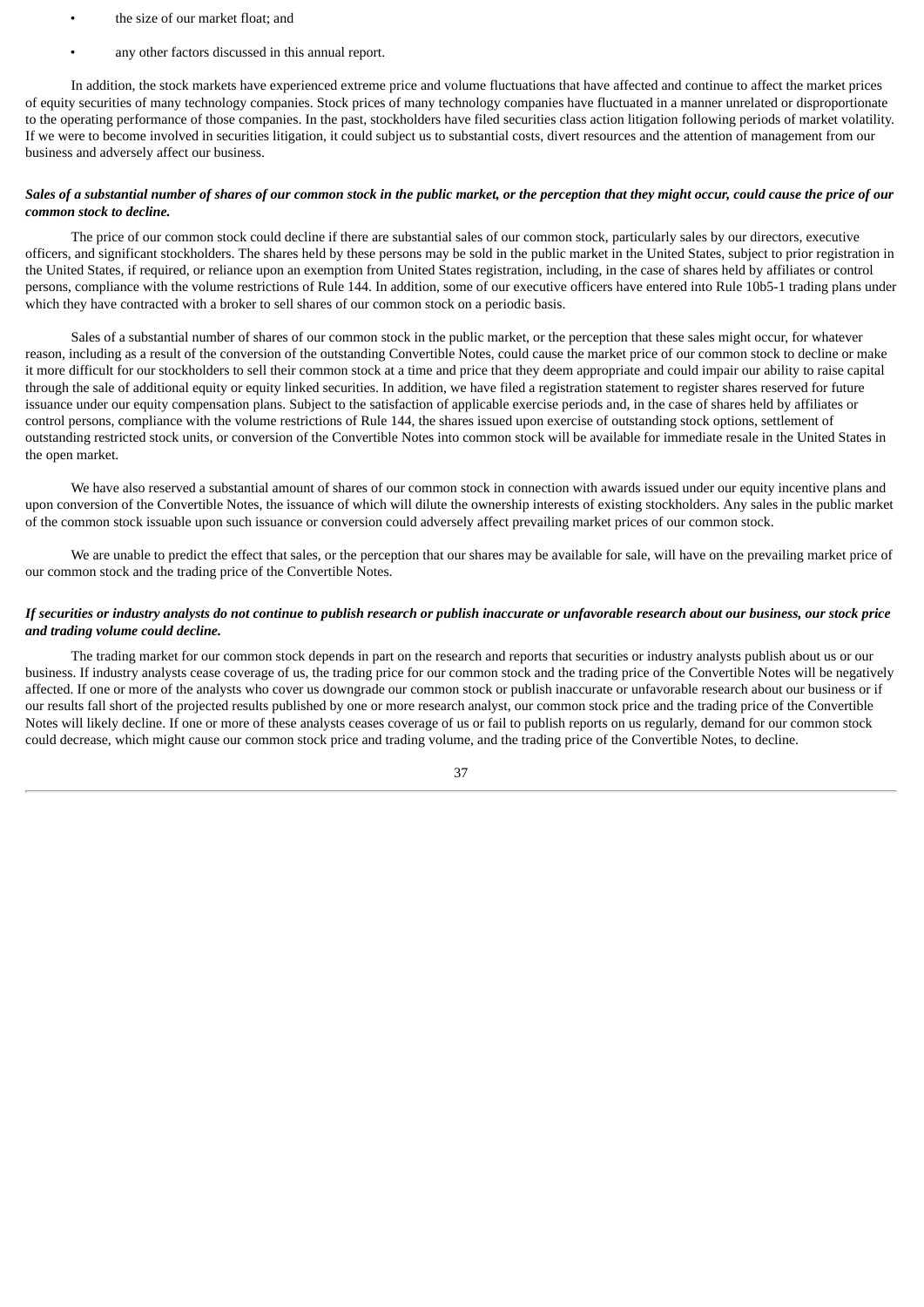- the size of our market float; and
- any other factors discussed in this annual report.

In addition, the stock markets have experienced extreme price and volume fluctuations that have affected and continue to affect the market prices of equity securities of many technology companies. Stock prices of many technology companies have fluctuated in a manner unrelated or disproportionate to the operating performance of those companies. In the past, stockholders have filed securities class action litigation following periods of market volatility. If we were to become involved in securities litigation, it could subject us to substantial costs, divert resources and the attention of management from our business and adversely affect our business.

***Sales of a substantial number of shares of our common stock in the public market, or the perception that they might occur, could cause the price of our common stock to decline.***

The price of our common stock could decline if there are substantial sales of our common stock, particularly sales by our directors, executive officers, and significant stockholders. The shares held by these persons may be sold in the public market in the United States, subject to prior registration in the United States, if required, or reliance upon an exemption from United States registration, including, in the case of shares held by affiliates or control persons, compliance with the volume restrictions of Rule 144. In addition, some of our executive officers have entered into Rule 10b5-1 trading plans under which they have contracted with a broker to sell shares of our common stock on a periodic basis.

Sales of a substantial number of shares of our common stock in the public market, or the perception that these sales might occur, for whatever reason, including as a result of the conversion of the outstanding Convertible Notes, could cause the market price of our common stock to decline or make it more difficult for our stockholders to sell their common stock at a time and price that they deem appropriate and could impair our ability to raise capital through the sale of additional equity or equity linked securities. In addition, we have filed a registration statement to register shares reserved for future issuance under our equity compensation plans. Subject to the satisfaction of applicable exercise periods and, in the case of shares held by affiliates or control persons, compliance with the volume restrictions of Rule 144, the shares issued upon exercise of outstanding stock options, settlement of outstanding restricted stock units, or conversion of the Convertible Notes into common stock will be available for immediate resale in the United States in the open market.

We have also reserved a substantial amount of shares of our common stock in connection with awards issued under our equity incentive plans and upon conversion of the Convertible Notes, the issuance of which will dilute the ownership interests of existing stockholders. Any sales in the public market of the common stock issuable upon such issuance or conversion could adversely affect prevailing market prices of our common stock.

We are unable to predict the effect that sales, or the perception that our shares may be available for sale, will have on the prevailing market price of our common stock and the trading price of the Convertible Notes.

***If securities or industry analysts do not continue to publish research or publish inaccurate or unfavorable research about our business, our stock price and trading volume could decline.***

The trading market for our common stock depends in part on the research and reports that securities or industry analysts publish about us or our business. If industry analysts cease coverage of us, the trading price for our common stock and the trading price of the Convertible Notes will be negatively affected. If one or more of the analysts who cover us downgrade our common stock or publish inaccurate or unfavorable research about our business or if our results fall short of the projected results published by one or more research analyst, our common stock price and the trading price of the Convertible Notes will likely decline. If one or more of these analysts ceases coverage of us or fail to publish reports on us regularly, demand for our common stock could decrease, which might cause our common stock price and trading volume, and the trading price of the Convertible Notes, to decline.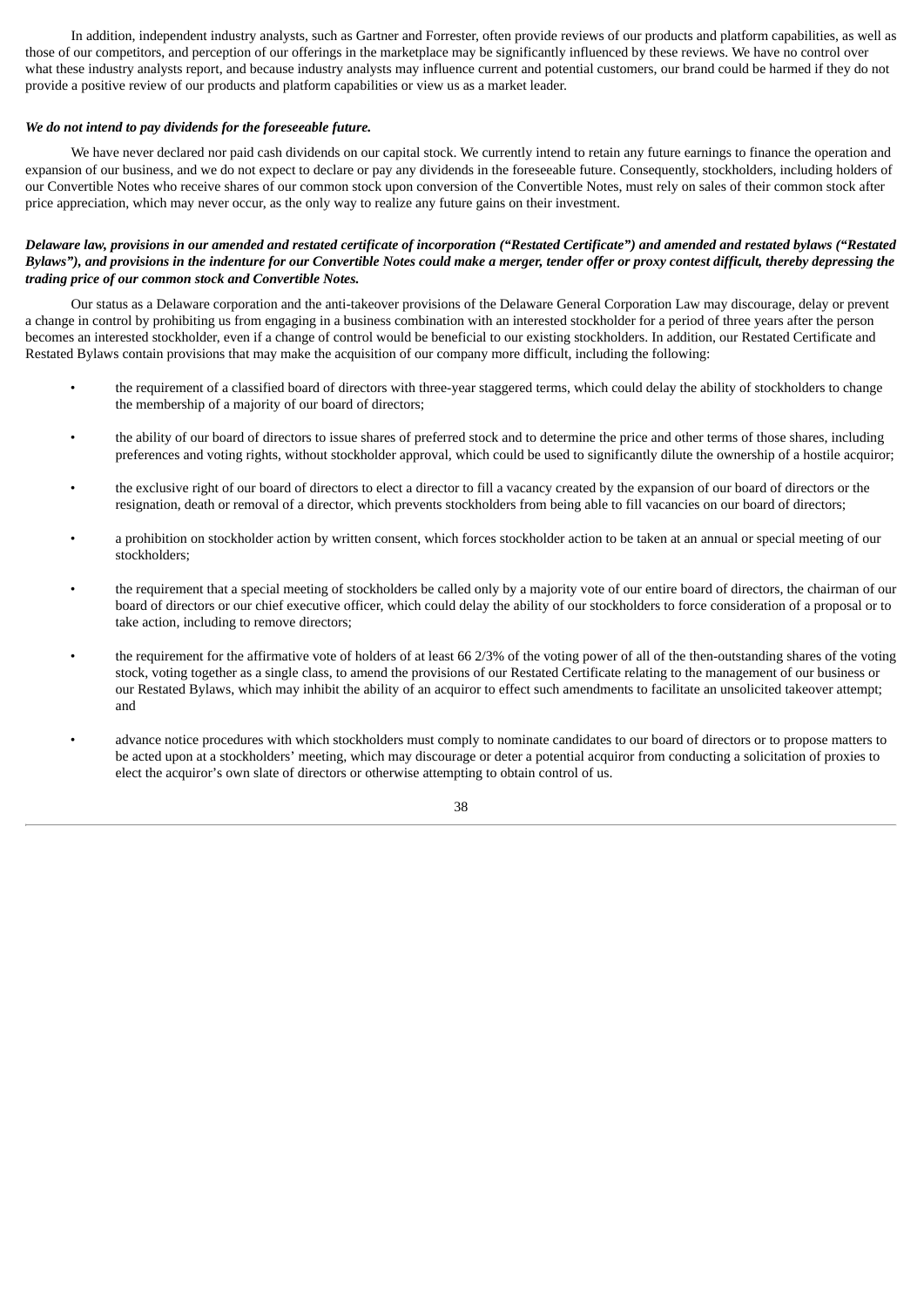In addition, independent industry analysts, such as Gartner and Forrester, often provide reviews of our products and platform capabilities, as well as those of our competitors, and perception of our offerings in the marketplace may be significantly influenced by these reviews. We have no control over what these industry analysts report, and because industry analysts may influence current and potential customers, our brand could be harmed if they do not provide a positive review of our products and platform capabilities or view us as a market leader.

***We do not intend to pay dividends for the foreseeable future.***

We have never declared nor paid cash dividends on our capital stock. We currently intend to retain any future earnings to finance the operation and expansion of our business, and we do not expect to declare or pay any dividends in the foreseeable future. Consequently, stockholders, including holders of our Convertible Notes who receive shares of our common stock upon conversion of the Convertible Notes, must rely on sales of their common stock after price appreciation, which may never occur, as the only way to realize any future gains on their investment.

***Delaware law, provisions in our amended and restated certificate of incorporation ("Restated Certificate") and amended and restated bylaws ("Restated Bylaws"), and provisions in the indenture for our Convertible Notes could make a merger, tender offer or proxy contest difficult, thereby depressing the trading price of our common stock and Convertible Notes.***

Our status as a Delaware corporation and the anti-takeover provisions of the Delaware General Corporation Law may discourage, delay or prevent a change in control by prohibiting us from engaging in a business combination with an interested stockholder for a period of three years after the person becomes an interested stockholder, even if a change of control would be beneficial to our existing stockholders. In addition, our Restated Certificate and Restated Bylaws contain provisions that may make the acquisition of our company more difficult, including the following:

- the requirement of a classified board of directors with three-year staggered terms, which could delay the ability of stockholders to change the membership of a majority of our board of directors;
- the ability of our board of directors to issue shares of preferred stock and to determine the price and other terms of those shares, including preferences and voting rights, without stockholder approval, which could be used to significantly dilute the ownership of a hostile acquiror;
- the exclusive right of our board of directors to elect a director to fill a vacancy created by the expansion of our board of directors or the resignation, death or removal of a director, which prevents stockholders from being able to fill vacancies on our board of directors;
- a prohibition on stockholder action by written consent, which forces stockholder action to be taken at an annual or special meeting of our stockholders;
- the requirement that a special meeting of stockholders be called only by a majority vote of our entire board of directors, the chairman of our board of directors or our chief executive officer, which could delay the ability of our stockholders to force consideration of a proposal or to take action, including to remove directors;
- the requirement for the affirmative vote of holders of at least 66 2/3% of the voting power of all of the then-outstanding shares of the voting stock, voting together as a single class, to amend the provisions of our Restated Certificate relating to the management of our business or our Restated Bylaws, which may inhibit the ability of an acquiror to effect such amendments to facilitate an unsolicited takeover attempt; and
- advance notice procedures with which stockholders must comply to nominate candidates to our board of directors or to propose matters to be acted upon at a stockholders' meeting, which may discourage or deter a potential acquiror from conducting a solicitation of proxies to elect the acquiror's own slate of directors or otherwise attempting to obtain control of us.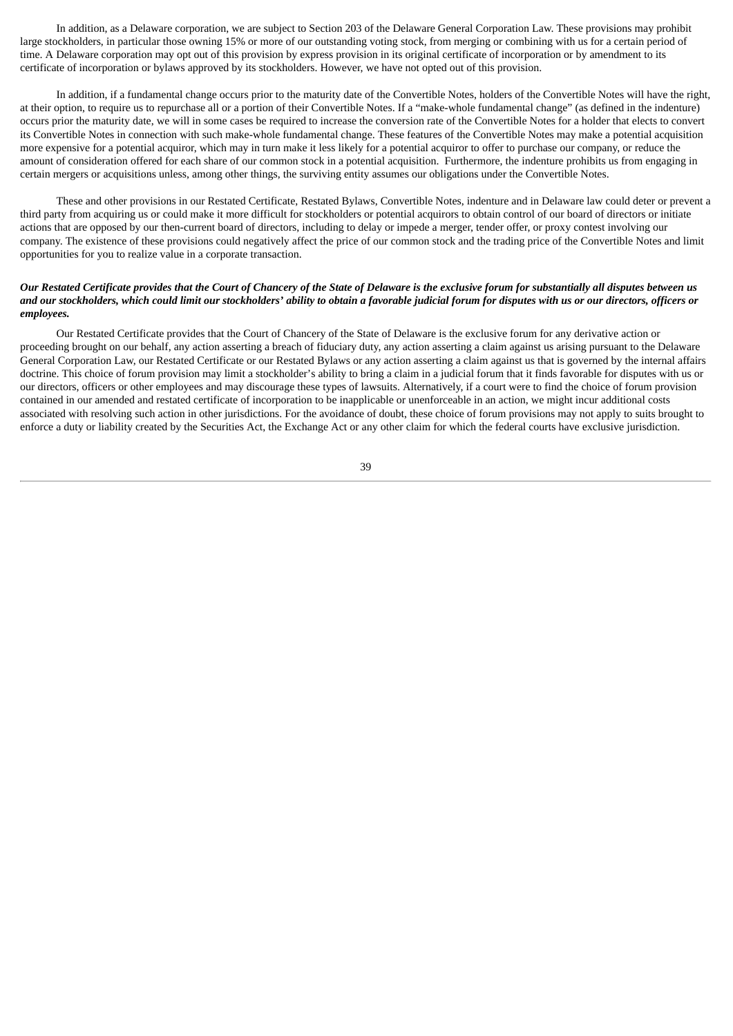In addition, as a Delaware corporation, we are subject to Section 203 of the Delaware General Corporation Law. These provisions may prohibit large stockholders, in particular those owning 15% or more of our outstanding voting stock, from merging or combining with us for a certain period of time. A Delaware corporation may opt out of this provision by express provision in its original certificate of incorporation or by amendment to its certificate of incorporation or bylaws approved by its stockholders. However, we have not opted out of this provision.

In addition, if a fundamental change occurs prior to the maturity date of the Convertible Notes, holders of the Convertible Notes will have the right, at their option, to require us to repurchase all or a portion of their Convertible Notes. If a "make-whole fundamental change" (as defined in the indenture) occurs prior the maturity date, we will in some cases be required to increase the conversion rate of the Convertible Notes for a holder that elects to convert its Convertible Notes in connection with such make-whole fundamental change. These features of the Convertible Notes may make a potential acquisition more expensive for a potential acquiror, which may in turn make it less likely for a potential acquiror to offer to purchase our company, or reduce the amount of consideration offered for each share of our common stock in a potential acquisition. Furthermore, the indenture prohibits us from engaging in certain mergers or acquisitions unless, among other things, the surviving entity assumes our obligations under the Convertible Notes.

These and other provisions in our Restated Certificate, Restated Bylaws, Convertible Notes, indenture and in Delaware law could deter or prevent a third party from acquiring us or could make it more difficult for stockholders or potential acquirors to obtain control of our board of directors or initiate actions that are opposed by our then-current board of directors, including to delay or impede a merger, tender offer, or proxy contest involving our company. The existence of these provisions could negatively affect the price of our common stock and the trading price of the Convertible Notes and limit opportunities for you to realize value in a corporate transaction.

***Our Restated Certificate provides that the Court of Chancery of the State of Delaware is the exclusive forum for substantially all disputes between us and our stockholders, which could limit our stockholders' ability to obtain a favorable judicial forum for disputes with us or our directors, officers or employees.***

Our Restated Certificate provides that the Court of Chancery of the State of Delaware is the exclusive forum for any derivative action or proceeding brought on our behalf, any action asserting a breach of fiduciary duty, any action asserting a claim against us arising pursuant to the Delaware General Corporation Law, our Restated Certificate or our Restated Bylaws or any action asserting a claim against us that is governed by the internal affairs doctrine. This choice of forum provision may limit a stockholder's ability to bring a claim in a judicial forum that it finds favorable for disputes with us or our directors, officers or other employees and may discourage these types of lawsuits. Alternatively, if a court were to find the choice of forum provision contained in our amended and restated certificate of incorporation to be inapplicable or unenforceable in an action, we might incur additional costs associated with resolving such action in other jurisdictions. For the avoidance of doubt, these choice of forum provisions may not apply to suits brought to enforce a duty or liability created by the Securities Act, the Exchange Act or any other claim for which the federal courts have exclusive jurisdiction.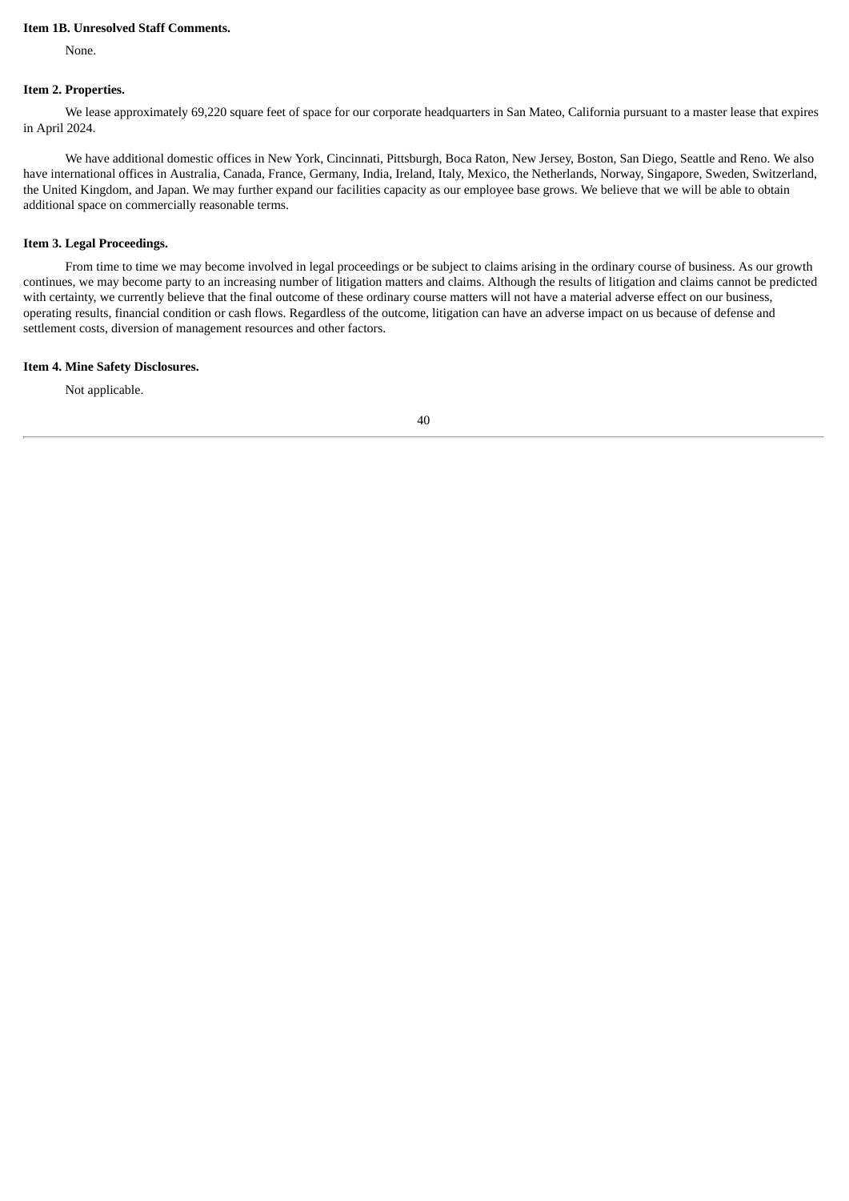**Item 1B. Unresolved Staff Comments.**

None.

**Item 2. Properties.**

We lease approximately 69,220 square feet of space for our corporate headquarters in San Mateo, California pursuant to a master lease that expires in April 2024.

We have additional domestic offices in New York, Cincinnati, Pittsburgh, Boca Raton, New Jersey, Boston, San Diego, Seattle and Reno. We also have international offices in Australia, Canada, France, Germany, India, Ireland, Italy, Mexico, the Netherlands, Norway, Singapore, Sweden, Switzerland, the United Kingdom, and Japan. We may further expand our facilities capacity as our employee base grows. We believe that we will be able to obtain additional space on commercially reasonable terms.

**Item 3. Legal Proceedings.**

From time to time we may become involved in legal proceedings or be subject to claims arising in the ordinary course of business. As our growth continues, we may become party to an increasing number of litigation matters and claims. Although the results of litigation and claims cannot be predicted with certainty, we currently believe that the final outcome of these ordinary course matters will not have a material adverse effect on our business, operating results, financial condition or cash flows. Regardless of the outcome, litigation can have an adverse impact on us because of defense and settlement costs, diversion of management resources and other factors.

**Item 4. Mine Safety Disclosures.**

Not applicable.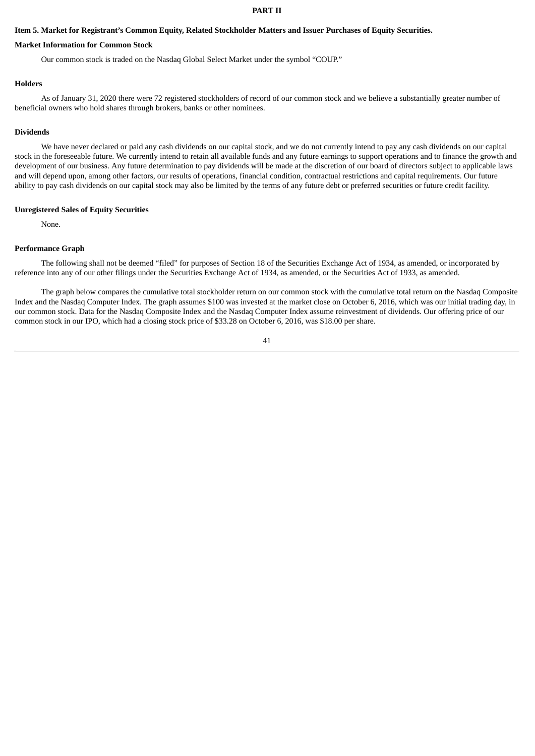# PART II

## Item 5. Market for Registrant’s Common Equity, Related Stockholder Matters and Issuer Purchases of Equity Securities.

### Market Information for Common Stock

Our common stock is traded on the Nasdaq Global Select Market under the symbol “COUP.”

### Holders

As of January 31, 2020 there were 72 registered stockholders of record of our common stock and we believe a substantially greater number of beneficial owners who hold shares through brokers, banks or other nominees.

### Dividends

We have never declared or paid any cash dividends on our capital stock, and we do not currently intend to pay any cash dividends on our capital stock in the foreseeable future. We currently intend to retain all available funds and any future earnings to support operations and to finance the growth and development of our business. Any future determination to pay dividends will be made at the discretion of our board of directors subject to applicable laws and will depend upon, among other factors, our results of operations, financial condition, contractual restrictions and capital requirements. Our future ability to pay cash dividends on our capital stock may also be limited by the terms of any future debt or preferred securities or future credit facility.

### Unregistered Sales of Equity Securities

None.

### Performance Graph

The following shall not be deemed “filed” for purposes of Section 18 of the Securities Exchange Act of 1934, as amended, or incorporated by reference into any of our other filings under the Securities Exchange Act of 1934, as amended, or the Securities Act of 1933, as amended.

The graph below compares the cumulative total stockholder return on our common stock with the cumulative total return on the Nasdaq Composite Index and the Nasdaq Computer Index. The graph assumes $100 was invested at the market close on October 6, 2016, which was our initial trading day, in our common stock. Data for the Nasdaq Composite Index and the Nasdaq Computer Index assume reinvestment of dividends. Our offering price of our common stock in our IPO, which had a closing stock price of $33.28 on October 6, 2016, was $18.00 per share.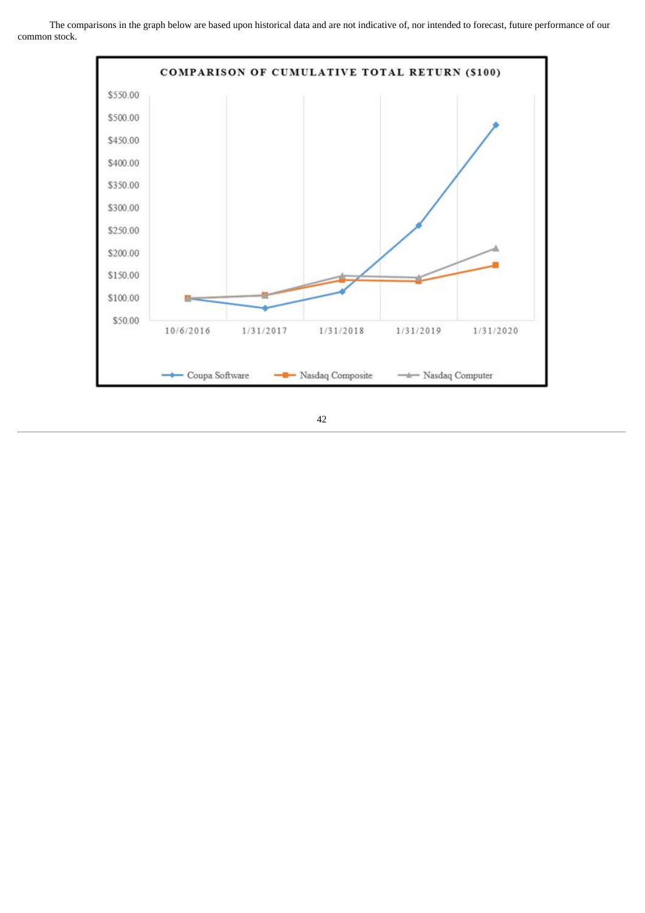The comparisons in the graph below are based upon historical data and are not indicative of, nor intended to forecast, future performance of our common stock.

**COMPARISON OF CUMULATIVE TOTAL RETURN ($100)**

| | 10/6/2016 | 1/31/2017 | 1/31/2018 | 1/31/2019 | 1/31/2020 |
|---|---|---|---|---|---|
| Coupa Software | | | | | |
| Nasdaq Composite | | | | | |
| Nasdaq Computer | | | | | |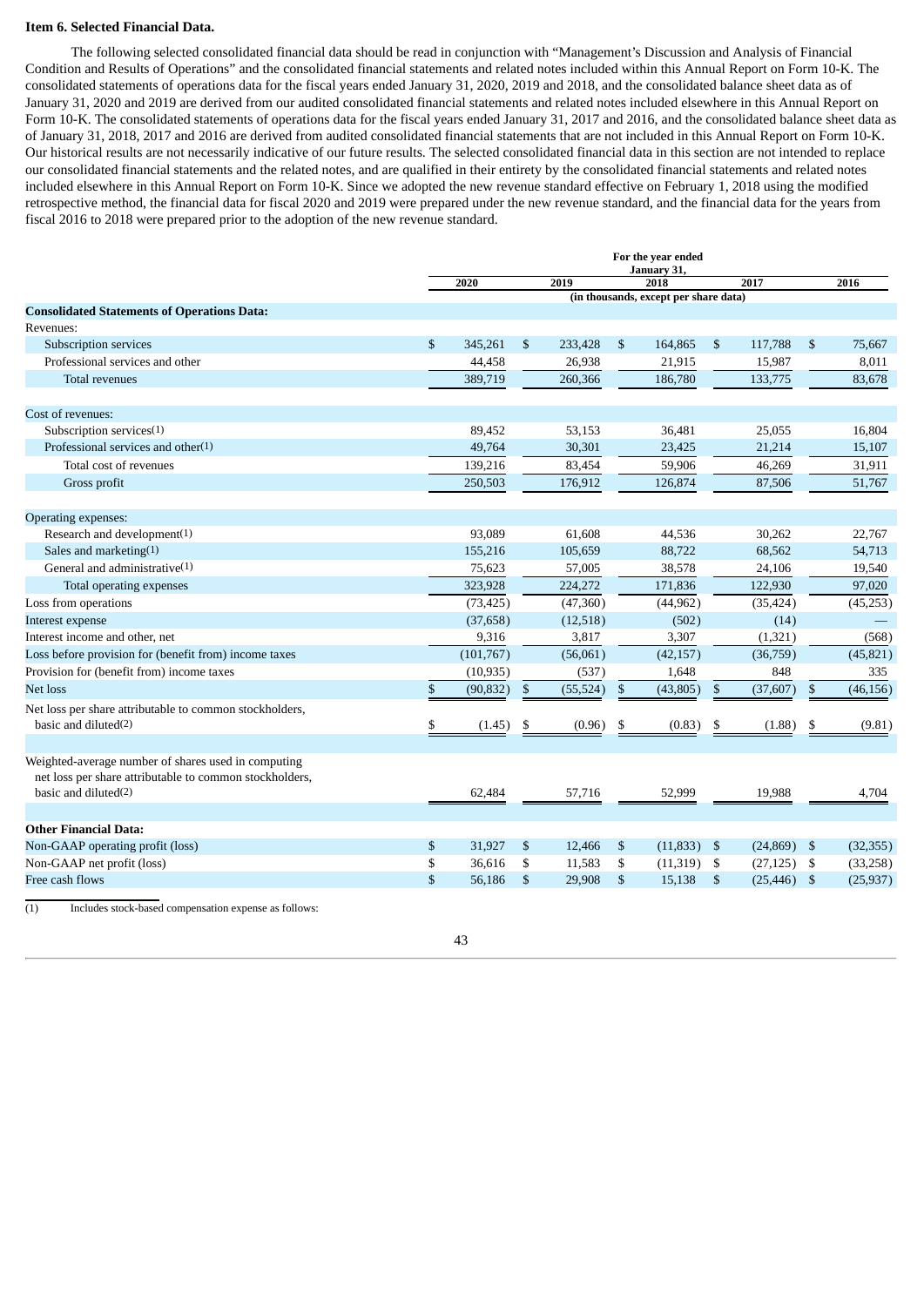### Item 6. Selected Financial Data.

The following selected consolidated financial data should be read in conjunction with "Management's Discussion and Analysis of Financial Condition and Results of Operations" and the consolidated financial statements and related notes included within this Annual Report on Form 10-K. The consolidated statements of operations data for the fiscal years ended January 31, 2020, 2019 and 2018, and the consolidated balance sheet data as of January 31, 2020 and 2019 are derived from our audited consolidated financial statements and related notes included elsewhere in this Annual Report on Form 10-K. The consolidated statements of operations data for the fiscal years ended January 31, 2017 and 2016, and the consolidated balance sheet data as of January 31, 2018, 2017 and 2016 are derived from audited consolidated financial statements that are not included in this Annual Report on Form 10-K. Our historical results are not necessarily indicative of our future results. The selected consolidated financial data in this section are not intended to replace our consolidated financial statements and the related notes, and are qualified in their entirety by the consolidated financial statements and related notes included elsewhere in this Annual Report on Form 10-K. Since we adopted the new revenue standard effective on February 1, 2018 using the modified retrospective method, the financial data for fiscal 2020 and 2019 were prepared under the new revenue standard, and the financial data for the years from fiscal 2016 to 2018 were prepared prior to the adoption of the new revenue standard.

| | For the year ended January 31, | | | | |
|---|---|---|---|---|---|
| | 2020 | 2019 | 2018 | 2017 | 2016 |
| | (in thousands, except per share data) | | | | |
| **Consolidated Statements of Operations Data:** | | | | | |
| Revenues: | | | | | |
| Subscription services | $ 345,261 | $ 233,428 | $ 164,865 | $ 117,788 | $ 75,667 |
| Professional services and other | 44,458 | 26,938 | 21,915 | 15,987 | 8,011 |
| Total revenues | 389,719 | 260,366 | 186,780 | 133,775 | 83,678 |
| Cost of revenues: | | | | | |
| Subscription services(1) | 89,452 | 53,153 | 36,481 | 25,055 | 16,804 |
| Professional services and other(1) | 49,764 | 30,301 | 23,425 | 21,214 | 15,107 |
| Total cost of revenues | 139,216 | 83,454 | 59,906 | 46,269 | 31,911 |
| Gross profit | 250,503 | 176,912 | 126,874 | 87,506 | 51,767 |
| Operating expenses: | | | | | |
| Research and development(1) | 93,089 | 61,608 | 44,536 | 30,262 | 22,767 |
| Sales and marketing(1) | 155,216 | 105,659 | 88,722 | 68,562 | 54,713 |
| General and administrative(1) | 75,623 | 57,005 | 38,578 | 24,106 | 19,540 |
| Total operating expenses | 323,928 | 224,272 | 171,836 | 122,930 | 97,020 |
| Loss from operations | (73,425) | (47,360) | (44,962) | (35,424) | (45,253) |
| Interest expense | (37,658) | (12,518) | (502) | (14) | — |
| Interest income and other, net | 9,316 | 3,817 | 3,307 | (1,321) | (568) |
| Loss before provision for (benefit from) income taxes | (101,767) | (56,061) | (42,157) | (36,759) | (45,821) |
| Provision for (benefit from) income taxes | (10,935) | (537) | 1,648 | 848 | 335 |
| Net loss | $ (90,832) | $ (55,524) | $ (43,805) | $ (37,607) | $ (46,156) |
| Net loss per share attributable to common stockholders, basic and diluted(2) | $ (1.45) | $ (0.96) | $ (0.83) | $ (1.88) | $ (9.81) |
| Weighted-average number of shares used in computing net loss per share attributable to common stockholders, basic and diluted(2) | 62,484 | 57,716 | 52,999 | 19,988 | 4,704 |
| **Other Financial Data:** | | | | | |
| Non-GAAP operating profit (loss) | $ 31,927 | $ 12,466 | $ (11,833) | $ (24,869) | $ (32,355) |
| Non-GAAP net profit (loss) | $ 36,616 | $ 11,583 | $ (11,319) | $ (27,125) | $ (33,258) |
| Free cash flows | $ 56,186 | $ 29,908 | $ 15,138 | $ (25,446) | $ (25,937) |

(1) Includes stock-based compensation expense as follows: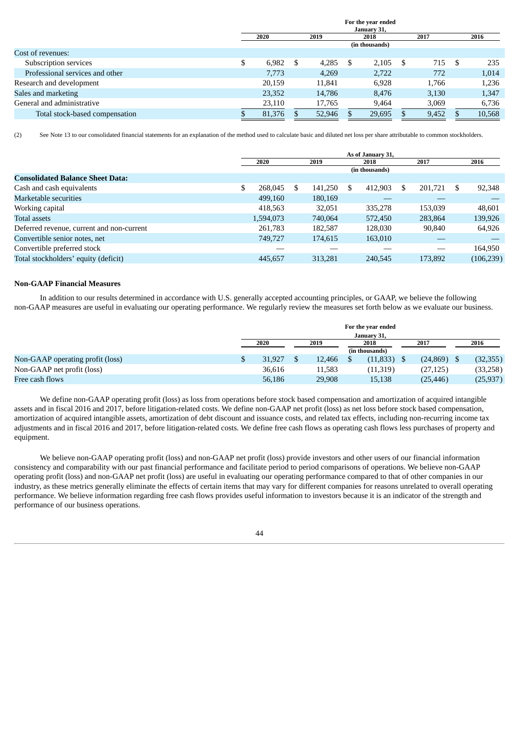| | For the year ended January 31, | | | | |
|---|---|---|---|---|---|
| | 2020 | 2019 | 2018 | 2017 | 2016 |
| | | | (in thousands) | | |
| Cost of revenues: | | | | | |
| Subscription services | $ 6,982 | $ 4,285 | $ 2,105 | $ 715 | $ 235 |
| Professional services and other | 7,773 | 4,269 | 2,722 | 772 | 1,014 |
| Research and development | 20,159 | 11,841 | 6,928 | 1,766 | 1,236 |
| Sales and marketing | 23,352 | 14,786 | 8,476 | 3,130 | 1,347 |
| General and administrative | 23,110 | 17,765 | 9,464 | 3,069 | 6,736 |
| Total stock-based compensation | $ 81,376 | $ 52,946 | $ 29,695 | $ 9,452 | $ 10,568 |

(2) See Note 13 to our consolidated financial statements for an explanation of the method used to calculate basic and diluted net loss per share attributable to common stockholders.

| | As of January 31, | | | | |
|---|---|---|---|---|---|
| | 2020 | 2019 | 2018 | 2017 | 2016 |
| | | | (in thousands) | | |
| **Consolidated Balance Sheet Data:** | | | | | |
| Cash and cash equivalents | $ 268,045 | $ 141,250 | $ 412,903 | $ 201,721 | $ 92,348 |
| Marketable securities | 499,160 | 180,169 | — | — | — |
| Working capital | 418,563 | 32,051 | 335,278 | 153,039 | 48,601 |
| Total assets | 1,594,073 | 740,064 | 572,450 | 283,864 | 139,926 |
| Deferred revenue, current and non-current | 261,783 | 182,587 | 128,030 | 90,840 | 64,926 |
| Convertible senior notes, net | 749,727 | 174,615 | 163,010 | — | — |
| Convertible preferred stock | — | — | — | — | 164,950 |
| Total stockholders' equity (deficit) | 445,657 | 313,281 | 240,545 | 173,892 | (106,239) |

### Non-GAAP Financial Measures

In addition to our results determined in accordance with U.S. generally accepted accounting principles, or GAAP, we believe the following non-GAAP measures are useful in evaluating our operating performance. We regularly review the measures set forth below as we evaluate our business.

| | For the year ended January 31, | | | | |
|---|---|---|---|---|---|
| | 2020 | 2019 | 2018 | 2017 | 2016 |
| | | | (in thousands) | | |
| Non-GAAP operating profit (loss) | $ 31,927 | $ 12,466 | $ (11,833) | $ (24,869) | $ (32,355) |
| Non-GAAP net profit (loss) | 36,616 | 11,583 | (11,319) | (27,125) | (33,258) |
| Free cash flows | 56,186 | 29,908 | 15,138 | (25,446) | (25,937) |

We define non-GAAP operating profit (loss) as loss from operations before stock based compensation and amortization of acquired intangible assets and in fiscal 2016 and 2017, before litigation-related costs. We define non-GAAP net profit (loss) as net loss before stock based compensation, amortization of acquired intangible assets, amortization of debt discount and issuance costs, and related tax effects, including non-recurring income tax adjustments and in fiscal 2016 and 2017, before litigation-related costs. We define free cash flows as operating cash flows less purchases of property and equipment.

We believe non-GAAP operating profit (loss) and non-GAAP net profit (loss) provide investors and other users of our financial information consistency and comparability with our past financial performance and facilitate period to period comparisons of operations. We believe non-GAAP operating profit (loss) and non-GAAP net profit (loss) are useful in evaluating our operating performance compared to that of other companies in our industry, as these metrics generally eliminate the effects of certain items that may vary for different companies for reasons unrelated to overall operating performance. We believe information regarding free cash flows provides useful information to investors because it is an indicator of the strength and performance of our business operations.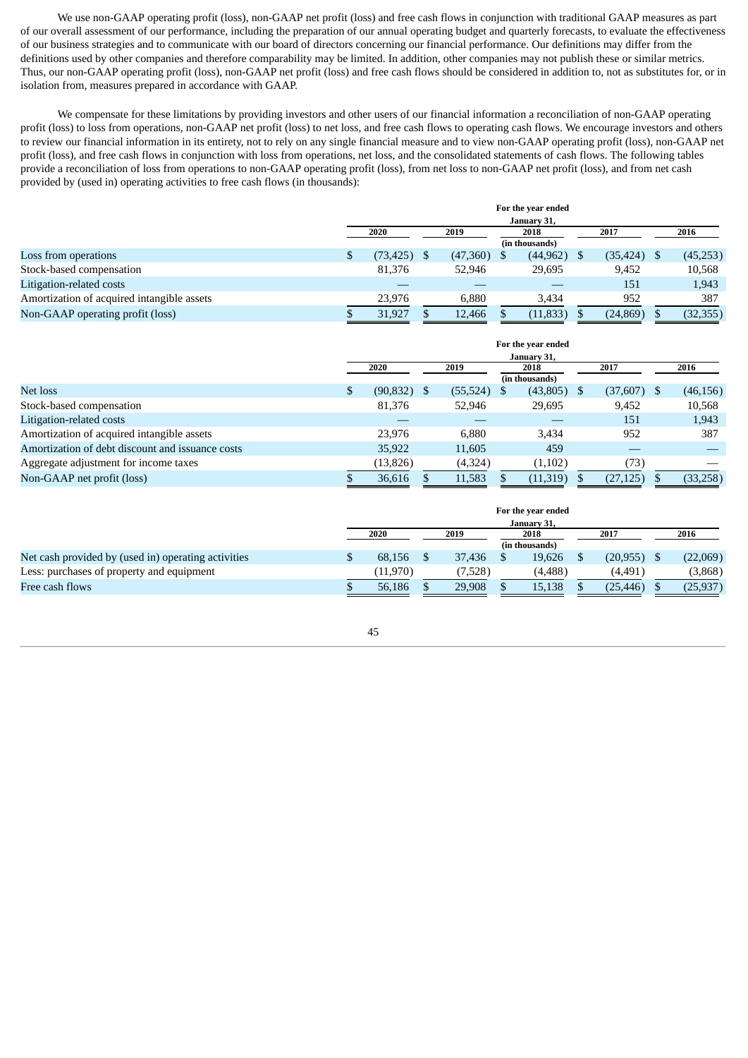We use non-GAAP operating profit (loss), non-GAAP net profit (loss) and free cash flows in conjunction with traditional GAAP measures as part of our overall assessment of our performance, including the preparation of our annual operating budget and quarterly forecasts, to evaluate the effectiveness of our business strategies and to communicate with our board of directors concerning our financial performance. Our definitions may differ from the definitions used by other companies and therefore comparability may be limited. In addition, other companies may not publish these or similar metrics. Thus, our non-GAAP operating profit (loss), non-GAAP net profit (loss) and free cash flows should be considered in addition to, not as substitutes for, or in isolation from, measures prepared in accordance with GAAP.

We compensate for these limitations by providing investors and other users of our financial information a reconciliation of non-GAAP operating profit (loss) to loss from operations, non-GAAP net profit (loss) to net loss, and free cash flows to operating cash flows. We encourage investors and others to review our financial information in its entirety, not to rely on any single financial measure and to view non-GAAP operating profit (loss), non-GAAP net profit (loss), and free cash flows in conjunction with loss from operations, net loss, and the consolidated statements of cash flows. The following tables provide a reconciliation of loss from operations to non-GAAP operating profit (loss), from net loss to non-GAAP net profit (loss), and from net cash provided by (used in) operating activities to free cash flows (in thousands):

| | For the year ended January 31, | | | | |
|---|---|---|---|---|---|
| | 2020 | 2019 | 2018 | 2017 | 2016 |
| | (in thousands) | | | | |
| Loss from operations | $ (73,425) | $ (47,360) | $ (44,962) | $ (35,424) | $ (45,253) |
| Stock-based compensation | 81,376 | 52,946 | 29,695 | 9,452 | 10,568 |
| Litigation-related costs | — | — | — | 151 | 1,943 |
| Amortization of acquired intangible assets | 23,976 | 6,880 | 3,434 | 952 | 387 |
| Non-GAAP operating profit (loss) | $ 31,927 | $ 12,466 | $ (11,833) | $ (24,869) | $ (32,355) |

| | For the year ended January 31, | | | | |
|---|---|---|---|---|---|
| | 2020 | 2019 | 2018 | 2017 | 2016 |
| | (in thousands) | | | | |
| Net loss | $ (90,832) | $ (55,524) | $ (43,805) | $ (37,607) | $ (46,156) |
| Stock-based compensation | 81,376 | 52,946 | 29,695 | 9,452 | 10,568 |
| Litigation-related costs | — | — | — | 151 | 1,943 |
| Amortization of acquired intangible assets | 23,976 | 6,880 | 3,434 | 952 | 387 |
| Amortization of debt discount and issuance costs | 35,922 | 11,605 | 459 | — | — |
| Aggregate adjustment for income taxes | (13,826) | (4,324) | (1,102) | (73) | — |
| Non-GAAP net profit (loss) | $ 36,616 | $ 11,583 | $ (11,319) | $ (27,125) | $ (33,258) |

| | For the year ended January 31, | | | | |
|---|---|---|---|---|---|
| | 2020 | 2019 | 2018 | 2017 | 2016 |
| | (in thousands) | | | | |
| Net cash provided by (used in) operating activities | $ 68,156 | $ 37,436 | $ 19,626 | $ (20,955) | $ (22,069) |
| Less: purchases of property and equipment | (11,970) | (7,528) | (4,488) | (4,491) | (3,868) |
| Free cash flows | $ 56,186 | $ 29,908 | $ 15,138 | $ (25,446) | $ (25,937) |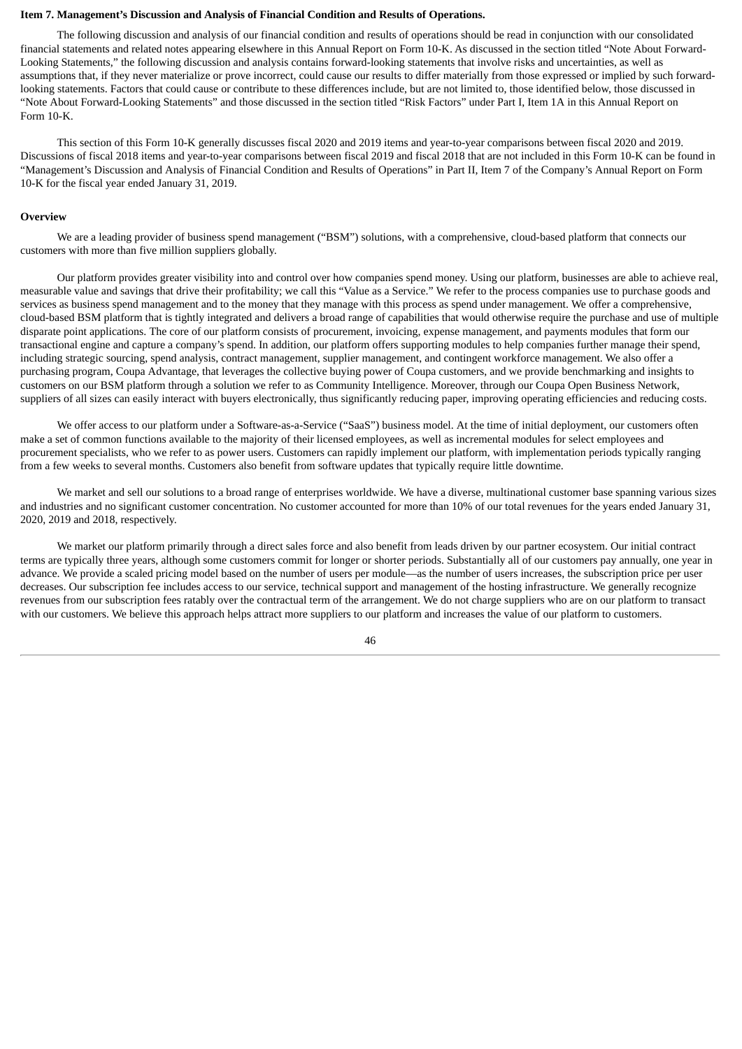## Item 7. Management's Discussion and Analysis of Financial Condition and Results of Operations.

The following discussion and analysis of our financial condition and results of operations should be read in conjunction with our consolidated financial statements and related notes appearing elsewhere in this Annual Report on Form 10-K. As discussed in the section titled "Note About Forward-Looking Statements," the following discussion and analysis contains forward-looking statements that involve risks and uncertainties, as well as assumptions that, if they never materialize or prove incorrect, could cause our results to differ materially from those expressed or implied by such forward-looking statements. Factors that could cause or contribute to these differences include, but are not limited to, those identified below, those discussed in "Note About Forward-Looking Statements" and those discussed in the section titled "Risk Factors" under Part I, Item 1A in this Annual Report on Form 10-K.

This section of this Form 10-K generally discusses fiscal 2020 and 2019 items and year-to-year comparisons between fiscal 2020 and 2019. Discussions of fiscal 2018 items and year-to-year comparisons between fiscal 2019 and fiscal 2018 that are not included in this Form 10-K can be found in "Management's Discussion and Analysis of Financial Condition and Results of Operations" in Part II, Item 7 of the Company's Annual Report on Form 10-K for the fiscal year ended January 31, 2019.

### Overview

We are a leading provider of business spend management ("BSM") solutions, with a comprehensive, cloud-based platform that connects our customers with more than five million suppliers globally.

Our platform provides greater visibility into and control over how companies spend money. Using our platform, businesses are able to achieve real, measurable value and savings that drive their profitability; we call this "Value as a Service." We refer to the process companies use to purchase goods and services as business spend management and to the money that they manage with this process as spend under management. We offer a comprehensive, cloud-based BSM platform that is tightly integrated and delivers a broad range of capabilities that would otherwise require the purchase and use of multiple disparate point applications. The core of our platform consists of procurement, invoicing, expense management, and payments modules that form our transactional engine and capture a company's spend. In addition, our platform offers supporting modules to help companies further manage their spend, including strategic sourcing, spend analysis, contract management, supplier management, and contingent workforce management. We also offer a purchasing program, Coupa Advantage, that leverages the collective buying power of Coupa customers, and we provide benchmarking and insights to customers on our BSM platform through a solution we refer to as Community Intelligence. Moreover, through our Coupa Open Business Network, suppliers of all sizes can easily interact with buyers electronically, thus significantly reducing paper, improving operating efficiencies and reducing costs.

We offer access to our platform under a Software-as-a-Service ("SaaS") business model. At the time of initial deployment, our customers often make a set of common functions available to the majority of their licensed employees, as well as incremental modules for select employees and procurement specialists, who we refer to as power users. Customers can rapidly implement our platform, with implementation periods typically ranging from a few weeks to several months. Customers also benefit from software updates that typically require little downtime.

We market and sell our solutions to a broad range of enterprises worldwide. We have a diverse, multinational customer base spanning various sizes and industries and no significant customer concentration. No customer accounted for more than 10% of our total revenues for the years ended January 31, 2020, 2019 and 2018, respectively.

We market our platform primarily through a direct sales force and also benefit from leads driven by our partner ecosystem. Our initial contract terms are typically three years, although some customers commit for longer or shorter periods. Substantially all of our customers pay annually, one year in advance. We provide a scaled pricing model based on the number of users per module—as the number of users increases, the subscription price per user decreases. Our subscription fee includes access to our service, technical support and management of the hosting infrastructure. We generally recognize revenues from our subscription fees ratably over the contractual term of the arrangement. We do not charge suppliers who are on our platform to transact with our customers. We believe this approach helps attract more suppliers to our platform and increases the value of our platform to customers.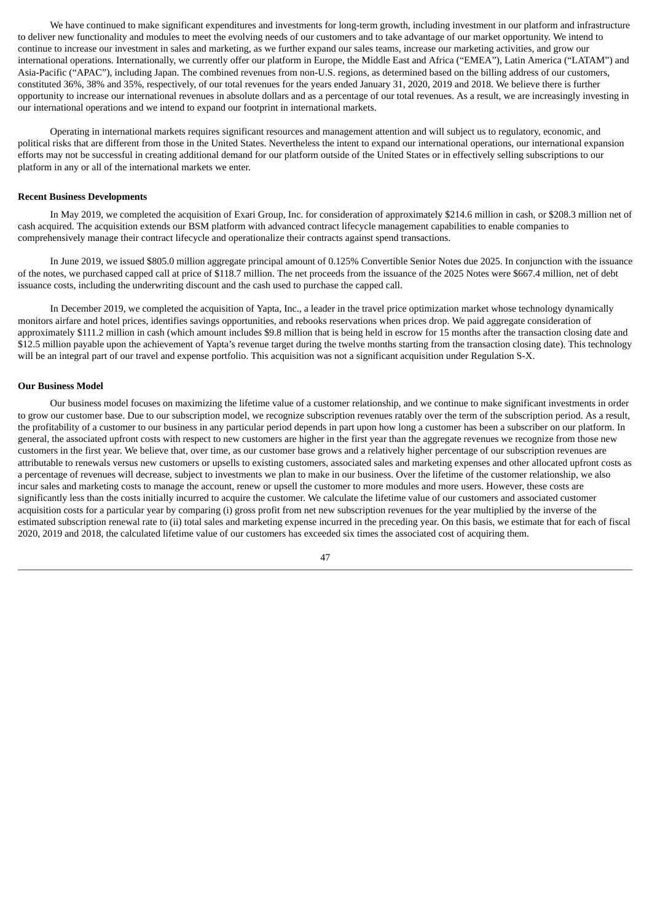We have continued to make significant expenditures and investments for long-term growth, including investment in our platform and infrastructure to deliver new functionality and modules to meet the evolving needs of our customers and to take advantage of our market opportunity. We intend to continue to increase our investment in sales and marketing, as we further expand our sales teams, increase our marketing activities, and grow our international operations. Internationally, we currently offer our platform in Europe, the Middle East and Africa ("EMEA"), Latin America ("LATAM") and Asia-Pacific ("APAC"), including Japan. The combined revenues from non-U.S. regions, as determined based on the billing address of our customers, constituted 36%, 38% and 35%, respectively, of our total revenues for the years ended January 31, 2020, 2019 and 2018. We believe there is further opportunity to increase our international revenues in absolute dollars and as a percentage of our total revenues. As a result, we are increasingly investing in our international operations and we intend to expand our footprint in international markets.

Operating in international markets requires significant resources and management attention and will subject us to regulatory, economic, and political risks that are different from those in the United States. Nevertheless the intent to expand our international operations, our international expansion efforts may not be successful in creating additional demand for our platform outside of the United States or in effectively selling subscriptions to our platform in any or all of the international markets we enter.

**Recent Business Developments**

In May 2019, we completed the acquisition of Exari Group, Inc. for consideration of approximately $214.6 million in cash, or $208.3 million net of cash acquired. The acquisition extends our BSM platform with advanced contract lifecycle management capabilities to enable companies to comprehensively manage their contract lifecycle and operationalize their contracts against spend transactions.

In June 2019, we issued $805.0 million aggregate principal amount of 0.125% Convertible Senior Notes due 2025. In conjunction with the issuance of the notes, we purchased capped call at price of $118.7 million. The net proceeds from the issuance of the 2025 Notes were $667.4 million, net of debt issuance costs, including the underwriting discount and the cash used to purchase the capped call.

In December 2019, we completed the acquisition of Yapta, Inc., a leader in the travel price optimization market whose technology dynamically monitors airfare and hotel prices, identifies savings opportunities, and rebooks reservations when prices drop. We paid aggregate consideration of approximately $111.2 million in cash (which amount includes $9.8 million that is being held in escrow for 15 months after the transaction closing date and $12.5 million payable upon the achievement of Yapta's revenue target during the twelve months starting from the transaction closing date). This technology will be an integral part of our travel and expense portfolio. This acquisition was not a significant acquisition under Regulation S-X.

**Our Business Model**

Our business model focuses on maximizing the lifetime value of a customer relationship, and we continue to make significant investments in order to grow our customer base. Due to our subscription model, we recognize subscription revenues ratably over the term of the subscription period. As a result, the profitability of a customer to our business in any particular period depends in part upon how long a customer has been a subscriber on our platform. In general, the associated upfront costs with respect to new customers are higher in the first year than the aggregate revenues we recognize from those new customers in the first year. We believe that, over time, as our customer base grows and a relatively higher percentage of our subscription revenues are attributable to renewals versus new customers or upsells to existing customers, associated sales and marketing expenses and other allocated upfront costs as a percentage of revenues will decrease, subject to investments we plan to make in our business. Over the lifetime of the customer relationship, we also incur sales and marketing costs to manage the account, renew or upsell the customer to more modules and more users. However, these costs are significantly less than the costs initially incurred to acquire the customer. We calculate the lifetime value of our customers and associated customer acquisition costs for a particular year by comparing (i) gross profit from net new subscription revenues for the year multiplied by the inverse of the estimated subscription renewal rate to (ii) total sales and marketing expense incurred in the preceding year. On this basis, we estimate that for each of fiscal 2020, 2019 and 2018, the calculated lifetime value of our customers has exceeded six times the associated cost of acquiring them.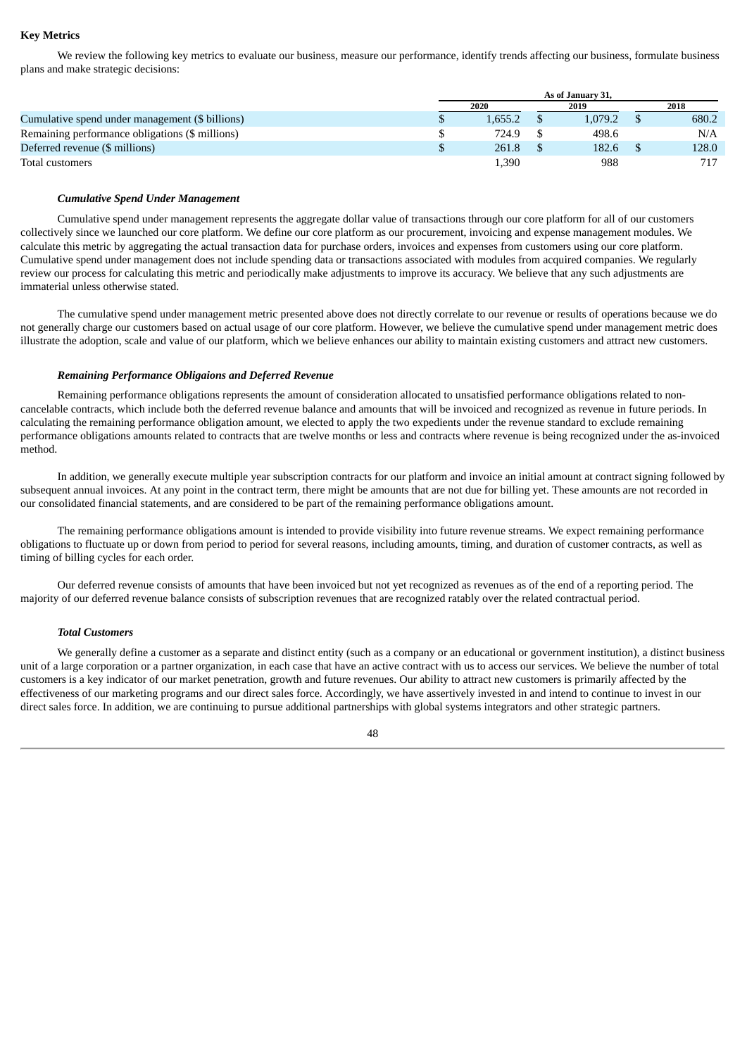**Key Metrics**

We review the following key metrics to evaluate our business, measure our performance, identify trends affecting our business, formulate business plans and make strategic decisions:

| | As of January 31, | | |
|---|---|---|---|
| | 2020 | 2019 | 2018 |
| Cumulative spend under management ($ billions) | $ 1,655.2 | $ 1,079.2 | $ 680.2 |
| Remaining performance obligations ($ millions) | $ 724.9 | $ 498.6 | N/A |
| Deferred revenue ($ millions) | $ 261.8 | $ 182.6 | $ 128.0 |
| Total customers | 1,390 | 988 | 717 |

***Cumulative Spend Under Management***

Cumulative spend under management represents the aggregate dollar value of transactions through our core platform for all of our customers collectively since we launched our core platform. We define our core platform as our procurement, invoicing and expense management modules. We calculate this metric by aggregating the actual transaction data for purchase orders, invoices and expenses from customers using our core platform. Cumulative spend under management does not include spending data or transactions associated with modules from acquired companies. We regularly review our process for calculating this metric and periodically make adjustments to improve its accuracy. We believe that any such adjustments are immaterial unless otherwise stated.

The cumulative spend under management metric presented above does not directly correlate to our revenue or results of operations because we do not generally charge our customers based on actual usage of our core platform. However, we believe the cumulative spend under management metric does illustrate the adoption, scale and value of our platform, which we believe enhances our ability to maintain existing customers and attract new customers.

***Remaining Performance Obligaions and Deferred Revenue***

Remaining performance obligations represents the amount of consideration allocated to unsatisfied performance obligations related to non-cancelable contracts, which include both the deferred revenue balance and amounts that will be invoiced and recognized as revenue in future periods. In calculating the remaining performance obligation amount, we elected to apply the two expedients under the revenue standard to exclude remaining performance obligations amounts related to contracts that are twelve months or less and contracts where revenue is being recognized under the as-invoiced method.

In addition, we generally execute multiple year subscription contracts for our platform and invoice an initial amount at contract signing followed by subsequent annual invoices. At any point in the contract term, there might be amounts that are not due for billing yet. These amounts are not recorded in our consolidated financial statements, and are considered to be part of the remaining performance obligations amount.

The remaining performance obligations amount is intended to provide visibility into future revenue streams. We expect remaining performance obligations to fluctuate up or down from period to period for several reasons, including amounts, timing, and duration of customer contracts, as well as timing of billing cycles for each order.

Our deferred revenue consists of amounts that have been invoiced but not yet recognized as revenues as of the end of a reporting period. The majority of our deferred revenue balance consists of subscription revenues that are recognized ratably over the related contractual period.

***Total Customers***

We generally define a customer as a separate and distinct entity (such as a company or an educational or government institution), a distinct business unit of a large corporation or a partner organization, in each case that have an active contract with us to access our services. We believe the number of total customers is a key indicator of our market penetration, growth and future revenues. Our ability to attract new customers is primarily affected by the effectiveness of our marketing programs and our direct sales force. Accordingly, we have assertively invested in and intend to continue to invest in our direct sales force. In addition, we are continuing to pursue additional partnerships with global systems integrators and other strategic partners.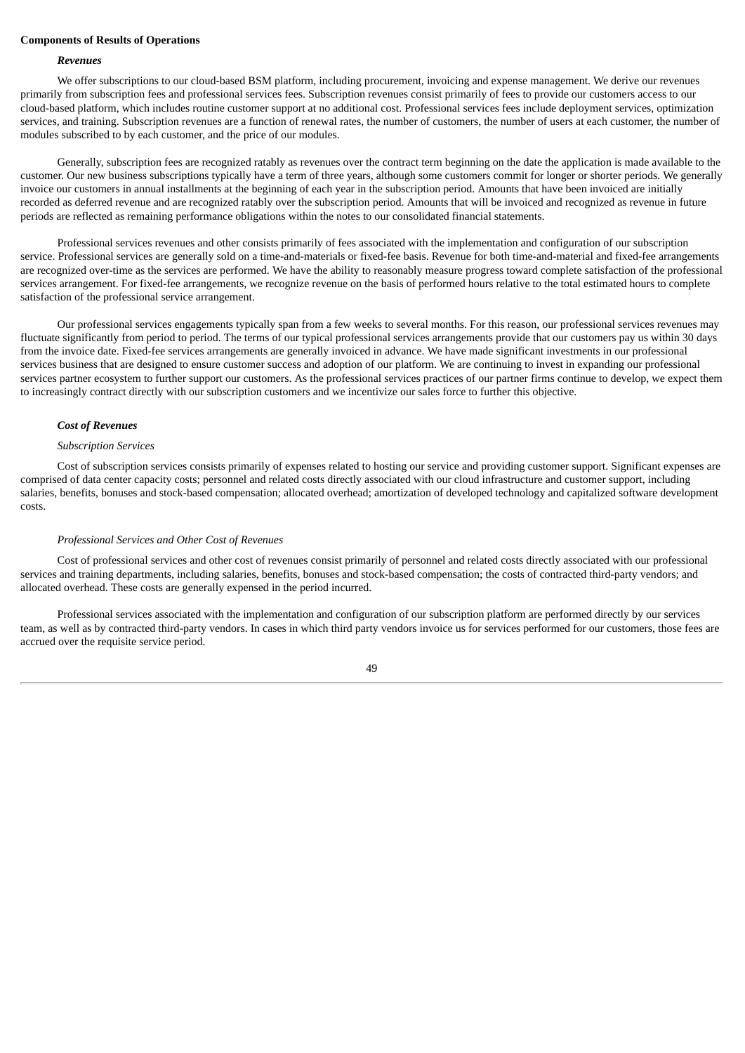**Components of Results of Operations**

***Revenues***

We offer subscriptions to our cloud-based BSM platform, including procurement, invoicing and expense management. We derive our revenues primarily from subscription fees and professional services fees. Subscription revenues consist primarily of fees to provide our customers access to our cloud-based platform, which includes routine customer support at no additional cost. Professional services fees include deployment services, optimization services, and training. Subscription revenues are a function of renewal rates, the number of customers, the number of users at each customer, the number of modules subscribed to by each customer, and the price of our modules.

Generally, subscription fees are recognized ratably as revenues over the contract term beginning on the date the application is made available to the customer. Our new business subscriptions typically have a term of three years, although some customers commit for longer or shorter periods. We generally invoice our customers in annual installments at the beginning of each year in the subscription period. Amounts that have been invoiced are initially recorded as deferred revenue and are recognized ratably over the subscription period. Amounts that will be invoiced and recognized as revenue in future periods are reflected as remaining performance obligations within the notes to our consolidated financial statements.

Professional services revenues and other consists primarily of fees associated with the implementation and configuration of our subscription service. Professional services are generally sold on a time-and-materials or fixed-fee basis. Revenue for both time-and-material and fixed-fee arrangements are recognized over-time as the services are performed. We have the ability to reasonably measure progress toward complete satisfaction of the professional services arrangement. For fixed-fee arrangements, we recognize revenue on the basis of performed hours relative to the total estimated hours to complete satisfaction of the professional service arrangement.

Our professional services engagements typically span from a few weeks to several months. For this reason, our professional services revenues may fluctuate significantly from period to period. The terms of our typical professional services arrangements provide that our customers pay us within 30 days from the invoice date. Fixed-fee services arrangements are generally invoiced in advance. We have made significant investments in our professional services business that are designed to ensure customer success and adoption of our platform. We are continuing to invest in expanding our professional services partner ecosystem to further support our customers. As the professional services practices of our partner firms continue to develop, we expect them to increasingly contract directly with our subscription customers and we incentivize our sales force to further this objective.

***Cost of Revenues***

*Subscription Services*

Cost of subscription services consists primarily of expenses related to hosting our service and providing customer support. Significant expenses are comprised of data center capacity costs; personnel and related costs directly associated with our cloud infrastructure and customer support, including salaries, benefits, bonuses and stock-based compensation; allocated overhead; amortization of developed technology and capitalized software development costs.

*Professional Services and Other Cost of Revenues*

Cost of professional services and other cost of revenues consist primarily of personnel and related costs directly associated with our professional services and training departments, including salaries, benefits, bonuses and stock-based compensation; the costs of contracted third-party vendors; and allocated overhead. These costs are generally expensed in the period incurred.

Professional services associated with the implementation and configuration of our subscription platform are performed directly by our services team, as well as by contracted third-party vendors. In cases in which third party vendors invoice us for services performed for our customers, those fees are accrued over the requisite service period.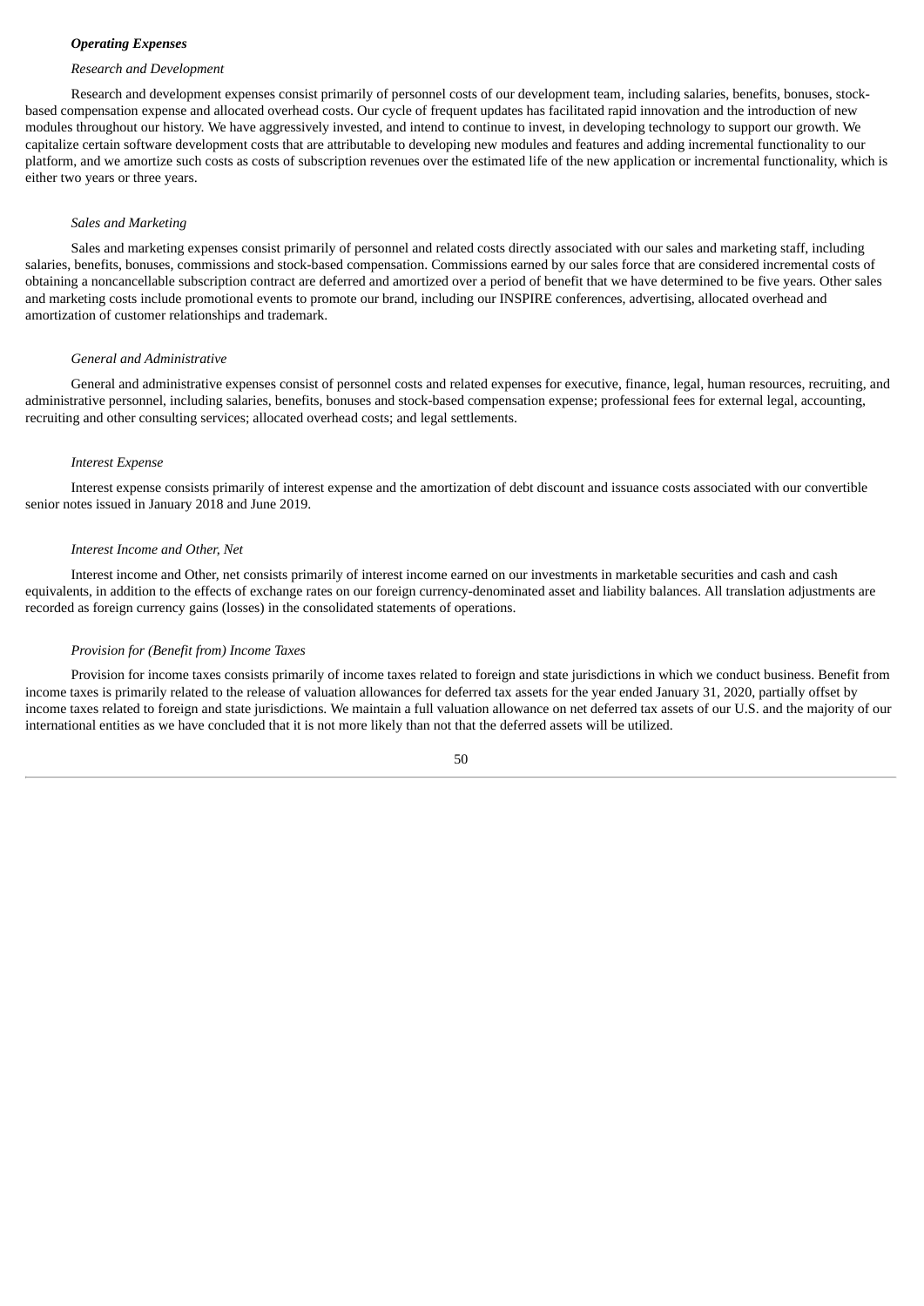### *Operating Expenses*

*Research and Development*

Research and development expenses consist primarily of personnel costs of our development team, including salaries, benefits, bonuses, stock-based compensation expense and allocated overhead costs. Our cycle of frequent updates has facilitated rapid innovation and the introduction of new modules throughout our history. We have aggressively invested, and intend to continue to invest, in developing technology to support our growth. We capitalize certain software development costs that are attributable to developing new modules and features and adding incremental functionality to our platform, and we amortize such costs as costs of subscription revenues over the estimated life of the new application or incremental functionality, which is either two years or three years.

*Sales and Marketing*

Sales and marketing expenses consist primarily of personnel and related costs directly associated with our sales and marketing staff, including salaries, benefits, bonuses, commissions and stock-based compensation. Commissions earned by our sales force that are considered incremental costs of obtaining a noncancellable subscription contract are deferred and amortized over a period of benefit that we have determined to be five years. Other sales and marketing costs include promotional events to promote our brand, including our INSPIRE conferences, advertising, allocated overhead and amortization of customer relationships and trademark.

*General and Administrative*

General and administrative expenses consist of personnel costs and related expenses for executive, finance, legal, human resources, recruiting, and administrative personnel, including salaries, benefits, bonuses and stock-based compensation expense; professional fees for external legal, accounting, recruiting and other consulting services; allocated overhead costs; and legal settlements.

*Interest Expense*

Interest expense consists primarily of interest expense and the amortization of debt discount and issuance costs associated with our convertible senior notes issued in January 2018 and June 2019.

*Interest Income and Other, Net*

Interest income and Other, net consists primarily of interest income earned on our investments in marketable securities and cash and cash equivalents, in addition to the effects of exchange rates on our foreign currency-denominated asset and liability balances. All translation adjustments are recorded as foreign currency gains (losses) in the consolidated statements of operations.

*Provision for (Benefit from) Income Taxes*

Provision for income taxes consists primarily of income taxes related to foreign and state jurisdictions in which we conduct business. Benefit from income taxes is primarily related to the release of valuation allowances for deferred tax assets for the year ended January 31, 2020, partially offset by income taxes related to foreign and state jurisdictions. We maintain a full valuation allowance on net deferred tax assets of our U.S. and the majority of our international entities as we have concluded that it is not more likely than not that the deferred assets will be utilized.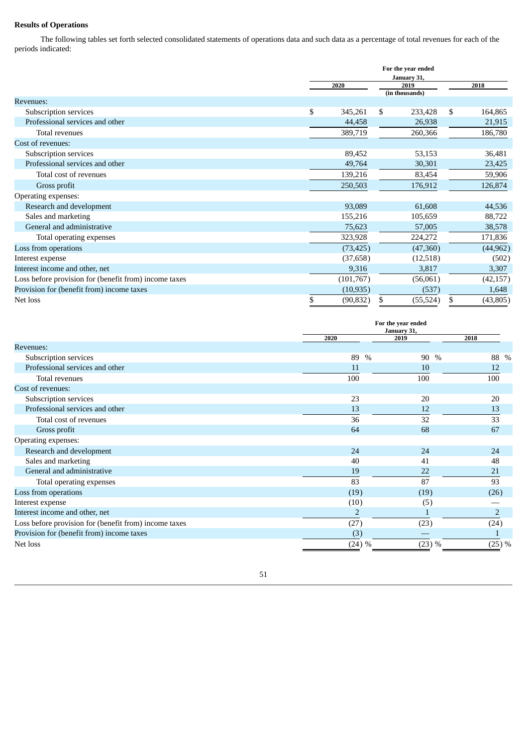**Results of Operations**

The following tables set forth selected consolidated statements of operations data and such data as a percentage of total revenues for each of the periods indicated:

| | For the year ended January 31, | | |
|---|---|---|---|
| | 2020 | 2019 | 2018 |
| | (in thousands) | | |
| Revenues: | | | |
| Subscription services | $ 345,261 | $ 233,428 | $ 164,865 |
| Professional services and other | 44,458 | 26,938 | 21,915 |
| Total revenues | 389,719 | 260,366 | 186,780 |
| Cost of revenues: | | | |
| Subscription services | 89,452 | 53,153 | 36,481 |
| Professional services and other | 49,764 | 30,301 | 23,425 |
| Total cost of revenues | 139,216 | 83,454 | 59,906 |
| Gross profit | 250,503 | 176,912 | 126,874 |
| Operating expenses: | | | |
| Research and development | 93,089 | 61,608 | 44,536 |
| Sales and marketing | 155,216 | 105,659 | 88,722 |
| General and administrative | 75,623 | 57,005 | 38,578 |
| Total operating expenses | 323,928 | 224,272 | 171,836 |
| Loss from operations | (73,425) | (47,360) | (44,962) |
| Interest expense | (37,658) | (12,518) | (502) |
| Interest income and other, net | 9,316 | 3,817 | 3,307 |
| Loss before provision for (benefit from) income taxes | (101,767) | (56,061) | (42,157) |
| Provision for (benefit from) income taxes | (10,935) | (537) | 1,648 |
| Net loss | $ (90,832) | $ (55,524) | $ (43,805) |

| | For the year ended January 31, | | |
|---|---|---|---|
| | 2020 | 2019 | 2018 |
| Revenues: | | | |
| Subscription services | 89 % | 90 % | 88 % |
| Professional services and other | 11 | 10 | 12 |
| Total revenues | 100 | 100 | 100 |
| Cost of revenues: | | | |
| Subscription services | 23 | 20 | 20 |
| Professional services and other | 13 | 12 | 13 |
| Total cost of revenues | 36 | 32 | 33 |
| Gross profit | 64 | 68 | 67 |
| Operating expenses: | | | |
| Research and development | 24 | 24 | 24 |
| Sales and marketing | 40 | 41 | 48 |
| General and administrative | 19 | 22 | 21 |
| Total operating expenses | 83 | 87 | 93 |
| Loss from operations | (19) | (19) | (26) |
| Interest expense | (10) | (5) | — |
| Interest income and other, net | 2 | 1 | 2 |
| Loss before provision for (benefit from) income taxes | (27) | (23) | (24) |
| Provision for (benefit from) income taxes | (3) | — | 1 |
| Net loss | (24) % | (23) % | (25) % |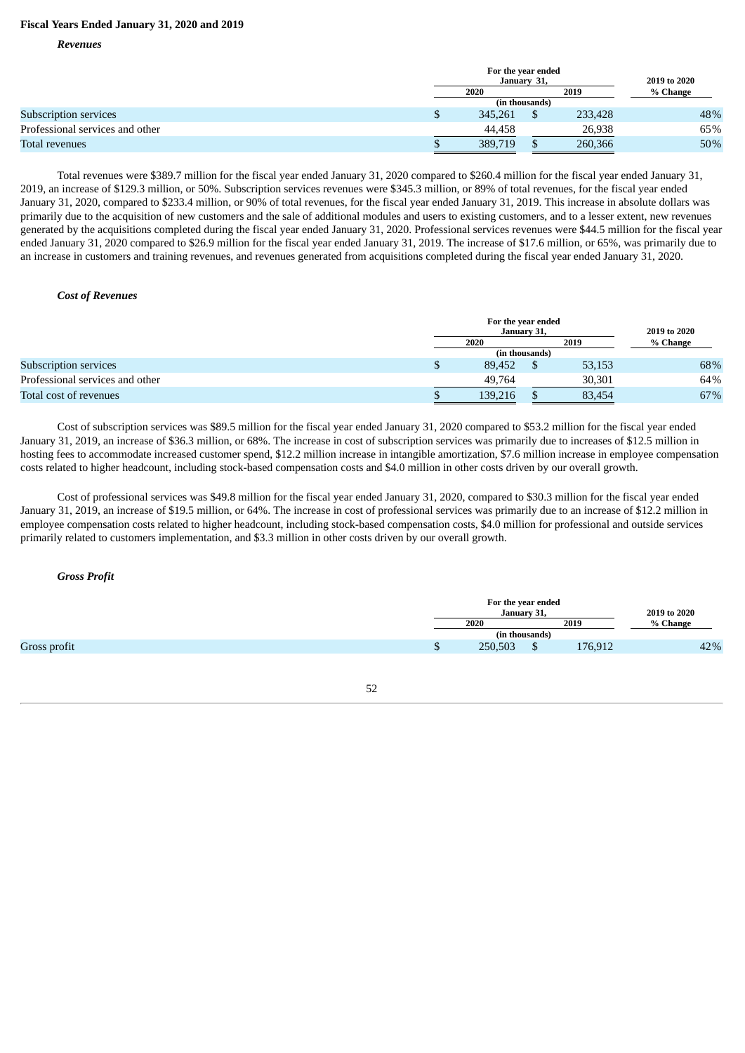**Fiscal Years Ended January 31, 2020 and 2019**

***Revenues***

| | For the year ended January 31, | | 2019 to 2020 |
|---|---|---|---|
| | 2020 | 2019 | % Change |
| | (in thousands) | | |
| Subscription services | $ 345,261 | $ 233,428 | 48% |
| Professional services and other | 44,458 | 26,938 | 65% |
| Total revenues | $ 389,719 | $ 260,366 | 50% |

Total revenues were $389.7 million for the fiscal year ended January 31, 2020 compared to $260.4 million for the fiscal year ended January 31, 2019, an increase of $129.3 million, or 50%. Subscription services revenues were $345.3 million, or 89% of total revenues, for the fiscal year ended January 31, 2020, compared to $233.4 million, or 90% of total revenues, for the fiscal year ended January 31, 2019. This increase in absolute dollars was primarily due to the acquisition of new customers and the sale of additional modules and users to existing customers, and to a lesser extent, new revenues generated by the acquisitions completed during the fiscal year ended January 31, 2020. Professional services revenues were $44.5 million for the fiscal year ended January 31, 2020 compared to $26.9 million for the fiscal year ended January 31, 2019. The increase of $17.6 million, or 65%, was primarily due to an increase in customers and training revenues, and revenues generated from acquisitions completed during the fiscal year ended January 31, 2020.

***Cost of Revenues***

| | For the year ended January 31, | | 2019 to 2020 |
|---|---|---|---|
| | 2020 | 2019 | % Change |
| | (in thousands) | | |
| Subscription services | $ 89,452 | $ 53,153 | 68% |
| Professional services and other | 49,764 | 30,301 | 64% |
| Total cost of revenues | $ 139,216 | $ 83,454 | 67% |

Cost of subscription services was $89.5 million for the fiscal year ended January 31, 2020 compared to $53.2 million for the fiscal year ended January 31, 2019, an increase of $36.3 million, or 68%. The increase in cost of subscription services was primarily due to increases of $12.5 million in hosting fees to accommodate increased customer spend, $12.2 million increase in intangible amortization, $7.6 million increase in employee compensation costs related to higher headcount, including stock-based compensation costs and $4.0 million in other costs driven by our overall growth.

Cost of professional services was $49.8 million for the fiscal year ended January 31, 2020, compared to $30.3 million for the fiscal year ended January 31, 2019, an increase of $19.5 million, or 64%. The increase in cost of professional services was primarily due to an increase of $12.2 million in employee compensation costs related to higher headcount, including stock-based compensation costs, $4.0 million for professional and outside services primarily related to customers implementation, and $3.3 million in other costs driven by our overall growth.

***Gross Profit***

| | For the year ended January 31, | | 2019 to 2020 |
|---|---|---|---|
| | 2020 | 2019 | % Change |
| | (in thousands) | | |
| Gross profit | $ 250,503 | $ 176,912 | 42% |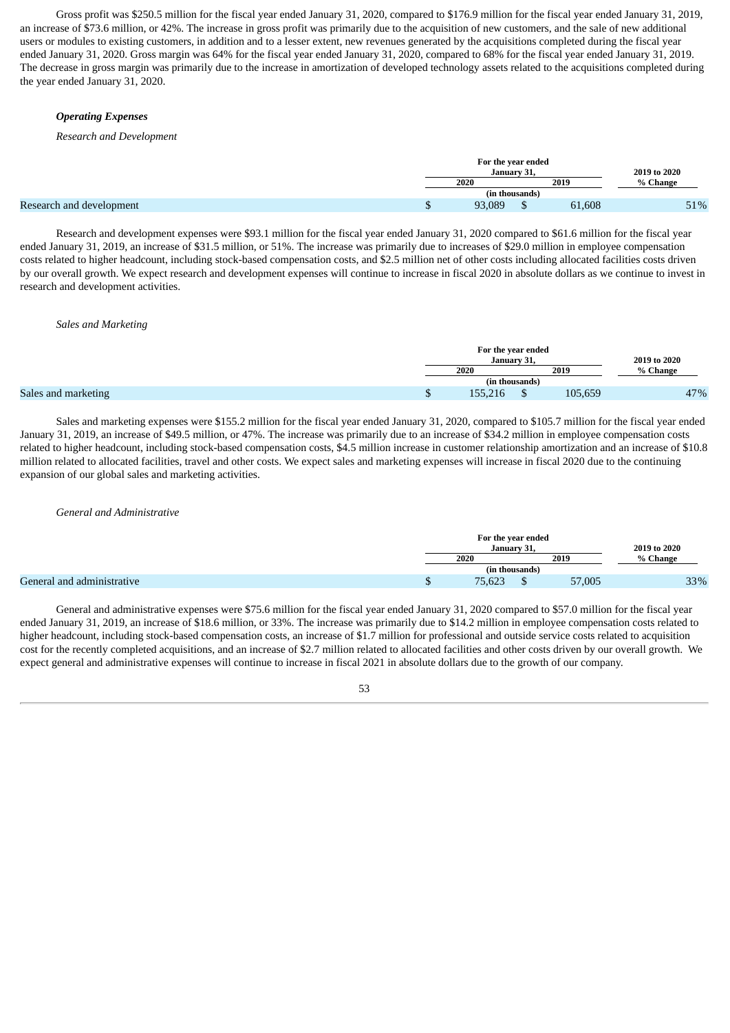Gross profit was $250.5 million for the fiscal year ended January 31, 2020, compared to $176.9 million for the fiscal year ended January 31, 2019, an increase of $73.6 million, or 42%. The increase in gross profit was primarily due to the acquisition of new customers, and the sale of new additional users or modules to existing customers, in addition and to a lesser extent, new revenues generated by the acquisitions completed during the fiscal year ended January 31, 2020. Gross margin was 64% for the fiscal year ended January 31, 2020, compared to 68% for the fiscal year ended January 31, 2019. The decrease in gross margin was primarily due to the increase in amortization of developed technology assets related to the acquisitions completed during the year ended January 31, 2020.

***Operating Expenses***

*Research and Development*

| | For the year ended January 31, | | 2019 to 2020 |
|---|---|---|---|
| | 2020 | 2019 | % Change |
| | (in thousands) | | |
| Research and development | $ 93,089 | $ 61,608 | 51% |

Research and development expenses were $93.1 million for the fiscal year ended January 31, 2020 compared to $61.6 million for the fiscal year ended January 31, 2019, an increase of $31.5 million, or 51%. The increase was primarily due to increases of $29.0 million in employee compensation costs related to higher headcount, including stock-based compensation costs, and $2.5 million net of other costs including allocated facilities costs driven by our overall growth. We expect research and development expenses will continue to increase in fiscal 2020 in absolute dollars as we continue to invest in research and development activities.

*Sales and Marketing*

| | For the year ended January 31, | | 2019 to 2020 |
|---|---|---|---|
| | 2020 | 2019 | % Change |
| | (in thousands) | | |
| Sales and marketing | $ 155,216 | $ 105,659 | 47% |

Sales and marketing expenses were $155.2 million for the fiscal year ended January 31, 2020, compared to $105.7 million for the fiscal year ended January 31, 2019, an increase of $49.5 million, or 47%. The increase was primarily due to an increase of $34.2 million in employee compensation costs related to higher headcount, including stock-based compensation costs, $4.5 million increase in customer relationship amortization and an increase of $10.8 million related to allocated facilities, travel and other costs. We expect sales and marketing expenses will increase in fiscal 2020 due to the continuing expansion of our global sales and marketing activities.

*General and Administrative*

| | For the year ended January 31, | | 2019 to 2020 |
|---|---|---|---|
| | 2020 | 2019 | % Change |
| | (in thousands) | | |
| General and administrative | $ 75,623 | $ 57,005 | 33% |

General and administrative expenses were $75.6 million for the fiscal year ended January 31, 2020 compared to $57.0 million for the fiscal year ended January 31, 2019, an increase of $18.6 million, or 33%. The increase was primarily due to $14.2 million in employee compensation costs related to higher headcount, including stock-based compensation costs, an increase of $1.7 million for professional and outside service costs related to acquisition cost for the recently completed acquisitions, and an increase of $2.7 million related to allocated facilities and other costs driven by our overall growth. We expect general and administrative expenses will continue to increase in fiscal 2021 in absolute dollars due to the growth of our company.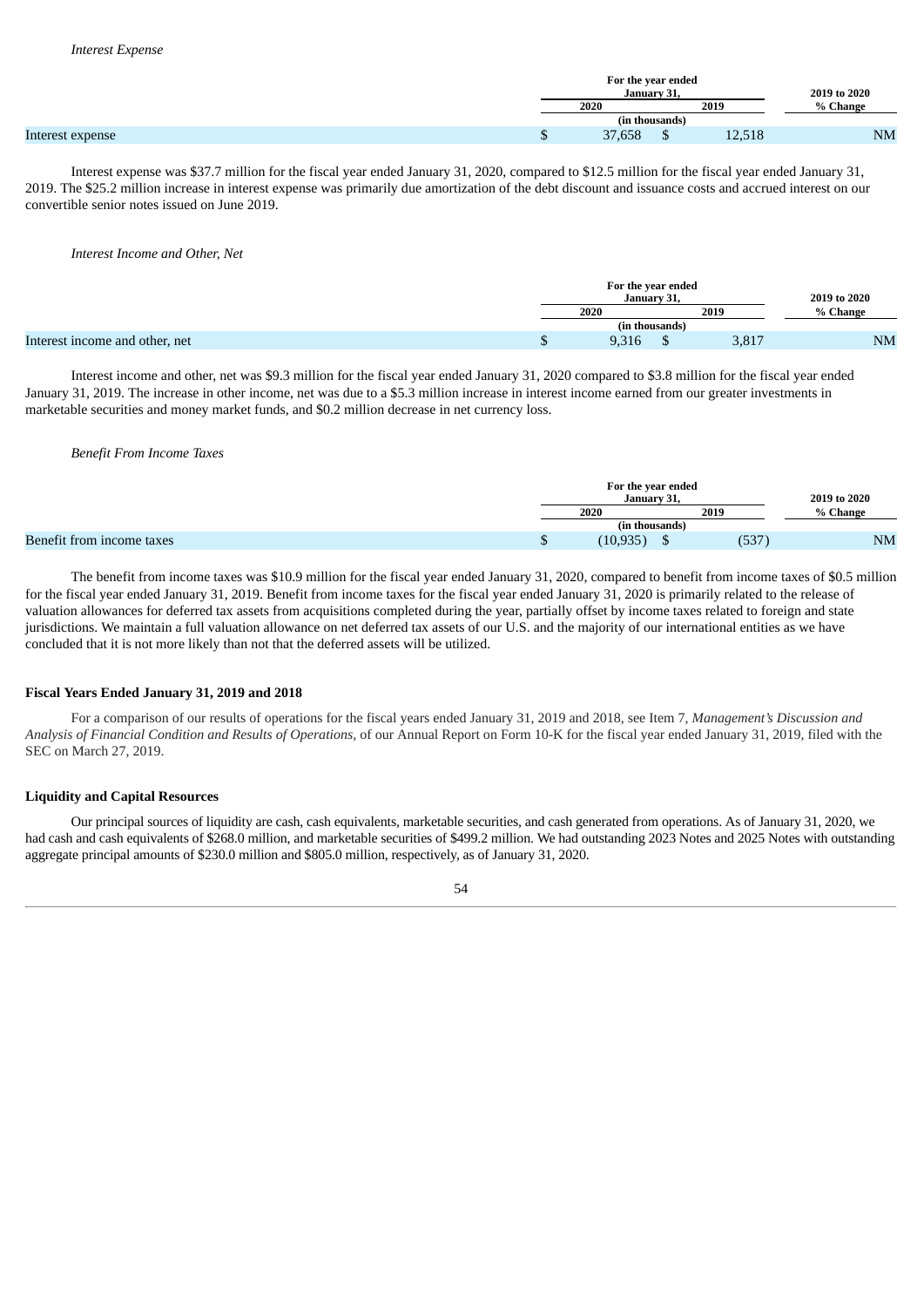*Interest Expense*

| | For the year ended January 31, | | 2019 to 2020 |
|---|---|---|---|
| | 2020 | 2019 | % Change |
| | (in thousands) | | |
| Interest expense | $ 37,658 | $ 12,518 | NM |

Interest expense was $37.7 million for the fiscal year ended January 31, 2020, compared to $12.5 million for the fiscal year ended January 31, 2019. The $25.2 million increase in interest expense was primarily due amortization of the debt discount and issuance costs and accrued interest on our convertible senior notes issued on June 2019.

*Interest Income and Other, Net*

| | For the year ended January 31, | | 2019 to 2020 |
|---|---|---|---|
| | 2020 | 2019 | % Change |
| | (in thousands) | | |
| Interest income and other, net | $ 9,316 | $ 3,817 | NM |

Interest income and other, net was $9.3 million for the fiscal year ended January 31, 2020 compared to $3.8 million for the fiscal year ended January 31, 2019. The increase in other income, net was due to a $5.3 million increase in interest income earned from our greater investments in marketable securities and money market funds, and $0.2 million decrease in net currency loss.

*Benefit From Income Taxes*

| | For the year ended January 31, | | 2019 to 2020 |
|---|---|---|---|
| | 2020 | 2019 | % Change |
| | (in thousands) | | |
| Benefit from income taxes | $ (10,935) | $ (537) | NM |

The benefit from income taxes was $10.9 million for the fiscal year ended January 31, 2020, compared to benefit from income taxes of $0.5 million for the fiscal year ended January 31, 2019. Benefit from income taxes for the fiscal year ended January 31, 2020 is primarily related to the release of valuation allowances for deferred tax assets from acquisitions completed during the year, partially offset by income taxes related to foreign and state jurisdictions. We maintain a full valuation allowance on net deferred tax assets of our U.S. and the majority of our international entities as we have concluded that it is not more likely than not that the deferred assets will be utilized.

**Fiscal Years Ended January 31, 2019 and 2018**

For a comparison of our results of operations for the fiscal years ended January 31, 2019 and 2018, see Item 7, *Management's Discussion and Analysis of Financial Condition and Results of Operations*, of our Annual Report on Form 10-K for the fiscal year ended January 31, 2019, filed with the SEC on March 27, 2019.

**Liquidity and Capital Resources**

Our principal sources of liquidity are cash, cash equivalents, marketable securities, and cash generated from operations. As of January 31, 2020, we had cash and cash equivalents of $268.0 million, and marketable securities of $499.2 million. We had outstanding 2023 Notes and 2025 Notes with outstanding aggregate principal amounts of $230.0 million and $805.0 million, respectively, as of January 31, 2020.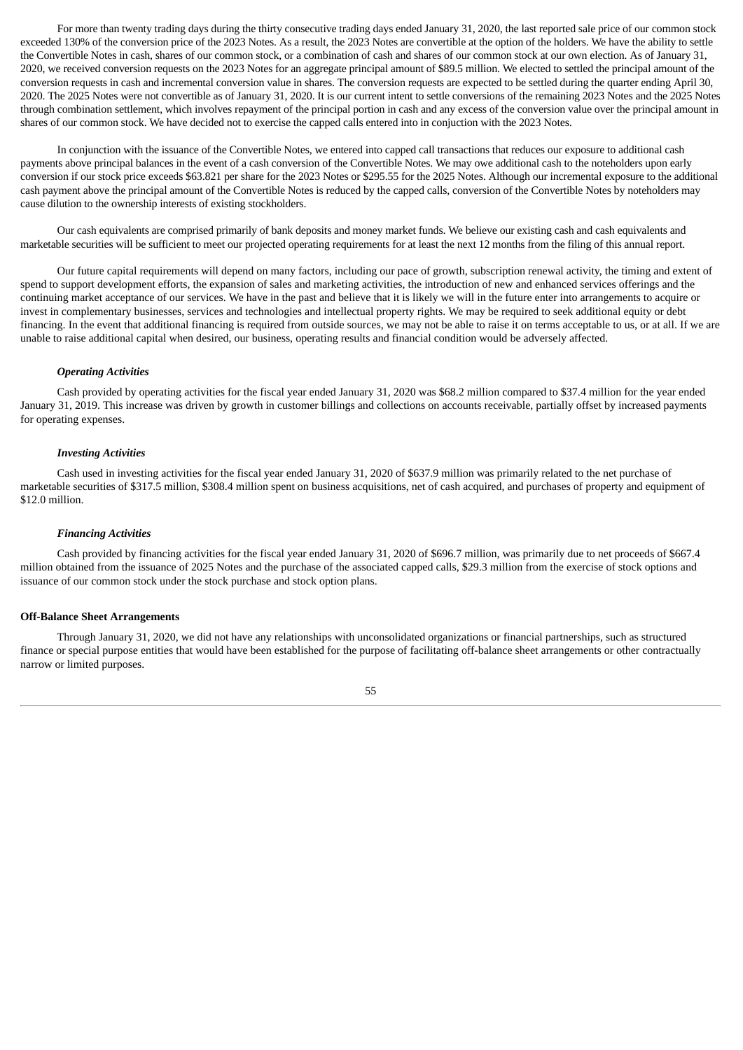For more than twenty trading days during the thirty consecutive trading days ended January 31, 2020, the last reported sale price of our common stock exceeded 130% of the conversion price of the 2023 Notes. As a result, the 2023 Notes are convertible at the option of the holders. We have the ability to settle the Convertible Notes in cash, shares of our common stock, or a combination of cash and shares of our common stock at our own election. As of January 31, 2020, we received conversion requests on the 2023 Notes for an aggregate principal amount of $89.5 million. We elected to settled the principal amount of the conversion requests in cash and incremental conversion value in shares. The conversion requests are expected to be settled during the quarter ending April 30, 2020. The 2025 Notes were not convertible as of January 31, 2020. It is our current intent to settle conversions of the remaining 2023 Notes and the 2025 Notes through combination settlement, which involves repayment of the principal portion in cash and any excess of the conversion value over the principal amount in shares of our common stock. We have decided not to exercise the capped calls entered into in conjuction with the 2023 Notes.

In conjunction with the issuance of the Convertible Notes, we entered into capped call transactions that reduces our exposure to additional cash payments above principal balances in the event of a cash conversion of the Convertible Notes. We may owe additional cash to the noteholders upon early conversion if our stock price exceeds $63.821 per share for the 2023 Notes or $295.55 for the 2025 Notes. Although our incremental exposure to the additional cash payment above the principal amount of the Convertible Notes is reduced by the capped calls, conversion of the Convertible Notes by noteholders may cause dilution to the ownership interests of existing stockholders.

Our cash equivalents are comprised primarily of bank deposits and money market funds. We believe our existing cash and cash equivalents and marketable securities will be sufficient to meet our projected operating requirements for at least the next 12 months from the filing of this annual report.

Our future capital requirements will depend on many factors, including our pace of growth, subscription renewal activity, the timing and extent of spend to support development efforts, the expansion of sales and marketing activities, the introduction of new and enhanced services offerings and the continuing market acceptance of our services. We have in the past and believe that it is likely we will in the future enter into arrangements to acquire or invest in complementary businesses, services and technologies and intellectual property rights. We may be required to seek additional equity or debt financing. In the event that additional financing is required from outside sources, we may not be able to raise it on terms acceptable to us, or at all. If we are unable to raise additional capital when desired, our business, operating results and financial condition would be adversely affected.

***Operating Activities***

Cash provided by operating activities for the fiscal year ended January 31, 2020 was $68.2 million compared to $37.4 million for the year ended January 31, 2019. This increase was driven by growth in customer billings and collections on accounts receivable, partially offset by increased payments for operating expenses.

***Investing Activities***

Cash used in investing activities for the fiscal year ended January 31, 2020 of $637.9 million was primarily related to the net purchase of marketable securities of $317.5 million, $308.4 million spent on business acquisitions, net of cash acquired, and purchases of property and equipment of $12.0 million.

***Financing Activities***

Cash provided by financing activities for the fiscal year ended January 31, 2020 of $696.7 million, was primarily due to net proceeds of $667.4 million obtained from the issuance of 2025 Notes and the purchase of the associated capped calls, $29.3 million from the exercise of stock options and issuance of our common stock under the stock purchase and stock option plans.

**Off-Balance Sheet Arrangements**

Through January 31, 2020, we did not have any relationships with unconsolidated organizations or financial partnerships, such as structured finance or special purpose entities that would have been established for the purpose of facilitating off-balance sheet arrangements or other contractually narrow or limited purposes.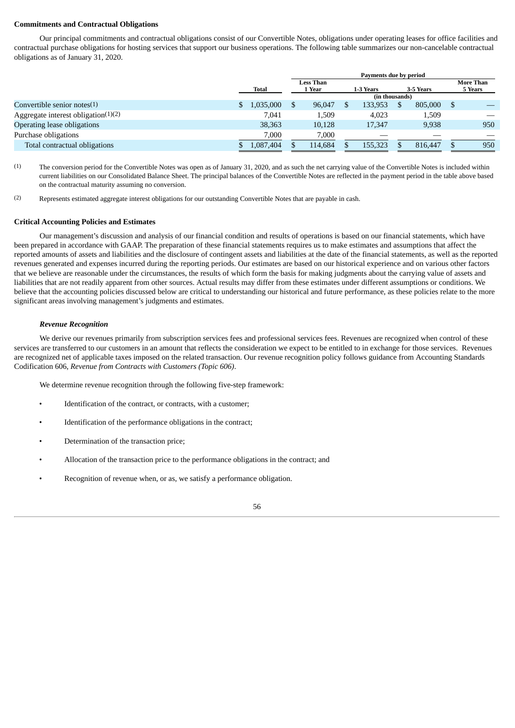**Commitments and Contractual Obligations**

Our principal commitments and contractual obligations consist of our Convertible Notes, obligations under operating leases for office facilities and contractual purchase obligations for hosting services that support our business operations. The following table summarizes our non-cancelable contractual obligations as of January 31, 2020.

| | | Payments due by period | | | |
|---|---|---|---|---|---|
| | Total | Less Than 1 Year | 1-3 Years | 3-5 Years | More Than 5 Years |
| | | (in thousands) | | | |
| Convertible senior notes[1] | $ 1,035,000 | $ 96,047 | $ 133,953 | $ 805,000 | $ — |
| Aggregate interest obligation[1][2] | 7,041 | 1,509 | 4,023 | 1,509 | — |
| Operating lease obligations | 38,363 | 10,128 | 17,347 | 9,938 | 950 |
| Purchase obligations | 7,000 | 7,000 | — | — | — |
| Total contractual obligations | $ 1,087,404 | $ 114,684 | $ 155,323 | $ 816,447 | $ 950 |

(1) The conversion period for the Convertible Notes was open as of January 31, 2020, and as such the net carrying value of the Convertible Notes is included within current liabilities on our Consolidated Balance Sheet. The principal balances of the Convertible Notes are reflected in the payment period in the table above based on the contractual maturity assuming no conversion.

(2) Represents estimated aggregate interest obligations for our outstanding Convertible Notes that are payable in cash.

**Critical Accounting Policies and Estimates**

Our management's discussion and analysis of our financial condition and results of operations is based on our financial statements, which have been prepared in accordance with GAAP. The preparation of these financial statements requires us to make estimates and assumptions that affect the reported amounts of assets and liabilities and the disclosure of contingent assets and liabilities at the date of the financial statements, as well as the reported revenues generated and expenses incurred during the reporting periods. Our estimates are based on our historical experience and on various other factors that we believe are reasonable under the circumstances, the results of which form the basis for making judgments about the carrying value of assets and liabilities that are not readily apparent from other sources. Actual results may differ from these estimates under different assumptions or conditions. We believe that the accounting policies discussed below are critical to understanding our historical and future performance, as these policies relate to the more significant areas involving management's judgments and estimates.

***Revenue Recognition***

We derive our revenues primarily from subscription services fees and professional services fees. Revenues are recognized when control of these services are transferred to our customers in an amount that reflects the consideration we expect to be entitled to in exchange for those services. Revenues are recognized net of applicable taxes imposed on the related transaction. Our revenue recognition policy follows guidance from Accounting Standards Codification 606, *Revenue from Contracts with Customers (Topic 606)*.

We determine revenue recognition through the following five-step framework:

- Identification of the contract, or contracts, with a customer;
- Identification of the performance obligations in the contract;
- Determination of the transaction price;
- Allocation of the transaction price to the performance obligations in the contract; and
- Recognition of revenue when, or as, we satisfy a performance obligation.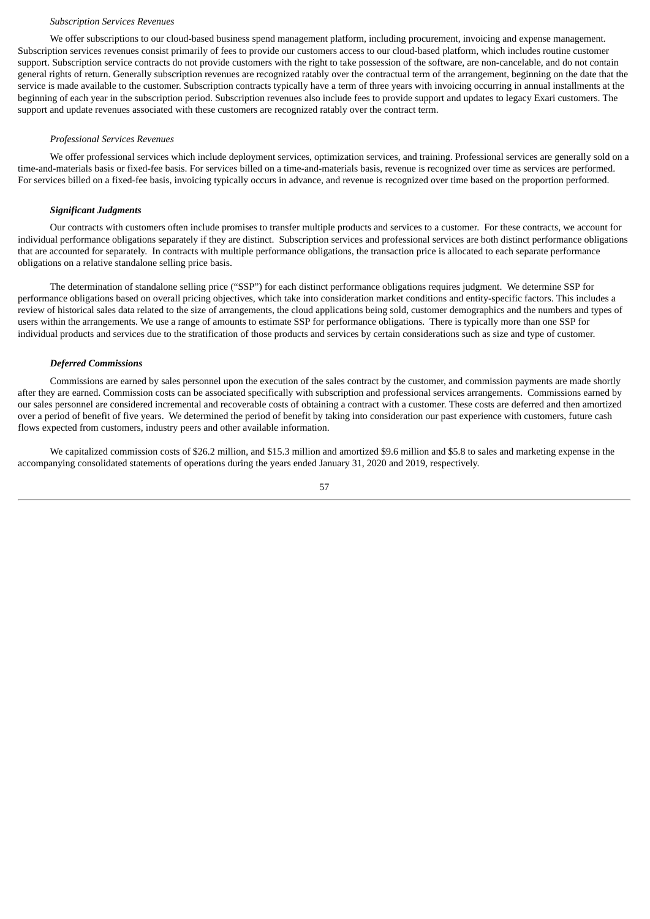*Subscription Services Revenues*

We offer subscriptions to our cloud-based business spend management platform, including procurement, invoicing and expense management. Subscription services revenues consist primarily of fees to provide our customers access to our cloud-based platform, which includes routine customer support. Subscription service contracts do not provide customers with the right to take possession of the software, are non-cancelable, and do not contain general rights of return. Generally subscription revenues are recognized ratably over the contractual term of the arrangement, beginning on the date that the service is made available to the customer. Subscription contracts typically have a term of three years with invoicing occurring in annual installments at the beginning of each year in the subscription period. Subscription revenues also include fees to provide support and updates to legacy Exari customers. The support and update revenues associated with these customers are recognized ratably over the contract term.

*Professional Services Revenues*

We offer professional services which include deployment services, optimization services, and training. Professional services are generally sold on a time-and-materials basis or fixed-fee basis. For services billed on a time-and-materials basis, revenue is recognized over time as services are performed. For services billed on a fixed-fee basis, invoicing typically occurs in advance, and revenue is recognized over time based on the proportion performed.

***Significant Judgments***

Our contracts with customers often include promises to transfer multiple products and services to a customer. For these contracts, we account for individual performance obligations separately if they are distinct. Subscription services and professional services are both distinct performance obligations that are accounted for separately. In contracts with multiple performance obligations, the transaction price is allocated to each separate performance obligations on a relative standalone selling price basis.

The determination of standalone selling price ("SSP") for each distinct performance obligations requires judgment. We determine SSP for performance obligations based on overall pricing objectives, which take into consideration market conditions and entity-specific factors. This includes a review of historical sales data related to the size of arrangements, the cloud applications being sold, customer demographics and the numbers and types of users within the arrangements. We use a range of amounts to estimate SSP for performance obligations. There is typically more than one SSP for individual products and services due to the stratification of those products and services by certain considerations such as size and type of customer.

***Deferred Commissions***

Commissions are earned by sales personnel upon the execution of the sales contract by the customer, and commission payments are made shortly after they are earned. Commission costs can be associated specifically with subscription and professional services arrangements. Commissions earned by our sales personnel are considered incremental and recoverable costs of obtaining a contract with a customer. These costs are deferred and then amortized over a period of benefit of five years. We determined the period of benefit by taking into consideration our past experience with customers, future cash flows expected from customers, industry peers and other available information.

We capitalized commission costs of $26.2 million, and $15.3 million and amortized $9.6 million and $5.8 to sales and marketing expense in the accompanying consolidated statements of operations during the years ended January 31, 2020 and 2019, respectively.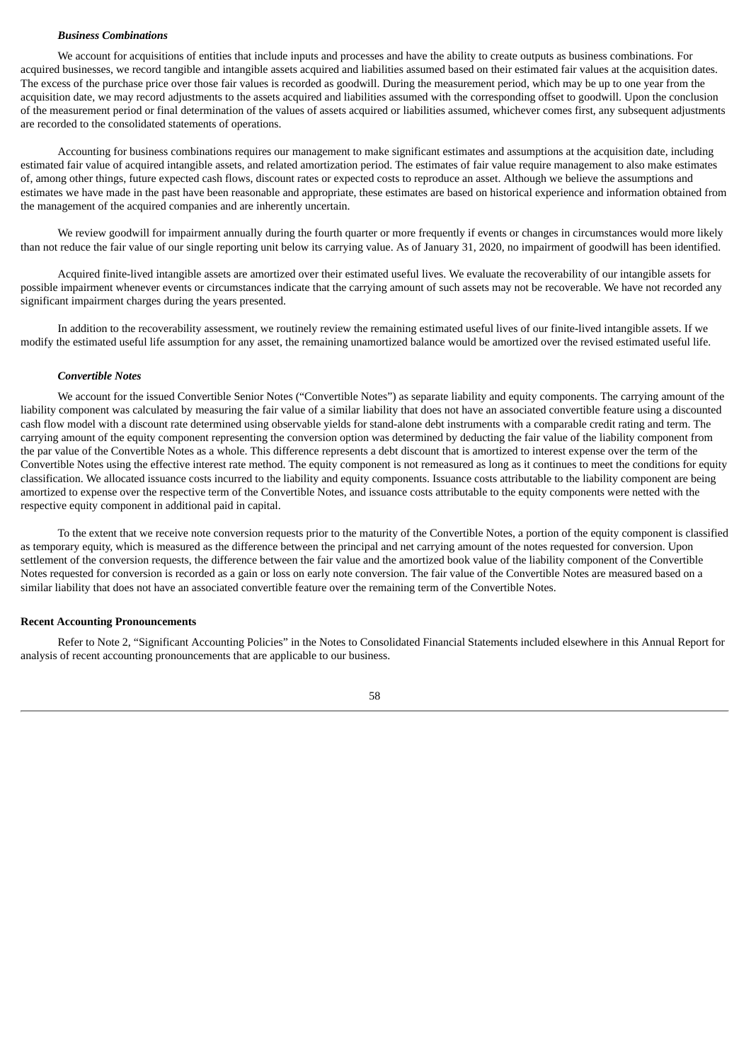***Business Combinations***

We account for acquisitions of entities that include inputs and processes and have the ability to create outputs as business combinations. For acquired businesses, we record tangible and intangible assets acquired and liabilities assumed based on their estimated fair values at the acquisition dates. The excess of the purchase price over those fair values is recorded as goodwill. During the measurement period, which may be up to one year from the acquisition date, we may record adjustments to the assets acquired and liabilities assumed with the corresponding offset to goodwill. Upon the conclusion of the measurement period or final determination of the values of assets acquired or liabilities assumed, whichever comes first, any subsequent adjustments are recorded to the consolidated statements of operations.

Accounting for business combinations requires our management to make significant estimates and assumptions at the acquisition date, including estimated fair value of acquired intangible assets, and related amortization period. The estimates of fair value require management to also make estimates of, among other things, future expected cash flows, discount rates or expected costs to reproduce an asset. Although we believe the assumptions and estimates we have made in the past have been reasonable and appropriate, these estimates are based on historical experience and information obtained from the management of the acquired companies and are inherently uncertain.

We review goodwill for impairment annually during the fourth quarter or more frequently if events or changes in circumstances would more likely than not reduce the fair value of our single reporting unit below its carrying value. As of January 31, 2020, no impairment of goodwill has been identified.

Acquired finite-lived intangible assets are amortized over their estimated useful lives. We evaluate the recoverability of our intangible assets for possible impairment whenever events or circumstances indicate that the carrying amount of such assets may not be recoverable. We have not recorded any significant impairment charges during the years presented.

In addition to the recoverability assessment, we routinely review the remaining estimated useful lives of our finite-lived intangible assets. If we modify the estimated useful life assumption for any asset, the remaining unamortized balance would be amortized over the revised estimated useful life.

***Convertible Notes***

We account for the issued Convertible Senior Notes ("Convertible Notes") as separate liability and equity components. The carrying amount of the liability component was calculated by measuring the fair value of a similar liability that does not have an associated convertible feature using a discounted cash flow model with a discount rate determined using observable yields for stand-alone debt instruments with a comparable credit rating and term. The carrying amount of the equity component representing the conversion option was determined by deducting the fair value of the liability component from the par value of the Convertible Notes as a whole. This difference represents a debt discount that is amortized to interest expense over the term of the Convertible Notes using the effective interest rate method. The equity component is not remeasured as long as it continues to meet the conditions for equity classification. We allocated issuance costs incurred to the liability and equity components. Issuance costs attributable to the liability component are being amortized to expense over the respective term of the Convertible Notes, and issuance costs attributable to the equity components were netted with the respective equity component in additional paid in capital.

To the extent that we receive note conversion requests prior to the maturity of the Convertible Notes, a portion of the equity component is classified as temporary equity, which is measured as the difference between the principal and net carrying amount of the notes requested for conversion. Upon settlement of the conversion requests, the difference between the fair value and the amortized book value of the liability component of the Convertible Notes requested for conversion is recorded as a gain or loss on early note conversion. The fair value of the Convertible Notes are measured based on a similar liability that does not have an associated convertible feature over the remaining term of the Convertible Notes.

**Recent Accounting Pronouncements**

Refer to Note 2, "Significant Accounting Policies" in the Notes to Consolidated Financial Statements included elsewhere in this Annual Report for analysis of recent accounting pronouncements that are applicable to our business.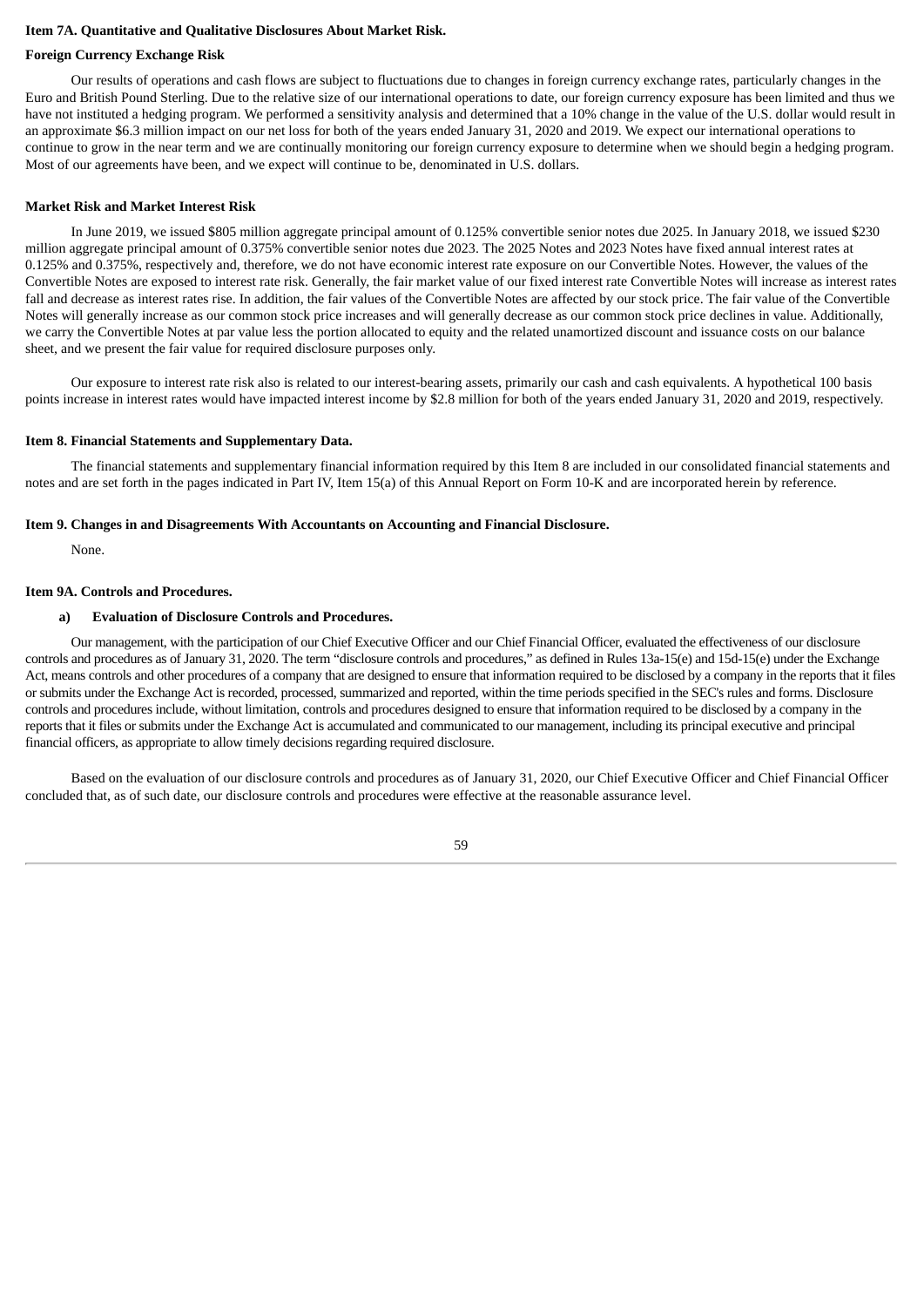### Item 7A. Quantitative and Qualitative Disclosures About Market Risk.

**Foreign Currency Exchange Risk**

Our results of operations and cash flows are subject to fluctuations due to changes in foreign currency exchange rates, particularly changes in the Euro and British Pound Sterling. Due to the relative size of our international operations to date, our foreign currency exposure has been limited and thus we have not instituted a hedging program. We performed a sensitivity analysis and determined that a 10% change in the value of the U.S. dollar would result in an approximate $6.3 million impact on our net loss for both of the years ended January 31, 2020 and 2019. We expect our international operations to continue to grow in the near term and we are continually monitoring our foreign currency exposure to determine when we should begin a hedging program. Most of our agreements have been, and we expect will continue to be, denominated in U.S. dollars.

**Market Risk and Market Interest Risk**

In June 2019, we issued $805 million aggregate principal amount of 0.125% convertible senior notes due 2025. In January 2018, we issued $230 million aggregate principal amount of 0.375% convertible senior notes due 2023. The 2025 Notes and 2023 Notes have fixed annual interest rates at 0.125% and 0.375%, respectively and, therefore, we do not have economic interest rate exposure on our Convertible Notes. However, the values of the Convertible Notes are exposed to interest rate risk. Generally, the fair market value of our fixed interest rate Convertible Notes will increase as interest rates fall and decrease as interest rates rise. In addition, the fair values of the Convertible Notes are affected by our stock price. The fair value of the Convertible Notes will generally increase as our common stock price increases and will generally decrease as our common stock price declines in value. Additionally, we carry the Convertible Notes at par value less the portion allocated to equity and the related unamortized discount and issuance costs on our balance sheet, and we present the fair value for required disclosure purposes only.

Our exposure to interest rate risk also is related to our interest-bearing assets, primarily our cash and cash equivalents. A hypothetical 100 basis points increase in interest rates would have impacted interest income by $2.8 million for both of the years ended January 31, 2020 and 2019, respectively.

### Item 8. Financial Statements and Supplementary Data.

The financial statements and supplementary financial information required by this Item 8 are included in our consolidated financial statements and notes and are set forth in the pages indicated in Part IV, Item 15(a) of this Annual Report on Form 10-K and are incorporated herein by reference.

### Item 9. Changes in and Disagreements With Accountants on Accounting and Financial Disclosure.

None.

### Item 9A. Controls and Procedures.

**a) Evaluation of Disclosure Controls and Procedures.**

Our management, with the participation of our Chief Executive Officer and our Chief Financial Officer, evaluated the effectiveness of our disclosure controls and procedures as of January 31, 2020. The term "disclosure controls and procedures," as defined in Rules 13a-15(e) and 15d-15(e) under the Exchange Act, means controls and other procedures of a company that are designed to ensure that information required to be disclosed by a company in the reports that it files or submits under the Exchange Act is recorded, processed, summarized and reported, within the time periods specified in the SEC's rules and forms. Disclosure controls and procedures include, without limitation, controls and procedures designed to ensure that information required to be disclosed by a company in the reports that it files or submits under the Exchange Act is accumulated and communicated to our management, including its principal executive and principal financial officers, as appropriate to allow timely decisions regarding required disclosure.

Based on the evaluation of our disclosure controls and procedures as of January 31, 2020, our Chief Executive Officer and Chief Financial Officer concluded that, as of such date, our disclosure controls and procedures were effective at the reasonable assurance level.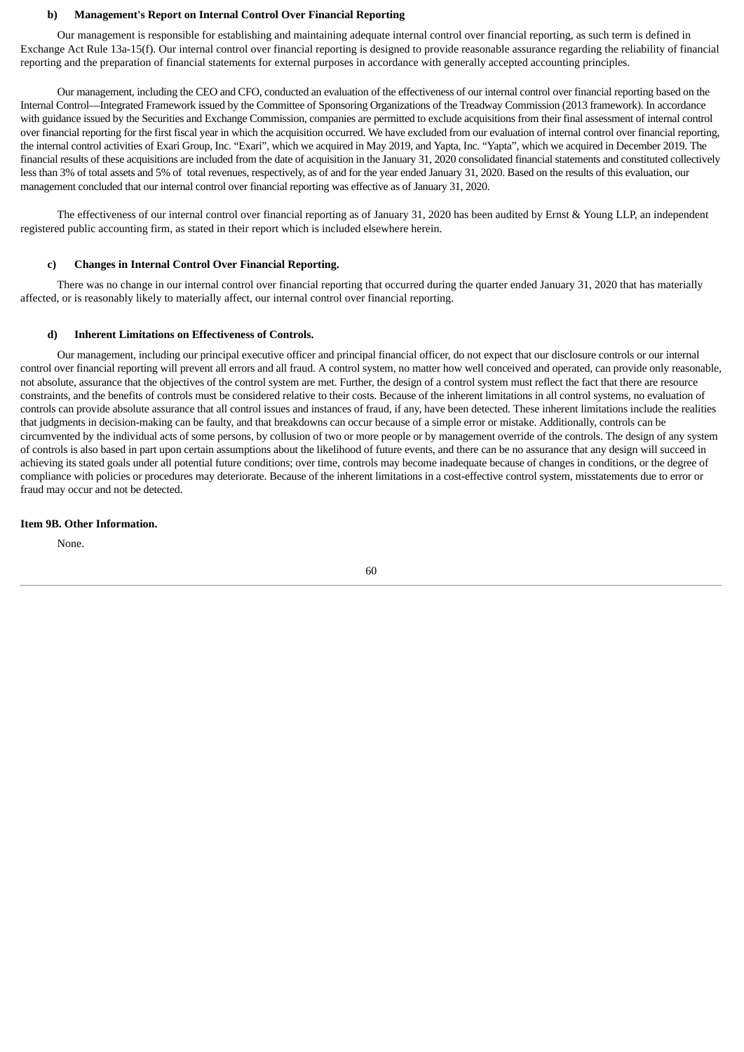#### b) Management's Report on Internal Control Over Financial Reporting

Our management is responsible for establishing and maintaining adequate internal control over financial reporting, as such term is defined in Exchange Act Rule 13a-15(f). Our internal control over financial reporting is designed to provide reasonable assurance regarding the reliability of financial reporting and the preparation of financial statements for external purposes in accordance with generally accepted accounting principles.

Our management, including the CEO and CFO, conducted an evaluation of the effectiveness of our internal control over financial reporting based on the Internal Control—Integrated Framework issued by the Committee of Sponsoring Organizations of the Treadway Commission (2013 framework). In accordance with guidance issued by the Securities and Exchange Commission, companies are permitted to exclude acquisitions from their final assessment of internal control over financial reporting for the first fiscal year in which the acquisition occurred. We have excluded from our evaluation of internal control over financial reporting, the internal control activities of Exari Group, Inc. "Exari", which we acquired in May 2019, and Yapta, Inc. "Yapta", which we acquired in December 2019. The financial results of these acquisitions are included from the date of acquisition in the January 31, 2020 consolidated financial statements and constituted collectively less than 3% of total assets and 5% of total revenues, respectively, as of and for the year ended January 31, 2020. Based on the results of this evaluation, our management concluded that our internal control over financial reporting was effective as of January 31, 2020.

The effectiveness of our internal control over financial reporting as of January 31, 2020 has been audited by Ernst & Young LLP, an independent registered public accounting firm, as stated in their report which is included elsewhere herein.

#### c) Changes in Internal Control Over Financial Reporting.

There was no change in our internal control over financial reporting that occurred during the quarter ended January 31, 2020 that has materially affected, or is reasonably likely to materially affect, our internal control over financial reporting.

#### d) Inherent Limitations on Effectiveness of Controls.

Our management, including our principal executive officer and principal financial officer, do not expect that our disclosure controls or our internal control over financial reporting will prevent all errors and all fraud. A control system, no matter how well conceived and operated, can provide only reasonable, not absolute, assurance that the objectives of the control system are met. Further, the design of a control system must reflect the fact that there are resource constraints, and the benefits of controls must be considered relative to their costs. Because of the inherent limitations in all control systems, no evaluation of controls can provide absolute assurance that all control issues and instances of fraud, if any, have been detected. These inherent limitations include the realities that judgments in decision-making can be faulty, and that breakdowns can occur because of a simple error or mistake. Additionally, controls can be circumvented by the individual acts of some persons, by collusion of two or more people or by management override of the controls. The design of any system of controls is also based in part upon certain assumptions about the likelihood of future events, and there can be no assurance that any design will succeed in achieving its stated goals under all potential future conditions; over time, controls may become inadequate because of changes in conditions, or the degree of compliance with policies or procedures may deteriorate. Because of the inherent limitations in a cost-effective control system, misstatements due to error or fraud may occur and not be detected.

### Item 9B. Other Information.

None.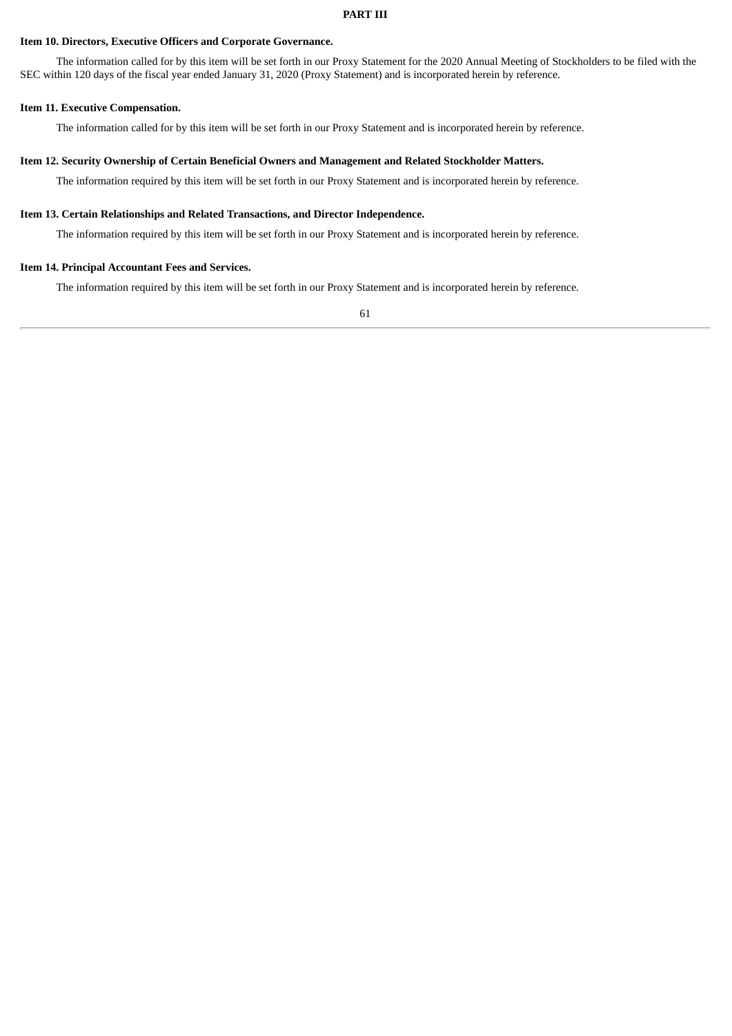# PART III

## Item 10. Directors, Executive Officers and Corporate Governance.

The information called for by this item will be set forth in our Proxy Statement for the 2020 Annual Meeting of Stockholders to be filed with the SEC within 120 days of the fiscal year ended January 31, 2020 (Proxy Statement) and is incorporated herein by reference.

## Item 11. Executive Compensation.

The information called for by this item will be set forth in our Proxy Statement and is incorporated herein by reference.

## Item 12. Security Ownership of Certain Beneficial Owners and Management and Related Stockholder Matters.

The information required by this item will be set forth in our Proxy Statement and is incorporated herein by reference.

## Item 13. Certain Relationships and Related Transactions, and Director Independence.

The information required by this item will be set forth in our Proxy Statement and is incorporated herein by reference.

## Item 14. Principal Accountant Fees and Services.

The information required by this item will be set forth in our Proxy Statement and is incorporated herein by reference.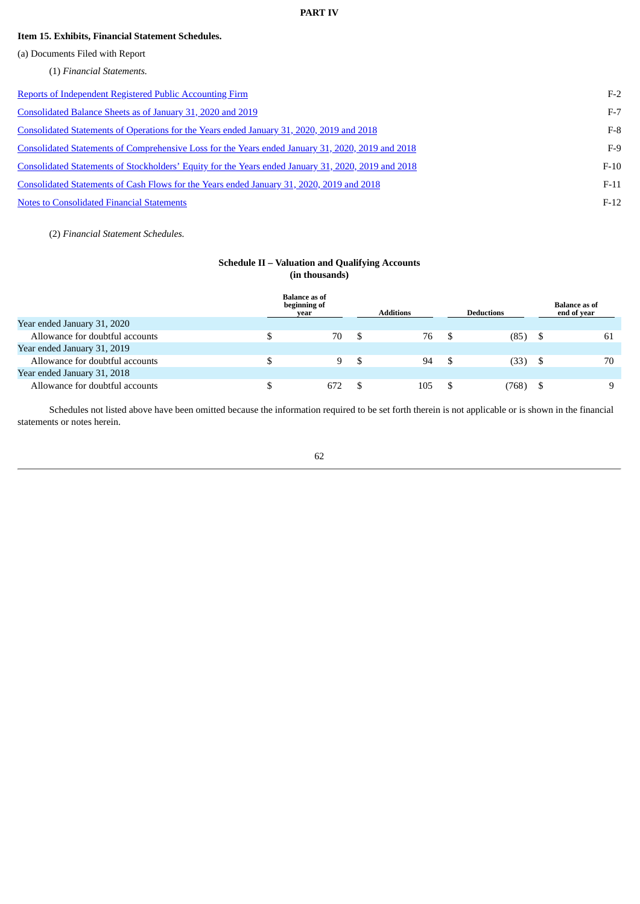## PART IV

### Item 15. Exhibits, Financial Statement Schedules.

(a) Documents Filed with Report

(1) *Financial Statements.*

| | |
|---|---|
| Reports of Independent Registered Public Accounting Firm | F-2 |
| Consolidated Balance Sheets as of January 31, 2020 and 2019 | F-7 |
| Consolidated Statements of Operations for the Years ended January 31, 2020, 2019 and 2018 | F-8 |
| Consolidated Statements of Comprehensive Loss for the Years ended January 31, 2020, 2019 and 2018 | F-9 |
| Consolidated Statements of Stockholders' Equity for the Years ended January 31, 2020, 2019 and 2018 | F-10 |
| Consolidated Statements of Cash Flows for the Years ended January 31, 2020, 2019 and 2018 | F-11 |
| Notes to Consolidated Financial Statements | F-12 |

(2) *Financial Statement Schedules.*

**Schedule II – Valuation and Qualifying Accounts**
**(in thousands)**

| | Balance as of beginning of year | Additions | Deductions | Balance as of end of year |
|---|---|---|---|---|
| Year ended January 31, 2020 | | | | |
| Allowance for doubtful accounts | $ 70 | $ 76 | $ (85) | $ 61 |
| Year ended January 31, 2019 | | | | |
| Allowance for doubtful accounts | $ 9 | $ 94 | $ (33) | $ 70 |
| Year ended January 31, 2018 | | | | |
| Allowance for doubtful accounts | $ 672 | $ 105 | $ (768) | $ 9 |

Schedules not listed above have been omitted because the information required to be set forth therein is not applicable or is shown in the financial statements or notes herein.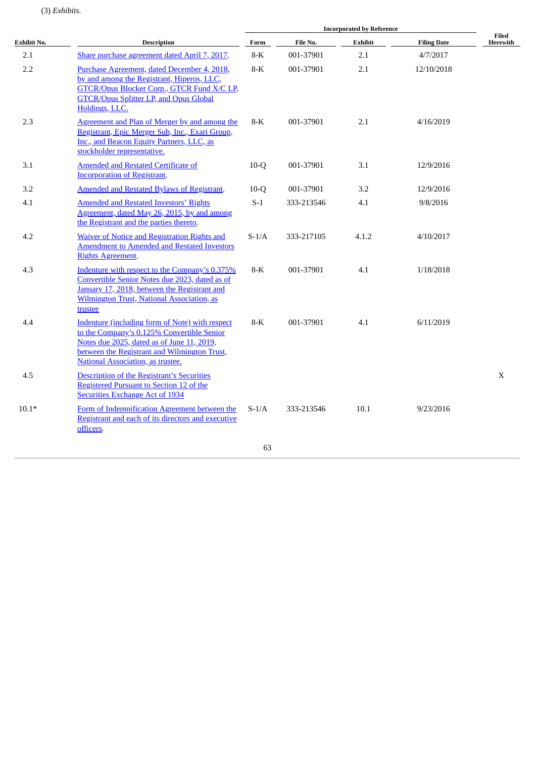(3) *Exhibits.*

| Exhibit No. | Description | Incorporated by Reference | | | | Filed Herewith |
|---|---|---|---|---|---|---|
| | | Form | File No. | Exhibit | Filing Date | |
| 2.1 | Share purchase agreement dated April 7, 2017. | 8-K | 001-37901 | 2.1 | 4/7/2017 | |
| 2.2 | Purchase Agreement, dated December 4, 2018, by and among the Registrant, Hiperos, LLC, GTCR/Opus Blocker Corp., GTCR Fund X/C LP, GTCR/Opus Splitter LP, and Opus Global Holdings, LLC. | 8-K | 001-37901 | 2.1 | 12/10/2018 | |
| 2.3 | Agreement and Plan of Merger by and among the Registrant, Epic Merger Sub, Inc., Exari Group, Inc., and Beacon Equity Partners, LLC, as stockholder representative. | 8-K | 001-37901 | 2.1 | 4/16/2019 | |
| 3.1 | Amended and Restated Certificate of Incorporation of Registrant. | 10-Q | 001-37901 | 3.1 | 12/9/2016 | |
| 3.2 | Amended and Restated Bylaws of Registrant. | 10-Q | 001-37901 | 3.2 | 12/9/2016 | |
| 4.1 | Amended and Restated Investors' Rights Agreement, dated May 26, 2015, by and among the Registrant and the parties thereto. | S-1 | 333-213546 | 4.1 | 9/8/2016 | |
| 4.2 | Waiver of Notice and Registration Rights and Amendment to Amended and Restated Investors Rights Agreement. | S-1/A | 333-217105 | 4.1.2 | 4/10/2017 | |
| 4.3 | Indenture with respect to the Company's 0.375% Convertible Senior Notes due 2023, dated as of January 17, 2018, between the Registrant and Wilmington Trust, National Association, as trustee | 8-K | 001-37901 | 4.1 | 1/18/2018 | |
| 4.4 | Indenture (including form of Note) with respect to the Company's 0.125% Convertible Senior Notes due 2025, dated as of June 11, 2019, between the Registrant and Wilmington Trust, National Association, as trustee. | 8-K | 001-37901 | 4.1 | 6/11/2019 | |
| 4.5 | Description of the Registrant's Securities Registered Pursuant to Section 12 of the Securities Exchange Act of 1934 | | | | | X |
| 10.1* | Form of Indemnification Agreement between the Registrant and each of its directors and executive officers. | S-1/A | 333-213546 | 10.1 | 9/23/2016 | |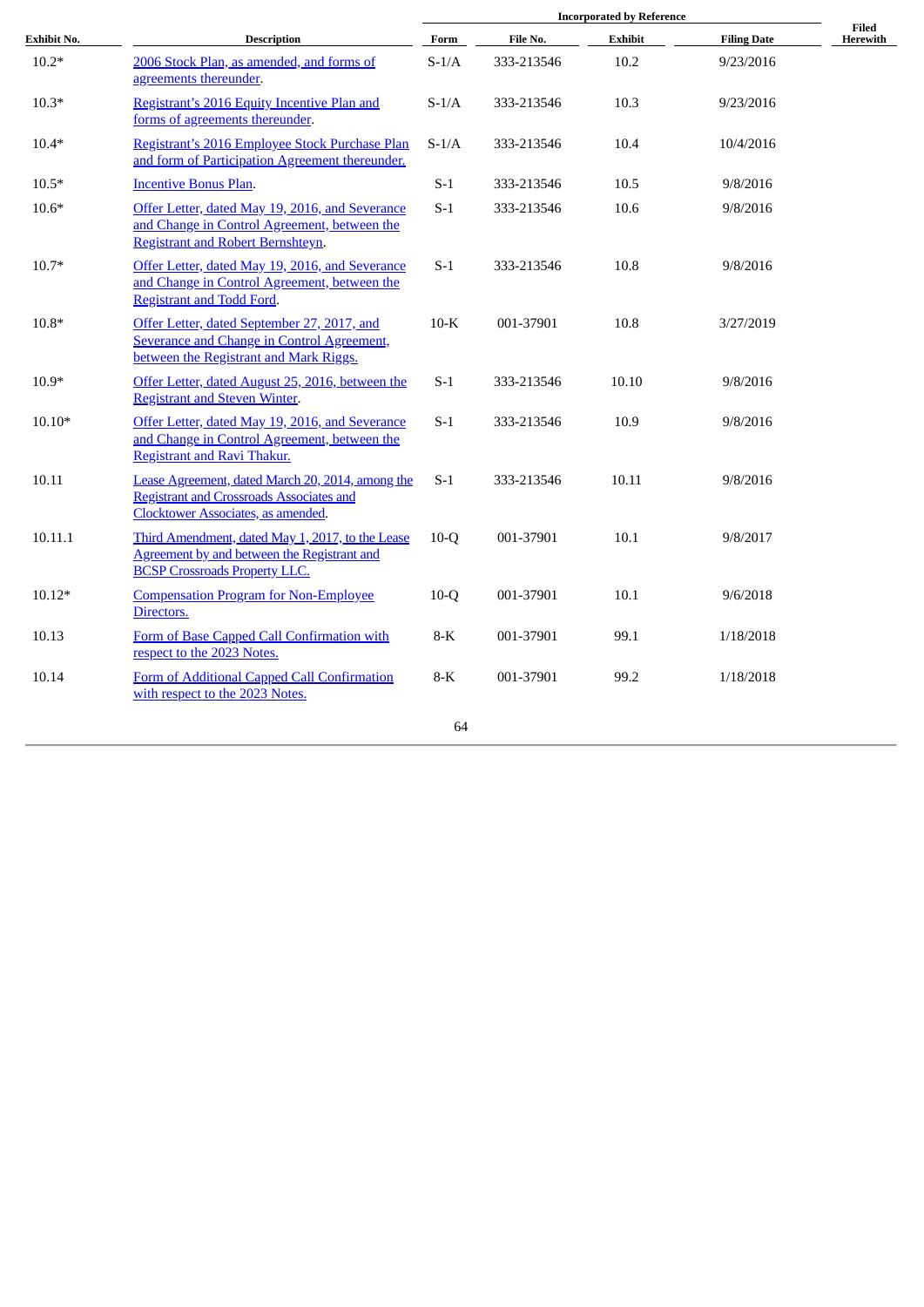| Exhibit No. | Description | Incorporated by Reference | | | | Filed Herewith |
|---|---|---|---|---|---|---|
| | | Form | File No. | Exhibit | Filing Date | |
| 10.2* | 2006 Stock Plan, as amended, and forms of agreements thereunder. | S-1/A | 333-213546 | 10.2 | 9/23/2016 | |
| 10.3* | Registrant's 2016 Equity Incentive Plan and forms of agreements thereunder. | S-1/A | 333-213546 | 10.3 | 9/23/2016 | |
| 10.4* | Registrant's 2016 Employee Stock Purchase Plan and form of Participation Agreement thereunder. | S-1/A | 333-213546 | 10.4 | 10/4/2016 | |
| 10.5* | Incentive Bonus Plan. | S-1 | 333-213546 | 10.5 | 9/8/2016 | |
| 10.6* | Offer Letter, dated May 19, 2016, and Severance and Change in Control Agreement, between the Registrant and Robert Bernshteyn. | S-1 | 333-213546 | 10.6 | 9/8/2016 | |
| 10.7* | Offer Letter, dated May 19, 2016, and Severance and Change in Control Agreement, between the Registrant and Todd Ford. | S-1 | 333-213546 | 10.8 | 9/8/2016 | |
| 10.8* | Offer Letter, dated September 27, 2017, and Severance and Change in Control Agreement, between the Registrant and Mark Riggs. | 10-K | 001-37901 | 10.8 | 3/27/2019 | |
| 10.9* | Offer Letter, dated August 25, 2016, between the Registrant and Steven Winter. | S-1 | 333-213546 | 10.10 | 9/8/2016 | |
| 10.10* | Offer Letter, dated May 19, 2016, and Severance and Change in Control Agreement, between the Registrant and Ravi Thakur. | S-1 | 333-213546 | 10.9 | 9/8/2016 | |
| 10.11 | Lease Agreement, dated March 20, 2014, among the Registrant and Crossroads Associates and Clocktower Associates, as amended. | S-1 | 333-213546 | 10.11 | 9/8/2016 | |
| 10.11.1 | Third Amendment, dated May 1, 2017, to the Lease Agreement by and between the Registrant and BCSP Crossroads Property LLC. | 10-Q | 001-37901 | 10.1 | 9/8/2017 | |
| 10.12* | Compensation Program for Non-Employee Directors. | 10-Q | 001-37901 | 10.1 | 9/6/2018 | |
| 10.13 | Form of Base Capped Call Confirmation with respect to the 2023 Notes. | 8-K | 001-37901 | 99.1 | 1/18/2018 | |
| 10.14 | Form of Additional Capped Call Confirmation with respect to the 2023 Notes. | 8-K | 001-37901 | 99.2 | 1/18/2018 | |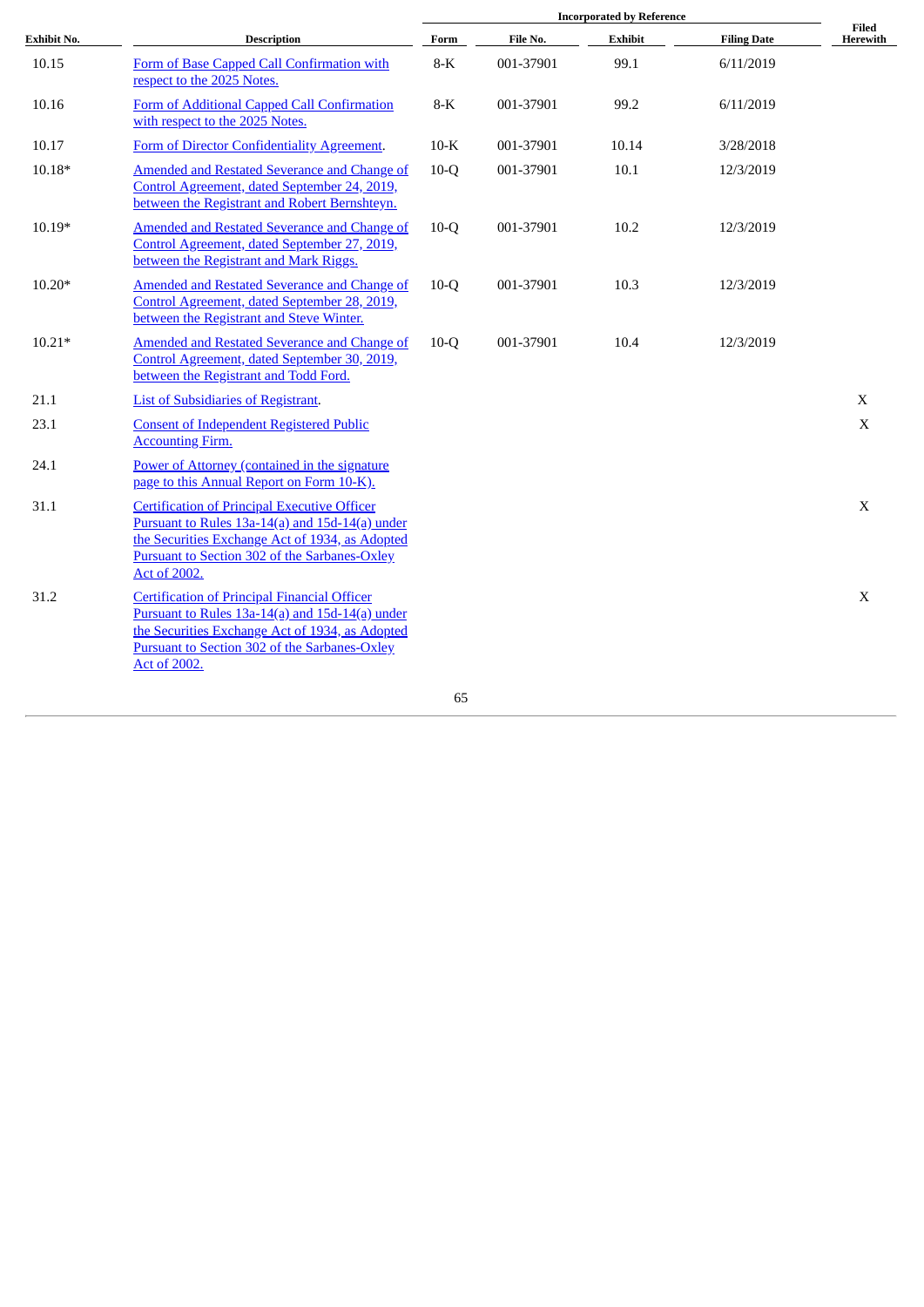| Exhibit No. | Description | Incorporated by Reference | | | | Filed Herewith |
|---|---|---|---|---|---|---|
| | | Form | File No. | Exhibit | Filing Date | |
| 10.15 | Form of Base Capped Call Confirmation with respect to the 2025 Notes. | 8-K | 001-37901 | 99.1 | 6/11/2019 | |
| 10.16 | Form of Additional Capped Call Confirmation with respect to the 2025 Notes. | 8-K | 001-37901 | 99.2 | 6/11/2019 | |
| 10.17 | Form of Director Confidentiality Agreement. | 10-K | 001-37901 | 10.14 | 3/28/2018 | |
| 10.18* | Amended and Restated Severance and Change of Control Agreement, dated September 24, 2019, between the Registrant and Robert Bernshteyn. | 10-Q | 001-37901 | 10.1 | 12/3/2019 | |
| 10.19* | Amended and Restated Severance and Change of Control Agreement, dated September 27, 2019, between the Registrant and Mark Riggs. | 10-Q | 001-37901 | 10.2 | 12/3/2019 | |
| 10.20* | Amended and Restated Severance and Change of Control Agreement, dated September 28, 2019, between the Registrant and Steve Winter. | 10-Q | 001-37901 | 10.3 | 12/3/2019 | |
| 10.21* | Amended and Restated Severance and Change of Control Agreement, dated September 30, 2019, between the Registrant and Todd Ford. | 10-Q | 001-37901 | 10.4 | 12/3/2019 | |
| 21.1 | List of Subsidiaries of Registrant. | | | | | X |
| 23.1 | Consent of Independent Registered Public Accounting Firm. | | | | | X |
| 24.1 | Power of Attorney (contained in the signature page to this Annual Report on Form 10-K). | | | | | |
| 31.1 | Certification of Principal Executive Officer Pursuant to Rules 13a-14(a) and 15d-14(a) under the Securities Exchange Act of 1934, as Adopted Pursuant to Section 302 of the Sarbanes-Oxley Act of 2002. | | | | | X |
| 31.2 | Certification of Principal Financial Officer Pursuant to Rules 13a-14(a) and 15d-14(a) under the Securities Exchange Act of 1934, as Adopted Pursuant to Section 302 of the Sarbanes-Oxley Act of 2002. | | | | | X |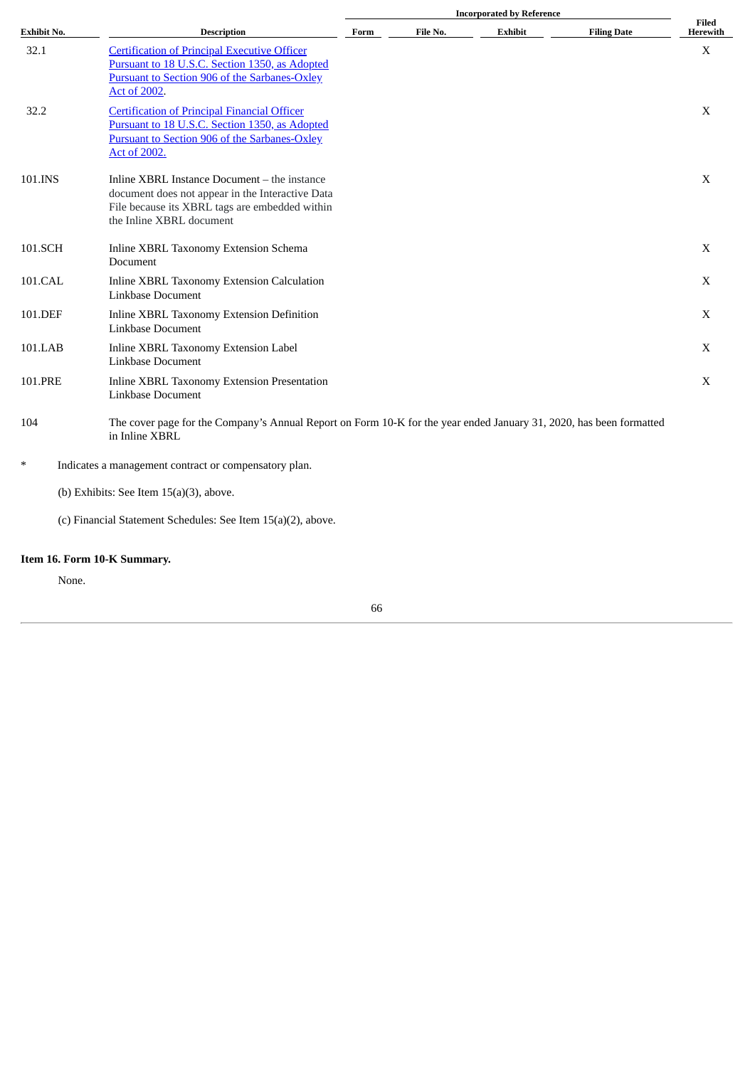| Exhibit No. | Description | Incorporated by Reference | | | | Filed Herewith |
|---|---|---|---|---|---|---|
| | | Form | File No. | Exhibit | Filing Date | |
| 32.1 | Certification of Principal Executive Officer Pursuant to 18 U.S.C. Section 1350, as Adopted Pursuant to Section 906 of the Sarbanes-Oxley Act of 2002. | | | | | X |
| 32.2 | Certification of Principal Financial Officer Pursuant to 18 U.S.C. Section 1350, as Adopted Pursuant to Section 906 of the Sarbanes-Oxley Act of 2002. | | | | | X |
| 101.INS | Inline XBRL Instance Document – the instance document does not appear in the Interactive Data File because its XBRL tags are embedded within the Inline XBRL document | | | | | X |
| 101.SCH | Inline XBRL Taxonomy Extension Schema Document | | | | | X |
| 101.CAL | Inline XBRL Taxonomy Extension Calculation Linkbase Document | | | | | X |
| 101.DEF | Inline XBRL Taxonomy Extension Definition Linkbase Document | | | | | X |
| 101.LAB | Inline XBRL Taxonomy Extension Label Linkbase Document | | | | | X |
| 101.PRE | Inline XBRL Taxonomy Extension Presentation Linkbase Document | | | | | X |
| 104 | The cover page for the Company's Annual Report on Form 10-K for the year ended January 31, 2020, has been formatted in Inline XBRL | | | | | |

\* Indicates a management contract or compensatory plan.

(b) Exhibits: See Item 15(a)(3), above.

(c) Financial Statement Schedules: See Item 15(a)(2), above.

**Item 16. Form 10-K Summary.**

None.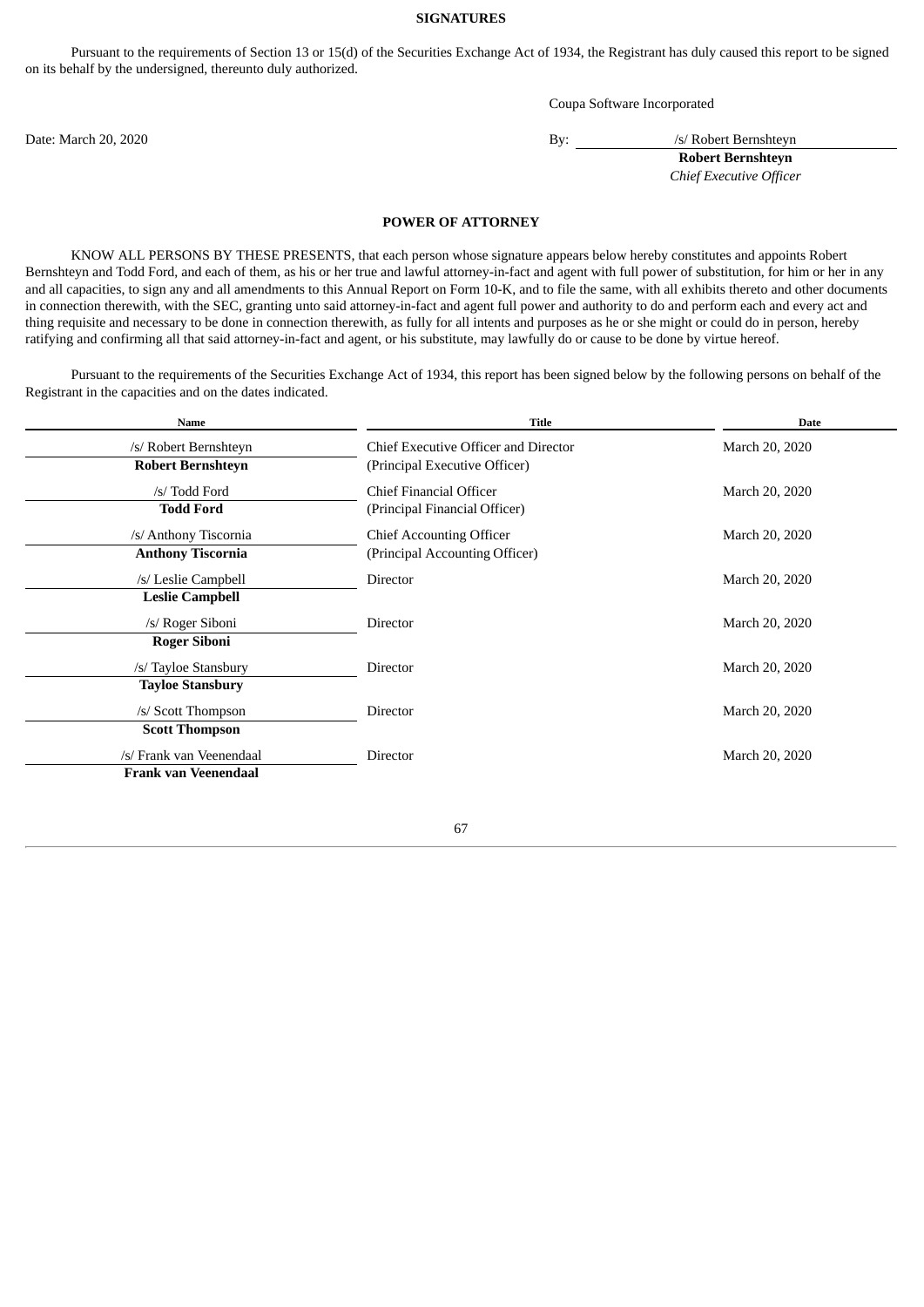## SIGNATURES

Pursuant to the requirements of Section 13 or 15(d) of the Securities Exchange Act of 1934, the Registrant has duly caused this report to be signed on its behalf by the undersigned, thereunto duly authorized.

Coupa Software Incorporated

Date: March 20, 2020

By: /s/ Robert Bernshteyn
**Robert Bernshteyn**
*Chief Executive Officer*

## POWER OF ATTORNEY

KNOW ALL PERSONS BY THESE PRESENTS, that each person whose signature appears below hereby constitutes and appoints Robert Bernshteyn and Todd Ford, and each of them, as his or her true and lawful attorney-in-fact and agent with full power of substitution, for him or her in any and all capacities, to sign any and all amendments to this Annual Report on Form 10-K, and to file the same, with all exhibits thereto and other documents in connection therewith, with the SEC, granting unto said attorney-in-fact and agent full power and authority to do and perform each and every act and thing requisite and necessary to be done in connection therewith, as fully for all intents and purposes as he or she might or could do in person, hereby ratifying and confirming all that said attorney-in-fact and agent, or his substitute, may lawfully do or cause to be done by virtue hereof.

Pursuant to the requirements of the Securities Exchange Act of 1934, this report has been signed below by the following persons on behalf of the Registrant in the capacities and on the dates indicated.

| Name | Title | Date |
|---|---|---|
| /s/ Robert Bernshteyn<br>**Robert Bernshteyn** | Chief Executive Officer and Director<br>(Principal Executive Officer) | March 20, 2020 |
| /s/ Todd Ford<br>**Todd Ford** | Chief Financial Officer<br>(Principal Financial Officer) | March 20, 2020 |
| /s/ Anthony Tiscornia<br>**Anthony Tiscornia** | Chief Accounting Officer<br>(Principal Accounting Officer) | March 20, 2020 |
| /s/ Leslie Campbell<br>**Leslie Campbell** | Director | March 20, 2020 |
| /s/ Roger Siboni<br>**Roger Siboni** | Director | March 20, 2020 |
| /s/ Tayloe Stansbury<br>**Tayloe Stansbury** | Director | March 20, 2020 |
| /s/ Scott Thompson<br>**Scott Thompson** | Director | March 20, 2020 |
| /s/ Frank van Veenendaal<br>**Frank van Veenendaal** | Director | March 20, 2020 |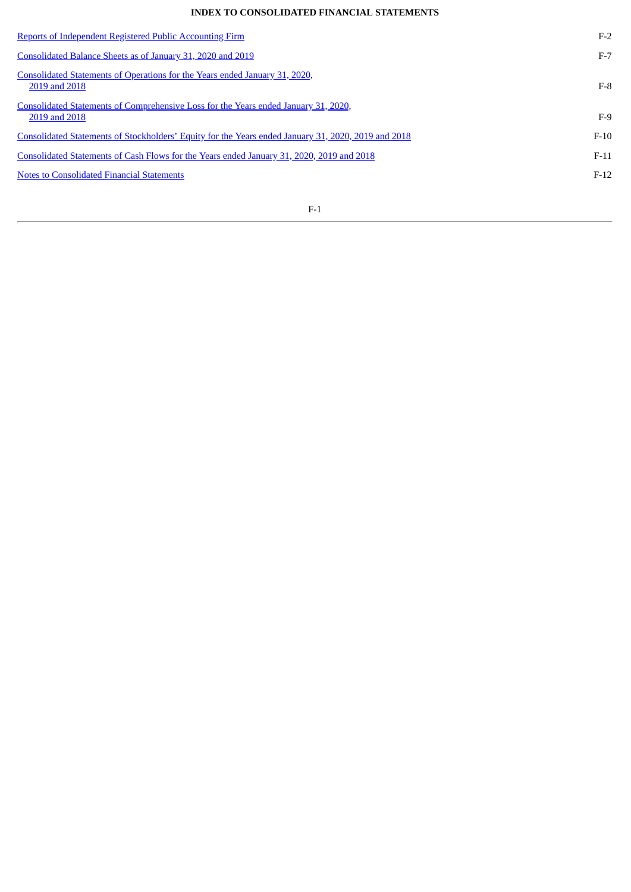**INDEX TO CONSOLIDATED FINANCIAL STATEMENTS**

| | |
|---|---|
| Reports of Independent Registered Public Accounting Firm | F-2 |
| Consolidated Balance Sheets as of January 31, 2020 and 2019 | F-7 |
| Consolidated Statements of Operations for the Years ended January 31, 2020, 2019 and 2018 | F-8 |
| Consolidated Statements of Comprehensive Loss for the Years ended January 31, 2020, 2019 and 2018 | F-9 |
| Consolidated Statements of Stockholders' Equity for the Years ended January 31, 2020, 2019 and 2018 | F-10 |
| Consolidated Statements of Cash Flows for the Years ended January 31, 2020, 2019 and 2018 | F-11 |
| Notes to Consolidated Financial Statements | F-12 |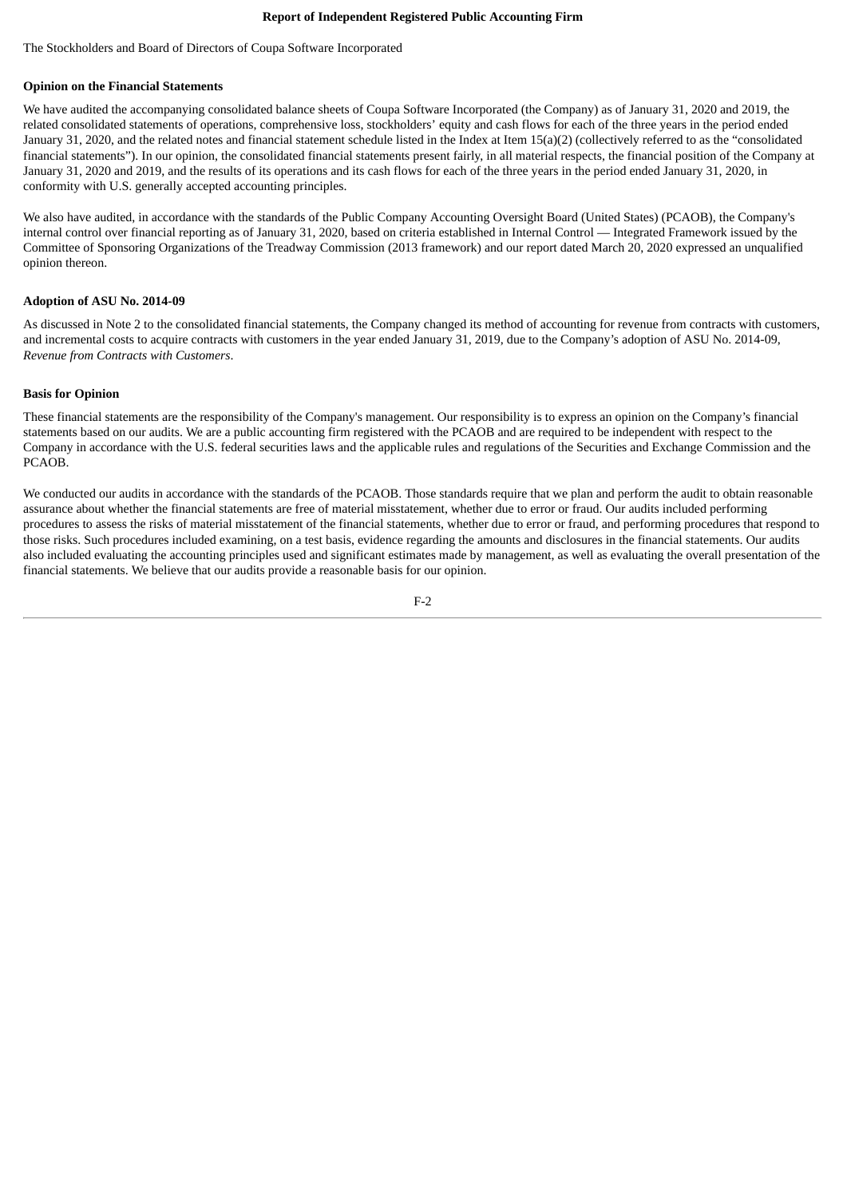# Report of Independent Registered Public Accounting Firm

The Stockholders and Board of Directors of Coupa Software Incorporated

### Opinion on the Financial Statements

We have audited the accompanying consolidated balance sheets of Coupa Software Incorporated (the Company) as of January 31, 2020 and 2019, the related consolidated statements of operations, comprehensive loss, stockholders' equity and cash flows for each of the three years in the period ended January 31, 2020, and the related notes and financial statement schedule listed in the Index at Item 15(a)(2) (collectively referred to as the "consolidated financial statements"). In our opinion, the consolidated financial statements present fairly, in all material respects, the financial position of the Company at January 31, 2020 and 2019, and the results of its operations and its cash flows for each of the three years in the period ended January 31, 2020, in conformity with U.S. generally accepted accounting principles.

We also have audited, in accordance with the standards of the Public Company Accounting Oversight Board (United States) (PCAOB), the Company's internal control over financial reporting as of January 31, 2020, based on criteria established in Internal Control — Integrated Framework issued by the Committee of Sponsoring Organizations of the Treadway Commission (2013 framework) and our report dated March 20, 2020 expressed an unqualified opinion thereon.

### Adoption of ASU No. 2014-09

As discussed in Note 2 to the consolidated financial statements, the Company changed its method of accounting for revenue from contracts with customers, and incremental costs to acquire contracts with customers in the year ended January 31, 2019, due to the Company's adoption of ASU No. 2014-09, *Revenue from Contracts with Customers*.

### Basis for Opinion

These financial statements are the responsibility of the Company's management. Our responsibility is to express an opinion on the Company's financial statements based on our audits. We are a public accounting firm registered with the PCAOB and are required to be independent with respect to the Company in accordance with the U.S. federal securities laws and the applicable rules and regulations of the Securities and Exchange Commission and the PCAOB.

We conducted our audits in accordance with the standards of the PCAOB. Those standards require that we plan and perform the audit to obtain reasonable assurance about whether the financial statements are free of material misstatement, whether due to error or fraud. Our audits included performing procedures to assess the risks of material misstatement of the financial statements, whether due to error or fraud, and performing procedures that respond to those risks. Such procedures included examining, on a test basis, evidence regarding the amounts and disclosures in the financial statements. Our audits also included evaluating the accounting principles used and significant estimates made by management, as well as evaluating the overall presentation of the financial statements. We believe that our audits provide a reasonable basis for our opinion.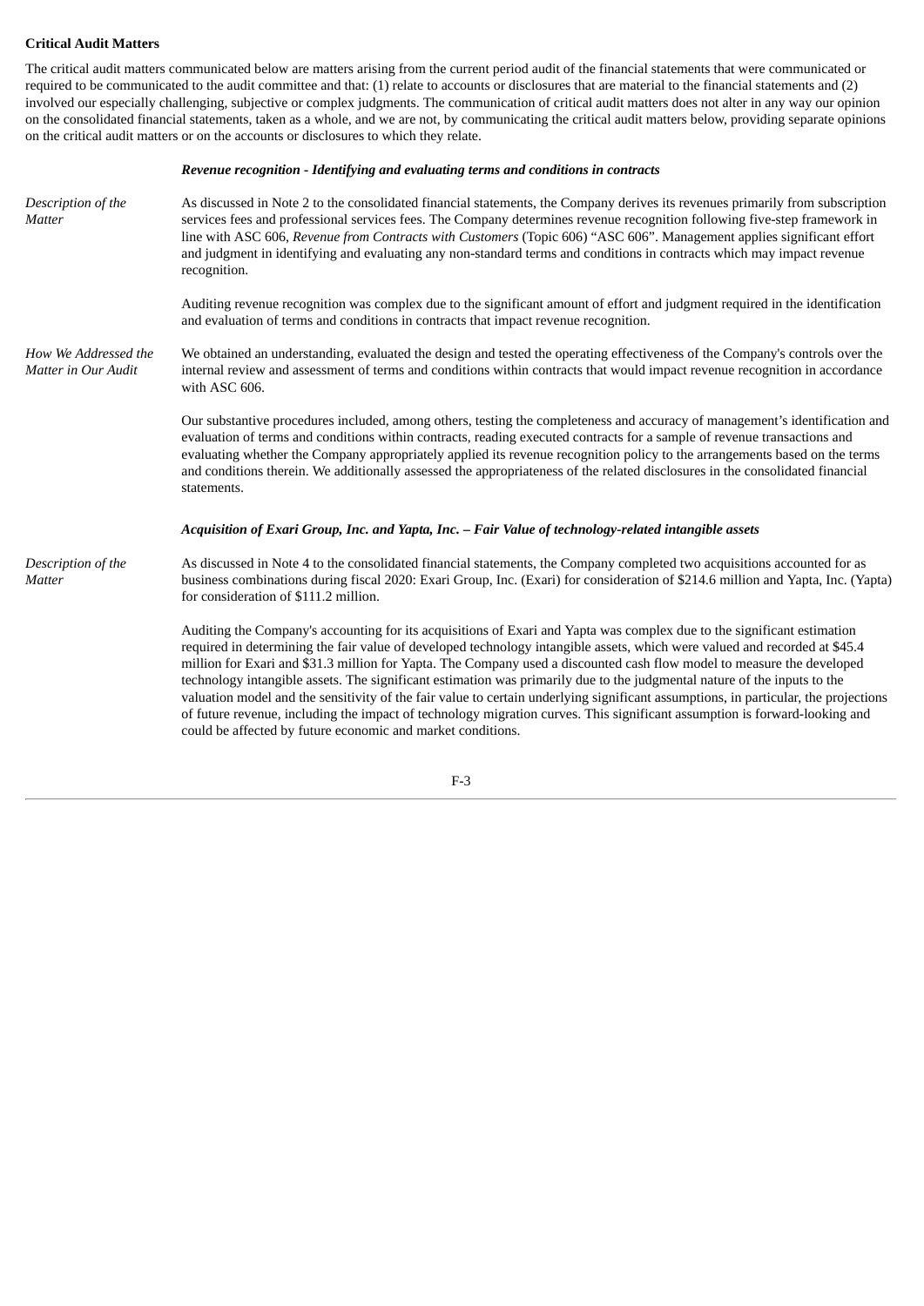**Critical Audit Matters**

The critical audit matters communicated below are matters arising from the current period audit of the financial statements that were communicated or required to be communicated to the audit committee and that: (1) relate to accounts or disclosures that are material to the financial statements and (2) involved our especially challenging, subjective or complex judgments. The communication of critical audit matters does not alter in any way our opinion on the consolidated financial statements, taken as a whole, and we are not, by communicating the critical audit matters below, providing separate opinions on the critical audit matters or on the accounts or disclosures to which they relate.

***Revenue recognition - Identifying and evaluating terms and conditions in contracts***

| | |
|---|---|
| *Description of the Matter* | As discussed in Note 2 to the consolidated financial statements, the Company derives its revenues primarily from subscription services fees and professional services fees. The Company determines revenue recognition following five-step framework in line with ASC 606, *Revenue from Contracts with Customers* (Topic 606) "ASC 606". Management applies significant effort and judgment in identifying and evaluating any non-standard terms and conditions in contracts which may impact revenue recognition.<br><br>Auditing revenue recognition was complex due to the significant amount of effort and judgment required in the identification and evaluation of terms and conditions in contracts that impact revenue recognition. |
| *How We Addressed the Matter in Our Audit* | We obtained an understanding, evaluated the design and tested the operating effectiveness of the Company's controls over the internal review and assessment of terms and conditions within contracts that would impact revenue recognition in accordance with ASC 606.<br><br>Our substantive procedures included, among others, testing the completeness and accuracy of management's identification and evaluation of terms and conditions within contracts, reading executed contracts for a sample of revenue transactions and evaluating whether the Company appropriately applied its revenue recognition policy to the arrangements based on the terms and conditions therein. We additionally assessed the appropriateness of the related disclosures in the consolidated financial statements. |

***Acquisition of Exari Group, Inc. and Yapta, Inc. – Fair Value of technology-related intangible assets***

| | |
|---|---|
| *Description of the Matter* | As discussed in Note 4 to the consolidated financial statements, the Company completed two acquisitions accounted for as business combinations during fiscal 2020: Exari Group, Inc. (Exari) for consideration of $214.6 million and Yapta, Inc. (Yapta) for consideration of $111.2 million.<br><br>Auditing the Company's accounting for its acquisitions of Exari and Yapta was complex due to the significant estimation required in determining the fair value of developed technology intangible assets, which were valued and recorded at $45.4 million for Exari and $31.3 million for Yapta. The Company used a discounted cash flow model to measure the developed technology intangible assets. The significant estimation was primarily due to the judgmental nature of the inputs to the valuation model and the sensitivity of the fair value to certain underlying significant assumptions, in particular, the projections of future revenue, including the impact of technology migration curves. This significant assumption is forward-looking and could be affected by future economic and market conditions. |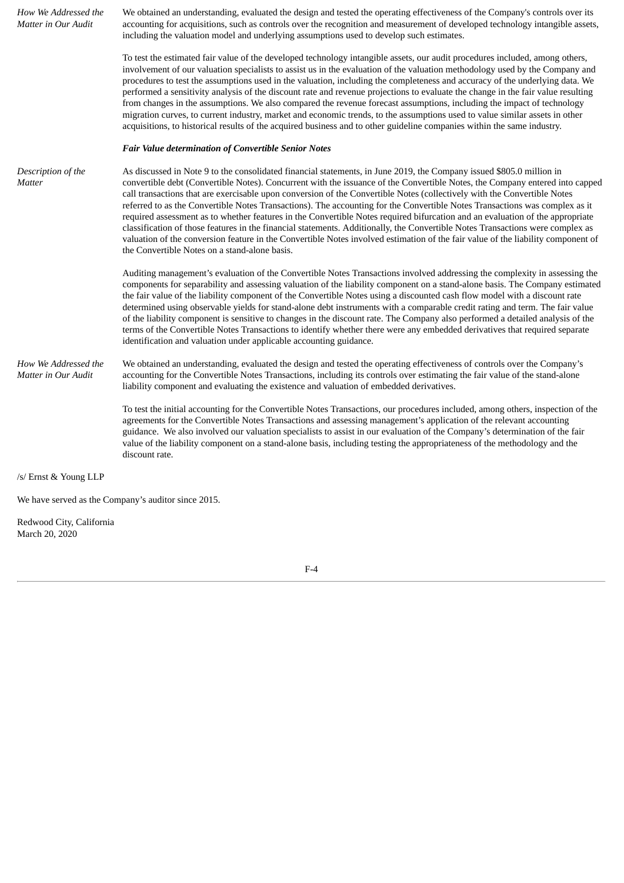*How We Addressed the Matter in Our Audit*

We obtained an understanding, evaluated the design and tested the operating effectiveness of the Company's controls over its accounting for acquisitions, such as controls over the recognition and measurement of developed technology intangible assets, including the valuation model and underlying assumptions used to develop such estimates.

To test the estimated fair value of the developed technology intangible assets, our audit procedures included, among others, involvement of our valuation specialists to assist us in the evaluation of the valuation methodology used by the Company and procedures to test the assumptions used in the valuation, including the completeness and accuracy of the underlying data. We performed a sensitivity analysis of the discount rate and revenue projections to evaluate the change in the fair value resulting from changes in the assumptions. We also compared the revenue forecast assumptions, including the impact of technology migration curves, to current industry, market and economic trends, to the assumptions used to value similar assets in other acquisitions, to historical results of the acquired business and to other guideline companies within the same industry.

***Fair Value determination of Convertible Senior Notes***

*Description of the Matter*

As discussed in Note 9 to the consolidated financial statements, in June 2019, the Company issued $805.0 million in convertible debt (Convertible Notes). Concurrent with the issuance of the Convertible Notes, the Company entered into capped call transactions that are exercisable upon conversion of the Convertible Notes (collectively with the Convertible Notes referred to as the Convertible Notes Transactions). The accounting for the Convertible Notes Transactions was complex as it required assessment as to whether features in the Convertible Notes required bifurcation and an evaluation of the appropriate classification of those features in the financial statements. Additionally, the Convertible Notes Transactions were complex as valuation of the conversion feature in the Convertible Notes involved estimation of the fair value of the liability component of the Convertible Notes on a stand-alone basis.

Auditing management's evaluation of the Convertible Notes Transactions involved addressing the complexity in assessing the components for separability and assessing valuation of the liability component on a stand-alone basis. The Company estimated the fair value of the liability component of the Convertible Notes using a discounted cash flow model with a discount rate determined using observable yields for stand-alone debt instruments with a comparable credit rating and term. The fair value of the liability component is sensitive to changes in the discount rate. The Company also performed a detailed analysis of the terms of the Convertible Notes Transactions to identify whether there were any embedded derivatives that required separate identification and valuation under applicable accounting guidance.

*How We Addressed the Matter in Our Audit*

We obtained an understanding, evaluated the design and tested the operating effectiveness of controls over the Company's accounting for the Convertible Notes Transactions, including its controls over estimating the fair value of the stand-alone liability component and evaluating the existence and valuation of embedded derivatives.

To test the initial accounting for the Convertible Notes Transactions, our procedures included, among others, inspection of the agreements for the Convertible Notes Transactions and assessing management's application of the relevant accounting guidance. We also involved our valuation specialists to assist in our evaluation of the Company's determination of the fair value of the liability component on a stand-alone basis, including testing the appropriateness of the methodology and the discount rate.

/s/ Ernst & Young LLP

We have served as the Company's auditor since 2015.

Redwood City, California
March 20, 2020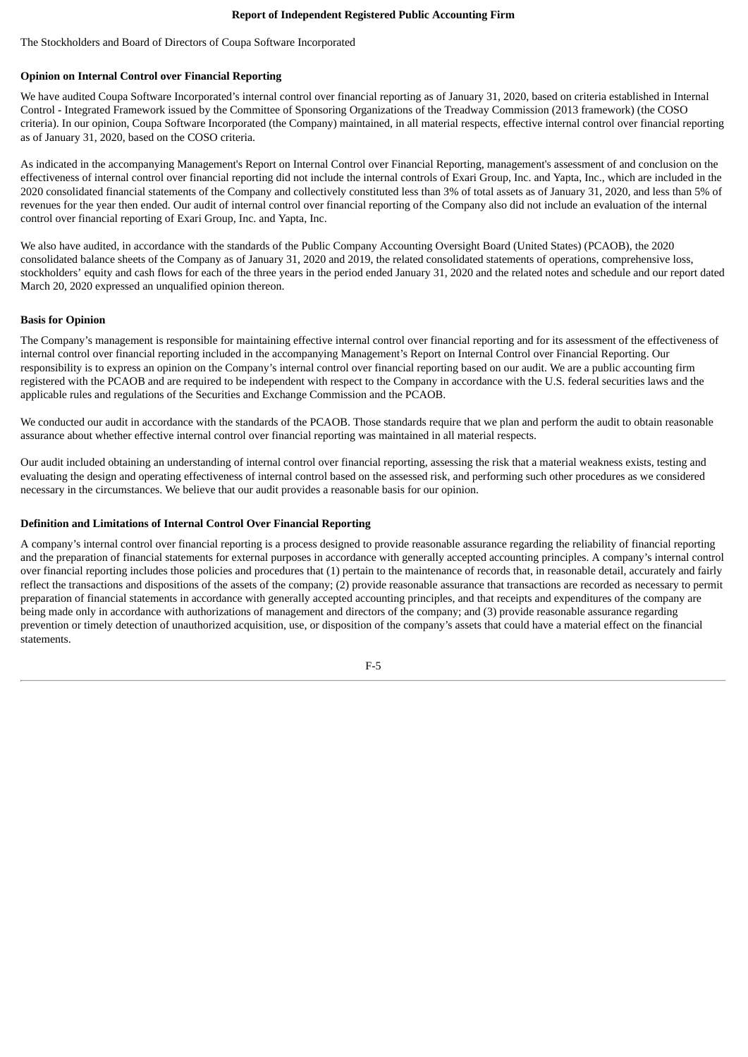## Report of Independent Registered Public Accounting Firm

The Stockholders and Board of Directors of Coupa Software Incorporated

### Opinion on Internal Control over Financial Reporting

We have audited Coupa Software Incorporated's internal control over financial reporting as of January 31, 2020, based on criteria established in Internal Control - Integrated Framework issued by the Committee of Sponsoring Organizations of the Treadway Commission (2013 framework) (the COSO criteria). In our opinion, Coupa Software Incorporated (the Company) maintained, in all material respects, effective internal control over financial reporting as of January 31, 2020, based on the COSO criteria.

As indicated in the accompanying Management's Report on Internal Control over Financial Reporting, management's assessment of and conclusion on the effectiveness of internal control over financial reporting did not include the internal controls of Exari Group, Inc. and Yapta, Inc., which are included in the 2020 consolidated financial statements of the Company and collectively constituted less than 3% of total assets as of January 31, 2020, and less than 5% of revenues for the year then ended. Our audit of internal control over financial reporting of the Company also did not include an evaluation of the internal control over financial reporting of Exari Group, Inc. and Yapta, Inc.

We also have audited, in accordance with the standards of the Public Company Accounting Oversight Board (United States) (PCAOB), the 2020 consolidated balance sheets of the Company as of January 31, 2020 and 2019, the related consolidated statements of operations, comprehensive loss, stockholders' equity and cash flows for each of the three years in the period ended January 31, 2020 and the related notes and schedule and our report dated March 20, 2020 expressed an unqualified opinion thereon.

### Basis for Opinion

The Company's management is responsible for maintaining effective internal control over financial reporting and for its assessment of the effectiveness of internal control over financial reporting included in the accompanying Management's Report on Internal Control over Financial Reporting. Our responsibility is to express an opinion on the Company's internal control over financial reporting based on our audit. We are a public accounting firm registered with the PCAOB and are required to be independent with respect to the Company in accordance with the U.S. federal securities laws and the applicable rules and regulations of the Securities and Exchange Commission and the PCAOB.

We conducted our audit in accordance with the standards of the PCAOB. Those standards require that we plan and perform the audit to obtain reasonable assurance about whether effective internal control over financial reporting was maintained in all material respects.

Our audit included obtaining an understanding of internal control over financial reporting, assessing the risk that a material weakness exists, testing and evaluating the design and operating effectiveness of internal control based on the assessed risk, and performing such other procedures as we considered necessary in the circumstances. We believe that our audit provides a reasonable basis for our opinion.

### Definition and Limitations of Internal Control Over Financial Reporting

A company's internal control over financial reporting is a process designed to provide reasonable assurance regarding the reliability of financial reporting and the preparation of financial statements for external purposes in accordance with generally accepted accounting principles. A company's internal control over financial reporting includes those policies and procedures that (1) pertain to the maintenance of records that, in reasonable detail, accurately and fairly reflect the transactions and dispositions of the assets of the company; (2) provide reasonable assurance that transactions are recorded as necessary to permit preparation of financial statements in accordance with generally accepted accounting principles, and that receipts and expenditures of the company are being made only in accordance with authorizations of management and directors of the company; and (3) provide reasonable assurance regarding prevention or timely detection of unauthorized acquisition, use, or disposition of the company's assets that could have a material effect on the financial statements.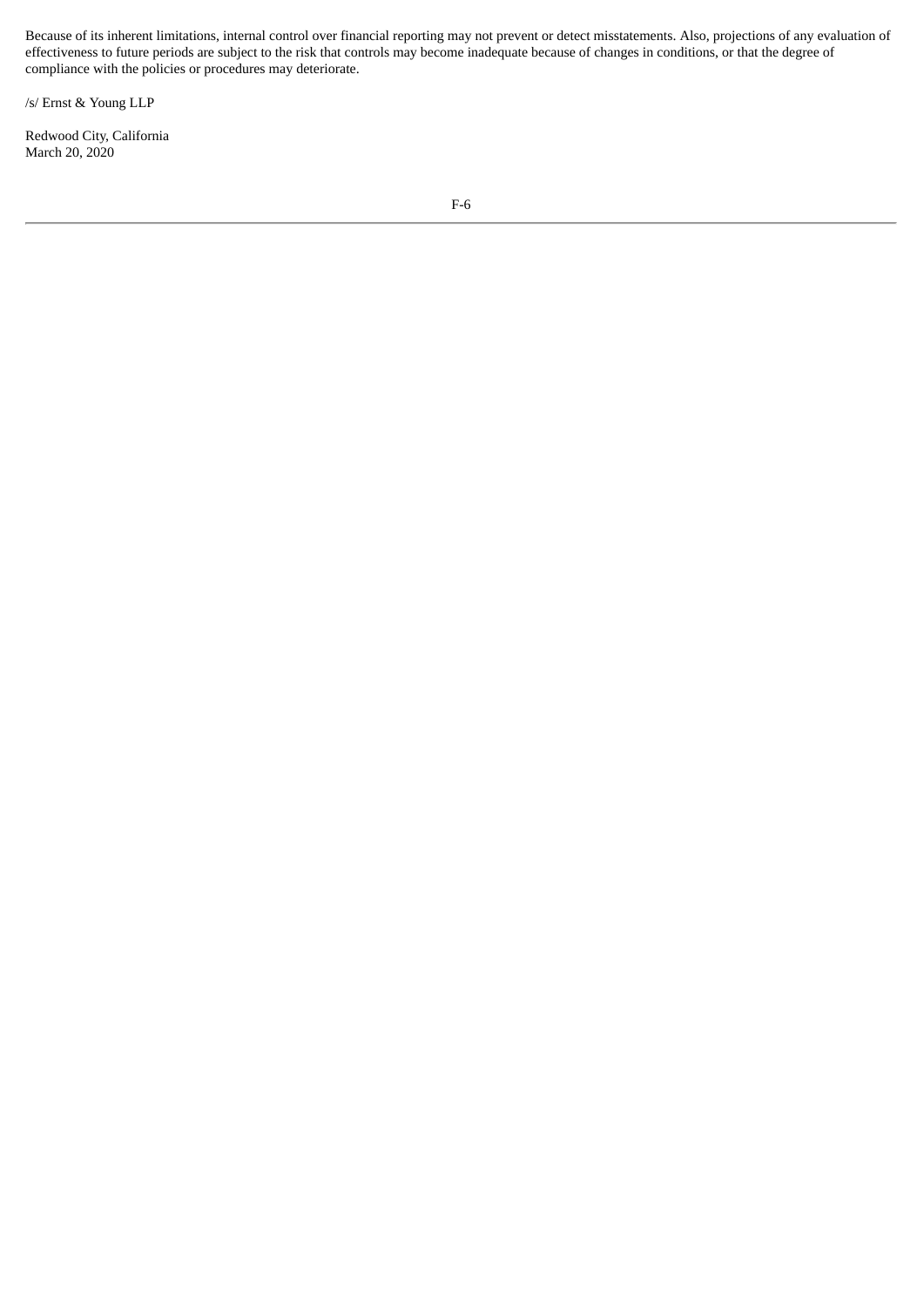Because of its inherent limitations, internal control over financial reporting may not prevent or detect misstatements. Also, projections of any evaluation of effectiveness to future periods are subject to the risk that controls may become inadequate because of changes in conditions, or that the degree of compliance with the policies or procedures may deteriorate.

/s/ Ernst & Young LLP

Redwood City, California
March 20, 2020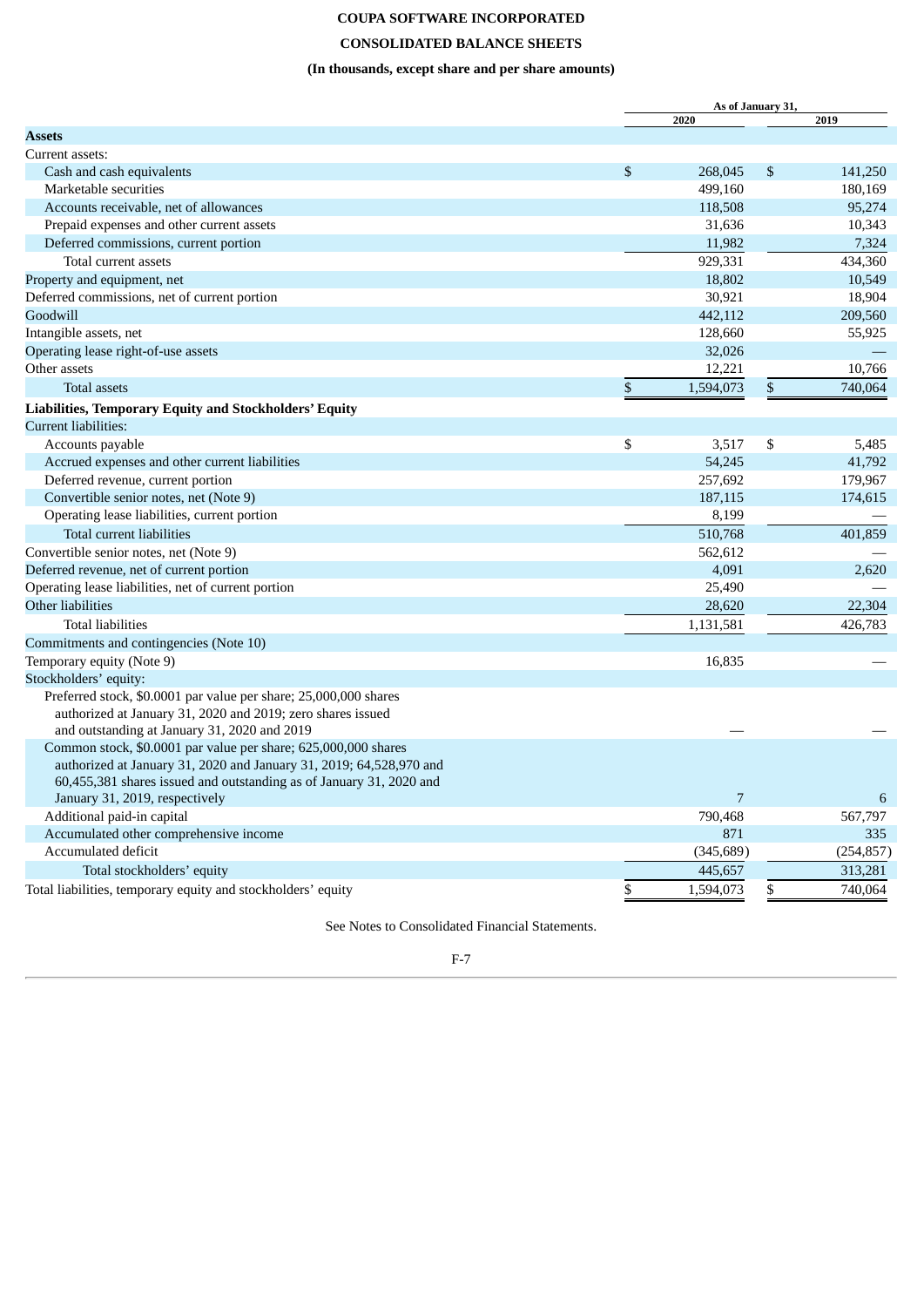# COUPA SOFTWARE INCORPORATED

## CONSOLIDATED BALANCE SHEETS

### (In thousands, except share and per share amounts)

| | As of January 31, | |
|---|---|---|
| | 2020 | 2019 |
| **Assets** | | |
| Current assets: | | |
| Cash and cash equivalents | $ 268,045 | $ 141,250 |
| Marketable securities | 499,160 | 180,169 |
| Accounts receivable, net of allowances | 118,508 | 95,274 |
| Prepaid expenses and other current assets | 31,636 | 10,343 |
| Deferred commissions, current portion | 11,982 | 7,324 |
| Total current assets | 929,331 | 434,360 |
| Property and equipment, net | 18,802 | 10,549 |
| Deferred commissions, net of current portion | 30,921 | 18,904 |
| Goodwill | 442,112 | 209,560 |
| Intangible assets, net | 128,660 | 55,925 |
| Operating lease right-of-use assets | 32,026 | — |
| Other assets | 12,221 | 10,766 |
| Total assets | $ 1,594,073 | $ 740,064 |
| **Liabilities, Temporary Equity and Stockholders' Equity** | | |
| Current liabilities: | | |
| Accounts payable | $ 3,517 | $ 5,485 |
| Accrued expenses and other current liabilities | 54,245 | 41,792 |
| Deferred revenue, current portion | 257,692 | 179,967 |
| Convertible senior notes, net (Note 9) | 187,115 | 174,615 |
| Operating lease liabilities, current portion | 8,199 | — |
| Total current liabilities | 510,768 | 401,859 |
| Convertible senior notes, net (Note 9) | 562,612 | — |
| Deferred revenue, net of current portion | 4,091 | 2,620 |
| Operating lease liabilities, net of current portion | 25,490 | — |
| Other liabilities | 28,620 | 22,304 |
| Total liabilities | 1,131,581 | 426,783 |
| Commitments and contingencies (Note 10) | | |
| Temporary equity (Note 9) | 16,835 | — |
| Stockholders' equity: | | |
| Preferred stock, $0.0001 par value per share; 25,000,000 shares authorized at January 31, 2020 and 2019; zero shares issued and outstanding at January 31, 2020 and 2019 | — | — |
| Common stock, $0.0001 par value per share; 625,000,000 shares authorized at January 31, 2020 and January 31, 2019; 64,528,970 and 60,455,381 shares issued and outstanding as of January 31, 2020 and January 31, 2019, respectively | 7 | 6 |
| Additional paid-in capital | 790,468 | 567,797 |
| Accumulated other comprehensive income | 871 | 335 |
| Accumulated deficit | (345,689) | (254,857) |
| Total stockholders' equity | 445,657 | 313,281 |
| Total liabilities, temporary equity and stockholders' equity | $ 1,594,073 | $ 740,064 |

See Notes to Consolidated Financial Statements.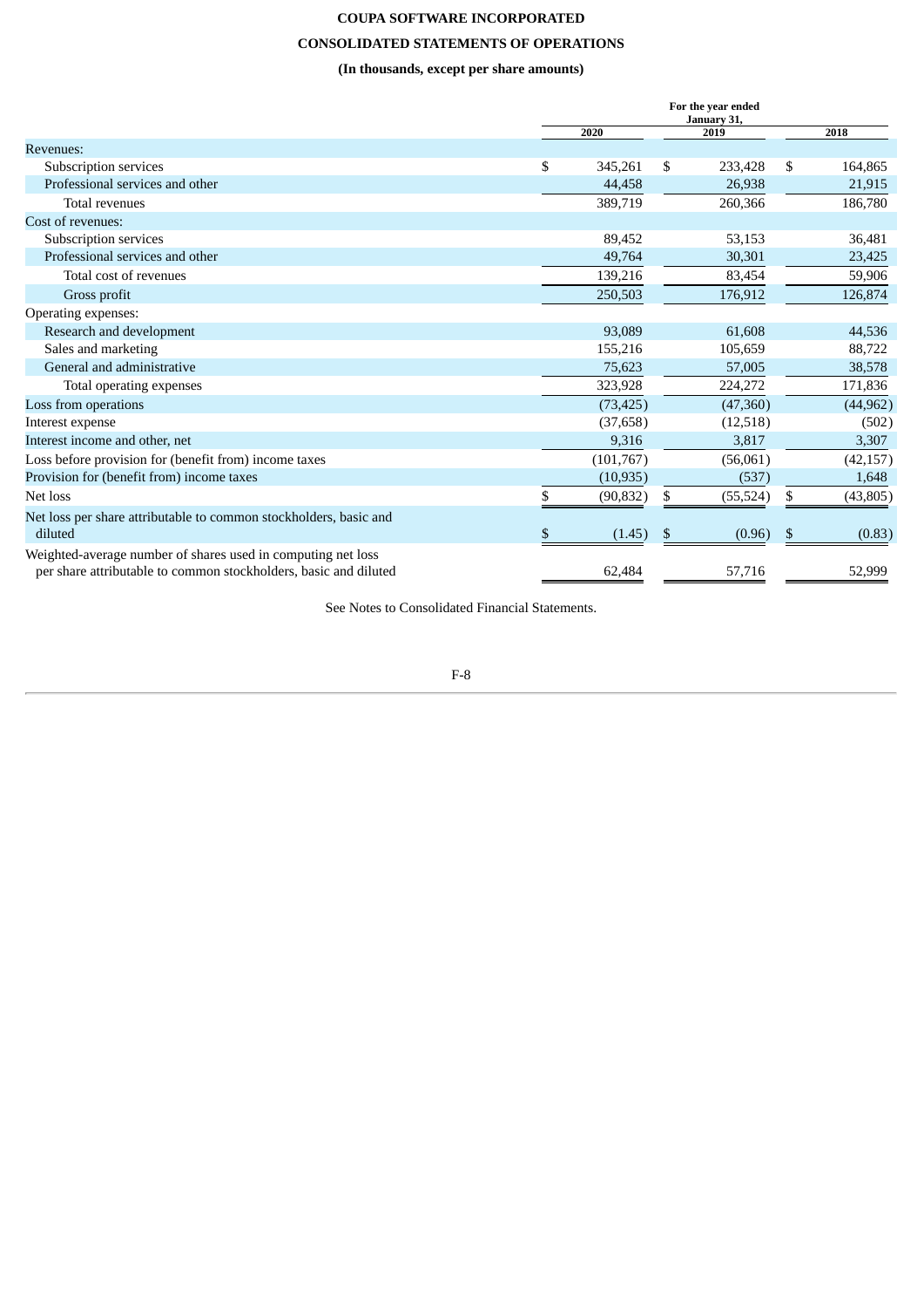# COUPA SOFTWARE INCORPORATED

## CONSOLIDATED STATEMENTS OF OPERATIONS

### (In thousands, except per share amounts)

| | For the year ended January 31, | | |
|---|---|---|---|
| | 2020 | 2019 | 2018 |
| Revenues: | | | |
| Subscription services | $ 345,261 | $ 233,428 | $ 164,865 |
| Professional services and other | 44,458 | 26,938 | 21,915 |
| Total revenues | 389,719 | 260,366 | 186,780 |
| Cost of revenues: | | | |
| Subscription services | 89,452 | 53,153 | 36,481 |
| Professional services and other | 49,764 | 30,301 | 23,425 |
| Total cost of revenues | 139,216 | 83,454 | 59,906 |
| Gross profit | 250,503 | 176,912 | 126,874 |
| Operating expenses: | | | |
| Research and development | 93,089 | 61,608 | 44,536 |
| Sales and marketing | 155,216 | 105,659 | 88,722 |
| General and administrative | 75,623 | 57,005 | 38,578 |
| Total operating expenses | 323,928 | 224,272 | 171,836 |
| Loss from operations | (73,425) | (47,360) | (44,962) |
| Interest expense | (37,658) | (12,518) | (502) |
| Interest income and other, net | 9,316 | 3,817 | 3,307 |
| Loss before provision for (benefit from) income taxes | (101,767) | (56,061) | (42,157) |
| Provision for (benefit from) income taxes | (10,935) | (537) | 1,648 |
| Net loss | $ (90,832) | $ (55,524) | $ (43,805) |
| Net loss per share attributable to common stockholders, basic and diluted | $ (1.45) | $ (0.96) | $ (0.83) |
| Weighted-average number of shares used in computing net loss per share attributable to common stockholders, basic and diluted | 62,484 | 57,716 | 52,999 |

See Notes to Consolidated Financial Statements.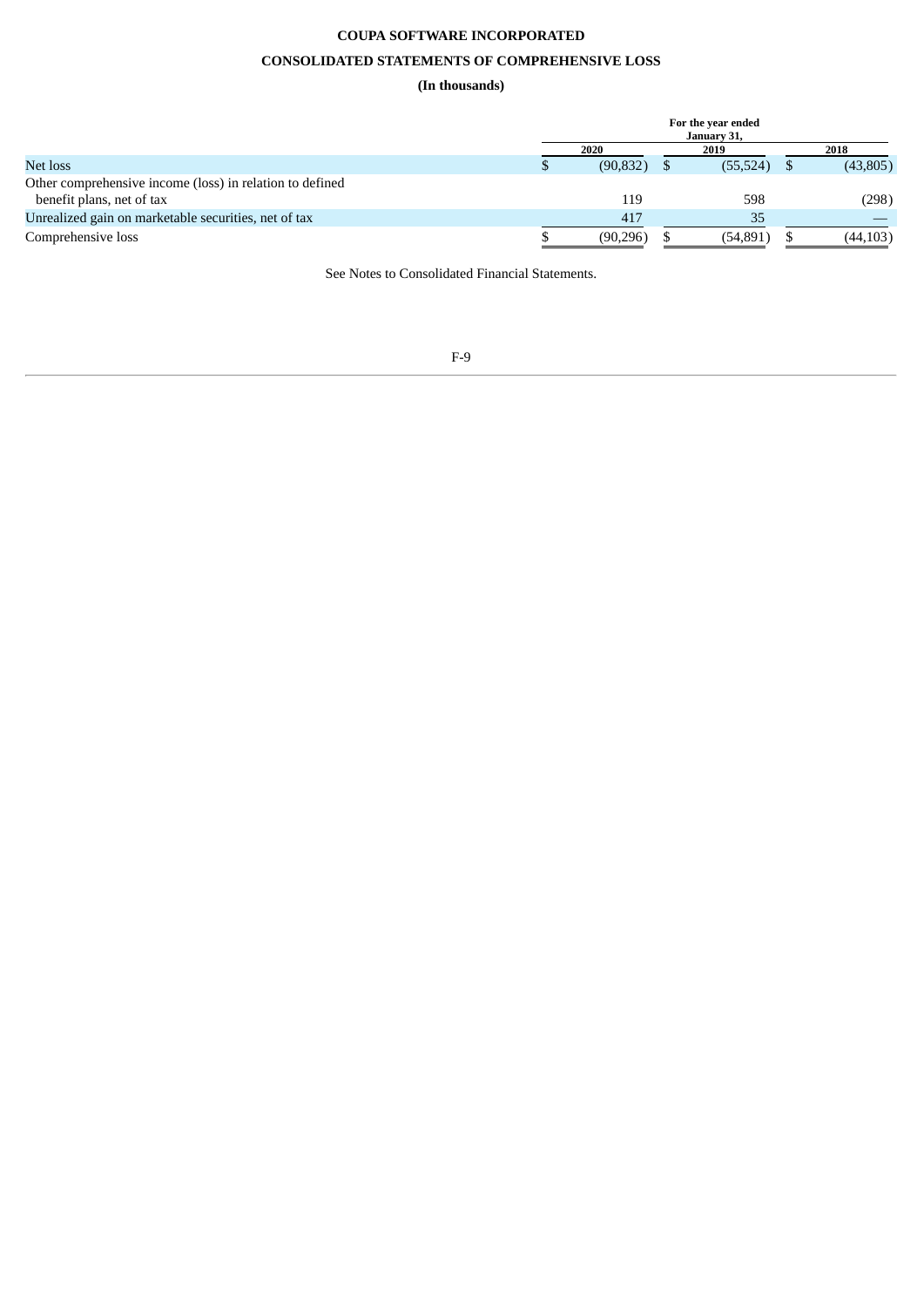**COUPA SOFTWARE INCORPORATED**

**CONSOLIDATED STATEMENTS OF COMPREHENSIVE LOSS**

**(In thousands)**

| | For the year ended January 31, | | |
|---|---|---|---|
| | 2020 | 2019 | 2018 |
| Net loss | $ (90,832) | $ (55,524) | $ (43,805) |
| Other comprehensive income (loss) in relation to defined benefit plans, net of tax | 119 | 598 | (298) |
| Unrealized gain on marketable securities, net of tax | 417 | 35 | — |
| Comprehensive loss | $ (90,296) | $ (54,891) | $ (44,103) |

See Notes to Consolidated Financial Statements.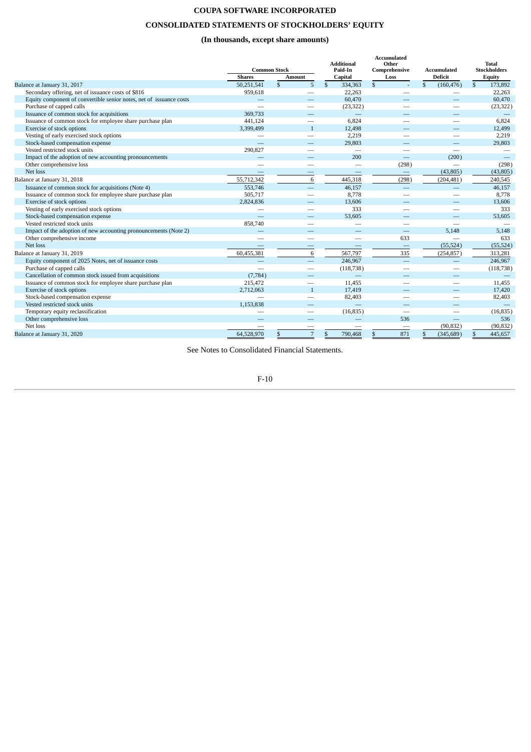# COUPA SOFTWARE INCORPORATED

## CONSOLIDATED STATEMENTS OF STOCKHOLDERS' EQUITY

### (In thousands, except share amounts)

| | Common Stock | | Additional Paid-In | Accumulated Other Comprehensive | Accumulated | Total Stockholders |
|---|---|---|---|---|---|---|
| | Shares | Amount | Capital | Loss | Deficit | Equity |
| Balance at January 31, 2017 | 50,251,541 | $ 5 | $ 334,363 | $ - | $ (160,476) | $ 173,892 |
| Secondary offering, net of issuance costs of $816 | 959,618 | — | 22,263 | — | — | 22,263 |
| Equity component of convertible senior notes, net of issuance costs | — | — | 60,470 | — | — | 60,470 |
| Purchase of capped calls | — | — | (23,322) | — | — | (23,322) |
| Issuance of common stock for acquisitions | 369,733 | — | — | — | — | — |
| Issuance of common stock for employee share purchase plan | 441,124 | — | 6,824 | — | — | 6,824 |
| Exercise of stock options | 3,399,499 | 1 | 12,498 | — | — | 12,499 |
| Vesting of early exercised stock options | — | — | 2,219 | — | — | 2,219 |
| Stock-based compensation expense | — | — | 29,803 | — | — | 29,803 |
| Vested restricted stock units | 290,827 | — | — | — | — | — |
| Impact of the adoption of new accounting pronouncements | — | — | 200 | — | (200) | — |
| Other comprehensive loss | — | — | — | (298) | — | (298) |
| Net loss | — | — | — | — | (43,805) | (43,805) |
| Balance at January 31, 2018 | 55,712,342 | 6 | 445,318 | (298) | (204,481) | 240,545 |
| Issuance of common stock for acquisitions (Note 4) | 553,746 | — | 46,157 | — | — | 46,157 |
| Issuance of common stock for employee share purchase plan | 505,717 | — | 8,778 | — | — | 8,778 |
| Exercise of stock options | 2,824,836 | — | 13,606 | — | — | 13,606 |
| Vesting of early exercised stock options | — | — | 333 | — | — | 333 |
| Stock-based compensation expense | — | — | 53,605 | — | — | 53,605 |
| Vested restricted stock units | 858,740 | — | — | — | — | — |
| Impact of the adoption of new accounting pronouncements (Note 2) | — | — | — | — | 5,148 | 5,148 |
| Other comprehensive income | — | — | — | 633 | — | 633 |
| Net loss | — | — | — | — | (55,524) | (55,524) |
| Balance at January 31, 2019 | 60,455,381 | 6 | 567,797 | 335 | (254,857) | 313,281 |
| Equity component of 2025 Notes, net of issuance costs | — | — | 246,967 | — | — | 246,967 |
| Purchase of capped calls | — | — | (118,738) | — | — | (118,738) |
| Cancellation of common stock issued from acquisitions | (7,784) | — | — | — | — | — |
| Issuance of common stock for employee share purchase plan | 215,472 | — | 11,455 | — | — | 11,455 |
| Exercise of stock options | 2,712,063 | 1 | 17,419 | — | — | 17,420 |
| Stock-based compensation expense | — | — | 82,403 | — | — | 82,403 |
| Vested restricted stock units | 1,153,838 | — | — | — | — | — |
| Temporary equity reclassification | — | — | (16,835) | — | — | (16,835) |
| Other comprehensive loss | — | — | — | 536 | — | 536 |
| Net loss | — | — | — | — | (90,832) | (90,832) |
| Balance at January 31, 2020 | 64,528,970 | $ 7 | $ 790,468 | $ 871 | $ (345,689) | $ 445,657 |

See Notes to Consolidated Financial Statements.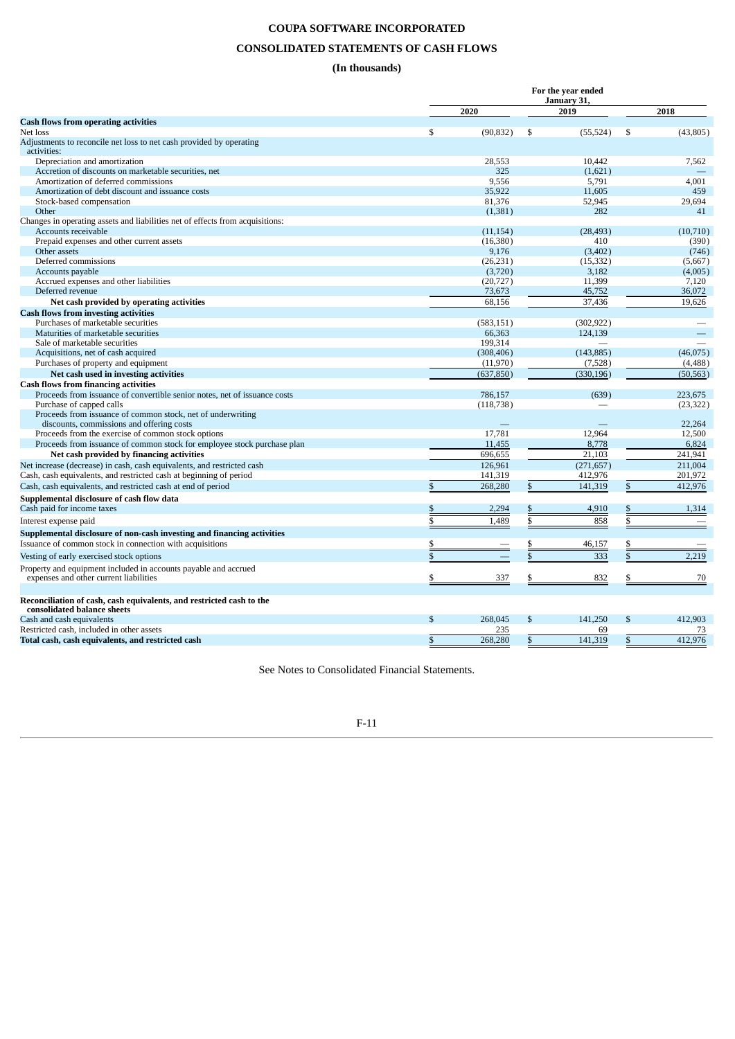# COUPA SOFTWARE INCORPORATED

## CONSOLIDATED STATEMENTS OF CASH FLOWS

### (In thousands)

| | For the year ended January 31, | | |
|---|---|---|---|
| | 2020 | 2019 | 2018 |
| **Cash flows from operating activities** | | | |
| Net loss | $ (90,832) | $ (55,524) | $ (43,805) |
| Adjustments to reconcile net loss to net cash provided by operating activities: | | | |
| Depreciation and amortization | 28,553 | 10,442 | 7,562 |
| Accretion of discounts on marketable securities, net | 325 | (1,621) | — |
| Amortization of deferred commissions | 9,556 | 5,791 | 4,001 |
| Amortization of debt discount and issuance costs | 35,922 | 11,605 | 459 |
| Stock-based compensation | 81,376 | 52,945 | 29,694 |
| Other | (1,381) | 282 | 41 |
| Changes in operating assets and liabilities net of effects from acquisitions: | | | |
| Accounts receivable | (11,154) | (28,493) | (10,710) |
| Prepaid expenses and other current assets | (16,380) | 410 | (390) |
| Other assets | 9,176 | (3,402) | (746) |
| Deferred commissions | (26,231) | (15,332) | (5,667) |
| Accounts payable | (3,720) | 3,182 | (4,005) |
| Accrued expenses and other liabilities | (20,727) | 11,399 | 7,120 |
| Deferred revenue | 73,673 | 45,752 | 36,072 |
| **Net cash provided by operating activities** | 68,156 | 37,436 | 19,626 |
| **Cash flows from investing activities** | | | |
| Purchases of marketable securities | (583,151) | (302,922) | — |
| Maturities of marketable securities | 66,363 | 124,139 | — |
| Sale of marketable securities | 199,314 | — | — |
| Acquisitions, net of cash acquired | (308,406) | (143,885) | (46,075) |
| Purchases of property and equipment | (11,970) | (7,528) | (4,488) |
| **Net cash used in investing activities** | (637,850) | (330,196) | (50,563) |
| **Cash flows from financing activities** | | | |
| Proceeds from issuance of convertible senior notes, net of issuance costs | 786,157 | (639) | 223,675 |
| Purchase of capped calls | (118,738) | — | (23,322) |
| Proceeds from issuance of common stock, net of underwriting discounts, commissions and offering costs | — | — | 22,264 |
| Proceeds from the exercise of common stock options | 17,781 | 12,964 | 12,500 |
| Proceeds from issuance of common stock for employee stock purchase plan | 11,455 | 8,778 | 6,824 |
| **Net cash provided by financing activities** | 696,655 | 21,103 | 241,941 |
| Net increase (decrease) in cash, cash equivalents, and restricted cash | 126,961 | (271,657) | 211,004 |
| Cash, cash equivalents, and restricted cash at beginning of period | 141,319 | 412,976 | 201,972 |
| Cash, cash equivalents, and restricted cash at end of period | $ 268,280 | $ 141,319 | $ 412,976 |
| **Supplemental disclosure of cash flow data** | | | |
| Cash paid for income taxes | $ 2,294 | $ 4,910 | $ 1,314 |
| Interest expense paid | $ 1,489 | $ 858 | $ — |
| **Supplemental disclosure of non-cash investing and financing activities** | | | |
| Issuance of common stock in connection with acquisitions | $ — | $ 46,157 | $ — |
| Vesting of early exercised stock options | $ — | $ 333 | $ 2,219 |
| Property and equipment included in accounts payable and accrued expenses and other current liabilities | $ 337 | $ 832 | $ 70 |
| **Reconciliation of cash, cash equivalents, and restricted cash to the consolidated balance sheets** | | | |
| Cash and cash equivalents | $ 268,045 | $ 141,250 | $ 412,903 |
| Restricted cash, included in other assets | 235 | 69 | 73 |
| **Total cash, cash equivalents, and restricted cash** | $ 268,280 | $ 141,319 | $ 412,976 |

See Notes to Consolidated Financial Statements.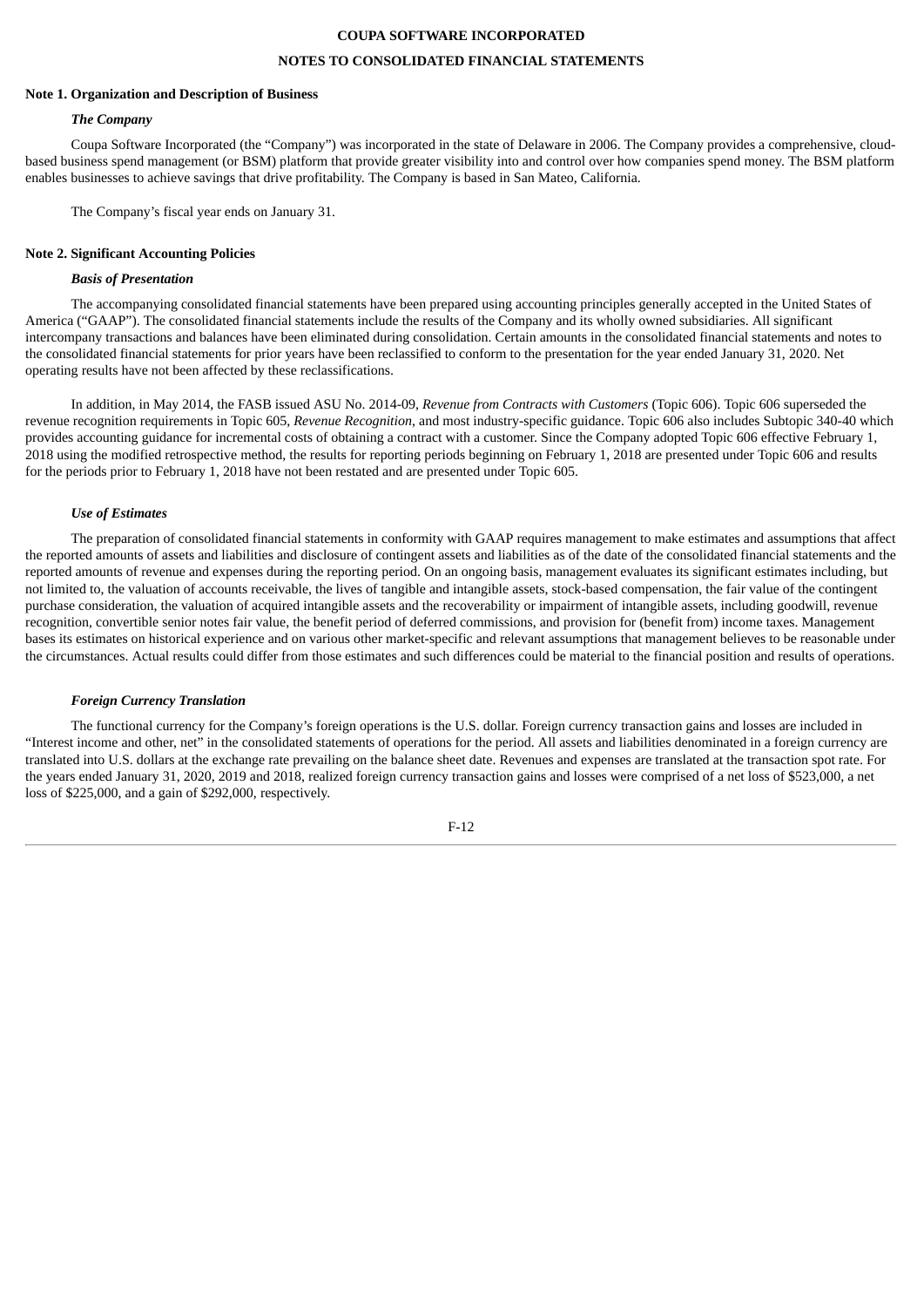# COUPA SOFTWARE INCORPORATED

## NOTES TO CONSOLIDATED FINANCIAL STATEMENTS

### Note 1. Organization and Description of Business

#### *The Company*

Coupa Software Incorporated (the "Company") was incorporated in the state of Delaware in 2006. The Company provides a comprehensive, cloud-based business spend management (or BSM) platform that provide greater visibility into and control over how companies spend money. The BSM platform enables businesses to achieve savings that drive profitability. The Company is based in San Mateo, California.

The Company's fiscal year ends on January 31.

### Note 2. Significant Accounting Policies

#### *Basis of Presentation*

The accompanying consolidated financial statements have been prepared using accounting principles generally accepted in the United States of America ("GAAP"). The consolidated financial statements include the results of the Company and its wholly owned subsidiaries. All significant intercompany transactions and balances have been eliminated during consolidation. Certain amounts in the consolidated financial statements and notes to the consolidated financial statements for prior years have been reclassified to conform to the presentation for the year ended January 31, 2020. Net operating results have not been affected by these reclassifications.

In addition, in May 2014, the FASB issued ASU No. 2014-09, *Revenue from Contracts with Customers* (Topic 606). Topic 606 superseded the revenue recognition requirements in Topic 605, *Revenue Recognition*, and most industry-specific guidance. Topic 606 also includes Subtopic 340-40 which provides accounting guidance for incremental costs of obtaining a contract with a customer. Since the Company adopted Topic 606 effective February 1, 2018 using the modified retrospective method, the results for reporting periods beginning on February 1, 2018 are presented under Topic 606 and results for the periods prior to February 1, 2018 have not been restated and are presented under Topic 605.

#### *Use of Estimates*

The preparation of consolidated financial statements in conformity with GAAP requires management to make estimates and assumptions that affect the reported amounts of assets and liabilities and disclosure of contingent assets and liabilities as of the date of the consolidated financial statements and the reported amounts of revenue and expenses during the reporting period. On an ongoing basis, management evaluates its significant estimates including, but not limited to, the valuation of accounts receivable, the lives of tangible and intangible assets, stock-based compensation, the fair value of the contingent purchase consideration, the valuation of acquired intangible assets and the recoverability or impairment of intangible assets, including goodwill, revenue recognition, convertible senior notes fair value, the benefit period of deferred commissions, and provision for (benefit from) income taxes. Management bases its estimates on historical experience and on various other market-specific and relevant assumptions that management believes to be reasonable under the circumstances. Actual results could differ from those estimates and such differences could be material to the financial position and results of operations.

#### *Foreign Currency Translation*

The functional currency for the Company's foreign operations is the U.S. dollar. Foreign currency transaction gains and losses are included in "Interest income and other, net" in the consolidated statements of operations for the period. All assets and liabilities denominated in a foreign currency are translated into U.S. dollars at the exchange rate prevailing on the balance sheet date. Revenues and expenses are translated at the transaction spot rate. For the years ended January 31, 2020, 2019 and 2018, realized foreign currency transaction gains and losses were comprised of a net loss of $523,000, a net loss of $225,000, and a gain of $292,000, respectively.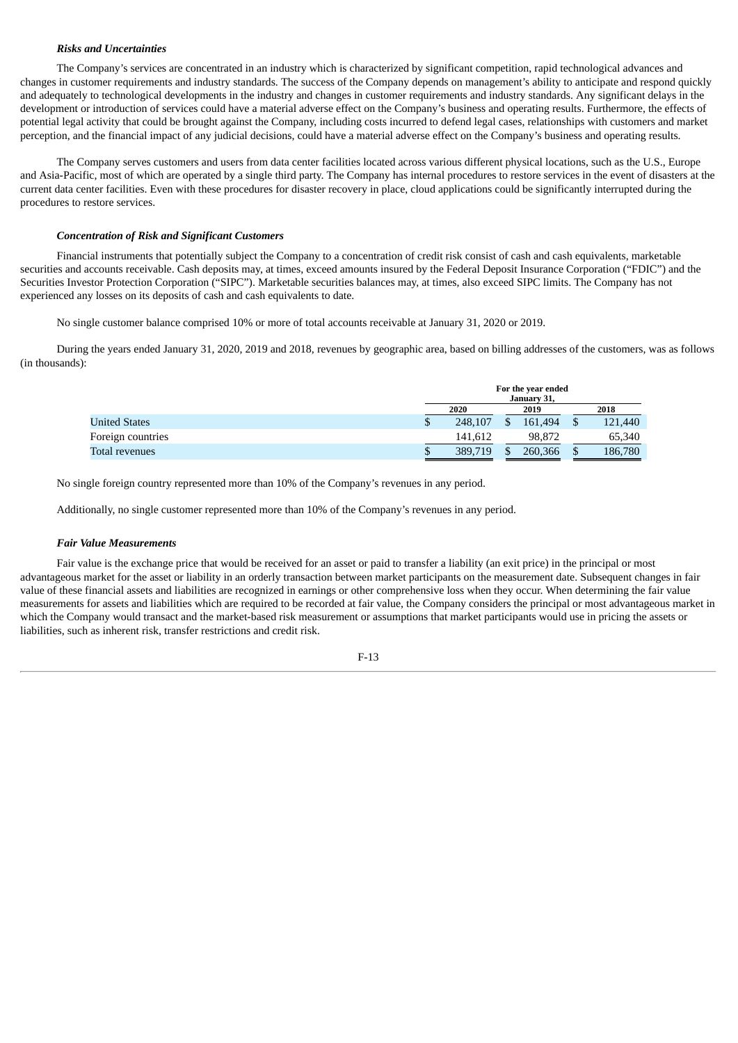***Risks and Uncertainties***

The Company's services are concentrated in an industry which is characterized by significant competition, rapid technological advances and changes in customer requirements and industry standards. The success of the Company depends on management's ability to anticipate and respond quickly and adequately to technological developments in the industry and changes in customer requirements and industry standards. Any significant delays in the development or introduction of services could have a material adverse effect on the Company's business and operating results. Furthermore, the effects of potential legal activity that could be brought against the Company, including costs incurred to defend legal cases, relationships with customers and market perception, and the financial impact of any judicial decisions, could have a material adverse effect on the Company's business and operating results.

The Company serves customers and users from data center facilities located across various different physical locations, such as the U.S., Europe and Asia-Pacific, most of which are operated by a single third party. The Company has internal procedures to restore services in the event of disasters at the current data center facilities. Even with these procedures for disaster recovery in place, cloud applications could be significantly interrupted during the procedures to restore services.

***Concentration of Risk and Significant Customers***

Financial instruments that potentially subject the Company to a concentration of credit risk consist of cash and cash equivalents, marketable securities and accounts receivable. Cash deposits may, at times, exceed amounts insured by the Federal Deposit Insurance Corporation ("FDIC") and the Securities Investor Protection Corporation ("SIPC"). Marketable securities balances may, at times, also exceed SIPC limits. The Company has not experienced any losses on its deposits of cash and cash equivalents to date.

No single customer balance comprised 10% or more of total accounts receivable at January 31, 2020 or 2019.

During the years ended January 31, 2020, 2019 and 2018, revenues by geographic area, based on billing addresses of the customers, was as follows (in thousands):

| | For the year ended January 31, | | |
|---|---|---|---|
| | 2020 | 2019 | 2018 |
| United States | $ 248,107 | $ 161,494 | $ 121,440 |
| Foreign countries | 141,612 | 98,872 | 65,340 |
| Total revenues | $ 389,719 | $ 260,366 | $ 186,780 |

No single foreign country represented more than 10% of the Company's revenues in any period.

Additionally, no single customer represented more than 10% of the Company's revenues in any period.

***Fair Value Measurements***

Fair value is the exchange price that would be received for an asset or paid to transfer a liability (an exit price) in the principal or most advantageous market for the asset or liability in an orderly transaction between market participants on the measurement date. Subsequent changes in fair value of these financial assets and liabilities are recognized in earnings or other comprehensive loss when they occur. When determining the fair value measurements for assets and liabilities which are required to be recorded at fair value, the Company considers the principal or most advantageous market in which the Company would transact and the market-based risk measurement or assumptions that market participants would use in pricing the assets or liabilities, such as inherent risk, transfer restrictions and credit risk.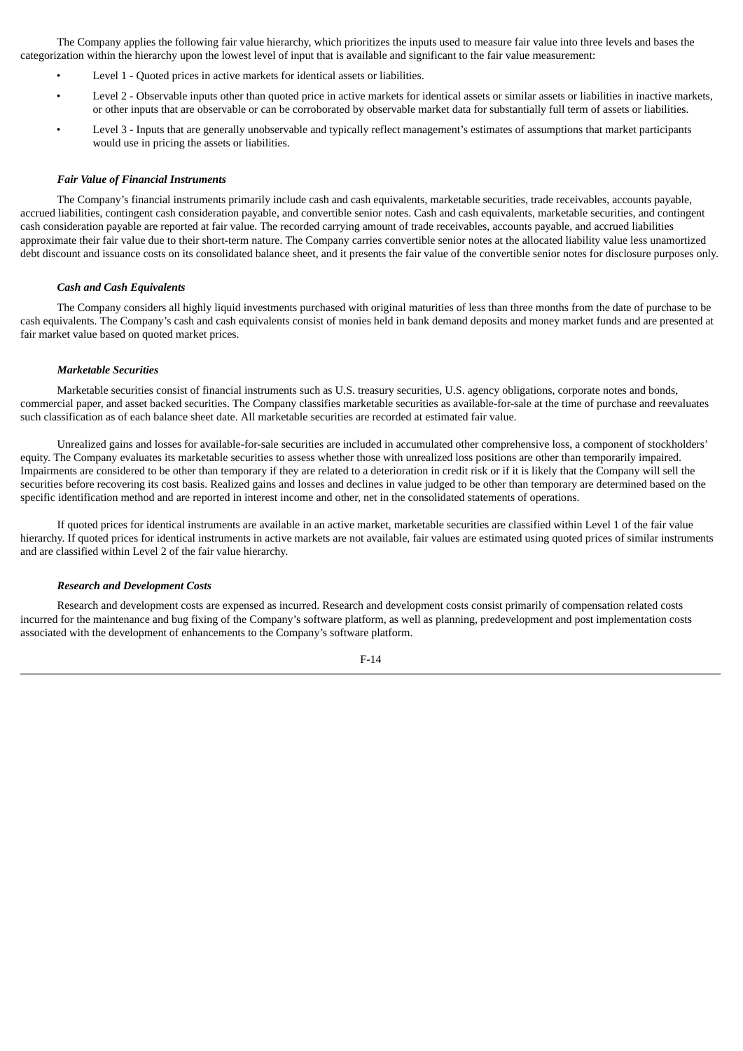The Company applies the following fair value hierarchy, which prioritizes the inputs used to measure fair value into three levels and bases the categorization within the hierarchy upon the lowest level of input that is available and significant to the fair value measurement:

- Level 1 - Quoted prices in active markets for identical assets or liabilities.
- Level 2 - Observable inputs other than quoted price in active markets for identical assets or similar assets or liabilities in inactive markets, or other inputs that are observable or can be corroborated by observable market data for substantially full term of assets or liabilities.
- Level 3 - Inputs that are generally unobservable and typically reflect management's estimates of assumptions that market participants would use in pricing the assets or liabilities.

***Fair Value of Financial Instruments***

The Company's financial instruments primarily include cash and cash equivalents, marketable securities, trade receivables, accounts payable, accrued liabilities, contingent cash consideration payable, and convertible senior notes. Cash and cash equivalents, marketable securities, and contingent cash consideration payable are reported at fair value. The recorded carrying amount of trade receivables, accounts payable, and accrued liabilities approximate their fair value due to their short-term nature. The Company carries convertible senior notes at the allocated liability value less unamortized debt discount and issuance costs on its consolidated balance sheet, and it presents the fair value of the convertible senior notes for disclosure purposes only.

***Cash and Cash Equivalents***

The Company considers all highly liquid investments purchased with original maturities of less than three months from the date of purchase to be cash equivalents. The Company's cash and cash equivalents consist of monies held in bank demand deposits and money market funds and are presented at fair market value based on quoted market prices.

***Marketable Securities***

Marketable securities consist of financial instruments such as U.S. treasury securities, U.S. agency obligations, corporate notes and bonds, commercial paper, and asset backed securities. The Company classifies marketable securities as available-for-sale at the time of purchase and reevaluates such classification as of each balance sheet date. All marketable securities are recorded at estimated fair value.

Unrealized gains and losses for available-for-sale securities are included in accumulated other comprehensive loss, a component of stockholders' equity. The Company evaluates its marketable securities to assess whether those with unrealized loss positions are other than temporarily impaired. Impairments are considered to be other than temporary if they are related to a deterioration in credit risk or if it is likely that the Company will sell the securities before recovering its cost basis. Realized gains and losses and declines in value judged to be other than temporary are determined based on the specific identification method and are reported in interest income and other, net in the consolidated statements of operations.

If quoted prices for identical instruments are available in an active market, marketable securities are classified within Level 1 of the fair value hierarchy. If quoted prices for identical instruments in active markets are not available, fair values are estimated using quoted prices of similar instruments and are classified within Level 2 of the fair value hierarchy.

***Research and Development Costs***

Research and development costs are expensed as incurred. Research and development costs consist primarily of compensation related costs incurred for the maintenance and bug fixing of the Company's software platform, as well as planning, predevelopment and post implementation costs associated with the development of enhancements to the Company's software platform.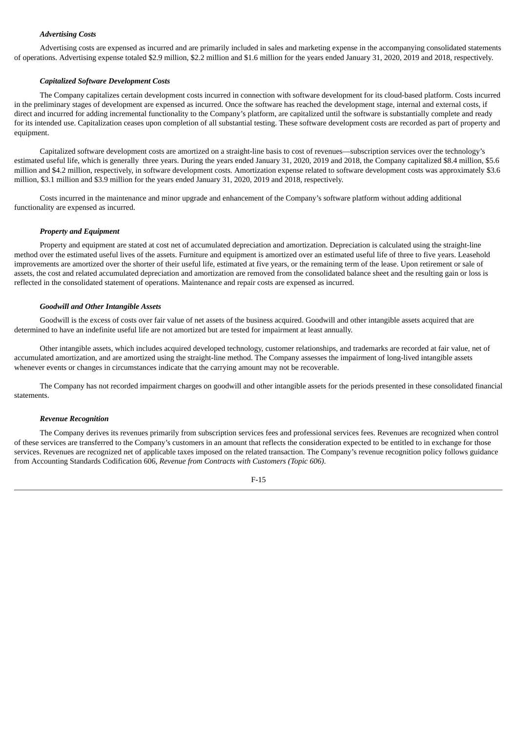### *Advertising Costs*

Advertising costs are expensed as incurred and are primarily included in sales and marketing expense in the accompanying consolidated statements of operations. Advertising expense totaled $2.9 million, $2.2 million and $1.6 million for the years ended January 31, 2020, 2019 and 2018, respectively.

### *Capitalized Software Development Costs*

The Company capitalizes certain development costs incurred in connection with software development for its cloud-based platform. Costs incurred in the preliminary stages of development are expensed as incurred. Once the software has reached the development stage, internal and external costs, if direct and incurred for adding incremental functionality to the Company's platform, are capitalized until the software is substantially complete and ready for its intended use. Capitalization ceases upon completion of all substantial testing. These software development costs are recorded as part of property and equipment.

Capitalized software development costs are amortized on a straight-line basis to cost of revenues—subscription services over the technology's estimated useful life, which is generally three years. During the years ended January 31, 2020, 2019 and 2018, the Company capitalized $8.4 million, $5.6 million and $4.2 million, respectively, in software development costs. Amortization expense related to software development costs was approximately $3.6 million, $3.1 million and $3.9 million for the years ended January 31, 2020, 2019 and 2018, respectively.

Costs incurred in the maintenance and minor upgrade and enhancement of the Company's software platform without adding additional functionality are expensed as incurred.

### *Property and Equipment*

Property and equipment are stated at cost net of accumulated depreciation and amortization. Depreciation is calculated using the straight-line method over the estimated useful lives of the assets. Furniture and equipment is amortized over an estimated useful life of three to five years. Leasehold improvements are amortized over the shorter of their useful life, estimated at five years, or the remaining term of the lease. Upon retirement or sale of assets, the cost and related accumulated depreciation and amortization are removed from the consolidated balance sheet and the resulting gain or loss is reflected in the consolidated statement of operations. Maintenance and repair costs are expensed as incurred.

### *Goodwill and Other Intangible Assets*

Goodwill is the excess of costs over fair value of net assets of the business acquired. Goodwill and other intangible assets acquired that are determined to have an indefinite useful life are not amortized but are tested for impairment at least annually.

Other intangible assets, which includes acquired developed technology, customer relationships, and trademarks are recorded at fair value, net of accumulated amortization, and are amortized using the straight-line method. The Company assesses the impairment of long-lived intangible assets whenever events or changes in circumstances indicate that the carrying amount may not be recoverable.

The Company has not recorded impairment charges on goodwill and other intangible assets for the periods presented in these consolidated financial statements.

### *Revenue Recognition*

The Company derives its revenues primarily from subscription services fees and professional services fees. Revenues are recognized when control of these services are transferred to the Company's customers in an amount that reflects the consideration expected to be entitled to in exchange for those services. Revenues are recognized net of applicable taxes imposed on the related transaction. The Company's revenue recognition policy follows guidance from Accounting Standards Codification 606, *Revenue from Contracts with Customers (Topic 606).*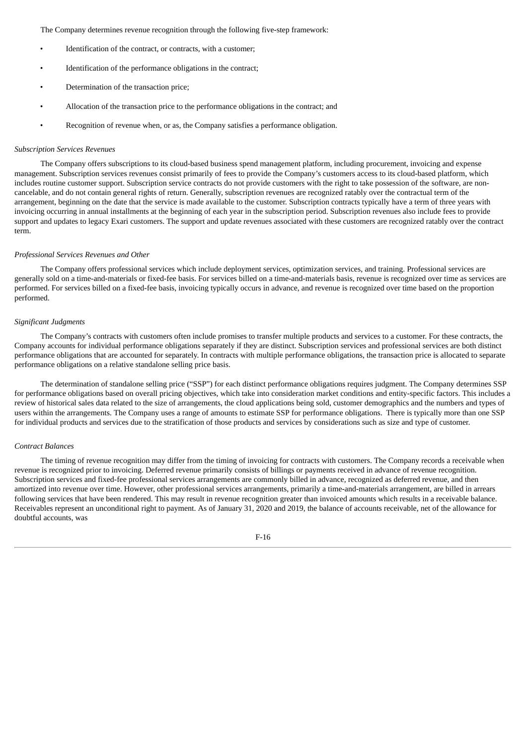The Company determines revenue recognition through the following five-step framework:

- Identification of the contract, or contracts, with a customer;
- Identification of the performance obligations in the contract;
- Determination of the transaction price;
- Allocation of the transaction price to the performance obligations in the contract; and
- Recognition of revenue when, or as, the Company satisfies a performance obligation.

*Subscription Services Revenues*

The Company offers subscriptions to its cloud-based business spend management platform, including procurement, invoicing and expense management. Subscription services revenues consist primarily of fees to provide the Company's customers access to its cloud-based platform, which includes routine customer support. Subscription service contracts do not provide customers with the right to take possession of the software, are non-cancelable, and do not contain general rights of return. Generally, subscription revenues are recognized ratably over the contractual term of the arrangement, beginning on the date that the service is made available to the customer. Subscription contracts typically have a term of three years with invoicing occurring in annual installments at the beginning of each year in the subscription period. Subscription revenues also include fees to provide support and updates to legacy Exari customers. The support and update revenues associated with these customers are recognized ratably over the contract term.

*Professional Services Revenues and Other*

The Company offers professional services which include deployment services, optimization services, and training. Professional services are generally sold on a time-and-materials or fixed-fee basis. For services billed on a time-and-materials basis, revenue is recognized over time as services are performed. For services billed on a fixed-fee basis, invoicing typically occurs in advance, and revenue is recognized over time based on the proportion performed.

*Significant Judgments*

The Company's contracts with customers often include promises to transfer multiple products and services to a customer. For these contracts, the Company accounts for individual performance obligations separately if they are distinct. Subscription services and professional services are both distinct performance obligations that are accounted for separately. In contracts with multiple performance obligations, the transaction price is allocated to separate performance obligations on a relative standalone selling price basis.

The determination of standalone selling price ("SSP") for each distinct performance obligations requires judgment. The Company determines SSP for performance obligations based on overall pricing objectives, which take into consideration market conditions and entity-specific factors. This includes a review of historical sales data related to the size of arrangements, the cloud applications being sold, customer demographics and the numbers and types of users within the arrangements. The Company uses a range of amounts to estimate SSP for performance obligations. There is typically more than one SSP for individual products and services due to the stratification of those products and services by considerations such as size and type of customer.

*Contract Balances*

The timing of revenue recognition may differ from the timing of invoicing for contracts with customers. The Company records a receivable when revenue is recognized prior to invoicing. Deferred revenue primarily consists of billings or payments received in advance of revenue recognition. Subscription services and fixed-fee professional services arrangements are commonly billed in advance, recognized as deferred revenue, and then amortized into revenue over time. However, other professional services arrangements, primarily a time-and-materials arrangement, are billed in arrears following services that have been rendered. This may result in revenue recognition greater than invoiced amounts which results in a receivable balance. Receivables represent an unconditional right to payment. As of January 31, 2020 and 2019, the balance of accounts receivable, net of the allowance for doubtful accounts, was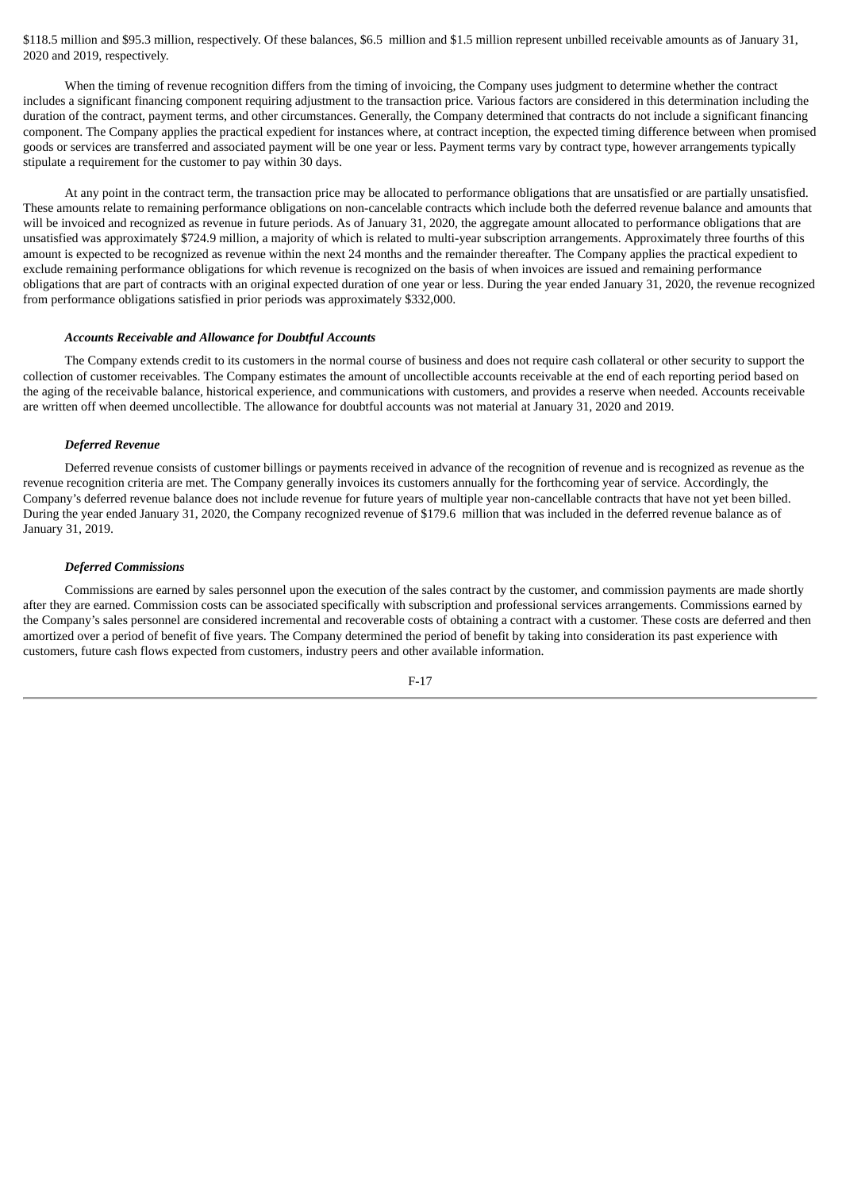$118.5 million and $95.3 million, respectively. Of these balances, $6.5 million and $1.5 million represent unbilled receivable amounts as of January 31, 2020 and 2019, respectively.

When the timing of revenue recognition differs from the timing of invoicing, the Company uses judgment to determine whether the contract includes a significant financing component requiring adjustment to the transaction price. Various factors are considered in this determination including the duration of the contract, payment terms, and other circumstances. Generally, the Company determined that contracts do not include a significant financing component. The Company applies the practical expedient for instances where, at contract inception, the expected timing difference between when promised goods or services are transferred and associated payment will be one year or less. Payment terms vary by contract type, however arrangements typically stipulate a requirement for the customer to pay within 30 days.

At any point in the contract term, the transaction price may be allocated to performance obligations that are unsatisfied or are partially unsatisfied. These amounts relate to remaining performance obligations on non-cancelable contracts which include both the deferred revenue balance and amounts that will be invoiced and recognized as revenue in future periods. As of January 31, 2020, the aggregate amount allocated to performance obligations that are unsatisfied was approximately $724.9 million, a majority of which is related to multi-year subscription arrangements. Approximately three fourths of this amount is expected to be recognized as revenue within the next 24 months and the remainder thereafter. The Company applies the practical expedient to exclude remaining performance obligations for which revenue is recognized on the basis of when invoices are issued and remaining performance obligations that are part of contracts with an original expected duration of one year or less. During the year ended January 31, 2020, the revenue recognized from performance obligations satisfied in prior periods was approximately $332,000.

***Accounts Receivable and Allowance for Doubtful Accounts***

The Company extends credit to its customers in the normal course of business and does not require cash collateral or other security to support the collection of customer receivables. The Company estimates the amount of uncollectible accounts receivable at the end of each reporting period based on the aging of the receivable balance, historical experience, and communications with customers, and provides a reserve when needed. Accounts receivable are written off when deemed uncollectible. The allowance for doubtful accounts was not material at January 31, 2020 and 2019.

***Deferred Revenue***

Deferred revenue consists of customer billings or payments received in advance of the recognition of revenue and is recognized as revenue as the revenue recognition criteria are met. The Company generally invoices its customers annually for the forthcoming year of service. Accordingly, the Company's deferred revenue balance does not include revenue for future years of multiple year non-cancellable contracts that have not yet been billed. During the year ended January 31, 2020, the Company recognized revenue of $179.6 million that was included in the deferred revenue balance as of January 31, 2019.

***Deferred Commissions***

Commissions are earned by sales personnel upon the execution of the sales contract by the customer, and commission payments are made shortly after they are earned. Commission costs can be associated specifically with subscription and professional services arrangements. Commissions earned by the Company's sales personnel are considered incremental and recoverable costs of obtaining a contract with a customer. These costs are deferred and then amortized over a period of benefit of five years. The Company determined the period of benefit by taking into consideration its past experience with customers, future cash flows expected from customers, industry peers and other available information.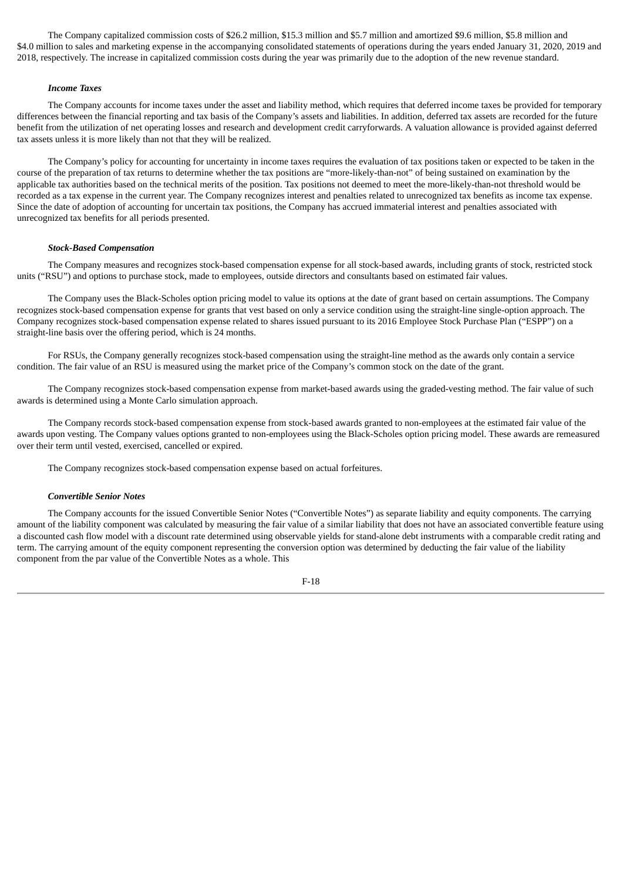The Company capitalized commission costs of $26.2 million, $15.3 million and $5.7 million and amortized $9.6 million, $5.8 million and $4.0 million to sales and marketing expense in the accompanying consolidated statements of operations during the years ended January 31, 2020, 2019 and 2018, respectively. The increase in capitalized commission costs during the year was primarily due to the adoption of the new revenue standard.

***Income Taxes***

The Company accounts for income taxes under the asset and liability method, which requires that deferred income taxes be provided for temporary differences between the financial reporting and tax basis of the Company's assets and liabilities. In addition, deferred tax assets are recorded for the future benefit from the utilization of net operating losses and research and development credit carryforwards. A valuation allowance is provided against deferred tax assets unless it is more likely than not that they will be realized.

The Company's policy for accounting for uncertainty in income taxes requires the evaluation of tax positions taken or expected to be taken in the course of the preparation of tax returns to determine whether the tax positions are "more-likely-than-not" of being sustained on examination by the applicable tax authorities based on the technical merits of the position. Tax positions not deemed to meet the more-likely-than-not threshold would be recorded as a tax expense in the current year. The Company recognizes interest and penalties related to unrecognized tax benefits as income tax expense. Since the date of adoption of accounting for uncertain tax positions, the Company has accrued immaterial interest and penalties associated with unrecognized tax benefits for all periods presented.

***Stock-Based Compensation***

The Company measures and recognizes stock-based compensation expense for all stock-based awards, including grants of stock, restricted stock units ("RSU") and options to purchase stock, made to employees, outside directors and consultants based on estimated fair values.

The Company uses the Black-Scholes option pricing model to value its options at the date of grant based on certain assumptions. The Company recognizes stock-based compensation expense for grants that vest based on only a service condition using the straight-line single-option approach. The Company recognizes stock-based compensation expense related to shares issued pursuant to its 2016 Employee Stock Purchase Plan ("ESPP") on a straight-line basis over the offering period, which is 24 months.

For RSUs, the Company generally recognizes stock-based compensation using the straight-line method as the awards only contain a service condition. The fair value of an RSU is measured using the market price of the Company's common stock on the date of the grant.

The Company recognizes stock-based compensation expense from market-based awards using the graded-vesting method. The fair value of such awards is determined using a Monte Carlo simulation approach.

The Company records stock-based compensation expense from stock-based awards granted to non-employees at the estimated fair value of the awards upon vesting. The Company values options granted to non-employees using the Black-Scholes option pricing model. These awards are remeasured over their term until vested, exercised, cancelled or expired.

The Company recognizes stock-based compensation expense based on actual forfeitures.

***Convertible Senior Notes***

The Company accounts for the issued Convertible Senior Notes ("Convertible Notes") as separate liability and equity components. The carrying amount of the liability component was calculated by measuring the fair value of a similar liability that does not have an associated convertible feature using a discounted cash flow model with a discount rate determined using observable yields for stand-alone debt instruments with a comparable credit rating and term. The carrying amount of the equity component representing the conversion option was determined by deducting the fair value of the liability component from the par value of the Convertible Notes as a whole. This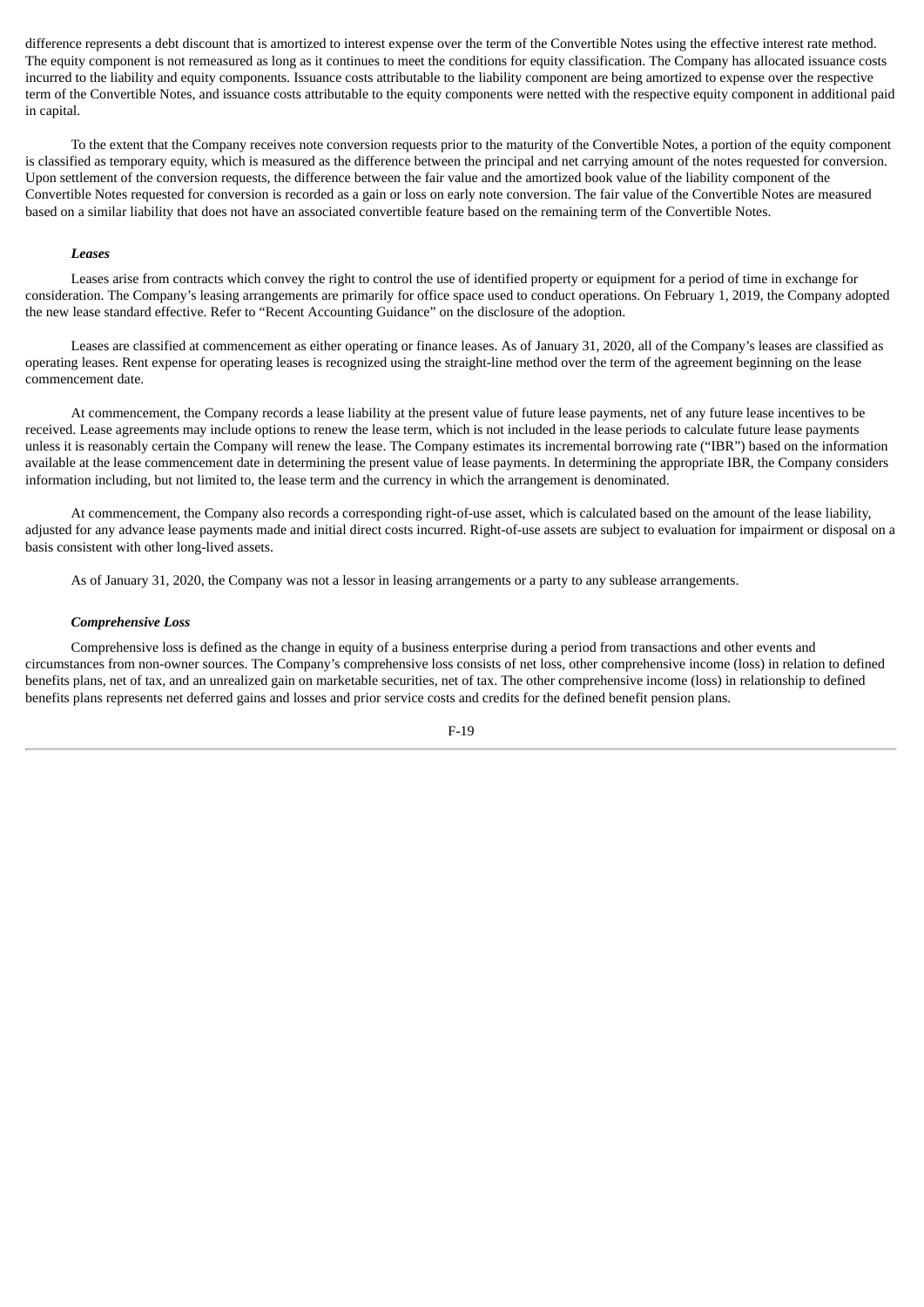difference represents a debt discount that is amortized to interest expense over the term of the Convertible Notes using the effective interest rate method. The equity component is not remeasured as long as it continues to meet the conditions for equity classification. The Company has allocated issuance costs incurred to the liability and equity components. Issuance costs attributable to the liability component are being amortized to expense over the respective term of the Convertible Notes, and issuance costs attributable to the equity components were netted with the respective equity component in additional paid in capital.

To the extent that the Company receives note conversion requests prior to the maturity of the Convertible Notes, a portion of the equity component is classified as temporary equity, which is measured as the difference between the principal and net carrying amount of the notes requested for conversion. Upon settlement of the conversion requests, the difference between the fair value and the amortized book value of the liability component of the Convertible Notes requested for conversion is recorded as a gain or loss on early note conversion. The fair value of the Convertible Notes are measured based on a similar liability that does not have an associated convertible feature based on the remaining term of the Convertible Notes.

***Leases***

Leases arise from contracts which convey the right to control the use of identified property or equipment for a period of time in exchange for consideration. The Company's leasing arrangements are primarily for office space used to conduct operations. On February 1, 2019, the Company adopted the new lease standard effective. Refer to "Recent Accounting Guidance" on the disclosure of the adoption.

Leases are classified at commencement as either operating or finance leases. As of January 31, 2020, all of the Company's leases are classified as operating leases. Rent expense for operating leases is recognized using the straight-line method over the term of the agreement beginning on the lease commencement date.

At commencement, the Company records a lease liability at the present value of future lease payments, net of any future lease incentives to be received. Lease agreements may include options to renew the lease term, which is not included in the lease periods to calculate future lease payments unless it is reasonably certain the Company will renew the lease. The Company estimates its incremental borrowing rate ("IBR") based on the information available at the lease commencement date in determining the present value of lease payments. In determining the appropriate IBR, the Company considers information including, but not limited to, the lease term and the currency in which the arrangement is denominated.

At commencement, the Company also records a corresponding right-of-use asset, which is calculated based on the amount of the lease liability, adjusted for any advance lease payments made and initial direct costs incurred. Right-of-use assets are subject to evaluation for impairment or disposal on a basis consistent with other long-lived assets.

As of January 31, 2020, the Company was not a lessor in leasing arrangements or a party to any sublease arrangements.

***Comprehensive Loss***

Comprehensive loss is defined as the change in equity of a business enterprise during a period from transactions and other events and circumstances from non-owner sources. The Company's comprehensive loss consists of net loss, other comprehensive income (loss) in relation to defined benefits plans, net of tax, and an unrealized gain on marketable securities, net of tax. The other comprehensive income (loss) in relationship to defined benefits plans represents net deferred gains and losses and prior service costs and credits for the defined benefit pension plans.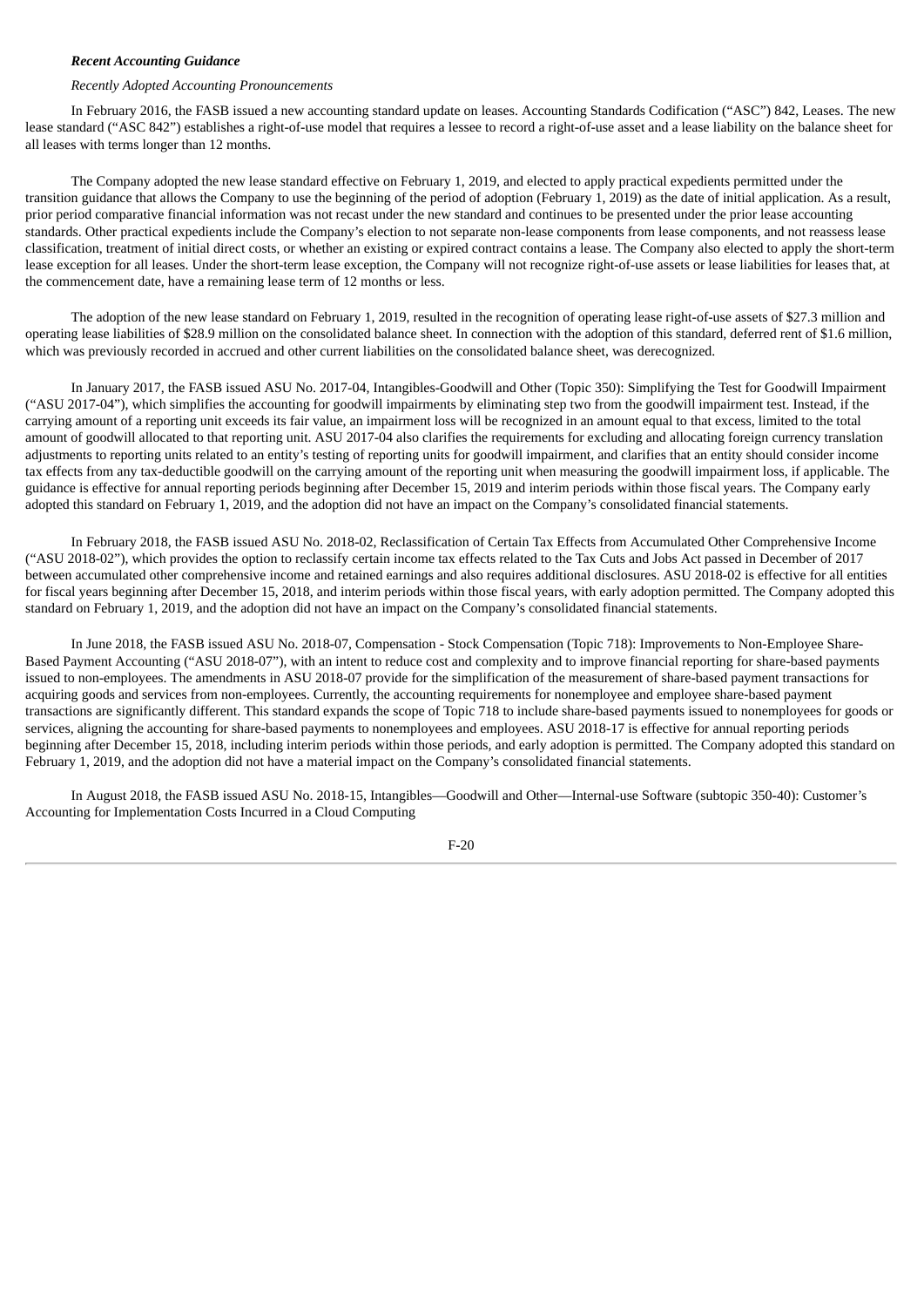***Recent Accounting Guidance***

*Recently Adopted Accounting Pronouncements*

In February 2016, the FASB issued a new accounting standard update on leases. Accounting Standards Codification ("ASC") 842, Leases. The new lease standard ("ASC 842") establishes a right-of-use model that requires a lessee to record a right-of-use asset and a lease liability on the balance sheet for all leases with terms longer than 12 months.

The Company adopted the new lease standard effective on February 1, 2019, and elected to apply practical expedients permitted under the transition guidance that allows the Company to use the beginning of the period of adoption (February 1, 2019) as the date of initial application. As a result, prior period comparative financial information was not recast under the new standard and continues to be presented under the prior lease accounting standards. Other practical expedients include the Company's election to not separate non-lease components from lease components, and not reassess lease classification, treatment of initial direct costs, or whether an existing or expired contract contains a lease. The Company also elected to apply the short-term lease exception for all leases. Under the short-term lease exception, the Company will not recognize right-of-use assets or lease liabilities for leases that, at the commencement date, have a remaining lease term of 12 months or less.

The adoption of the new lease standard on February 1, 2019, resulted in the recognition of operating lease right-of-use assets of $27.3 million and operating lease liabilities of $28.9 million on the consolidated balance sheet. In connection with the adoption of this standard, deferred rent of $1.6 million, which was previously recorded in accrued and other current liabilities on the consolidated balance sheet, was derecognized.

In January 2017, the FASB issued ASU No. 2017-04, Intangibles-Goodwill and Other (Topic 350): Simplifying the Test for Goodwill Impairment ("ASU 2017-04"), which simplifies the accounting for goodwill impairments by eliminating step two from the goodwill impairment test. Instead, if the carrying amount of a reporting unit exceeds its fair value, an impairment loss will be recognized in an amount equal to that excess, limited to the total amount of goodwill allocated to that reporting unit. ASU 2017-04 also clarifies the requirements for excluding and allocating foreign currency translation adjustments to reporting units related to an entity's testing of reporting units for goodwill impairment, and clarifies that an entity should consider income tax effects from any tax-deductible goodwill on the carrying amount of the reporting unit when measuring the goodwill impairment loss, if applicable. The guidance is effective for annual reporting periods beginning after December 15, 2019 and interim periods within those fiscal years. The Company early adopted this standard on February 1, 2019, and the adoption did not have an impact on the Company's consolidated financial statements.

In February 2018, the FASB issued ASU No. 2018-02, Reclassification of Certain Tax Effects from Accumulated Other Comprehensive Income ("ASU 2018-02"), which provides the option to reclassify certain income tax effects related to the Tax Cuts and Jobs Act passed in December of 2017 between accumulated other comprehensive income and retained earnings and also requires additional disclosures. ASU 2018-02 is effective for all entities for fiscal years beginning after December 15, 2018, and interim periods within those fiscal years, with early adoption permitted. The Company adopted this standard on February 1, 2019, and the adoption did not have an impact on the Company's consolidated financial statements.

In June 2018, the FASB issued ASU No. 2018-07, Compensation - Stock Compensation (Topic 718): Improvements to Non-Employee Share-Based Payment Accounting ("ASU 2018-07"), with an intent to reduce cost and complexity and to improve financial reporting for share-based payments issued to non-employees. The amendments in ASU 2018-07 provide for the simplification of the measurement of share-based payment transactions for acquiring goods and services from non-employees. Currently, the accounting requirements for nonemployee and employee share-based payment transactions are significantly different. This standard expands the scope of Topic 718 to include share-based payments issued to nonemployees for goods or services, aligning the accounting for share-based payments to nonemployees and employees. ASU 2018-17 is effective for annual reporting periods beginning after December 15, 2018, including interim periods within those periods, and early adoption is permitted. The Company adopted this standard on February 1, 2019, and the adoption did not have a material impact on the Company's consolidated financial statements.

In August 2018, the FASB issued ASU No. 2018-15, Intangibles—Goodwill and Other—Internal-use Software (subtopic 350-40): Customer's Accounting for Implementation Costs Incurred in a Cloud Computing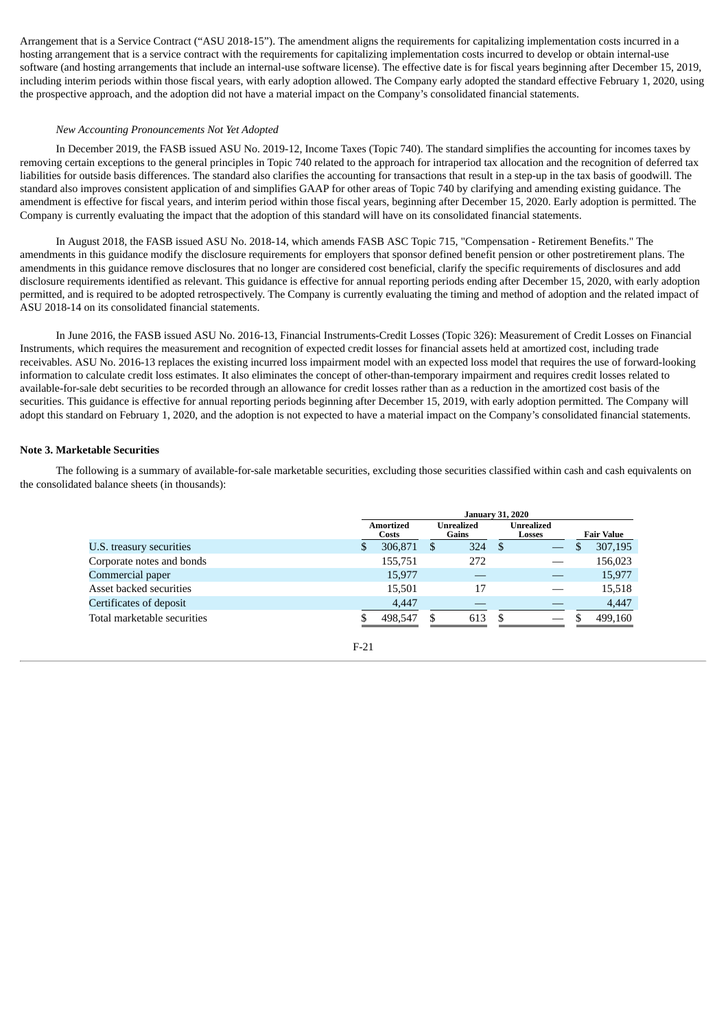Arrangement that is a Service Contract ("ASU 2018-15"). The amendment aligns the requirements for capitalizing implementation costs incurred in a hosting arrangement that is a service contract with the requirements for capitalizing implementation costs incurred to develop or obtain internal-use software (and hosting arrangements that include an internal-use software license). The effective date is for fiscal years beginning after December 15, 2019, including interim periods within those fiscal years, with early adoption allowed. The Company early adopted the standard effective February 1, 2020, using the prospective approach, and the adoption did not have a material impact on the Company's consolidated financial statements.

*New Accounting Pronouncements Not Yet Adopted*

In December 2019, the FASB issued ASU No. 2019-12, Income Taxes (Topic 740). The standard simplifies the accounting for incomes taxes by removing certain exceptions to the general principles in Topic 740 related to the approach for intraperiod tax allocation and the recognition of deferred tax liabilities for outside basis differences. The standard also clarifies the accounting for transactions that result in a step-up in the tax basis of goodwill. The standard also improves consistent application of and simplifies GAAP for other areas of Topic 740 by clarifying and amending existing guidance. The amendment is effective for fiscal years, and interim period within those fiscal years, beginning after December 15, 2020. Early adoption is permitted. The Company is currently evaluating the impact that the adoption of this standard will have on its consolidated financial statements.

In August 2018, the FASB issued ASU No. 2018-14, which amends FASB ASC Topic 715, "Compensation - Retirement Benefits." The amendments in this guidance modify the disclosure requirements for employers that sponsor defined benefit pension or other postretirement plans. The amendments in this guidance remove disclosures that no longer are considered cost beneficial, clarify the specific requirements of disclosures and add disclosure requirements identified as relevant. This guidance is effective for annual reporting periods ending after December 15, 2020, with early adoption permitted, and is required to be adopted retrospectively. The Company is currently evaluating the timing and method of adoption and the related impact of ASU 2018-14 on its consolidated financial statements.

In June 2016, the FASB issued ASU No. 2016-13, Financial Instruments-Credit Losses (Topic 326): Measurement of Credit Losses on Financial Instruments, which requires the measurement and recognition of expected credit losses for financial assets held at amortized cost, including trade receivables. ASU No. 2016-13 replaces the existing incurred loss impairment model with an expected loss model that requires the use of forward-looking information to calculate credit loss estimates. It also eliminates the concept of other-than-temporary impairment and requires credit losses related to available-for-sale debt securities to be recorded through an allowance for credit losses rather than as a reduction in the amortized cost basis of the securities. This guidance is effective for annual reporting periods beginning after December 15, 2019, with early adoption permitted. The Company will adopt this standard on February 1, 2020, and the adoption is not expected to have a material impact on the Company's consolidated financial statements.

**Note 3. Marketable Securities**

The following is a summary of available-for-sale marketable securities, excluding those securities classified within cash and cash equivalents on the consolidated balance sheets (in thousands):

| | January 31, 2020 | | | |
|---|---|---|---|---|
| | Amortized Costs | Unrealized Gains | Unrealized Losses | Fair Value |
| U.S. treasury securities | $ 306,871 | $ 324 | $ — | $ 307,195 |
| Corporate notes and bonds | 155,751 | 272 | — | 156,023 |
| Commercial paper | 15,977 | — | — | 15,977 |
| Asset backed securities | 15,501 | 17 | — | 15,518 |
| Certificates of deposit | 4,447 | — | — | 4,447 |
| Total marketable securities | $ 498,547 | $ 613 | $ — | $ 499,160 |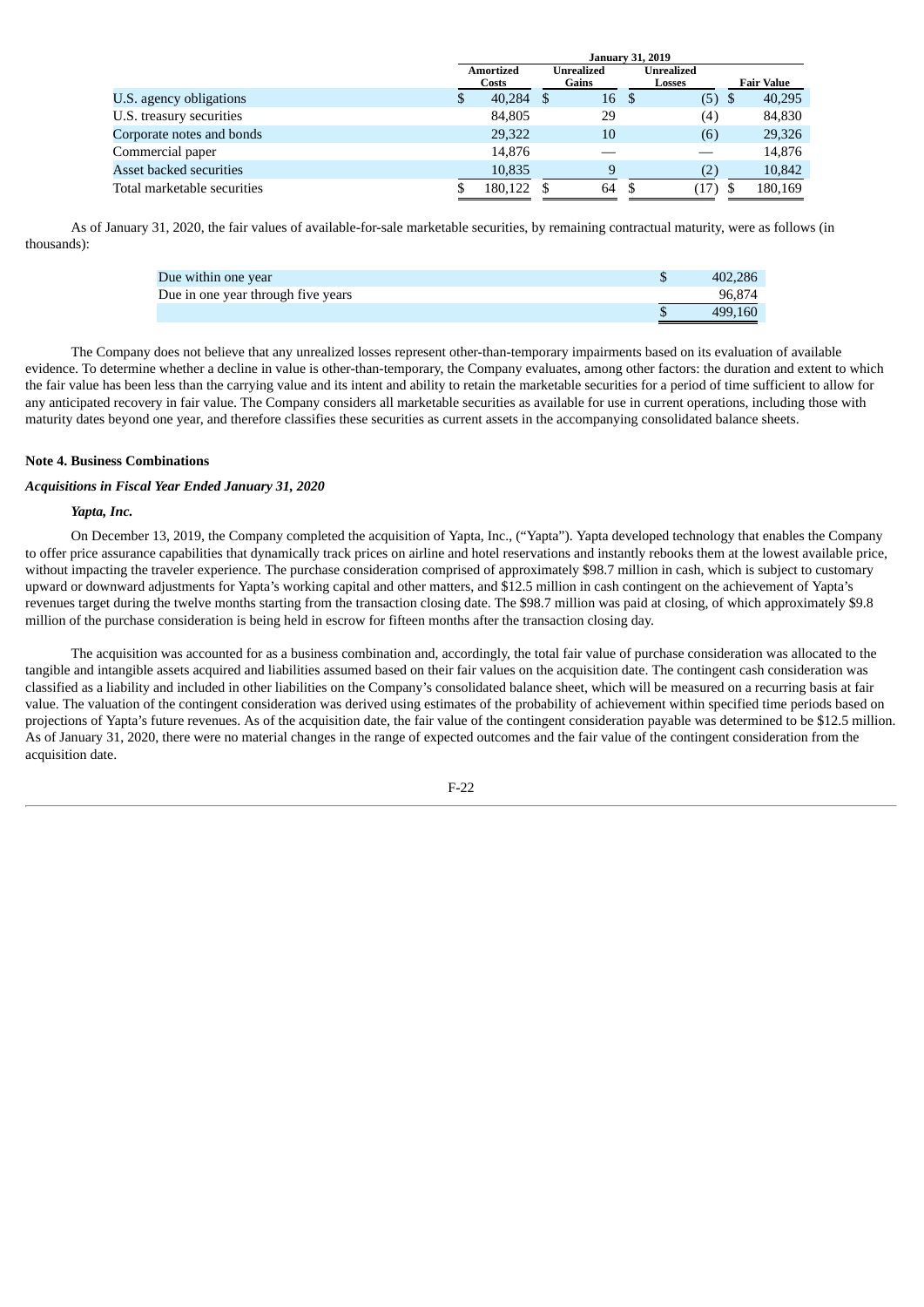| | January 31, 2019 | | | |
|---|---|---|---|---|
| | Amortized Costs | Unrealized Gains | Unrealized Losses | Fair Value |
| U.S. agency obligations | $ 40,284 | $ 16 | $ (5) | $ 40,295 |
| U.S. treasury securities | 84,805 | 29 | (4) | 84,830 |
| Corporate notes and bonds | 29,322 | 10 | (6) | 29,326 |
| Commercial paper | 14,876 | — | — | 14,876 |
| Asset backed securities | 10,835 | 9 | (2) | 10,842 |
| Total marketable securities | $ 180,122 | $ 64 | $ (17) | $ 180,169 |

As of January 31, 2020, the fair values of available-for-sale marketable securities, by remaining contractual maturity, were as follows (in thousands):

| | |
|---|---|
| Due within one year | $ 402,286 |
| Due in one year through five years | 96,874 |
| | $ 499,160 |

The Company does not believe that any unrealized losses represent other-than-temporary impairments based on its evaluation of available evidence. To determine whether a decline in value is other-than-temporary, the Company evaluates, among other factors: the duration and extent to which the fair value has been less than the carrying value and its intent and ability to retain the marketable securities for a period of time sufficient to allow for any anticipated recovery in fair value. The Company considers all marketable securities as available for use in current operations, including those with maturity dates beyond one year, and therefore classifies these securities as current assets in the accompanying consolidated balance sheets.

**Note 4. Business Combinations**

***Acquisitions in Fiscal Year Ended January 31, 2020***

***Yapta, Inc.***

On December 13, 2019, the Company completed the acquisition of Yapta, Inc., ("Yapta"). Yapta developed technology that enables the Company to offer price assurance capabilities that dynamically track prices on airline and hotel reservations and instantly rebooks them at the lowest available price, without impacting the traveler experience. The purchase consideration comprised of approximately $98.7 million in cash, which is subject to customary upward or downward adjustments for Yapta's working capital and other matters, and $12.5 million in cash contingent on the achievement of Yapta's revenues target during the twelve months starting from the transaction closing date. The $98.7 million was paid at closing, of which approximately $9.8 million of the purchase consideration is being held in escrow for fifteen months after the transaction closing day.

The acquisition was accounted for as a business combination and, accordingly, the total fair value of purchase consideration was allocated to the tangible and intangible assets acquired and liabilities assumed based on their fair values on the acquisition date. The contingent cash consideration was classified as a liability and included in other liabilities on the Company's consolidated balance sheet, which will be measured on a recurring basis at fair value. The valuation of the contingent consideration was derived using estimates of the probability of achievement within specified time periods based on projections of Yapta's future revenues. As of the acquisition date, the fair value of the contingent consideration payable was determined to be $12.5 million. As of January 31, 2020, there were no material changes in the range of expected outcomes and the fair value of the contingent consideration from the acquisition date.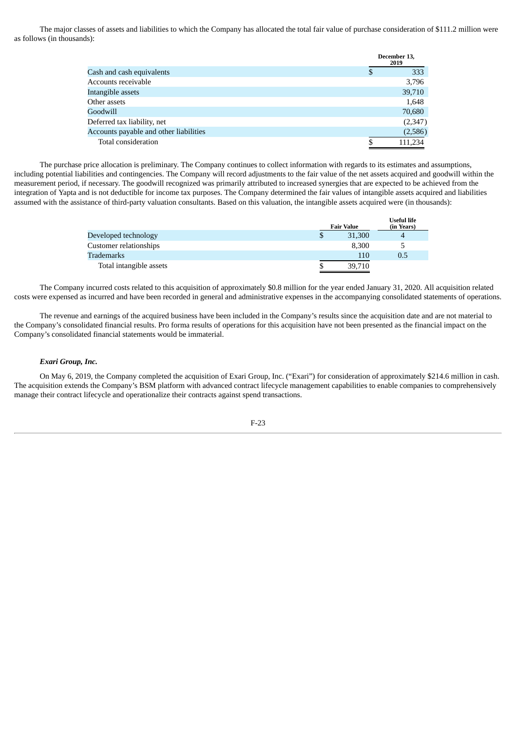The major classes of assets and liabilities to which the Company has allocated the total fair value of purchase consideration of $111.2 million were as follows (in thousands):

| | December 13, 2019 |
|---|---|
| Cash and cash equivalents | $ 333 |
| Accounts receivable | 3,796 |
| Intangible assets | 39,710 |
| Other assets | 1,648 |
| Goodwill | 70,680 |
| Deferred tax liability, net | (2,347) |
| Accounts payable and other liabilities | (2,586) |
| Total consideration | $ 111,234 |

The purchase price allocation is preliminary. The Company continues to collect information with regards to its estimates and assumptions, including potential liabilities and contingencies. The Company will record adjustments to the fair value of the net assets acquired and goodwill within the measurement period, if necessary. The goodwill recognized was primarily attributed to increased synergies that are expected to be achieved from the integration of Yapta and is not deductible for income tax purposes. The Company determined the fair values of intangible assets acquired and liabilities assumed with the assistance of third-party valuation consultants. Based on this valuation, the intangible assets acquired were (in thousands):

| | Fair Value | Useful life (in Years) |
|---|---|---|
| Developed technology | $ 31,300 | 4 |
| Customer relationships | 8,300 | 5 |
| Trademarks | 110 | 0.5 |
| Total intangible assets | $ 39,710 | |

The Company incurred costs related to this acquisition of approximately $0.8 million for the year ended January 31, 2020. All acquisition related costs were expensed as incurred and have been recorded in general and administrative expenses in the accompanying consolidated statements of operations.

The revenue and earnings of the acquired business have been included in the Company's results since the acquisition date and are not material to the Company's consolidated financial results. Pro forma results of operations for this acquisition have not been presented as the financial impact on the Company's consolidated financial statements would be immaterial.

***Exari Group, Inc.***

On May 6, 2019, the Company completed the acquisition of Exari Group, Inc. ("Exari") for consideration of approximately $214.6 million in cash. The acquisition extends the Company's BSM platform with advanced contract lifecycle management capabilities to enable companies to comprehensively manage their contract lifecycle and operationalize their contracts against spend transactions.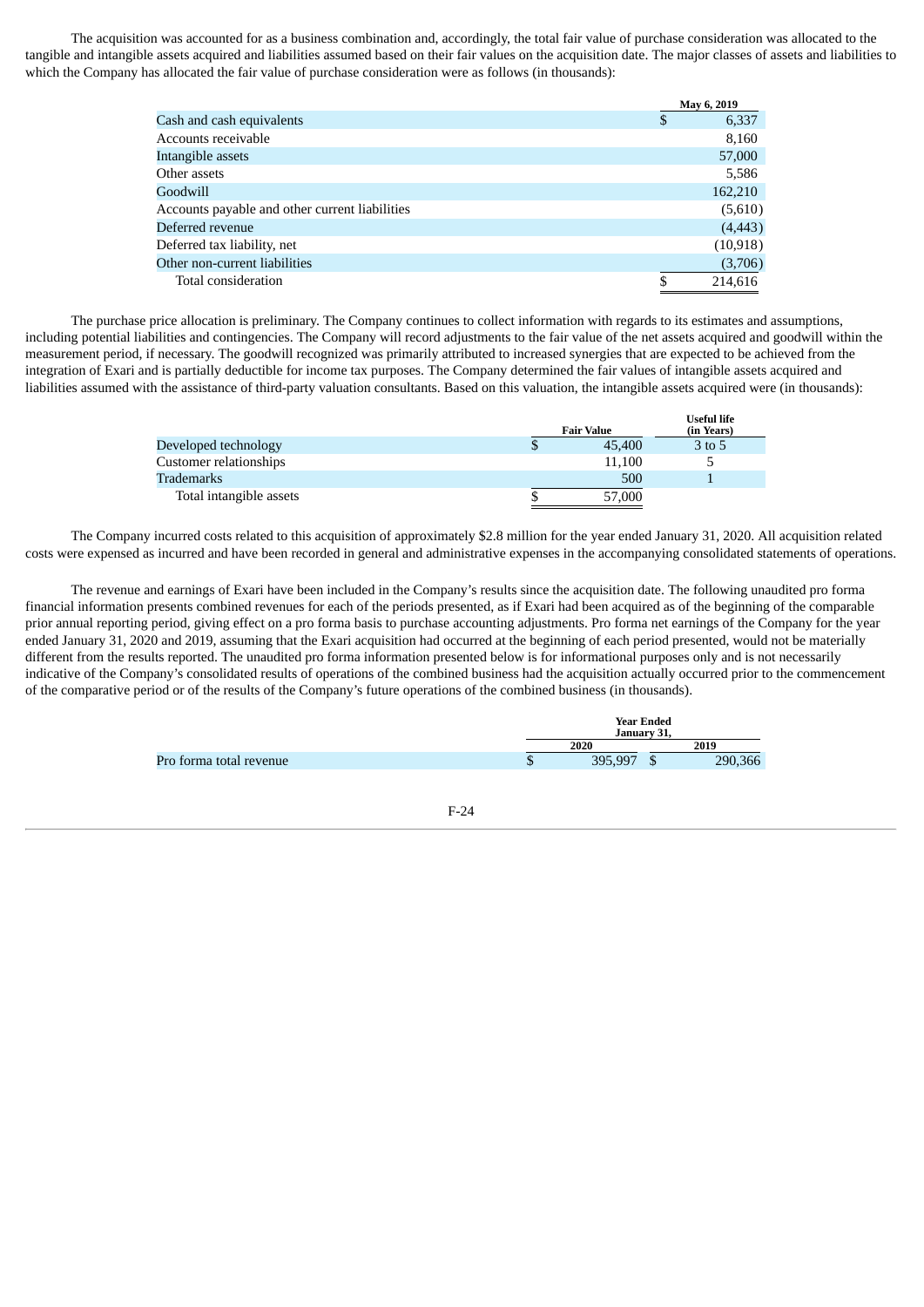The acquisition was accounted for as a business combination and, accordingly, the total fair value of purchase consideration was allocated to the tangible and intangible assets acquired and liabilities assumed based on their fair values on the acquisition date. The major classes of assets and liabilities to which the Company has allocated the fair value of purchase consideration were as follows (in thousands):

| | May 6, 2019 |
|---|---|
| Cash and cash equivalents | $ 6,337 |
| Accounts receivable | 8,160 |
| Intangible assets | 57,000 |
| Other assets | 5,586 |
| Goodwill | 162,210 |
| Accounts payable and other current liabilities | (5,610) |
| Deferred revenue | (4,443) |
| Deferred tax liability, net | (10,918) |
| Other non-current liabilities | (3,706) |
| Total consideration | $ 214,616 |

The purchase price allocation is preliminary. The Company continues to collect information with regards to its estimates and assumptions, including potential liabilities and contingencies. The Company will record adjustments to the fair value of the net assets acquired and goodwill within the measurement period, if necessary. The goodwill recognized was primarily attributed to increased synergies that are expected to be achieved from the integration of Exari and is partially deductible for income tax purposes. The Company determined the fair values of intangible assets acquired and liabilities assumed with the assistance of third-party valuation consultants. Based on this valuation, the intangible assets acquired were (in thousands):

| | Fair Value | Useful life (in Years) |
|---|---|---|
| Developed technology | $ 45,400 | 3 to 5 |
| Customer relationships | 11,100 | 5 |
| Trademarks | 500 | 1 |
| Total intangible assets | $ 57,000 | |

The Company incurred costs related to this acquisition of approximately $2.8 million for the year ended January 31, 2020. All acquisition related costs were expensed as incurred and have been recorded in general and administrative expenses in the accompanying consolidated statements of operations.

The revenue and earnings of Exari have been included in the Company's results since the acquisition date. The following unaudited pro forma financial information presents combined revenues for each of the periods presented, as if Exari had been acquired as of the beginning of the comparable prior annual reporting period, giving effect on a pro forma basis to purchase accounting adjustments. Pro forma net earnings of the Company for the year ended January 31, 2020 and 2019, assuming that the Exari acquisition had occurred at the beginning of each period presented, would not be materially different from the results reported. The unaudited pro forma information presented below is for informational purposes only and is not necessarily indicative of the Company's consolidated results of operations of the combined business had the acquisition actually occurred prior to the commencement of the comparative period or of the results of the Company's future operations of the combined business (in thousands).

| | Year Ended January 31, | |
|---|---|---|
| | 2020 | 2019 |
| Pro forma total revenue | $ 395,997 | $ 290,366 |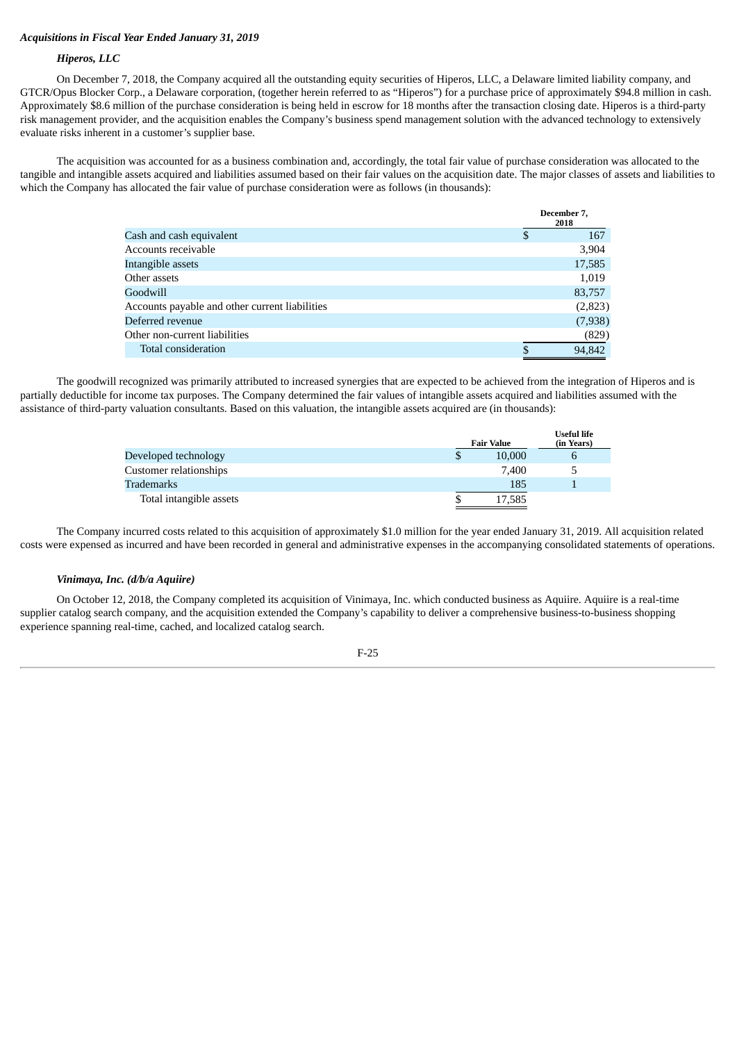***Acquisitions in Fiscal Year Ended January 31, 2019***

***Hiperos, LLC***

On December 7, 2018, the Company acquired all the outstanding equity securities of Hiperos, LLC, a Delaware limited liability company, and GTCR/Opus Blocker Corp., a Delaware corporation, (together herein referred to as "Hiperos") for a purchase price of approximately $94.8 million in cash. Approximately $8.6 million of the purchase consideration is being held in escrow for 18 months after the transaction closing date. Hiperos is a third-party risk management provider, and the acquisition enables the Company's business spend management solution with the advanced technology to extensively evaluate risks inherent in a customer's supplier base.

The acquisition was accounted for as a business combination and, accordingly, the total fair value of purchase consideration was allocated to the tangible and intangible assets acquired and liabilities assumed based on their fair values on the acquisition date. The major classes of assets and liabilities to which the Company has allocated the fair value of purchase consideration were as follows (in thousands):

| | December 7, 2018 |
|---|---|
| Cash and cash equivalent | $ 167 |
| Accounts receivable | 3,904 |
| Intangible assets | 17,585 |
| Other assets | 1,019 |
| Goodwill | 83,757 |
| Accounts payable and other current liabilities | (2,823) |
| Deferred revenue | (7,938) |
| Other non-current liabilities | (829) |
| Total consideration | $ 94,842 |

The goodwill recognized was primarily attributed to increased synergies that are expected to be achieved from the integration of Hiperos and is partially deductible for income tax purposes. The Company determined the fair values of intangible assets acquired and liabilities assumed with the assistance of third-party valuation consultants. Based on this valuation, the intangible assets acquired are (in thousands):

| | Fair Value | Useful life (in Years) |
|---|---|---|
| Developed technology | $ 10,000 | 6 |
| Customer relationships | 7,400 | 5 |
| Trademarks | 185 | 1 |
| Total intangible assets | $ 17,585 | |

The Company incurred costs related to this acquisition of approximately $1.0 million for the year ended January 31, 2019. All acquisition related costs were expensed as incurred and have been recorded in general and administrative expenses in the accompanying consolidated statements of operations.

***Vinimaya, Inc. (d/b/a Aquiire)***

On October 12, 2018, the Company completed its acquisition of Vinimaya, Inc. which conducted business as Aquiire. Aquiire is a real-time supplier catalog search company, and the acquisition extended the Company's capability to deliver a comprehensive business-to-business shopping experience spanning real-time, cached, and localized catalog search.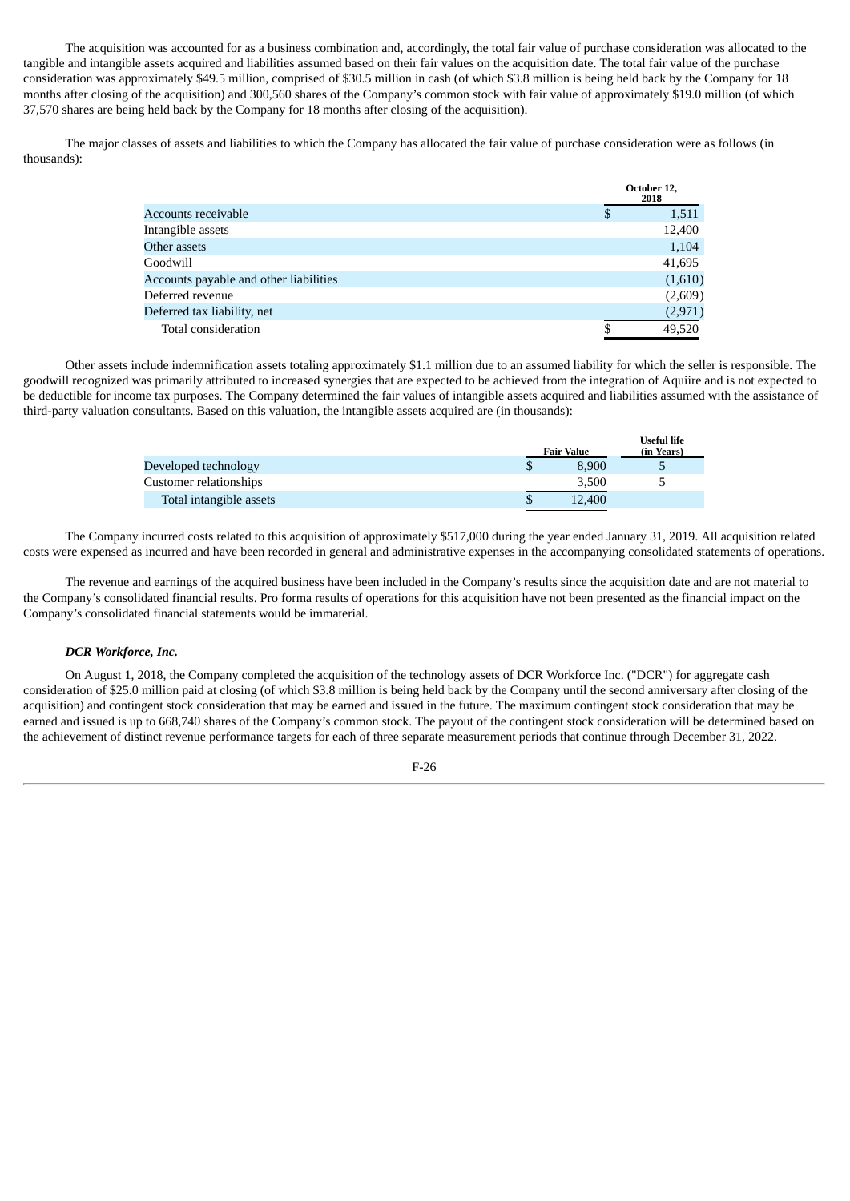The acquisition was accounted for as a business combination and, accordingly, the total fair value of purchase consideration was allocated to the tangible and intangible assets acquired and liabilities assumed based on their fair values on the acquisition date. The total fair value of the purchase consideration was approximately $49.5 million, comprised of $30.5 million in cash (of which $3.8 million is being held back by the Company for 18 months after closing of the acquisition) and 300,560 shares of the Company's common stock with fair value of approximately $19.0 million (of which 37,570 shares are being held back by the Company for 18 months after closing of the acquisition).

The major classes of assets and liabilities to which the Company has allocated the fair value of purchase consideration were as follows (in thousands):

| | October 12, 2018 |
|---|---|
| Accounts receivable | $ 1,511 |
| Intangible assets | 12,400 |
| Other assets | 1,104 |
| Goodwill | 41,695 |
| Accounts payable and other liabilities | (1,610) |
| Deferred revenue | (2,609) |
| Deferred tax liability, net | (2,971) |
| Total consideration | $ 49,520 |

Other assets include indemnification assets totaling approximately $1.1 million due to an assumed liability for which the seller is responsible. The goodwill recognized was primarily attributed to increased synergies that are expected to be achieved from the integration of Aquiire and is not expected to be deductible for income tax purposes. The Company determined the fair values of intangible assets acquired and liabilities assumed with the assistance of third-party valuation consultants. Based on this valuation, the intangible assets acquired are (in thousands):

| | Fair Value | Useful life (in Years) |
|---|---|---|
| Developed technology | $ 8,900 | 5 |
| Customer relationships | 3,500 | 5 |
| Total intangible assets | $ 12,400 | |

The Company incurred costs related to this acquisition of approximately $517,000 during the year ended January 31, 2019. All acquisition related costs were expensed as incurred and have been recorded in general and administrative expenses in the accompanying consolidated statements of operations.

The revenue and earnings of the acquired business have been included in the Company's results since the acquisition date and are not material to the Company's consolidated financial results. Pro forma results of operations for this acquisition have not been presented as the financial impact on the Company's consolidated financial statements would be immaterial.

***DCR Workforce, Inc.***

On August 1, 2018, the Company completed the acquisition of the technology assets of DCR Workforce Inc. ("DCR") for aggregate cash consideration of $25.0 million paid at closing (of which $3.8 million is being held back by the Company until the second anniversary after closing of the acquisition) and contingent stock consideration that may be earned and issued in the future. The maximum contingent stock consideration that may be earned and issued is up to 668,740 shares of the Company's common stock. The payout of the contingent stock consideration will be determined based on the achievement of distinct revenue performance targets for each of three separate measurement periods that continue through December 31, 2022.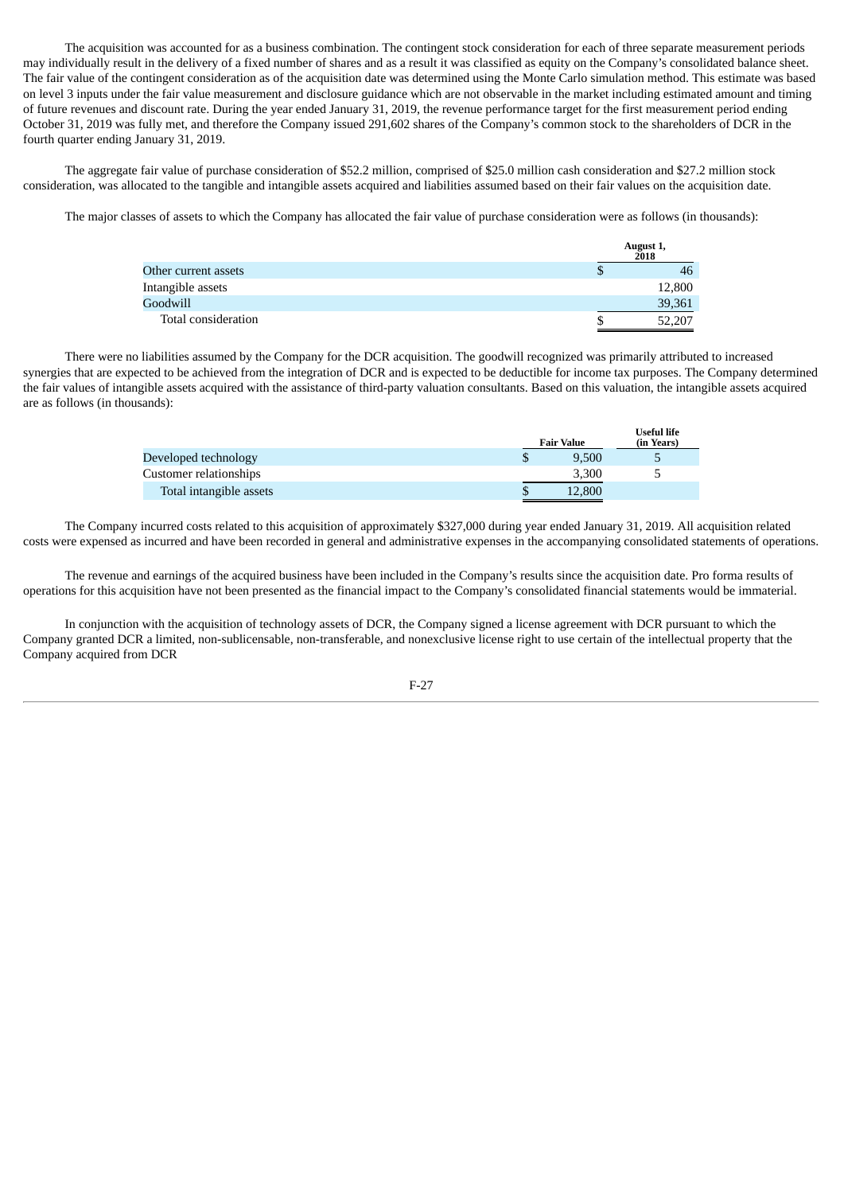The acquisition was accounted for as a business combination. The contingent stock consideration for each of three separate measurement periods may individually result in the delivery of a fixed number of shares and as a result it was classified as equity on the Company's consolidated balance sheet. The fair value of the contingent consideration as of the acquisition date was determined using the Monte Carlo simulation method. This estimate was based on level 3 inputs under the fair value measurement and disclosure guidance which are not observable in the market including estimated amount and timing of future revenues and discount rate. During the year ended January 31, 2019, the revenue performance target for the first measurement period ending October 31, 2019 was fully met, and therefore the Company issued 291,602 shares of the Company's common stock to the shareholders of DCR in the fourth quarter ending January 31, 2019.

The aggregate fair value of purchase consideration of $52.2 million, comprised of $25.0 million cash consideration and $27.2 million stock consideration, was allocated to the tangible and intangible assets acquired and liabilities assumed based on their fair values on the acquisition date.

The major classes of assets to which the Company has allocated the fair value of purchase consideration were as follows (in thousands):

| | August 1, 2018 |
|---|---|
| Other current assets | $ 46 |
| Intangible assets | 12,800 |
| Goodwill | 39,361 |
| Total consideration | $ 52,207 |

There were no liabilities assumed by the Company for the DCR acquisition. The goodwill recognized was primarily attributed to increased synergies that are expected to be achieved from the integration of DCR and is expected to be deductible for income tax purposes. The Company determined the fair values of intangible assets acquired with the assistance of third-party valuation consultants. Based on this valuation, the intangible assets acquired are as follows (in thousands):

| | Fair Value | Useful life (in Years) |
|---|---|---|
| Developed technology | $ 9,500 | 5 |
| Customer relationships | 3,300 | 5 |
| Total intangible assets | $ 12,800 | |

The Company incurred costs related to this acquisition of approximately $327,000 during year ended January 31, 2019. All acquisition related costs were expensed as incurred and have been recorded in general and administrative expenses in the accompanying consolidated statements of operations.

The revenue and earnings of the acquired business have been included in the Company's results since the acquisition date. Pro forma results of operations for this acquisition have not been presented as the financial impact to the Company's consolidated financial statements would be immaterial.

In conjunction with the acquisition of technology assets of DCR, the Company signed a license agreement with DCR pursuant to which the Company granted DCR a limited, non-sublicensable, non-transferable, and nonexclusive license right to use certain of the intellectual property that the Company acquired from DCR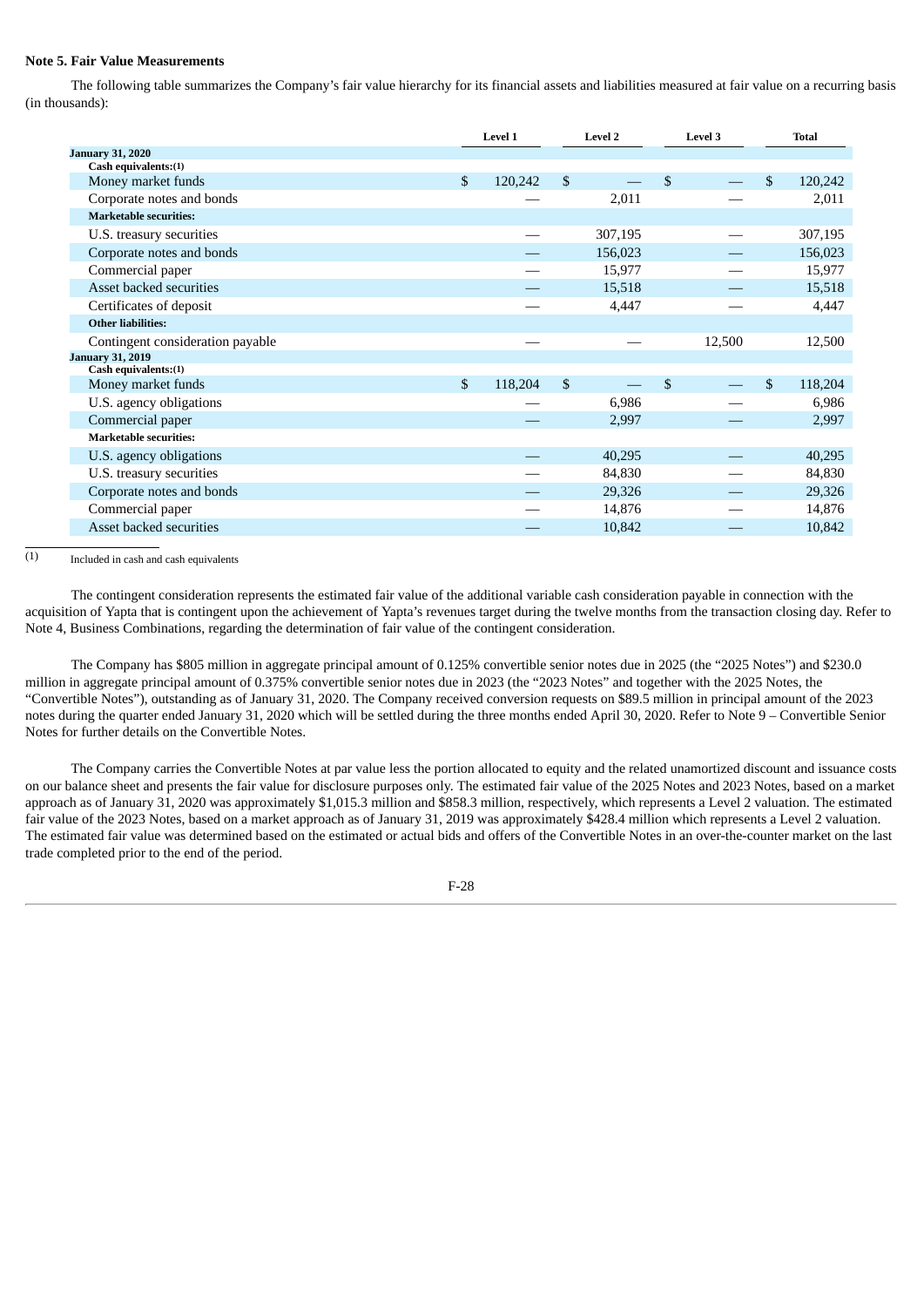**Note 5. Fair Value Measurements**

The following table summarizes the Company's fair value hierarchy for its financial assets and liabilities measured at fair value on a recurring basis (in thousands):

| | Level 1 | Level 2 | Level 3 | Total |
|---|---|---|---|---|
| **January 31, 2020** | | | | |
| **Cash equivalents:(1)** | | | | |
| Money market funds | $ 120,242 | $ — | $ — | $ 120,242 |
| Corporate notes and bonds | — | 2,011 | — | 2,011 |
| **Marketable securities:** | | | | |
| U.S. treasury securities | — | 307,195 | — | 307,195 |
| Corporate notes and bonds | — | 156,023 | — | 156,023 |
| Commercial paper | — | 15,977 | — | 15,977 |
| Asset backed securities | — | 15,518 | — | 15,518 |
| Certificates of deposit | — | 4,447 | — | 4,447 |
| **Other liabilities:** | | | | |
| Contingent consideration payable | — | — | 12,500 | 12,500 |
| **January 31, 2019** | | | | |
| **Cash equivalents:(1)** | | | | |
| Money market funds | $ 118,204 | $ — | $ — | $ 118,204 |
| U.S. agency obligations | — | 6,986 | — | 6,986 |
| Commercial paper | — | 2,997 | — | 2,997 |
| **Marketable securities:** | | | | |
| U.S. agency obligations | — | 40,295 | — | 40,295 |
| U.S. treasury securities | — | 84,830 | — | 84,830 |
| Corporate notes and bonds | — | 29,326 | — | 29,326 |
| Commercial paper | — | 14,876 | — | 14,876 |
| Asset backed securities | — | 10,842 | — | 10,842 |

(1) Included in cash and cash equivalents

The contingent consideration represents the estimated fair value of the additional variable cash consideration payable in connection with the acquisition of Yapta that is contingent upon the achievement of Yapta's revenues target during the twelve months from the transaction closing day. Refer to Note 4, Business Combinations, regarding the determination of fair value of the contingent consideration.

The Company has $805 million in aggregate principal amount of 0.125% convertible senior notes due in 2025 (the "2025 Notes") and $230.0 million in aggregate principal amount of 0.375% convertible senior notes due in 2023 (the "2023 Notes" and together with the 2025 Notes, the "Convertible Notes"), outstanding as of January 31, 2020. The Company received conversion requests on $89.5 million in principal amount of the 2023 notes during the quarter ended January 31, 2020 which will be settled during the three months ended April 30, 2020. Refer to Note 9 – Convertible Senior Notes for further details on the Convertible Notes.

The Company carries the Convertible Notes at par value less the portion allocated to equity and the related unamortized discount and issuance costs on our balance sheet and presents the fair value for disclosure purposes only. The estimated fair value of the 2025 Notes and 2023 Notes, based on a market approach as of January 31, 2020 was approximately $1,015.3 million and $858.3 million, respectively, which represents a Level 2 valuation. The estimated fair value of the 2023 Notes, based on a market approach as of January 31, 2019 was approximately $428.4 million which represents a Level 2 valuation. The estimated fair value was determined based on the estimated or actual bids and offers of the Convertible Notes in an over-the-counter market on the last trade completed prior to the end of the period.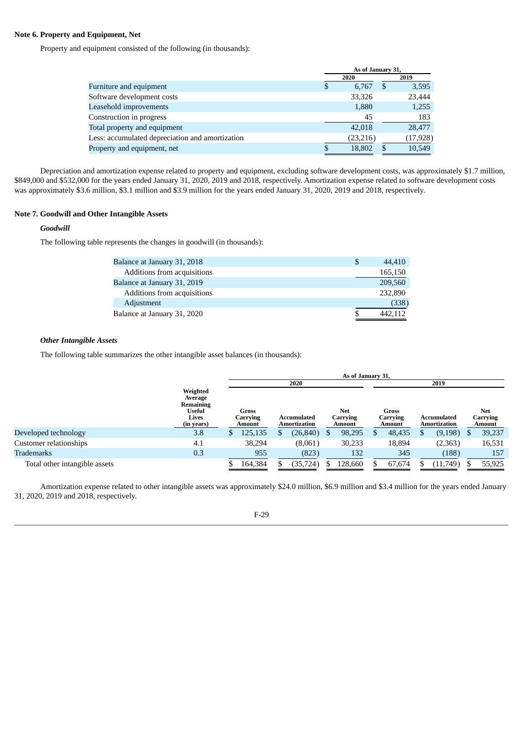**Note 6. Property and Equipment, Net**

Property and equipment consisted of the following (in thousands):

| | As of January 31, | |
|---|---|---|
| | 2020 | 2019 |
| Furniture and equipment | $ 6,767 | $ 3,595 |
| Software development costs | 33,326 | 23,444 |
| Leasehold improvements | 1,880 | 1,255 |
| Construction in progress | 45 | 183 |
| Total property and equipment | 42,018 | 28,477 |
| Less: accumulated depreciation and amortization | (23,216) | (17,928) |
| Property and equipment, net | $ 18,802 | $ 10,549 |

Depreciation and amortization expense related to property and equipment, excluding software development costs, was approximately $1.7 million, $849,000 and $532,000 for the years ended January 31, 2020, 2019 and 2018, respectively. Amortization expense related to software development costs was approximately $3.6 million, $3.1 million and $3.9 million for the years ended January 31, 2020, 2019 and 2018, respectively.

**Note 7. Goodwill and Other Intangible Assets**

***Goodwill***

The following table represents the changes in goodwill (in thousands):

| | |
|---|---|
| Balance at January 31, 2018 | $ 44,410 |
| Additions from acquisitions | 165,150 |
| Balance at January 31, 2019 | 209,560 |
| Additions from acquisitions | 232,890 |
| Adjustment | (338) |
| Balance at January 31, 2020 | $ 442,112 |

***Other Intangible Assets***

The following table summarizes the other intangible asset balances (in thousands):

| | | As of January 31, | | | | | |
|---|---|---|---|---|---|---|---|
| | | 2020 | | | 2019 | | |
| | Weighted Average Remaining Useful Lives (in years) | Gross Carrying Amount | Accumulated Amortization | Net Carrying Amount | Gross Carrying Amount | Accumulated Amortization | Net Carrying Amount |
| Developed technology | 3.8 | $ 125,135 | $ (26,840) | $ 98,295 | $ 48,435 | $ (9,198) | $ 39,237 |
| Customer relationships | 4.1 | 38,294 | (8,061) | 30,233 | 18,894 | (2,363) | 16,531 |
| Trademarks | 0.3 | 955 | (823) | 132 | 345 | (188) | 157 |
| Total other intangible assets | | $ 164,384 | $ (35,724) | $ 128,660 | $ 67,674 | $ (11,749) | $ 55,925 |

Amortization expense related to other intangible assets was approximately $24.0 million, $6.9 million and $3.4 million for the years ended January 31, 2020, 2019 and 2018, respectively.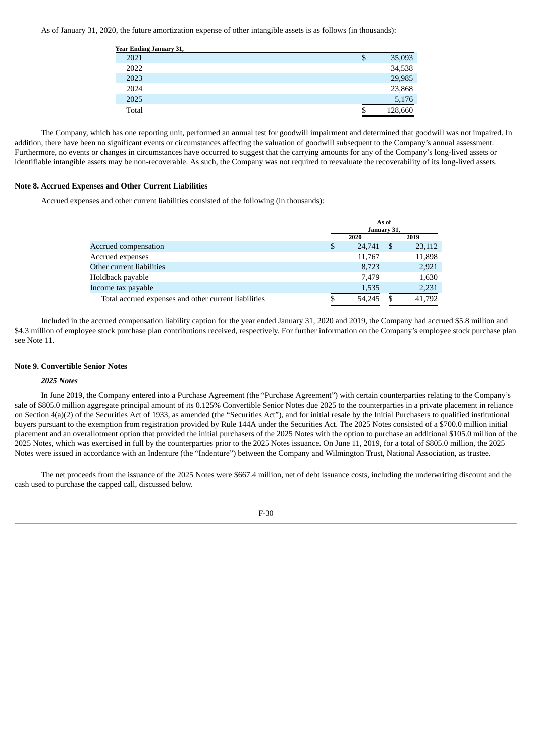As of January 31, 2020, the future amortization expense of other intangible assets is as follows (in thousands):

| Year Ending January 31, | |
|---|---|
| 2021 | $ 35,093 |
| 2022 | 34,538 |
| 2023 | 29,985 |
| 2024 | 23,868 |
| 2025 | 5,176 |
| Total | $ 128,660 |

The Company, which has one reporting unit, performed an annual test for goodwill impairment and determined that goodwill was not impaired. In addition, there have been no significant events or circumstances affecting the valuation of goodwill subsequent to the Company's annual assessment. Furthermore, no events or changes in circumstances have occurred to suggest that the carrying amounts for any of the Company's long-lived assets or identifiable intangible assets may be non-recoverable. As such, the Company was not required to reevaluate the recoverability of its long-lived assets.

**Note 8. Accrued Expenses and Other Current Liabilities**

Accrued expenses and other current liabilities consisted of the following (in thousands):

| | As of January 31, | |
|---|---|---|
| | 2020 | 2019 |
| Accrued compensation | $ 24,741 | $ 23,112 |
| Accrued expenses | 11,767 | 11,898 |
| Other current liabilities | 8,723 | 2,921 |
| Holdback payable | 7,479 | 1,630 |
| Income tax payable | 1,535 | 2,231 |
| Total accrued expenses and other current liabilities | $ 54,245 | $ 41,792 |

Included in the accrued compensation liability caption for the year ended January 31, 2020 and 2019, the Company had accrued $5.8 million and $4.3 million of employee stock purchase plan contributions received, respectively. For further information on the Company's employee stock purchase plan see Note 11.

**Note 9. Convertible Senior Notes**

***2025 Notes***

In June 2019, the Company entered into a Purchase Agreement (the "Purchase Agreement") with certain counterparties relating to the Company's sale of $805.0 million aggregate principal amount of its 0.125% Convertible Senior Notes due 2025 to the counterparties in a private placement in reliance on Section 4(a)(2) of the Securities Act of 1933, as amended (the "Securities Act"), and for initial resale by the Initial Purchasers to qualified institutional buyers pursuant to the exemption from registration provided by Rule 144A under the Securities Act. The 2025 Notes consisted of a $700.0 million initial placement and an overallotment option that provided the initial purchasers of the 2025 Notes with the option to purchase an additional $105.0 million of the 2025 Notes, which was exercised in full by the counterparties prior to the 2025 Notes issuance. On June 11, 2019, for a total of $805.0 million, the 2025 Notes were issued in accordance with an Indenture (the "Indenture") between the Company and Wilmington Trust, National Association, as trustee.

The net proceeds from the issuance of the 2025 Notes were $667.4 million, net of debt issuance costs, including the underwriting discount and the cash used to purchase the capped call, discussed below.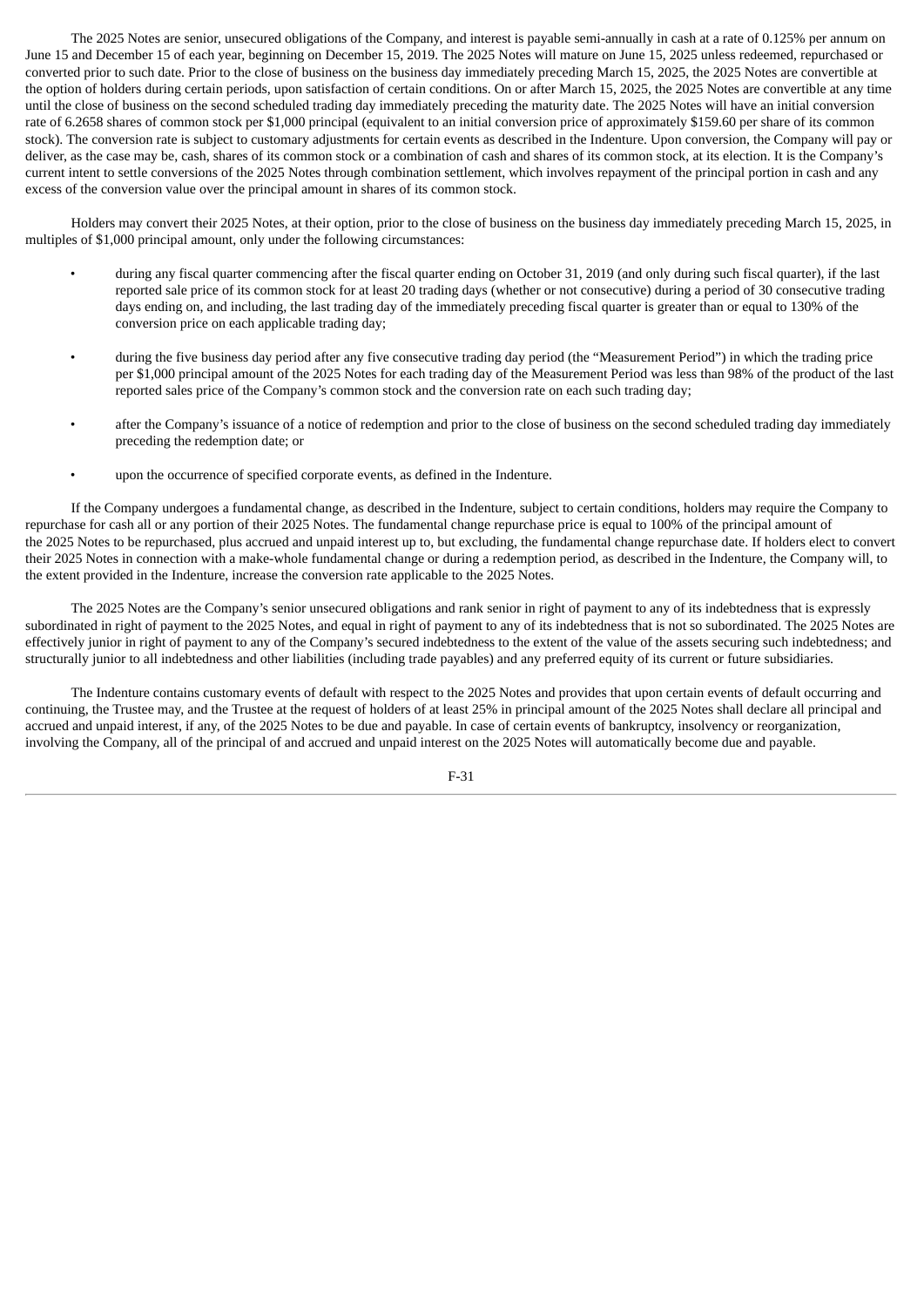The 2025 Notes are senior, unsecured obligations of the Company, and interest is payable semi-annually in cash at a rate of 0.125% per annum on June 15 and December 15 of each year, beginning on December 15, 2019. The 2025 Notes will mature on June 15, 2025 unless redeemed, repurchased or converted prior to such date. Prior to the close of business on the business day immediately preceding March 15, 2025, the 2025 Notes are convertible at the option of holders during certain periods, upon satisfaction of certain conditions. On or after March 15, 2025, the 2025 Notes are convertible at any time until the close of business on the second scheduled trading day immediately preceding the maturity date. The 2025 Notes will have an initial conversion rate of 6.2658 shares of common stock per $1,000 principal (equivalent to an initial conversion price of approximately $159.60 per share of its common stock). The conversion rate is subject to customary adjustments for certain events as described in the Indenture. Upon conversion, the Company will pay or deliver, as the case may be, cash, shares of its common stock or a combination of cash and shares of its common stock, at its election. It is the Company's current intent to settle conversions of the 2025 Notes through combination settlement, which involves repayment of the principal portion in cash and any excess of the conversion value over the principal amount in shares of its common stock.

Holders may convert their 2025 Notes, at their option, prior to the close of business on the business day immediately preceding March 15, 2025, in multiples of $1,000 principal amount, only under the following circumstances:

- during any fiscal quarter commencing after the fiscal quarter ending on October 31, 2019 (and only during such fiscal quarter), if the last reported sale price of its common stock for at least 20 trading days (whether or not consecutive) during a period of 30 consecutive trading days ending on, and including, the last trading day of the immediately preceding fiscal quarter is greater than or equal to 130% of the conversion price on each applicable trading day;

- during the five business day period after any five consecutive trading day period (the "Measurement Period") in which the trading price per $1,000 principal amount of the 2025 Notes for each trading day of the Measurement Period was less than 98% of the product of the last reported sales price of the Company's common stock and the conversion rate on each such trading day;

- after the Company's issuance of a notice of redemption and prior to the close of business on the second scheduled trading day immediately preceding the redemption date; or

- upon the occurrence of specified corporate events, as defined in the Indenture.

If the Company undergoes a fundamental change, as described in the Indenture, subject to certain conditions, holders may require the Company to repurchase for cash all or any portion of their 2025 Notes. The fundamental change repurchase price is equal to 100% of the principal amount of the 2025 Notes to be repurchased, plus accrued and unpaid interest up to, but excluding, the fundamental change repurchase date. If holders elect to convert their 2025 Notes in connection with a make-whole fundamental change or during a redemption period, as described in the Indenture, the Company will, to the extent provided in the Indenture, increase the conversion rate applicable to the 2025 Notes.

The 2025 Notes are the Company's senior unsecured obligations and rank senior in right of payment to any of its indebtedness that is expressly subordinated in right of payment to the 2025 Notes, and equal in right of payment to any of its indebtedness that is not so subordinated. The 2025 Notes are effectively junior in right of payment to any of the Company's secured indebtedness to the extent of the value of the assets securing such indebtedness; and structurally junior to all indebtedness and other liabilities (including trade payables) and any preferred equity of its current or future subsidiaries.

The Indenture contains customary events of default with respect to the 2025 Notes and provides that upon certain events of default occurring and continuing, the Trustee may, and the Trustee at the request of holders of at least 25% in principal amount of the 2025 Notes shall declare all principal and accrued and unpaid interest, if any, of the 2025 Notes to be due and payable. In case of certain events of bankruptcy, insolvency or reorganization, involving the Company, all of the principal of and accrued and unpaid interest on the 2025 Notes will automatically become due and payable.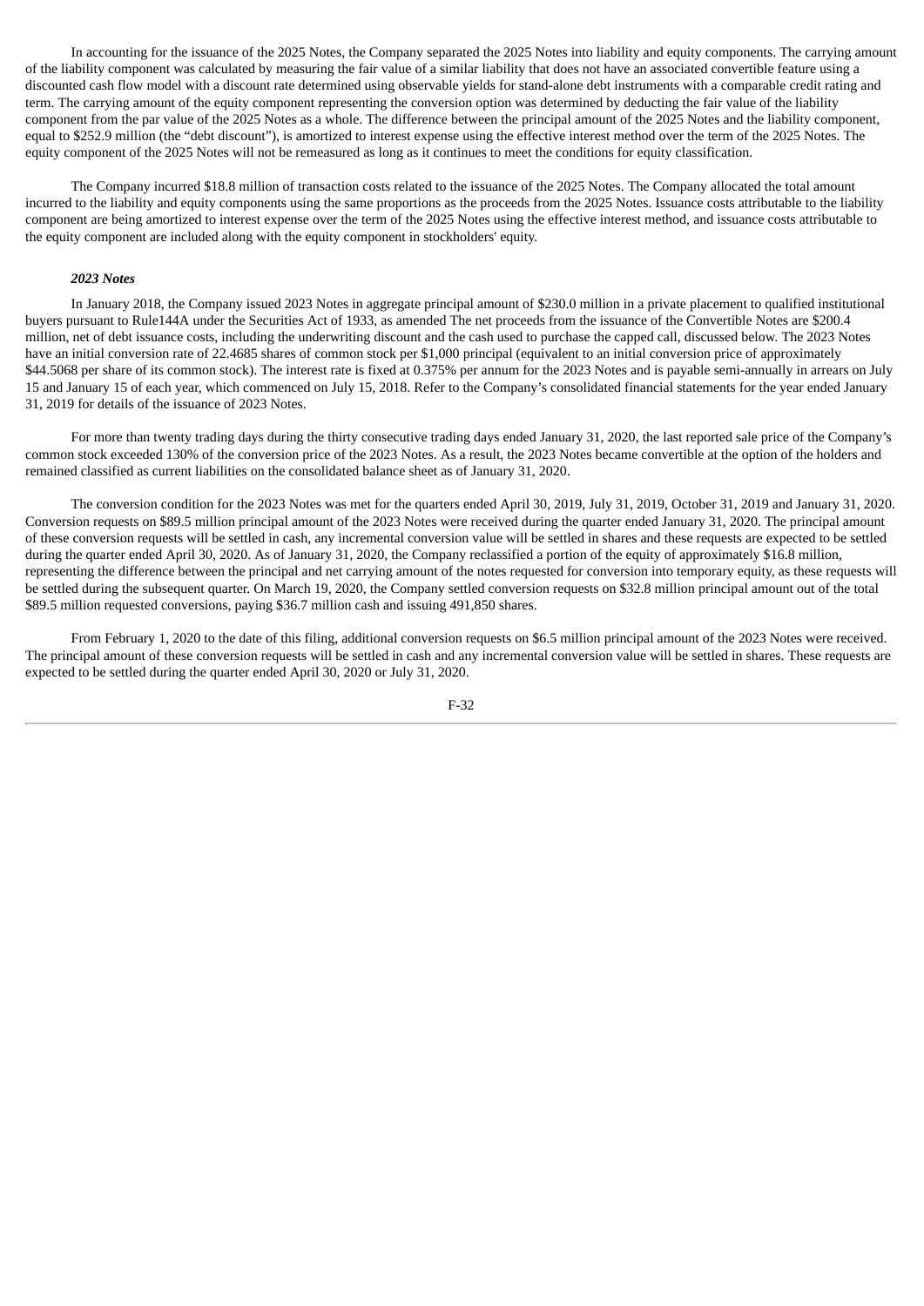In accounting for the issuance of the 2025 Notes, the Company separated the 2025 Notes into liability and equity components. The carrying amount of the liability component was calculated by measuring the fair value of a similar liability that does not have an associated convertible feature using a discounted cash flow model with a discount rate determined using observable yields for stand-alone debt instruments with a comparable credit rating and term. The carrying amount of the equity component representing the conversion option was determined by deducting the fair value of the liability component from the par value of the 2025 Notes as a whole. The difference between the principal amount of the 2025 Notes and the liability component, equal to $252.9 million (the “debt discount”), is amortized to interest expense using the effective interest method over the term of the 2025 Notes. The equity component of the 2025 Notes will not be remeasured as long as it continues to meet the conditions for equity classification.

The Company incurred $18.8 million of transaction costs related to the issuance of the 2025 Notes. The Company allocated the total amount incurred to the liability and equity components using the same proportions as the proceeds from the 2025 Notes. Issuance costs attributable to the liability component are being amortized to interest expense over the term of the 2025 Notes using the effective interest method, and issuance costs attributable to the equity component are included along with the equity component in stockholders' equity.

***2023 Notes***

In January 2018, the Company issued 2023 Notes in aggregate principal amount of $230.0 million in a private placement to qualified institutional buyers pursuant to Rule144A under the Securities Act of 1933, as amended The net proceeds from the issuance of the Convertible Notes are $200.4 million, net of debt issuance costs, including the underwriting discount and the cash used to purchase the capped call, discussed below. The 2023 Notes have an initial conversion rate of 22.4685 shares of common stock per $1,000 principal (equivalent to an initial conversion price of approximately $44.5068 per share of its common stock). The interest rate is fixed at 0.375% per annum for the 2023 Notes and is payable semi-annually in arrears on July 15 and January 15 of each year, which commenced on July 15, 2018. Refer to the Company’s consolidated financial statements for the year ended January 31, 2019 for details of the issuance of 2023 Notes.

For more than twenty trading days during the thirty consecutive trading days ended January 31, 2020, the last reported sale price of the Company’s common stock exceeded 130% of the conversion price of the 2023 Notes. As a result, the 2023 Notes became convertible at the option of the holders and remained classified as current liabilities on the consolidated balance sheet as of January 31, 2020.

The conversion condition for the 2023 Notes was met for the quarters ended April 30, 2019, July 31, 2019, October 31, 2019 and January 31, 2020. Conversion requests on $89.5 million principal amount of the 2023 Notes were received during the quarter ended January 31, 2020. The principal amount of these conversion requests will be settled in cash, any incremental conversion value will be settled in shares and these requests are expected to be settled during the quarter ended April 30, 2020. As of January 31, 2020, the Company reclassified a portion of the equity of approximately $16.8 million, representing the difference between the principal and net carrying amount of the notes requested for conversion into temporary equity, as these requests will be settled during the subsequent quarter. On March 19, 2020, the Company settled conversion requests on $32.8 million principal amount out of the total $89.5 million requested conversions, paying $36.7 million cash and issuing 491,850 shares.

From February 1, 2020 to the date of this filing, additional conversion requests on $6.5 million principal amount of the 2023 Notes were received. The principal amount of these conversion requests will be settled in cash and any incremental conversion value will be settled in shares. These requests are expected to be settled during the quarter ended April 30, 2020 or July 31, 2020.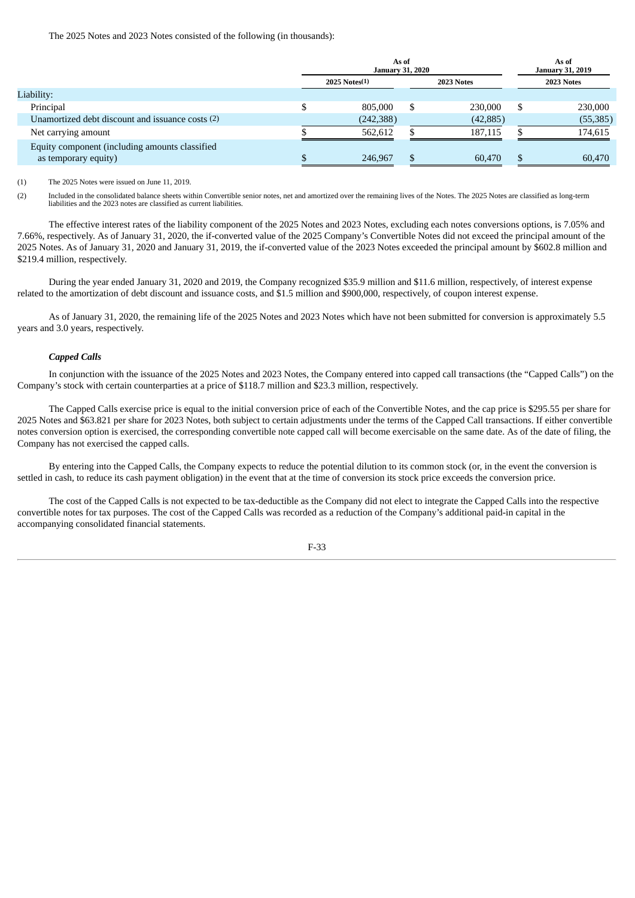The 2025 Notes and 2023 Notes consisted of the following (in thousands):

| | As of January 31, 2020 | | As of January 31, 2019 |
|---|---|---|---|
| | 2025 Notes(1) | 2023 Notes | 2023 Notes |
| Liability: | | | |
| Principal | $ 805,000 | $ 230,000 | $ 230,000 |
| Unamortized debt discount and issuance costs (2) | (242,388) | (42,885) | (55,385) |
| Net carrying amount | $ 562,612 | $ 187,115 | $ 174,615 |
| Equity component (including amounts classified as temporary equity) | $ 246,967 | $ 60,470 | $ 60,470 |

(1) The 2025 Notes were issued on June 11, 2019.

(2) Included in the consolidated balance sheets within Convertible senior notes, net and amortized over the remaining lives of the Notes. The 2025 Notes are classified as long-term liabilities and the 2023 notes are classified as current liabilities.

The effective interest rates of the liability component of the 2025 Notes and 2023 Notes, excluding each notes conversions options, is 7.05% and 7.66%, respectively. As of January 31, 2020, the if-converted value of the 2025 Company's Convertible Notes did not exceed the principal amount of the 2025 Notes. As of January 31, 2020 and January 31, 2019, the if-converted value of the 2023 Notes exceeded the principal amount by $602.8 million and $219.4 million, respectively.

During the year ended January 31, 2020 and 2019, the Company recognized $35.9 million and $11.6 million, respectively, of interest expense related to the amortization of debt discount and issuance costs, and $1.5 million and $900,000, respectively, of coupon interest expense.

As of January 31, 2020, the remaining life of the 2025 Notes and 2023 Notes which have not been submitted for conversion is approximately 5.5 years and 3.0 years, respectively.

***Capped Calls***

In conjunction with the issuance of the 2025 Notes and 2023 Notes, the Company entered into capped call transactions (the "Capped Calls") on the Company's stock with certain counterparties at a price of $118.7 million and $23.3 million, respectively.

The Capped Calls exercise price is equal to the initial conversion price of each of the Convertible Notes, and the cap price is $295.55 per share for 2025 Notes and $63.821 per share for 2023 Notes, both subject to certain adjustments under the terms of the Capped Call transactions. If either convertible notes conversion option is exercised, the corresponding convertible note capped call will become exercisable on the same date. As of the date of filing, the Company has not exercised the capped calls.

By entering into the Capped Calls, the Company expects to reduce the potential dilution to its common stock (or, in the event the conversion is settled in cash, to reduce its cash payment obligation) in the event that at the time of conversion its stock price exceeds the conversion price.

The cost of the Capped Calls is not expected to be tax-deductible as the Company did not elect to integrate the Capped Calls into the respective convertible notes for tax purposes. The cost of the Capped Calls was recorded as a reduction of the Company's additional paid-in capital in the accompanying consolidated financial statements.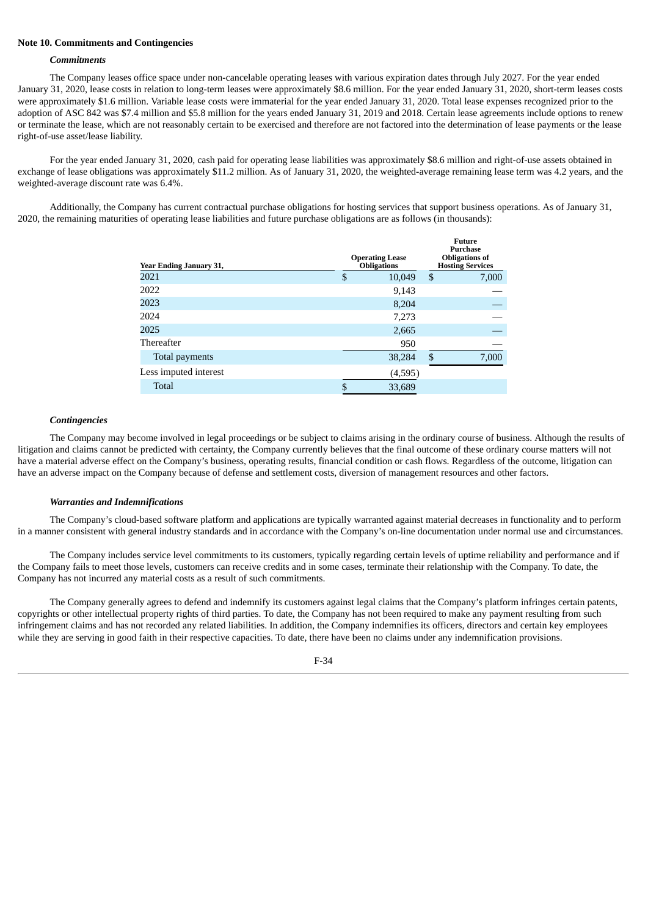**Note 10. Commitments and Contingencies**

***Commitments***

The Company leases office space under non-cancelable operating leases with various expiration dates through July 2027. For the year ended January 31, 2020, lease costs in relation to long-term leases were approximately $8.6 million. For the year ended January 31, 2020, short-term leases costs were approximately $1.6 million. Variable lease costs were immaterial for the year ended January 31, 2020. Total lease expenses recognized prior to the adoption of ASC 842 was $7.4 million and $5.8 million for the years ended January 31, 2019 and 2018. Certain lease agreements include options to renew or terminate the lease, which are not reasonably certain to be exercised and therefore are not factored into the determination of lease payments or the lease right-of-use asset/lease liability.

For the year ended January 31, 2020, cash paid for operating lease liabilities was approximately $8.6 million and right-of-use assets obtained in exchange of lease obligations was approximately $11.2 million. As of January 31, 2020, the weighted-average remaining lease term was 4.2 years, and the weighted-average discount rate was 6.4%.

Additionally, the Company has current contractual purchase obligations for hosting services that support business operations. As of January 31, 2020, the remaining maturities of operating lease liabilities and future purchase obligations are as follows (in thousands):

| Year Ending January 31, | Operating Lease Obligations | Future Purchase Obligations of Hosting Services |
|---|---|---|
| 2021 | $ 10,049 | $ 7,000 |
| 2022 | 9,143 | — |
| 2023 | 8,204 | — |
| 2024 | 7,273 | — |
| 2025 | 2,665 | — |
| Thereafter | 950 | — |
| Total payments | 38,284 | $ 7,000 |
| Less imputed interest | (4,595) | |
| Total | $ 33,689 | |

***Contingencies***

The Company may become involved in legal proceedings or be subject to claims arising in the ordinary course of business. Although the results of litigation and claims cannot be predicted with certainty, the Company currently believes that the final outcome of these ordinary course matters will not have a material adverse effect on the Company's business, operating results, financial condition or cash flows. Regardless of the outcome, litigation can have an adverse impact on the Company because of defense and settlement costs, diversion of management resources and other factors.

***Warranties and Indemnifications***

The Company's cloud-based software platform and applications are typically warranted against material decreases in functionality and to perform in a manner consistent with general industry standards and in accordance with the Company's on-line documentation under normal use and circumstances.

The Company includes service level commitments to its customers, typically regarding certain levels of uptime reliability and performance and if the Company fails to meet those levels, customers can receive credits and in some cases, terminate their relationship with the Company. To date, the Company has not incurred any material costs as a result of such commitments.

The Company generally agrees to defend and indemnify its customers against legal claims that the Company's platform infringes certain patents, copyrights or other intellectual property rights of third parties. To date, the Company has not been required to make any payment resulting from such infringement claims and has not recorded any related liabilities. In addition, the Company indemnifies its officers, directors and certain key employees while they are serving in good faith in their respective capacities. To date, there have been no claims under any indemnification provisions.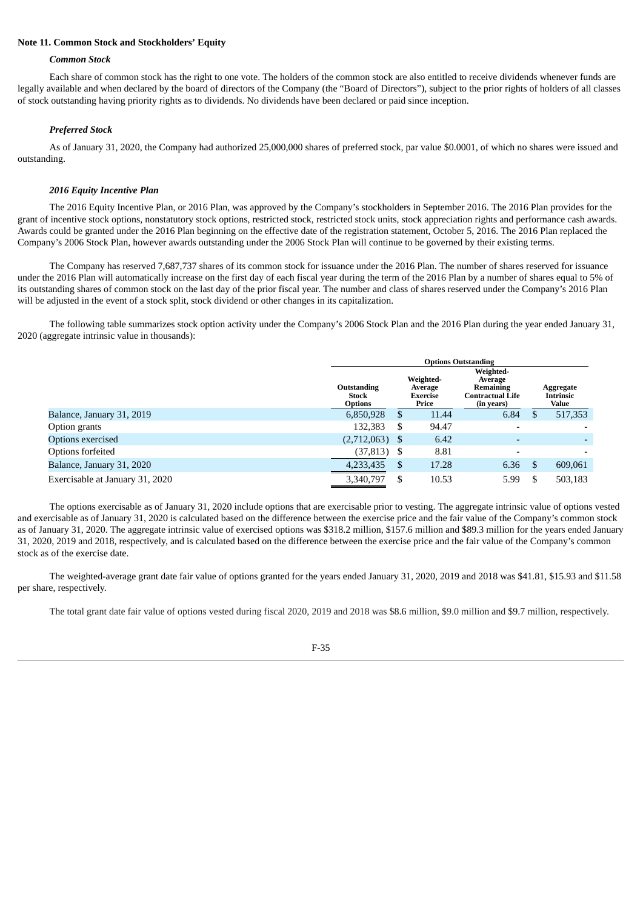## Note 11. Common Stock and Stockholders' Equity

### *Common Stock*

Each share of common stock has the right to one vote. The holders of the common stock are also entitled to receive dividends whenever funds are legally available and when declared by the board of directors of the Company (the "Board of Directors"), subject to the prior rights of holders of all classes of stock outstanding having priority rights as to dividends. No dividends have been declared or paid since inception.

### *Preferred Stock*

As of January 31, 2020, the Company had authorized 25,000,000 shares of preferred stock, par value $0.0001, of which no shares were issued and outstanding.

### *2016 Equity Incentive Plan*

The 2016 Equity Incentive Plan, or 2016 Plan, was approved by the Company's stockholders in September 2016. The 2016 Plan provides for the grant of incentive stock options, nonstatutory stock options, restricted stock, restricted stock units, stock appreciation rights and performance cash awards. Awards could be granted under the 2016 Plan beginning on the effective date of the registration statement, October 5, 2016. The 2016 Plan replaced the Company's 2006 Stock Plan, however awards outstanding under the 2006 Stock Plan will continue to be governed by their existing terms.

The Company has reserved 7,687,737 shares of its common stock for issuance under the 2016 Plan. The number of shares reserved for issuance under the 2016 Plan will automatically increase on the first day of each fiscal year during the term of the 2016 Plan by a number of shares equal to 5% of its outstanding shares of common stock on the last day of the prior fiscal year. The number and class of shares reserved under the Company's 2016 Plan will be adjusted in the event of a stock split, stock dividend or other changes in its capitalization.

The following table summarizes stock option activity under the Company's 2006 Stock Plan and the 2016 Plan during the year ended January 31, 2020 (aggregate intrinsic value in thousands):

| | Options Outstanding | | | |
|---|---|---|---|---|
| | Outstanding Stock Options | Weighted-Average Exercise Price | Weighted-Average Remaining Contractual Life (in years) | Aggregate Intrinsic Value |
| Balance, January 31, 2019 | 6,850,928 | $ 11.44 | 6.84 | $ 517,353 |
| Option grants | 132,383 | $ 94.47 | - | - |
| Options exercised | (2,712,063) | $ 6.42 | - | - |
| Options forfeited | (37,813) | $ 8.81 | - | - |
| Balance, January 31, 2020 | 4,233,435 | $ 17.28 | 6.36 | $ 609,061 |
| Exercisable at January 31, 2020 | 3,340,797 | $ 10.53 | 5.99 | $ 503,183 |

The options exercisable as of January 31, 2020 include options that are exercisable prior to vesting. The aggregate intrinsic value of options vested and exercisable as of January 31, 2020 is calculated based on the difference between the exercise price and the fair value of the Company's common stock as of January 31, 2020. The aggregate intrinsic value of exercised options was $318.2 million, $157.6 million and $89.3 million for the years ended January 31, 2020, 2019 and 2018, respectively, and is calculated based on the difference between the exercise price and the fair value of the Company's common stock as of the exercise date.

The weighted-average grant date fair value of options granted for the years ended January 31, 2020, 2019 and 2018 was $41.81, $15.93 and $11.58 per share, respectively.

The total grant date fair value of options vested during fiscal 2020, 2019 and 2018 was $8.6 million, $9.0 million and $9.7 million, respectively.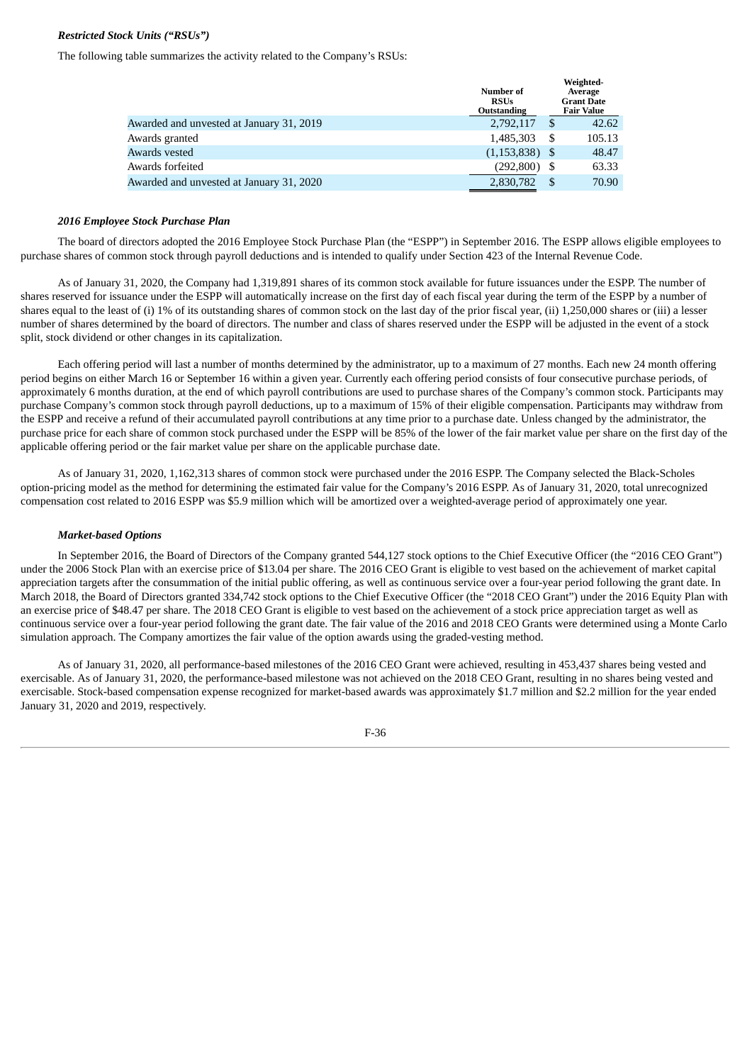***Restricted Stock Units ("RSUs")***

The following table summarizes the activity related to the Company's RSUs:

| | Number of RSUs Outstanding | Weighted-Average Grant Date Fair Value |
|---|---|---|
| Awarded and unvested at January 31, 2019 | 2,792,117 | $ 42.62 |
| Awards granted | 1,485,303 | $ 105.13 |
| Awards vested | (1,153,838) | $ 48.47 |
| Awards forfeited | (292,800) | $ 63.33 |
| Awarded and unvested at January 31, 2020 | 2,830,782 | $ 70.90 |

***2016 Employee Stock Purchase Plan***

The board of directors adopted the 2016 Employee Stock Purchase Plan (the "ESPP") in September 2016. The ESPP allows eligible employees to purchase shares of common stock through payroll deductions and is intended to qualify under Section 423 of the Internal Revenue Code.

As of January 31, 2020, the Company had 1,319,891 shares of its common stock available for future issuances under the ESPP. The number of shares reserved for issuance under the ESPP will automatically increase on the first day of each fiscal year during the term of the ESPP by a number of shares equal to the least of (i) 1% of its outstanding shares of common stock on the last day of the prior fiscal year, (ii) 1,250,000 shares or (iii) a lesser number of shares determined by the board of directors. The number and class of shares reserved under the ESPP will be adjusted in the event of a stock split, stock dividend or other changes in its capitalization.

Each offering period will last a number of months determined by the administrator, up to a maximum of 27 months. Each new 24 month offering period begins on either March 16 or September 16 within a given year. Currently each offering period consists of four consecutive purchase periods, of approximately 6 months duration, at the end of which payroll contributions are used to purchase shares of the Company's common stock. Participants may purchase Company's common stock through payroll deductions, up to a maximum of 15% of their eligible compensation. Participants may withdraw from the ESPP and receive a refund of their accumulated payroll contributions at any time prior to a purchase date. Unless changed by the administrator, the purchase price for each share of common stock purchased under the ESPP will be 85% of the lower of the fair market value per share on the first day of the applicable offering period or the fair market value per share on the applicable purchase date.

As of January 31, 2020, 1,162,313 shares of common stock were purchased under the 2016 ESPP. The Company selected the Black-Scholes option-pricing model as the method for determining the estimated fair value for the Company's 2016 ESPP. As of January 31, 2020, total unrecognized compensation cost related to 2016 ESPP was $5.9 million which will be amortized over a weighted-average period of approximately one year.

***Market-based Options***

In September 2016, the Board of Directors of the Company granted 544,127 stock options to the Chief Executive Officer (the "2016 CEO Grant") under the 2006 Stock Plan with an exercise price of $13.04 per share. The 2016 CEO Grant is eligible to vest based on the achievement of market capital appreciation targets after the consummation of the initial public offering, as well as continuous service over a four-year period following the grant date. In March 2018, the Board of Directors granted 334,742 stock options to the Chief Executive Officer (the "2018 CEO Grant") under the 2016 Equity Plan with an exercise price of $48.47 per share. The 2018 CEO Grant is eligible to vest based on the achievement of a stock price appreciation target as well as continuous service over a four-year period following the grant date. The fair value of the 2016 and 2018 CEO Grants were determined using a Monte Carlo simulation approach. The Company amortizes the fair value of the option awards using the graded-vesting method.

As of January 31, 2020, all performance-based milestones of the 2016 CEO Grant were achieved, resulting in 453,437 shares being vested and exercisable. As of January 31, 2020, the performance-based milestone was not achieved on the 2018 CEO Grant, resulting in no shares being vested and exercisable. Stock-based compensation expense recognized for market-based awards was approximately $1.7 million and $2.2 million for the year ended January 31, 2020 and 2019, respectively.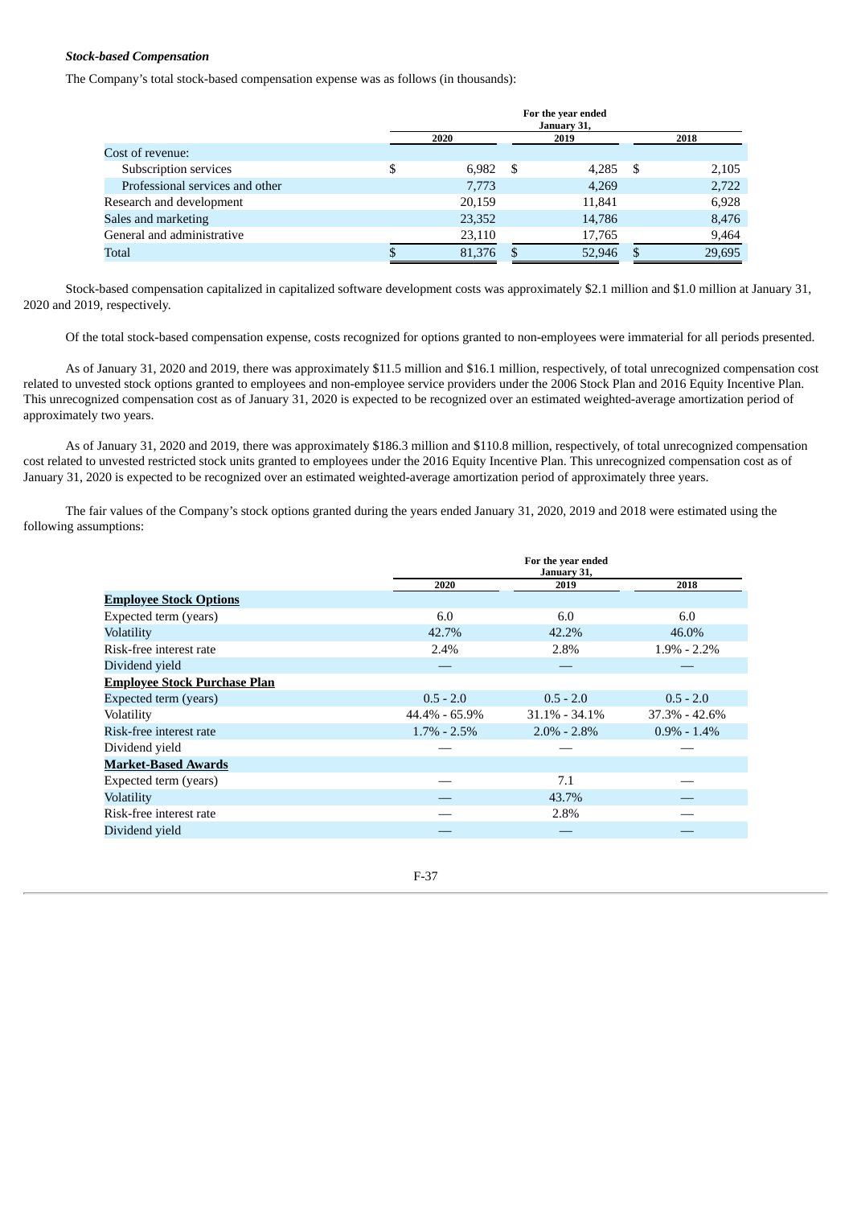***Stock-based Compensation***

The Company's total stock-based compensation expense was as follows (in thousands):

| | For the year ended January 31, | | |
|---|---|---|---|
| | 2020 | 2019 | 2018 |
| Cost of revenue: | | | |
| Subscription services | $ 6,982 | $ 4,285 | $ 2,105 |
| Professional services and other | 7,773 | 4,269 | 2,722 |
| Research and development | 20,159 | 11,841 | 6,928 |
| Sales and marketing | 23,352 | 14,786 | 8,476 |
| General and administrative | 23,110 | 17,765 | 9,464 |
| Total | $ 81,376 | $ 52,946 | $ 29,695 |

Stock-based compensation capitalized in capitalized software development costs was approximately $2.1 million and $1.0 million at January 31, 2020 and 2019, respectively.

Of the total stock-based compensation expense, costs recognized for options granted to non-employees were immaterial for all periods presented.

As of January 31, 2020 and 2019, there was approximately $11.5 million and $16.1 million, respectively, of total unrecognized compensation cost related to unvested stock options granted to employees and non-employee service providers under the 2006 Stock Plan and 2016 Equity Incentive Plan. This unrecognized compensation cost as of January 31, 2020 is expected to be recognized over an estimated weighted-average amortization period of approximately two years.

As of January 31, 2020 and 2019, there was approximately $186.3 million and $110.8 million, respectively, of total unrecognized compensation cost related to unvested restricted stock units granted to employees under the 2016 Equity Incentive Plan. This unrecognized compensation cost as of January 31, 2020 is expected to be recognized over an estimated weighted-average amortization period of approximately three years.

The fair values of the Company's stock options granted during the years ended January 31, 2020, 2019 and 2018 were estimated using the following assumptions:

| | For the year ended January 31, | | |
|---|---|---|---|
| | 2020 | 2019 | 2018 |
| **Employee Stock Options** | | | |
| Expected term (years) | 6.0 | 6.0 | 6.0 |
| Volatility | 42.7% | 42.2% | 46.0% |
| Risk-free interest rate | 2.4% | 2.8% | 1.9% - 2.2% |
| Dividend yield | — | — | — |
| **Employee Stock Purchase Plan** | | | |
| Expected term (years) | 0.5 - 2.0 | 0.5 - 2.0 | 0.5 - 2.0 |
| Volatility | 44.4% - 65.9% | 31.1% - 34.1% | 37.3% - 42.6% |
| Risk-free interest rate | 1.7% - 2.5% | 2.0% - 2.8% | 0.9% - 1.4% |
| Dividend yield | — | — | — |
| **Market-Based Awards** | | | |
| Expected term (years) | — | 7.1 | — |
| Volatility | — | 43.7% | — |
| Risk-free interest rate | — | 2.8% | — |
| Dividend yield | — | — | — |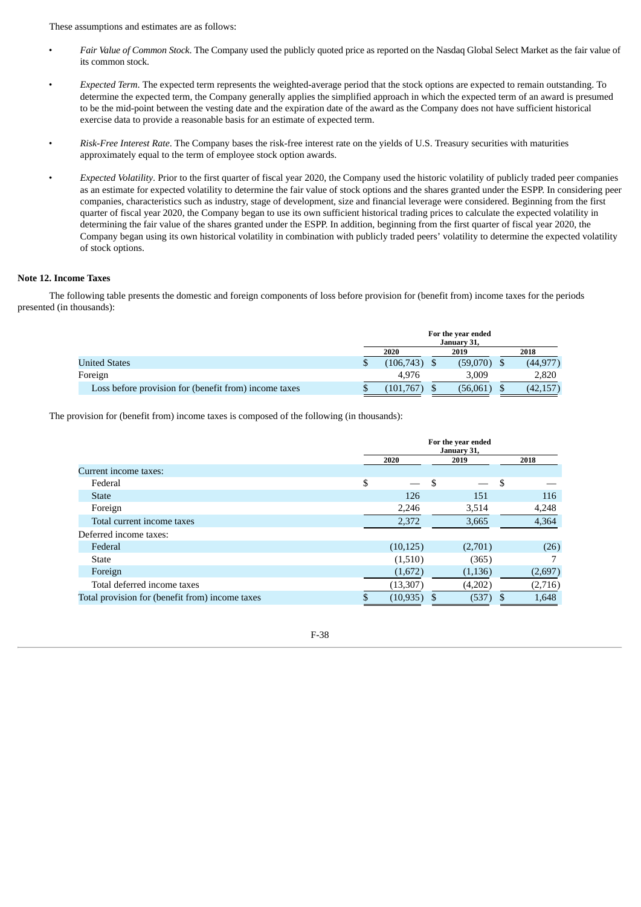These assumptions and estimates are as follows:

- *Fair Value of Common Stock*. The Company used the publicly quoted price as reported on the Nasdaq Global Select Market as the fair value of its common stock.
- *Expected Term*. The expected term represents the weighted-average period that the stock options are expected to remain outstanding. To determine the expected term, the Company generally applies the simplified approach in which the expected term of an award is presumed to be the mid-point between the vesting date and the expiration date of the award as the Company does not have sufficient historical exercise data to provide a reasonable basis for an estimate of expected term.
- *Risk-Free Interest Rate*. The Company bases the risk-free interest rate on the yields of U.S. Treasury securities with maturities approximately equal to the term of employee stock option awards.
- *Expected Volatility*. Prior to the first quarter of fiscal year 2020, the Company used the historic volatility of publicly traded peer companies as an estimate for expected volatility to determine the fair value of stock options and the shares granted under the ESPP. In considering peer companies, characteristics such as industry, stage of development, size and financial leverage were considered. Beginning from the first quarter of fiscal year 2020, the Company began to use its own sufficient historical trading prices to calculate the expected volatility in determining the fair value of the shares granted under the ESPP. In addition, beginning from the first quarter of fiscal year 2020, the Company began using its own historical volatility in combination with publicly traded peers' volatility to determine the expected volatility of stock options.

**Note 12. Income Taxes**

The following table presents the domestic and foreign components of loss before provision for (benefit from) income taxes for the periods presented (in thousands):

| | For the year ended January 31, | | |
|---|---|---|---|
| | 2020 | 2019 | 2018 |
| United States | $ (106,743) | $ (59,070) | $ (44,977) |
| Foreign | 4,976 | 3,009 | 2,820 |
| Loss before provision for (benefit from) income taxes | $ (101,767) | $ (56,061) | $ (42,157) |

The provision for (benefit from) income taxes is composed of the following (in thousands):

| | For the year ended January 31, | | |
|---|---|---|---|
| | 2020 | 2019 | 2018 |
| Current income taxes: | | | |
| Federal | $ — | $ — | $ — |
| State | 126 | 151 | 116 |
| Foreign | 2,246 | 3,514 | 4,248 |
| Total current income taxes | 2,372 | 3,665 | 4,364 |
| Deferred income taxes: | | | |
| Federal | (10,125) | (2,701) | (26) |
| State | (1,510) | (365) | 7 |
| Foreign | (1,672) | (1,136) | (2,697) |
| Total deferred income taxes | (13,307) | (4,202) | (2,716) |
| Total provision for (benefit from) income taxes | $ (10,935) | $ (537) | $ 1,648 |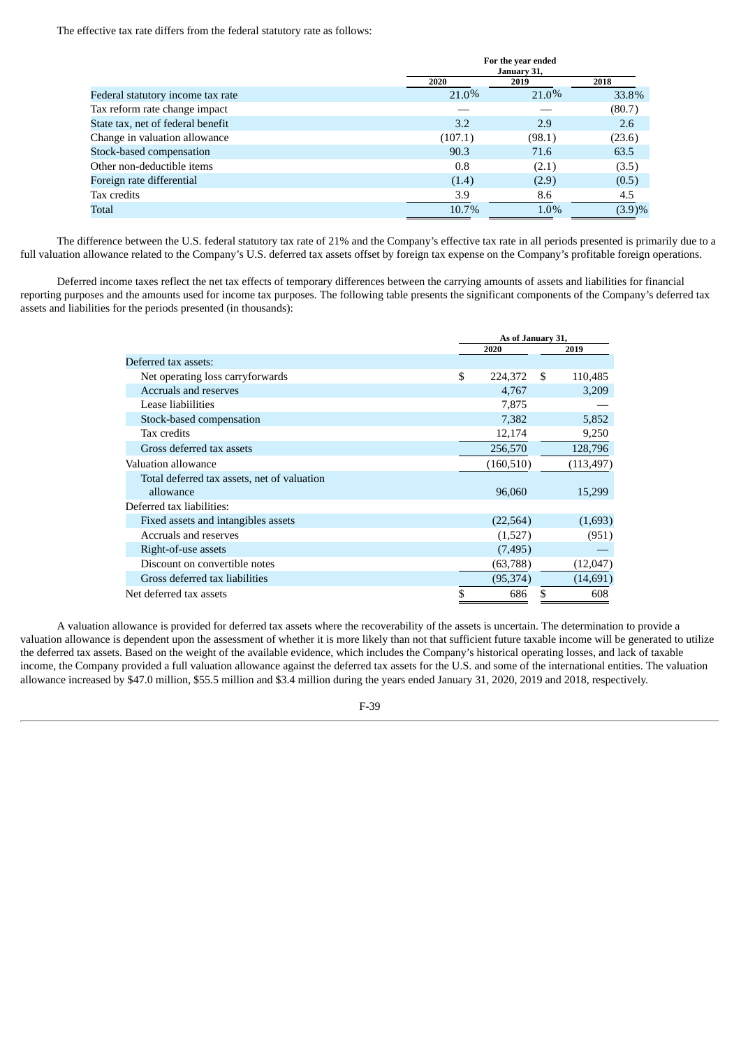The effective tax rate differs from the federal statutory rate as follows:

| | For the year ended January 31, | | |
|---|---|---|---|
| | 2020 | 2019 | 2018 |
| Federal statutory income tax rate | 21.0% | 21.0% | 33.8% |
| Tax reform rate change impact | — | — | (80.7) |
| State tax, net of federal benefit | 3.2 | 2.9 | 2.6 |
| Change in valuation allowance | (107.1) | (98.1) | (23.6) |
| Stock-based compensation | 90.3 | 71.6 | 63.5 |
| Other non-deductible items | 0.8 | (2.1) | (3.5) |
| Foreign rate differential | (1.4) | (2.9) | (0.5) |
| Tax credits | 3.9 | 8.6 | 4.5 |
| Total | 10.7% | 1.0% | (3.9)% |

The difference between the U.S. federal statutory tax rate of 21% and the Company's effective tax rate in all periods presented is primarily due to a full valuation allowance related to the Company's U.S. deferred tax assets offset by foreign tax expense on the Company's profitable foreign operations.

Deferred income taxes reflect the net tax effects of temporary differences between the carrying amounts of assets and liabilities for financial reporting purposes and the amounts used for income tax purposes. The following table presents the significant components of the Company's deferred tax assets and liabilities for the periods presented (in thousands):

| | As of January 31, | |
|---|---|---|
| | 2020 | 2019 |
| Deferred tax assets: | | |
| Net operating loss carryforwards | $ 224,372 | $ 110,485 |
| Accruals and reserves | 4,767 | 3,209 |
| Lease liabiilities | 7,875 | — |
| Stock-based compensation | 7,382 | 5,852 |
| Tax credits | 12,174 | 9,250 |
| Gross deferred tax assets | 256,570 | 128,796 |
| Valuation allowance | (160,510) | (113,497) |
| Total deferred tax assets, net of valuation allowance | 96,060 | 15,299 |
| Deferred tax liabilities: | | |
| Fixed assets and intangibles assets | (22,564) | (1,693) |
| Accruals and reserves | (1,527) | (951) |
| Right-of-use assets | (7,495) | — |
| Discount on convertible notes | (63,788) | (12,047) |
| Gross deferred tax liabilities | (95,374) | (14,691) |
| Net deferred tax assets | $ 686 | $ 608 |

A valuation allowance is provided for deferred tax assets where the recoverability of the assets is uncertain. The determination to provide a valuation allowance is dependent upon the assessment of whether it is more likely than not that sufficient future taxable income will be generated to utilize the deferred tax assets. Based on the weight of the available evidence, which includes the Company's historical operating losses, and lack of taxable income, the Company provided a full valuation allowance against the deferred tax assets for the U.S. and some of the international entities. The valuation allowance increased by $47.0 million, $55.5 million and $3.4 million during the years ended January 31, 2020, 2019 and 2018, respectively.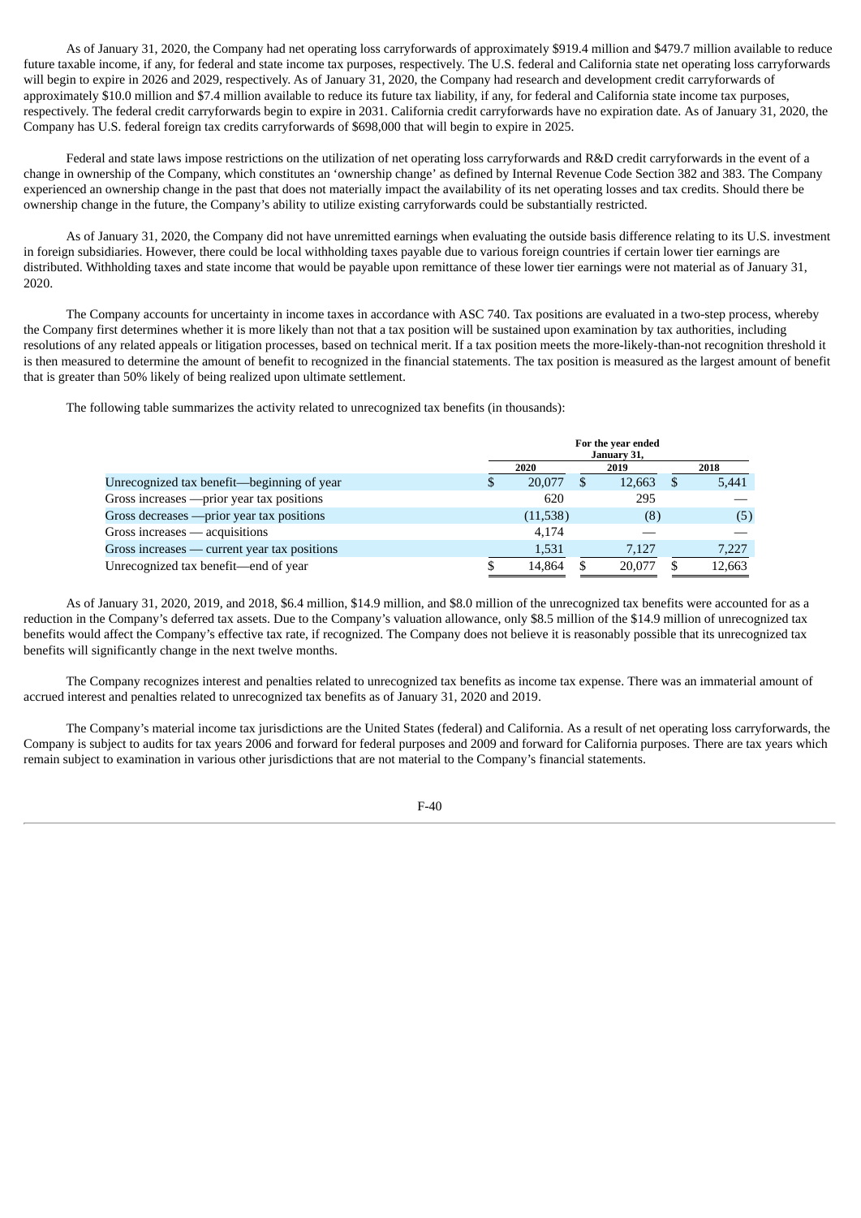As of January 31, 2020, the Company had net operating loss carryforwards of approximately $919.4 million and $479.7 million available to reduce future taxable income, if any, for federal and state income tax purposes, respectively. The U.S. federal and California state net operating loss carryforwards will begin to expire in 2026 and 2029, respectively. As of January 31, 2020, the Company had research and development credit carryforwards of approximately $10.0 million and $7.4 million available to reduce its future tax liability, if any, for federal and California state income tax purposes, respectively. The federal credit carryforwards begin to expire in 2031. California credit carryforwards have no expiration date. As of January 31, 2020, the Company has U.S. federal foreign tax credits carryforwards of $698,000 that will begin to expire in 2025.

Federal and state laws impose restrictions on the utilization of net operating loss carryforwards and R&D credit carryforwards in the event of a change in ownership of the Company, which constitutes an 'ownership change' as defined by Internal Revenue Code Section 382 and 383. The Company experienced an ownership change in the past that does not materially impact the availability of its net operating losses and tax credits. Should there be ownership change in the future, the Company's ability to utilize existing carryforwards could be substantially restricted.

As of January 31, 2020, the Company did not have unremitted earnings when evaluating the outside basis difference relating to its U.S. investment in foreign subsidiaries. However, there could be local withholding taxes payable due to various foreign countries if certain lower tier earnings are distributed. Withholding taxes and state income that would be payable upon remittance of these lower tier earnings were not material as of January 31, 2020.

The Company accounts for uncertainty in income taxes in accordance with ASC 740. Tax positions are evaluated in a two-step process, whereby the Company first determines whether it is more likely than not that a tax position will be sustained upon examination by tax authorities, including resolutions of any related appeals or litigation processes, based on technical merit. If a tax position meets the more-likely-than-not recognition threshold it is then measured to determine the amount of benefit to recognized in the financial statements. The tax position is measured as the largest amount of benefit that is greater than 50% likely of being realized upon ultimate settlement.

The following table summarizes the activity related to unrecognized tax benefits (in thousands):

| | For the year ended January 31, | | |
|---|---|---|---|
| | 2020 | 2019 | 2018 |
| Unrecognized tax benefit—beginning of year | $ 20,077 | $ 12,663 | $ 5,441 |
| Gross increases —prior year tax positions | 620 | 295 | — |
| Gross decreases —prior year tax positions | (11,538) | (8) | (5) |
| Gross increases — acquisitions | 4,174 | — | — |
| Gross increases — current year tax positions | 1,531 | 7,127 | 7,227 |
| Unrecognized tax benefit—end of year | $ 14,864 | $ 20,077 | $ 12,663 |

As of January 31, 2020, 2019, and 2018, $6.4 million, $14.9 million, and $8.0 million of the unrecognized tax benefits were accounted for as a reduction in the Company's deferred tax assets. Due to the Company's valuation allowance, only $8.5 million of the $14.9 million of unrecognized tax benefits would affect the Company's effective tax rate, if recognized. The Company does not believe it is reasonably possible that its unrecognized tax benefits will significantly change in the next twelve months.

The Company recognizes interest and penalties related to unrecognized tax benefits as income tax expense. There was an immaterial amount of accrued interest and penalties related to unrecognized tax benefits as of January 31, 2020 and 2019.

The Company's material income tax jurisdictions are the United States (federal) and California. As a result of net operating loss carryforwards, the Company is subject to audits for tax years 2006 and forward for federal purposes and 2009 and forward for California purposes. There are tax years which remain subject to examination in various other jurisdictions that are not material to the Company's financial statements.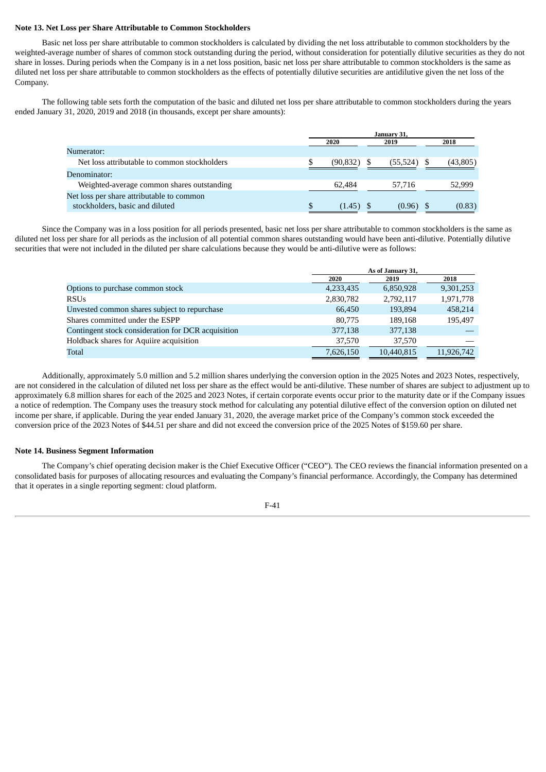**Note 13. Net Loss per Share Attributable to Common Stockholders**

Basic net loss per share attributable to common stockholders is calculated by dividing the net loss attributable to common stockholders by the weighted-average number of shares of common stock outstanding during the period, without consideration for potentially dilutive securities as they do not share in losses. During periods when the Company is in a net loss position, basic net loss per share attributable to common stockholders is the same as diluted net loss per share attributable to common stockholders as the effects of potentially dilutive securities are antidilutive given the net loss of the Company.

The following table sets forth the computation of the basic and diluted net loss per share attributable to common stockholders during the years ended January 31, 2020, 2019 and 2018 (in thousands, except per share amounts):

| | January 31, | | |
|---|---|---|---|
| | 2020 | 2019 | 2018 |
| Numerator: | | | |
| Net loss attributable to common stockholders | $ (90,832) | $ (55,524) | $ (43,805) |
| Denominator: | | | |
| Weighted-average common shares outstanding | 62,484 | 57,716 | 52,999 |
| Net loss per share attributable to common stockholders, basic and diluted | $ (1.45) | $ (0.96) | $ (0.83) |

Since the Company was in a loss position for all periods presented, basic net loss per share attributable to common stockholders is the same as diluted net loss per share for all periods as the inclusion of all potential common shares outstanding would have been anti-dilutive. Potentially dilutive securities that were not included in the diluted per share calculations because they would be anti-dilutive were as follows:

| | As of January 31, | | |
|---|---|---|---|
| | 2020 | 2019 | 2018 |
| Options to purchase common stock | 4,233,435 | 6,850,928 | 9,301,253 |
| RSUs | 2,830,782 | 2,792,117 | 1,971,778 |
| Unvested common shares subject to repurchase | 66,450 | 193,894 | 458,214 |
| Shares committed under the ESPP | 80,775 | 189,168 | 195,497 |
| Contingent stock consideration for DCR acquisition | 377,138 | 377,138 | — |
| Holdback shares for Aquiire acquisition | 37,570 | 37,570 | — |
| Total | 7,626,150 | 10,440,815 | 11,926,742 |

Additionally, approximately 5.0 million and 5.2 million shares underlying the conversion option in the 2025 Notes and 2023 Notes, respectively, are not considered in the calculation of diluted net loss per share as the effect would be anti-dilutive. These number of shares are subject to adjustment up to approximately 6.8 million shares for each of the 2025 and 2023 Notes, if certain corporate events occur prior to the maturity date or if the Company issues a notice of redemption. The Company uses the treasury stock method for calculating any potential dilutive effect of the conversion option on diluted net income per share, if applicable. During the year ended January 31, 2020, the average market price of the Company's common stock exceeded the conversion price of the 2023 Notes of $44.51 per share and did not exceed the conversion price of the 2025 Notes of $159.60 per share.

**Note 14. Business Segment Information**

The Company's chief operating decision maker is the Chief Executive Officer ("CEO"). The CEO reviews the financial information presented on a consolidated basis for purposes of allocating resources and evaluating the Company's financial performance. Accordingly, the Company has determined that it operates in a single reporting segment: cloud platform.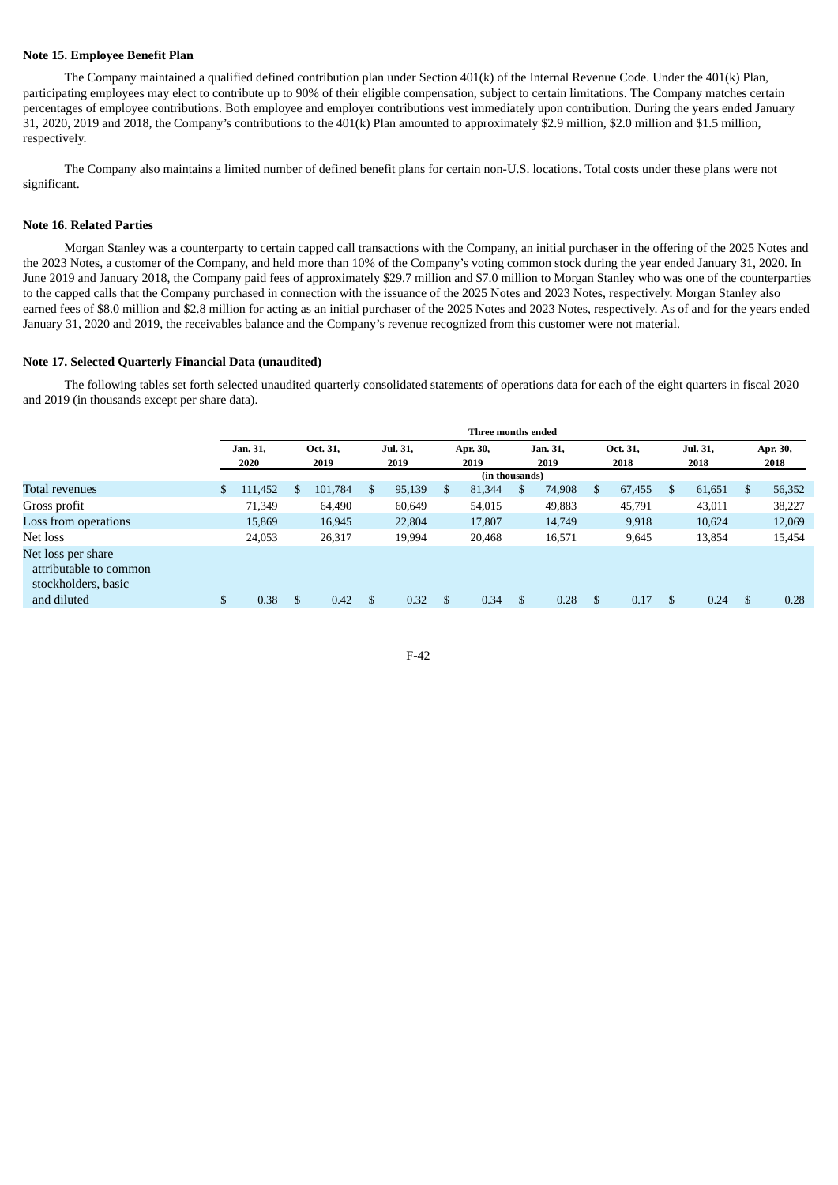**Note 15. Employee Benefit Plan**

The Company maintained a qualified defined contribution plan under Section 401(k) of the Internal Revenue Code. Under the 401(k) Plan, participating employees may elect to contribute up to 90% of their eligible compensation, subject to certain limitations. The Company matches certain percentages of employee contributions. Both employee and employer contributions vest immediately upon contribution. During the years ended January 31, 2020, 2019 and 2018, the Company's contributions to the 401(k) Plan amounted to approximately $2.9 million, $2.0 million and $1.5 million, respectively.

The Company also maintains a limited number of defined benefit plans for certain non-U.S. locations. Total costs under these plans were not significant.

**Note 16. Related Parties**

Morgan Stanley was a counterparty to certain capped call transactions with the Company, an initial purchaser in the offering of the 2025 Notes and the 2023 Notes, a customer of the Company, and held more than 10% of the Company's voting common stock during the year ended January 31, 2020. In June 2019 and January 2018, the Company paid fees of approximately $29.7 million and $7.0 million to Morgan Stanley who was one of the counterparties to the capped calls that the Company purchased in connection with the issuance of the 2025 Notes and 2023 Notes, respectively. Morgan Stanley also earned fees of $8.0 million and $2.8 million for acting as an initial purchaser of the 2025 Notes and 2023 Notes, respectively. As of and for the years ended January 31, 2020 and 2019, the receivables balance and the Company's revenue recognized from this customer were not material.

**Note 17. Selected Quarterly Financial Data (unaudited)**

The following tables set forth selected unaudited quarterly consolidated statements of operations data for each of the eight quarters in fiscal 2020 and 2019 (in thousands except per share data).

| | Three months ended | | | | | | | |
|---|---|---|---|---|---|---|---|---|
| | Jan. 31, 2020 | Oct. 31, 2019 | Jul. 31, 2019 | Apr. 30, 2019 | Jan. 31, 2019 | Oct. 31, 2018 | Jul. 31, 2018 | Apr. 30, 2018 |
| | (in thousands) | | | | | | | |
| Total revenues | $ 111,452 | $ 101,784 | $ 95,139 | $ 81,344 | $ 74,908 | $ 67,455 | $ 61,651 | $ 56,352 |
| Gross profit | 71,349 | 64,490 | 60,649 | 54,015 | 49,883 | 45,791 | 43,011 | 38,227 |
| Loss from operations | 15,869 | 16,945 | 22,804 | 17,807 | 14,749 | 9,918 | 10,624 | 12,069 |
| Net loss | 24,053 | 26,317 | 19,994 | 20,468 | 16,571 | 9,645 | 13,854 | 15,454 |
| Net loss per share attributable to common stockholders, basic and diluted | $ 0.38 | $ 0.42 | $ 0.32 | $ 0.34 | $ 0.28 | $ 0.17 | $ 0.24 | $ 0.28 |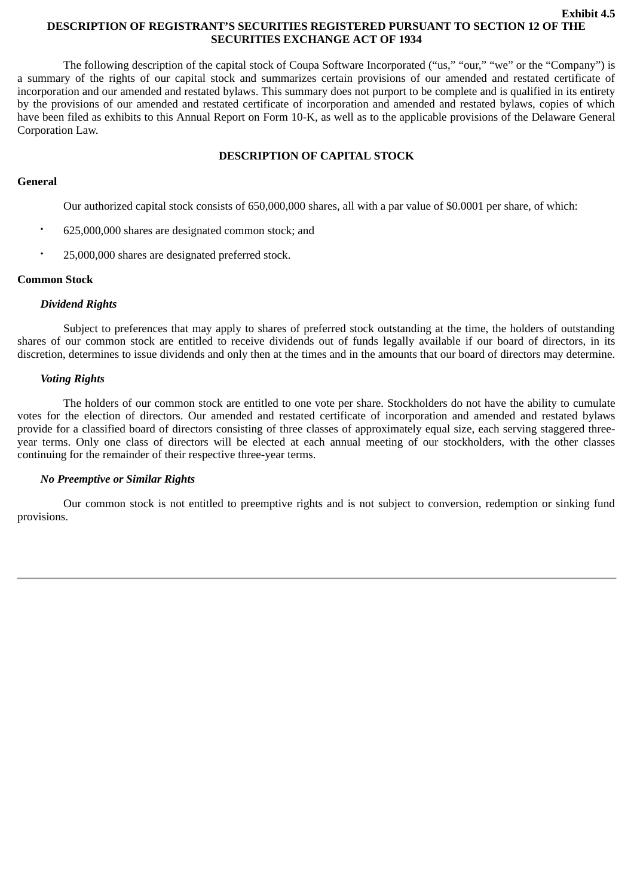**Exhibit 4.5**

# DESCRIPTION OF REGISTRANT’S SECURITIES REGISTERED PURSUANT TO SECTION 12 OF THE SECURITIES EXCHANGE ACT OF 1934

The following description of the capital stock of Coupa Software Incorporated (“us,” “our,” “we” or the “Company”) is a summary of the rights of our capital stock and summarizes certain provisions of our amended and restated certificate of incorporation and our amended and restated bylaws. This summary does not purport to be complete and is qualified in its entirety by the provisions of our amended and restated certificate of incorporation and amended and restated bylaws, copies of which have been filed as exhibits to this Annual Report on Form 10-K, as well as to the applicable provisions of the Delaware General Corporation Law.

## DESCRIPTION OF CAPITAL STOCK

### General

Our authorized capital stock consists of 650,000,000 shares, all with a par value of $0.0001 per share, of which:

- 625,000,000 shares are designated common stock; and
- 25,000,000 shares are designated preferred stock.

### Common Stock

#### *Dividend Rights*

Subject to preferences that may apply to shares of preferred stock outstanding at the time, the holders of outstanding shares of our common stock are entitled to receive dividends out of funds legally available if our board of directors, in its discretion, determines to issue dividends and only then at the times and in the amounts that our board of directors may determine.

#### *Voting Rights*

The holders of our common stock are entitled to one vote per share. Stockholders do not have the ability to cumulate votes for the election of directors. Our amended and restated certificate of incorporation and amended and restated bylaws provide for a classified board of directors consisting of three classes of approximately equal size, each serving staggered three-year terms. Only one class of directors will be elected at each annual meeting of our stockholders, with the other classes continuing for the remainder of their respective three-year terms.

#### *No Preemptive or Similar Rights*

Our common stock is not entitled to preemptive rights and is not subject to conversion, redemption or sinking fund provisions.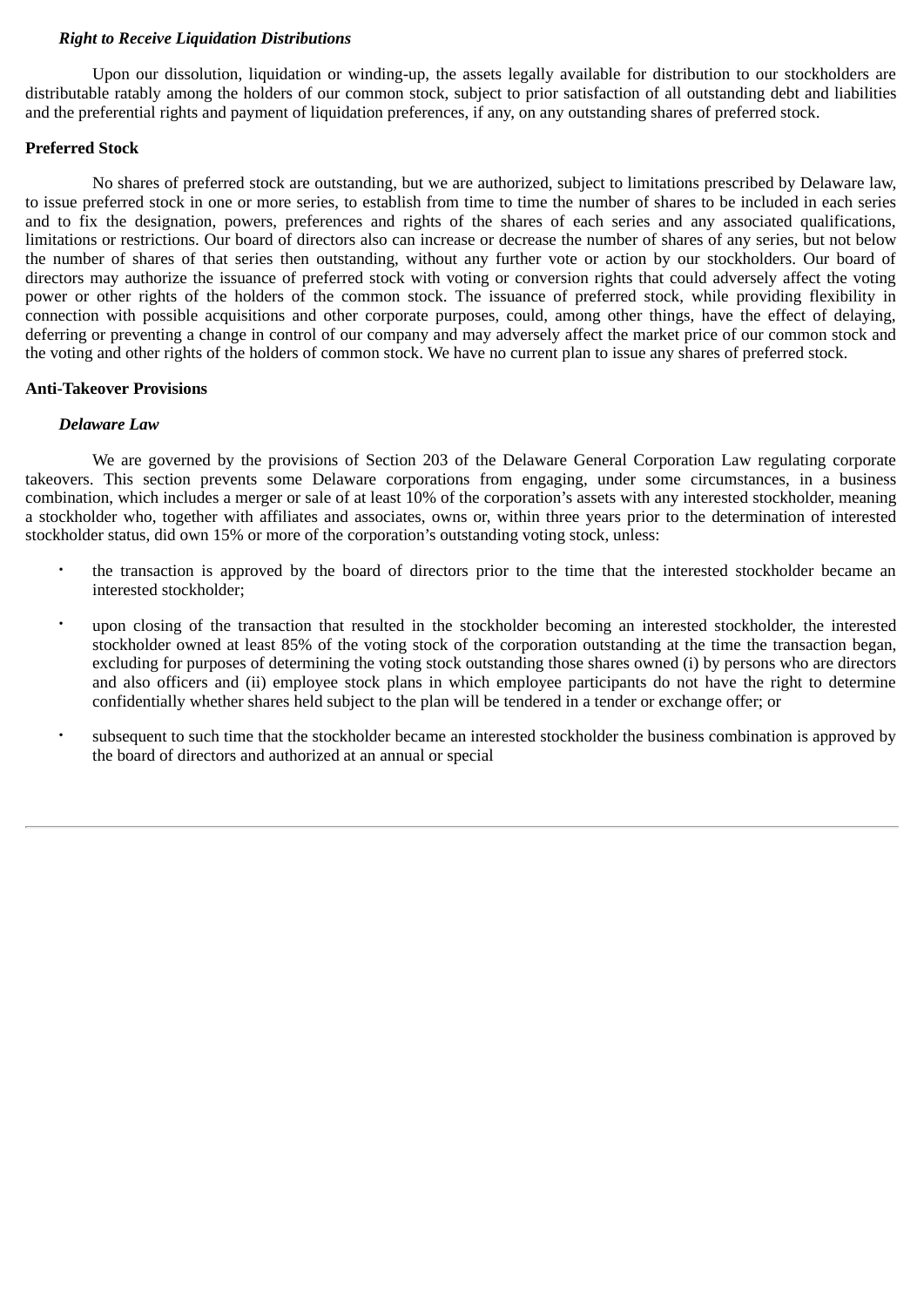*Right to Receive Liquidation Distributions*

Upon our dissolution, liquidation or winding-up, the assets legally available for distribution to our stockholders are distributable ratably among the holders of our common stock, subject to prior satisfaction of all outstanding debt and liabilities and the preferential rights and payment of liquidation preferences, if any, on any outstanding shares of preferred stock.

**Preferred Stock**

No shares of preferred stock are outstanding, but we are authorized, subject to limitations prescribed by Delaware law, to issue preferred stock in one or more series, to establish from time to time the number of shares to be included in each series and to fix the designation, powers, preferences and rights of the shares of each series and any associated qualifications, limitations or restrictions. Our board of directors also can increase or decrease the number of shares of any series, but not below the number of shares of that series then outstanding, without any further vote or action by our stockholders. Our board of directors may authorize the issuance of preferred stock with voting or conversion rights that could adversely affect the voting power or other rights of the holders of the common stock. The issuance of preferred stock, while providing flexibility in connection with possible acquisitions and other corporate purposes, could, among other things, have the effect of delaying, deferring or preventing a change in control of our company and may adversely affect the market price of our common stock and the voting and other rights of the holders of common stock. We have no current plan to issue any shares of preferred stock.

**Anti-Takeover Provisions**

*Delaware Law*

We are governed by the provisions of Section 203 of the Delaware General Corporation Law regulating corporate takeovers. This section prevents some Delaware corporations from engaging, under some circumstances, in a business combination, which includes a merger or sale of at least 10% of the corporation's assets with any interested stockholder, meaning a stockholder who, together with affiliates and associates, owns or, within three years prior to the determination of interested stockholder status, did own 15% or more of the corporation's outstanding voting stock, unless:

- the transaction is approved by the board of directors prior to the time that the interested stockholder became an interested stockholder;
- upon closing of the transaction that resulted in the stockholder becoming an interested stockholder, the interested stockholder owned at least 85% of the voting stock of the corporation outstanding at the time the transaction began, excluding for purposes of determining the voting stock outstanding those shares owned (i) by persons who are directors and also officers and (ii) employee stock plans in which employee participants do not have the right to determine confidentially whether shares held subject to the plan will be tendered in a tender or exchange offer; or
- subsequent to such time that the stockholder became an interested stockholder the business combination is approved by the board of directors and authorized at an annual or special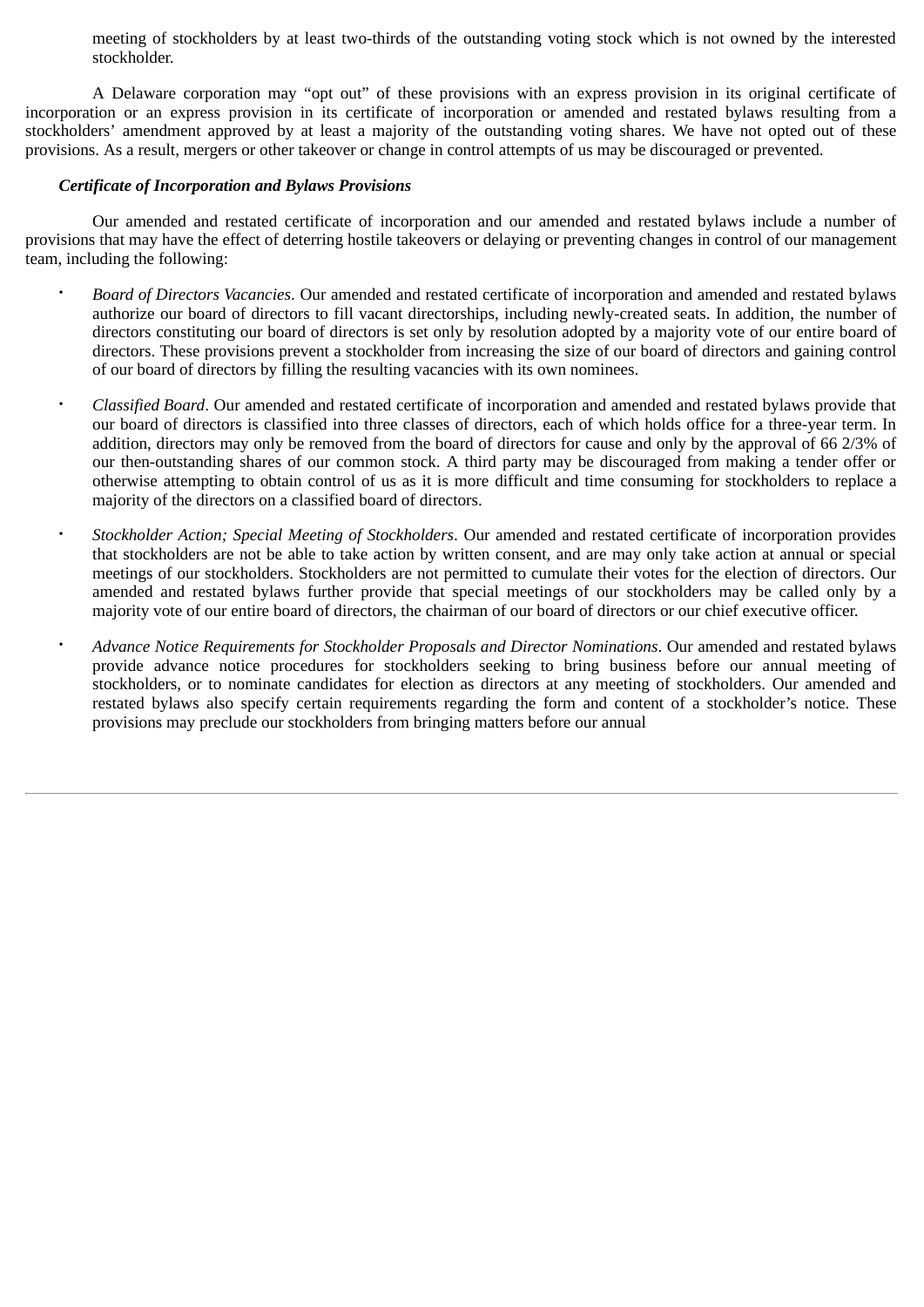meeting of stockholders by at least two-thirds of the outstanding voting stock which is not owned by the interested stockholder.

A Delaware corporation may "opt out" of these provisions with an express provision in its original certificate of incorporation or an express provision in its certificate of incorporation or amended and restated bylaws resulting from a stockholders' amendment approved by at least a majority of the outstanding voting shares. We have not opted out of these provisions. As a result, mergers or other takeover or change in control attempts of us may be discouraged or prevented.

***Certificate of Incorporation and Bylaws Provisions***

Our amended and restated certificate of incorporation and our amended and restated bylaws include a number of provisions that may have the effect of deterring hostile takeovers or delaying or preventing changes in control of our management team, including the following:

- *Board of Directors Vacancies*. Our amended and restated certificate of incorporation and amended and restated bylaws authorize our board of directors to fill vacant directorships, including newly-created seats. In addition, the number of directors constituting our board of directors is set only by resolution adopted by a majority vote of our entire board of directors. These provisions prevent a stockholder from increasing the size of our board of directors and gaining control of our board of directors by filling the resulting vacancies with its own nominees.

- *Classified Board*. Our amended and restated certificate of incorporation and amended and restated bylaws provide that our board of directors is classified into three classes of directors, each of which holds office for a three-year term. In addition, directors may only be removed from the board of directors for cause and only by the approval of 66 2/3% of our then-outstanding shares of our common stock. A third party may be discouraged from making a tender offer or otherwise attempting to obtain control of us as it is more difficult and time consuming for stockholders to replace a majority of the directors on a classified board of directors.

- *Stockholder Action; Special Meeting of Stockholders*. Our amended and restated certificate of incorporation provides that stockholders are not be able to take action by written consent, and are may only take action at annual or special meetings of our stockholders. Stockholders are not permitted to cumulate their votes for the election of directors. Our amended and restated bylaws further provide that special meetings of our stockholders may be called only by a majority vote of our entire board of directors, the chairman of our board of directors or our chief executive officer.

- *Advance Notice Requirements for Stockholder Proposals and Director Nominations*. Our amended and restated bylaws provide advance notice procedures for stockholders seeking to bring business before our annual meeting of stockholders, or to nominate candidates for election as directors at any meeting of stockholders. Our amended and restated bylaws also specify certain requirements regarding the form and content of a stockholder's notice. These provisions may preclude our stockholders from bringing matters before our annual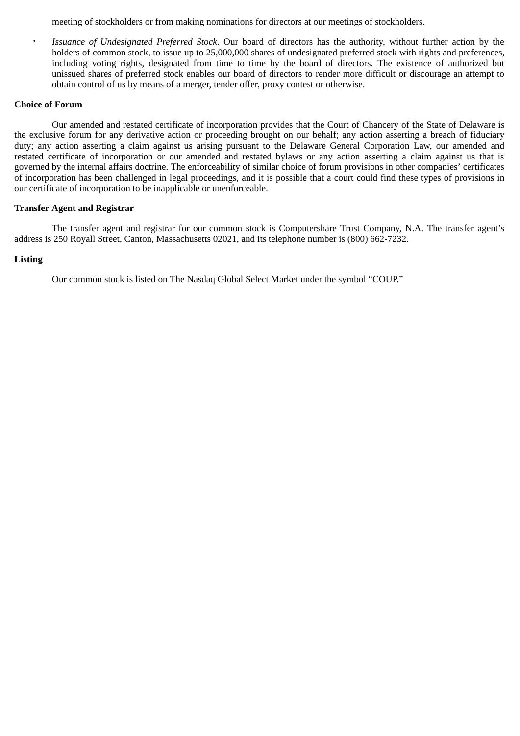meeting of stockholders or from making nominations for directors at our meetings of stockholders.

- *Issuance of Undesignated Preferred Stock*. Our board of directors has the authority, without further action by the holders of common stock, to issue up to 25,000,000 shares of undesignated preferred stock with rights and preferences, including voting rights, designated from time to time by the board of directors. The existence of authorized but unissued shares of preferred stock enables our board of directors to render more difficult or discourage an attempt to obtain control of us by means of a merger, tender offer, proxy contest or otherwise.

**Choice of Forum**

Our amended and restated certificate of incorporation provides that the Court of Chancery of the State of Delaware is the exclusive forum for any derivative action or proceeding brought on our behalf; any action asserting a breach of fiduciary duty; any action asserting a claim against us arising pursuant to the Delaware General Corporation Law, our amended and restated certificate of incorporation or our amended and restated bylaws or any action asserting a claim against us that is governed by the internal affairs doctrine. The enforceability of similar choice of forum provisions in other companies' certificates of incorporation has been challenged in legal proceedings, and it is possible that a court could find these types of provisions in our certificate of incorporation to be inapplicable or unenforceable.

**Transfer Agent and Registrar**

The transfer agent and registrar for our common stock is Computershare Trust Company, N.A. The transfer agent's address is 250 Royall Street, Canton, Massachusetts 02021, and its telephone number is (800) 662-7232.

**Listing**

Our common stock is listed on The Nasdaq Global Select Market under the symbol "COUP."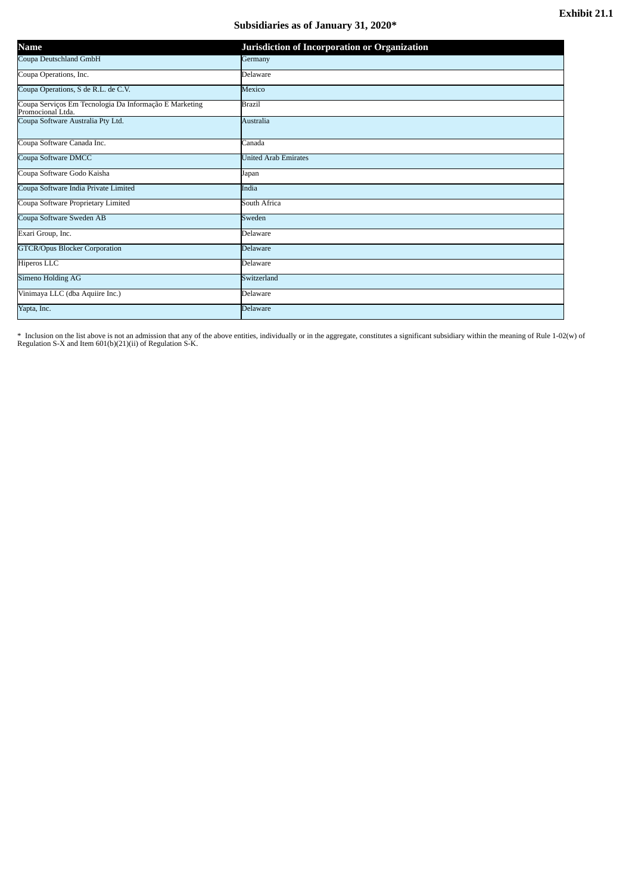**Exhibit 21.1**

## Subsidiaries as of January 31, 2020*

| Name | Jurisdiction of Incorporation or Organization |
| --- | --- |
| Coupa Deutschland GmbH | Germany |
| Coupa Operations, Inc. | Delaware |
| Coupa Operations, S de R.L. de C.V. | Mexico |
| Coupa Serviços Em Tecnologia Da Informação E Marketing Promocional Ltda. | Brazil |
| Coupa Software Australia Pty Ltd. | Australia |
| Coupa Software Canada Inc. | Canada |
| Coupa Software DMCC | United Arab Emirates |
| Coupa Software Godo Kaisha | Japan |
| Coupa Software India Private Limited | India |
| Coupa Software Proprietary Limited | South Africa |
| Coupa Software Sweden AB | Sweden |
| Exari Group, Inc. | Delaware |
| GTCR/Opus Blocker Corporation | Delaware |
| Hiperos LLC | Delaware |
| Simeno Holding AG | Switzerland |
| Vinimaya LLC (dba Aquiire Inc.) | Delaware |
| Yapta, Inc. | Delaware |

* Inclusion on the list above is not an admission that any of the above entities, individually or in the aggregate, constitutes a significant subsidiary within the meaning of Rule 1-02(w) of Regulation S-X and Item 601(b)(21)(ii) of Regulation S-K.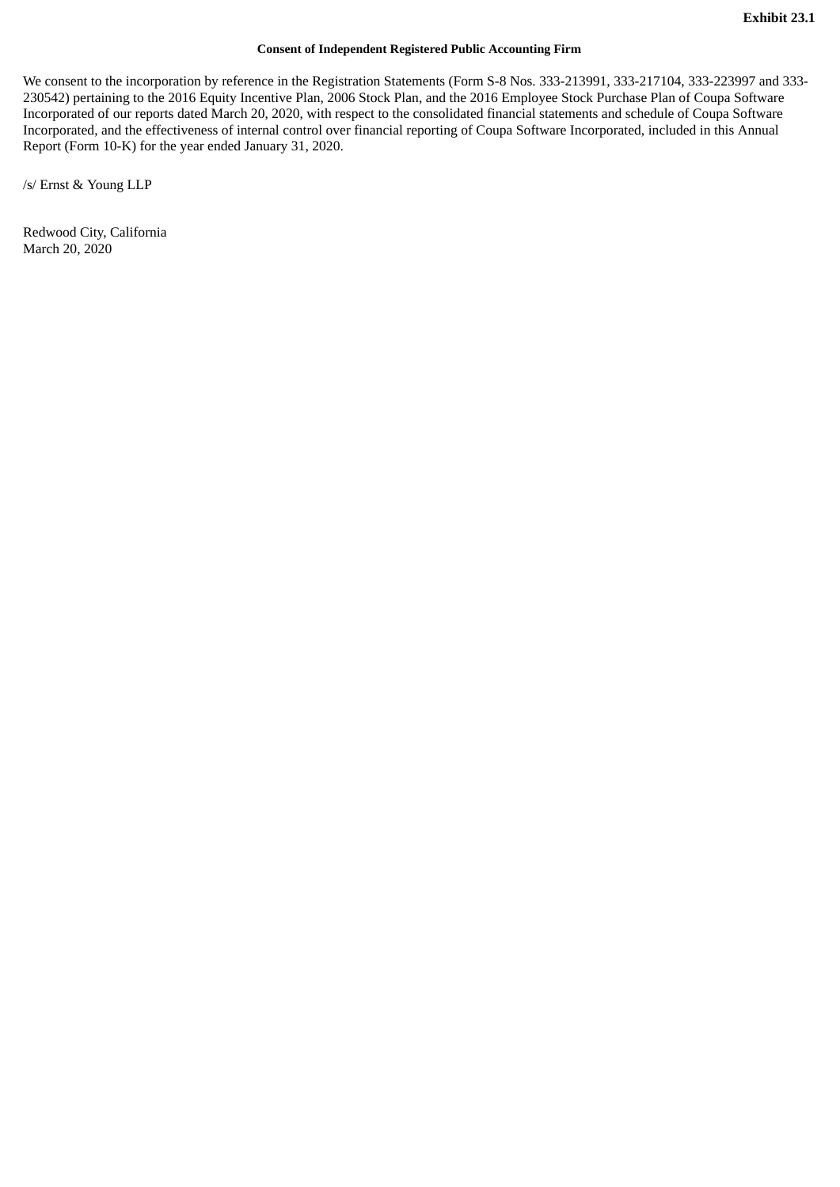**Exhibit 23.1**

**Consent of Independent Registered Public Accounting Firm**

We consent to the incorporation by reference in the Registration Statements (Form S-8 Nos. 333-213991, 333-217104, 333-223997 and 333-230542) pertaining to the 2016 Equity Incentive Plan, 2006 Stock Plan, and the 2016 Employee Stock Purchase Plan of Coupa Software Incorporated of our reports dated March 20, 2020, with respect to the consolidated financial statements and schedule of Coupa Software Incorporated, and the effectiveness of internal control over financial reporting of Coupa Software Incorporated, included in this Annual Report (Form 10-K) for the year ended January 31, 2020.

/s/ Ernst & Young LLP

Redwood City, California
March 20, 2020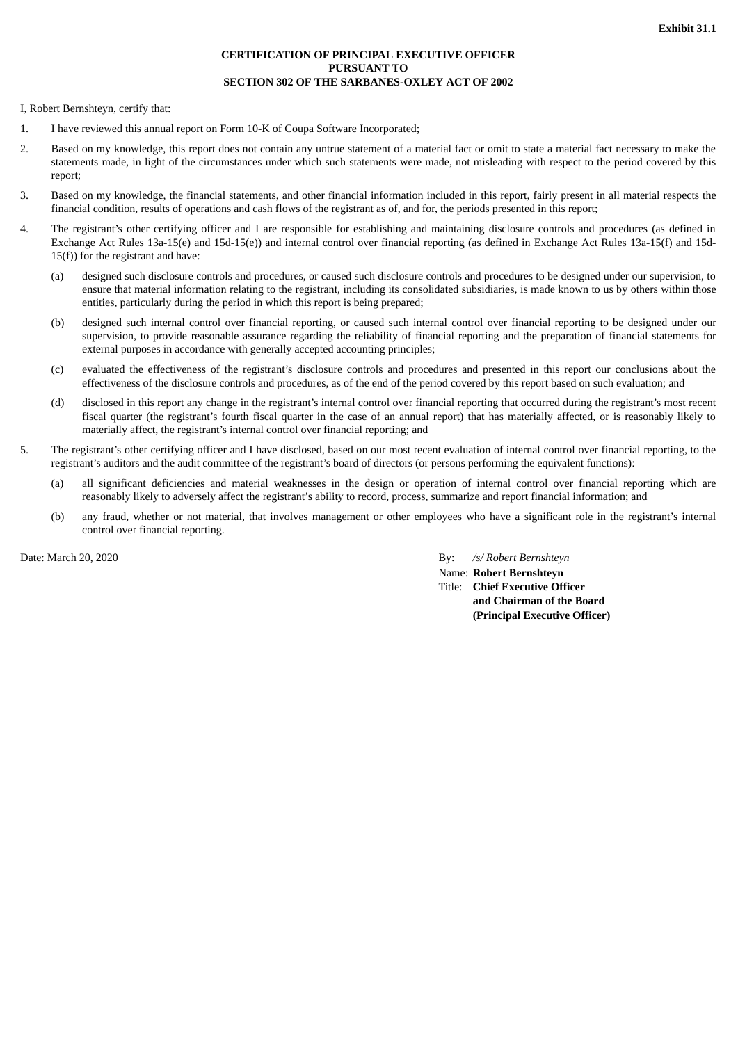**Exhibit 31.1**

**CERTIFICATION OF PRINCIPAL EXECUTIVE OFFICER**
**PURSUANT TO**
**SECTION 302 OF THE SARBANES-OXLEY ACT OF 2002**

I, Robert Bernshteyn, certify that:

1. I have reviewed this annual report on Form 10-K of Coupa Software Incorporated;

2. Based on my knowledge, this report does not contain any untrue statement of a material fact or omit to state a material fact necessary to make the statements made, in light of the circumstances under which such statements were made, not misleading with respect to the period covered by this report;

3. Based on my knowledge, the financial statements, and other financial information included in this report, fairly present in all material respects the financial condition, results of operations and cash flows of the registrant as of, and for, the periods presented in this report;

4. The registrant's other certifying officer and I are responsible for establishing and maintaining disclosure controls and procedures (as defined in Exchange Act Rules 13a-15(e) and 15d-15(e)) and internal control over financial reporting (as defined in Exchange Act Rules 13a-15(f) and 15d-15(f)) for the registrant and have:

   (a) designed such disclosure controls and procedures, or caused such disclosure controls and procedures to be designed under our supervision, to ensure that material information relating to the registrant, including its consolidated subsidiaries, is made known to us by others within those entities, particularly during the period in which this report is being prepared;

   (b) designed such internal control over financial reporting, or caused such internal control over financial reporting to be designed under our supervision, to provide reasonable assurance regarding the reliability of financial reporting and the preparation of financial statements for external purposes in accordance with generally accepted accounting principles;

   (c) evaluated the effectiveness of the registrant's disclosure controls and procedures and presented in this report our conclusions about the effectiveness of the disclosure controls and procedures, as of the end of the period covered by this report based on such evaluation; and

   (d) disclosed in this report any change in the registrant's internal control over financial reporting that occurred during the registrant's most recent fiscal quarter (the registrant's fourth fiscal quarter in the case of an annual report) that has materially affected, or is reasonably likely to materially affect, the registrant's internal control over financial reporting; and

5. The registrant's other certifying officer and I have disclosed, based on our most recent evaluation of internal control over financial reporting, to the registrant's auditors and the audit committee of the registrant's board of directors (or persons performing the equivalent functions):

   (a) all significant deficiencies and material weaknesses in the design or operation of internal control over financial reporting which are reasonably likely to adversely affect the registrant's ability to record, process, summarize and report financial information; and

   (b) any fraud, whether or not material, that involves management or other employees who have a significant role in the registrant's internal control over financial reporting.

Date: March 20, 2020

By: */s/ Robert Bernshteyn*
Name: **Robert Bernshteyn**
Title: **Chief Executive Officer**
**and Chairman of the Board**
**(Principal Executive Officer)**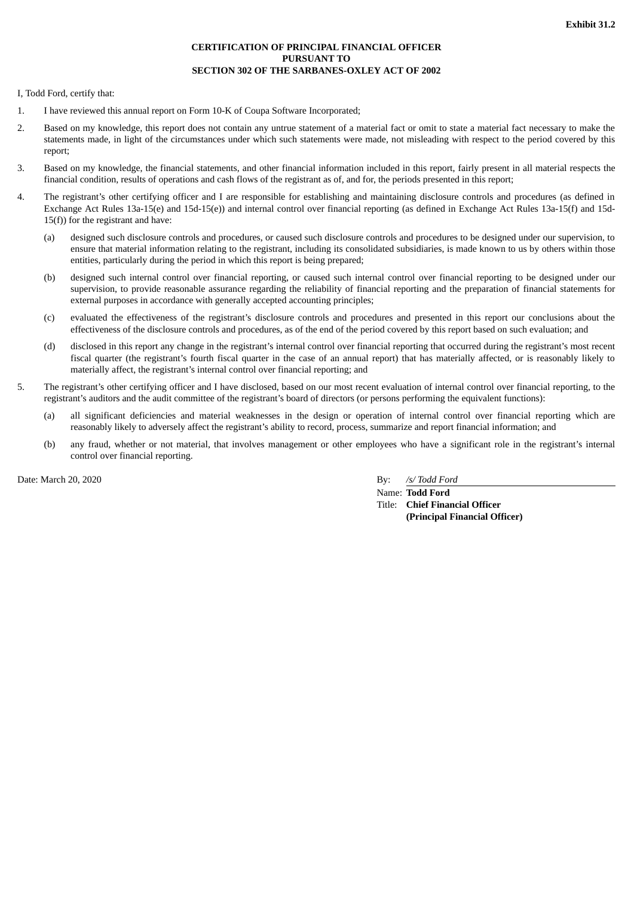**Exhibit 31.2**

**CERTIFICATION OF PRINCIPAL FINANCIAL OFFICER**
**PURSUANT TO**
**SECTION 302 OF THE SARBANES-OXLEY ACT OF 2002**

I, Todd Ford, certify that:

1. I have reviewed this annual report on Form 10-K of Coupa Software Incorporated;

2. Based on my knowledge, this report does not contain any untrue statement of a material fact or omit to state a material fact necessary to make the statements made, in light of the circumstances under which such statements were made, not misleading with respect to the period covered by this report;

3. Based on my knowledge, the financial statements, and other financial information included in this report, fairly present in all material respects the financial condition, results of operations and cash flows of the registrant as of, and for, the periods presented in this report;

4. The registrant's other certifying officer and I are responsible for establishing and maintaining disclosure controls and procedures (as defined in Exchange Act Rules 13a-15(e) and 15d-15(e)) and internal control over financial reporting (as defined in Exchange Act Rules 13a-15(f) and 15d-15(f)) for the registrant and have:

   (a) designed such disclosure controls and procedures, or caused such disclosure controls and procedures to be designed under our supervision, to ensure that material information relating to the registrant, including its consolidated subsidiaries, is made known to us by others within those entities, particularly during the period in which this report is being prepared;

   (b) designed such internal control over financial reporting, or caused such internal control over financial reporting to be designed under our supervision, to provide reasonable assurance regarding the reliability of financial reporting and the preparation of financial statements for external purposes in accordance with generally accepted accounting principles;

   (c) evaluated the effectiveness of the registrant's disclosure controls and procedures and presented in this report our conclusions about the effectiveness of the disclosure controls and procedures, as of the end of the period covered by this report based on such evaluation; and

   (d) disclosed in this report any change in the registrant's internal control over financial reporting that occurred during the registrant's most recent fiscal quarter (the registrant's fourth fiscal quarter in the case of an annual report) that has materially affected, or is reasonably likely to materially affect, the registrant's internal control over financial reporting; and

5. The registrant's other certifying officer and I have disclosed, based on our most recent evaluation of internal control over financial reporting, to the registrant's auditors and the audit committee of the registrant's board of directors (or persons performing the equivalent functions):

   (a) all significant deficiencies and material weaknesses in the design or operation of internal control over financial reporting which are reasonably likely to adversely affect the registrant's ability to record, process, summarize and report financial information; and

   (b) any fraud, whether or not material, that involves management or other employees who have a significant role in the registrant's internal control over financial reporting.

Date: March 20, 2020

By: */s/ Todd Ford*
Name: **Todd Ford**
Title: **Chief Financial Officer**
**(Principal Financial Officer)**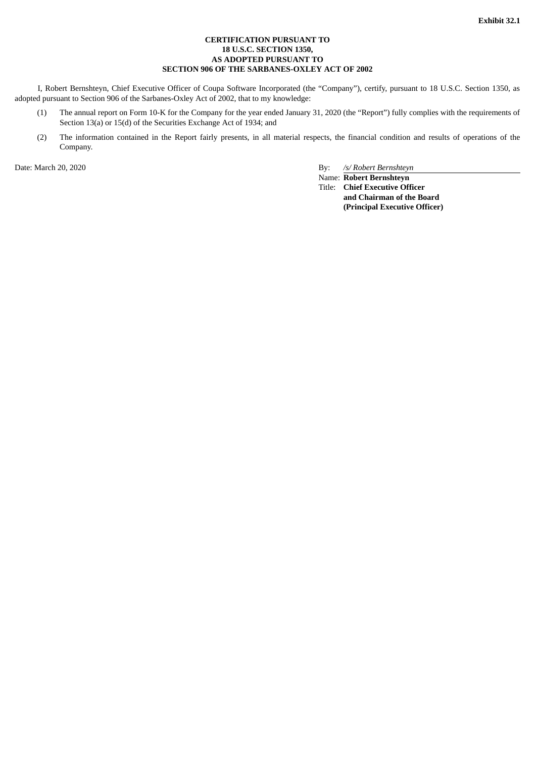**Exhibit 32.1**

**CERTIFICATION PURSUANT TO**
**18 U.S.C. SECTION 1350,**
**AS ADOPTED PURSUANT TO**
**SECTION 906 OF THE SARBANES-OXLEY ACT OF 2002**

I, Robert Bernshteyn, Chief Executive Officer of Coupa Software Incorporated (the "Company"), certify, pursuant to 18 U.S.C. Section 1350, as adopted pursuant to Section 906 of the Sarbanes-Oxley Act of 2002, that to my knowledge:

(1) The annual report on Form 10-K for the Company for the year ended January 31, 2020 (the "Report") fully complies with the requirements of Section 13(a) or 15(d) of the Securities Exchange Act of 1934; and

(2) The information contained in the Report fairly presents, in all material respects, the financial condition and results of operations of the Company.

Date: March 20, 2020

By: */s/ Robert Bernshteyn*
Name: **Robert Bernshteyn**
Title: **Chief Executive Officer and Chairman of the Board (Principal Executive Officer)**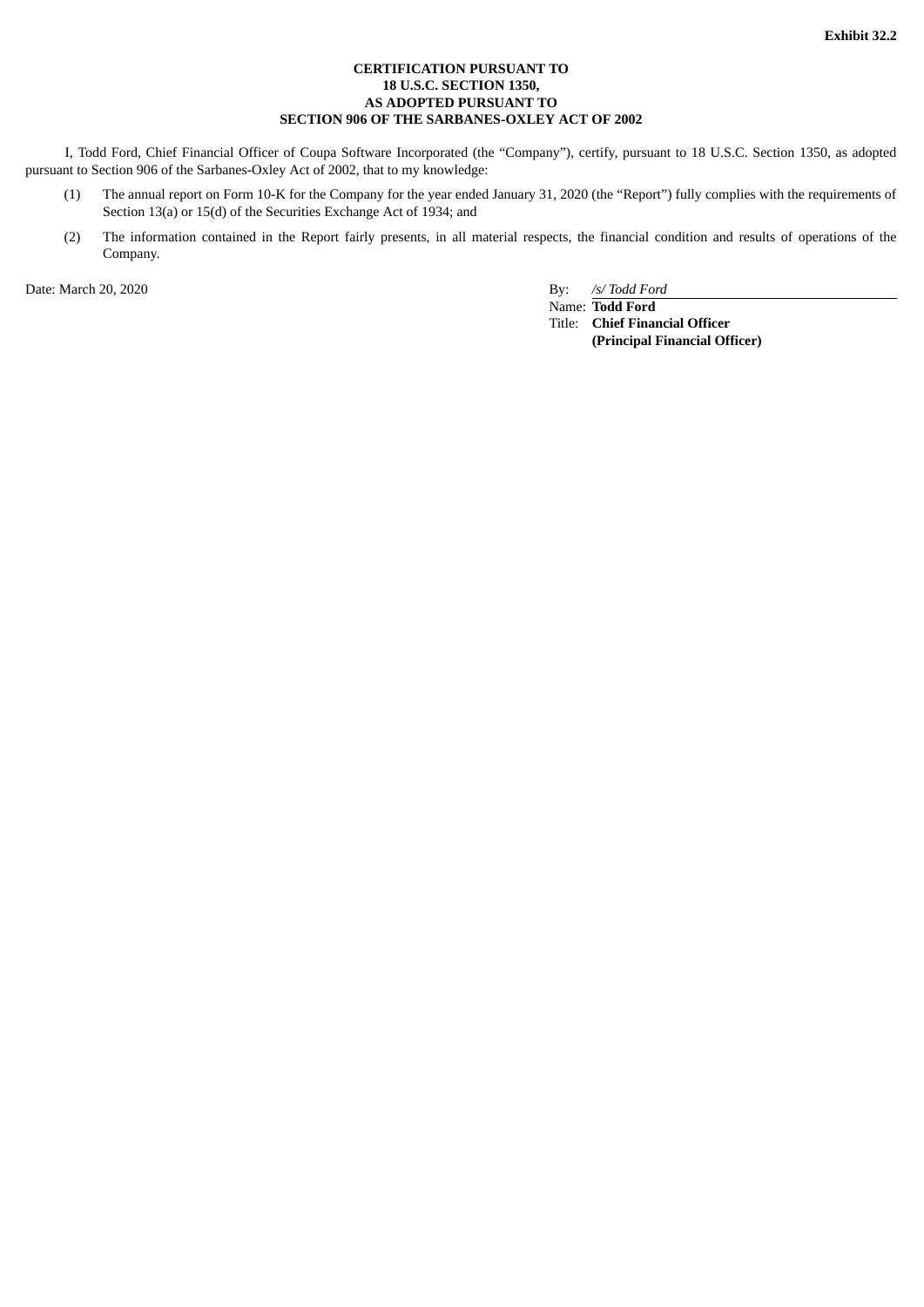**Exhibit 32.2**

**CERTIFICATION PURSUANT TO**
**18 U.S.C. SECTION 1350,**
**AS ADOPTED PURSUANT TO**
**SECTION 906 OF THE SARBANES-OXLEY ACT OF 2002**

I, Todd Ford, Chief Financial Officer of Coupa Software Incorporated (the "Company"), certify, pursuant to 18 U.S.C. Section 1350, as adopted pursuant to Section 906 of the Sarbanes-Oxley Act of 2002, that to my knowledge:

(1) The annual report on Form 10-K for the Company for the year ended January 31, 2020 (the "Report") fully complies with the requirements of Section 13(a) or 15(d) of the Securities Exchange Act of 1934; and

(2) The information contained in the Report fairly presents, in all material respects, the financial condition and results of operations of the Company.

Date: March 20, 2020

By: */s/ Todd Ford*
Name: **Todd Ford**
Title: **Chief Financial Officer**
**(Principal Financial Officer)**